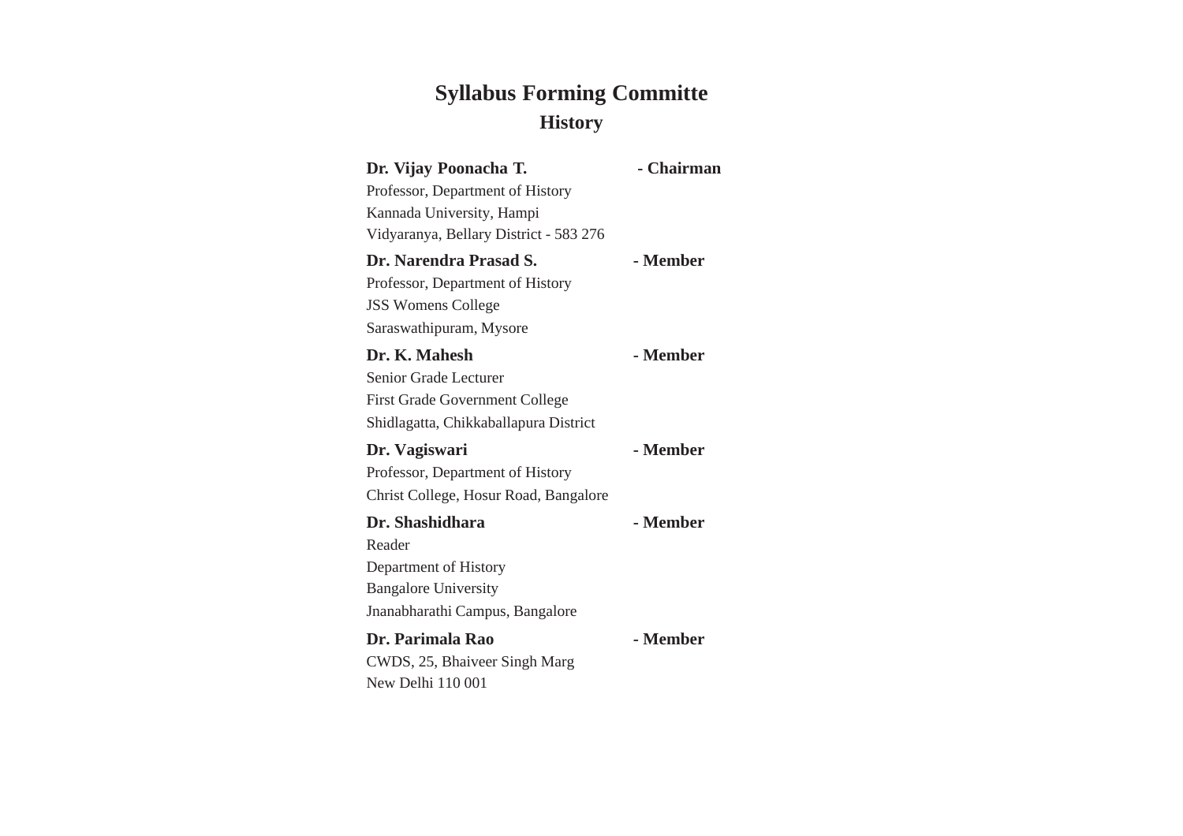# Syllabus Forming Committe

## History

**Dr. Vijay Poonacha T.** **- Chairman**
Professor, Department of History
Kannada University, Hampi
Vidyaranya, Bellary District - 583 276

**Dr. Narendra Prasad S.** **- Member**
Professor, Department of History
JSS Womens College
Saraswathipuram, Mysore

**Dr. K. Mahesh** **- Member**
Senior Grade Lecturer
First Grade Government College
Shidlagatta, Chikkaballapura District

**Dr. Vagiswari** **- Member**
Professor, Department of History
Christ College, Hosur Road, Bangalore

**Dr. Shashidhara** **- Member**
Reader
Department of History
Bangalore University
Jnanabharathi Campus, Bangalore

**Dr. Parimala Rao** **- Member**
CWDS, 25, Bhaiveer Singh Marg
New Delhi 110 001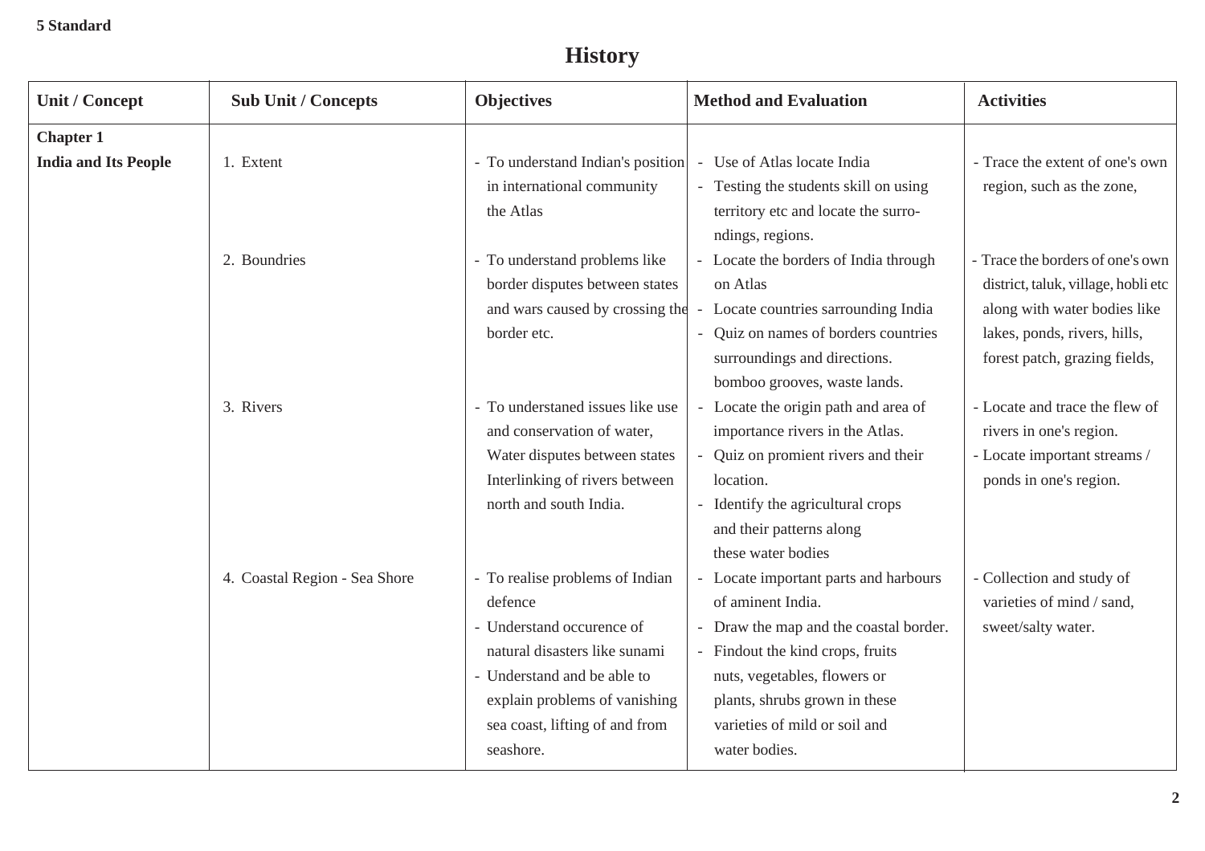**5 Standard**

# History

| Unit / Concept | Sub Unit / Concepts | Objectives | Method and Evaluation | Activities |
|---|---|---|---|---|
| **Chapter 1** **India and Its People** | 1. Extent | - To understand Indian's position in international community the Atlas | - Use of Atlas locate India<br>- Testing the students skill on using territory etc and locate the surro-ndings, regions. | - Trace the extent of one's own region, such as the zone, |
| | 2. Boundries | - To understand problems like border disputes between states and wars caused by crossing the border etc. | - Locate the borders of India through on Atlas<br>- Locate countries sarrounding India<br>- Quiz on names of borders countries surroundings and directions. bomboo grooves, waste lands. | - Trace the borders of one's own district, taluk, village, hobli etc along with water bodies like lakes, ponds, rivers, hills, forest patch, grazing fields, |
| | 3. Rivers | - To understaned issues like use and conservation of water, Water disputes between states Interlinking of rivers between north and south India. | - Locate the origin path and area of importance rivers in the Atlas.<br>- Quiz on promient rivers and their location.<br>- Identify the agricultural crops and their patterns along these water bodies | - Locate and trace the flew of rivers in one's region.<br>- Locate important streams / ponds in one's region. |
| | 4. Coastal Region - Sea Shore | - To realise problems of Indian defence<br>- Understand occurence of natural disasters like sunami<br>- Understand and be able to explain problems of vanishing sea coast, lifting of and from seashore. | - Locate important parts and harbours of aminent India.<br>- Draw the map and the coastal border.<br>- Findout the kind crops, fruits nuts, vegetables, flowers or plants, shrubs grown in these varieties of mild or soil and water bodies. | - Collection and study of varieties of mind / sand, sweet/salty water. |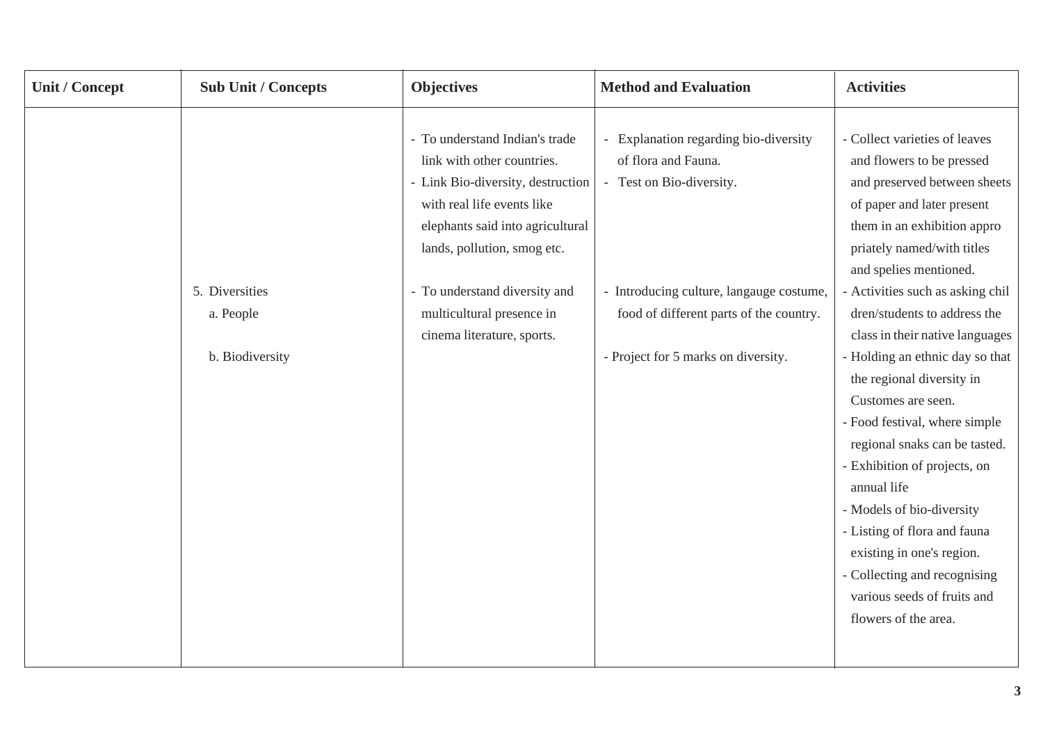| Unit / Concept | Sub Unit / Concepts | Objectives | Method and Evaluation | Activities |
|---|---|---|---|---|
| | 5. Diversities<br>a. People<br><br>b. Biodiversity | - To understand Indian's trade link with other countries.<br>- Link Bio-diversity, destruction with real life events like elephants said into agricultural lands, pollution, smog etc.<br><br>- To understand diversity and multicultural presence in cinema literature, sports. | - Explanation regarding bio-diversity of flora and Fauna.<br>- Test on Bio-diversity.<br><br>- Introducing culture, langauge costume, food of different parts of the country.<br><br>- Project for 5 marks on diversity. | - Collect varieties of leaves and flowers to be pressed and preserved between sheets of paper and later present them in an exhibition appro priately named/with titles and spelies mentioned.<br>- Activities such as asking chil dren/students to address the class in their native languages<br>- Holding an ethnic day so that the regional diversity in Customes are seen.<br>- Food festival, where simple regional snaks can be tasted.<br>- Exhibition of projects, on annual life<br>- Models of bio-diversity<br>- Listing of flora and fauna existing in one's region.<br>- Collecting and recognising various seeds of fruits and flowers of the area. |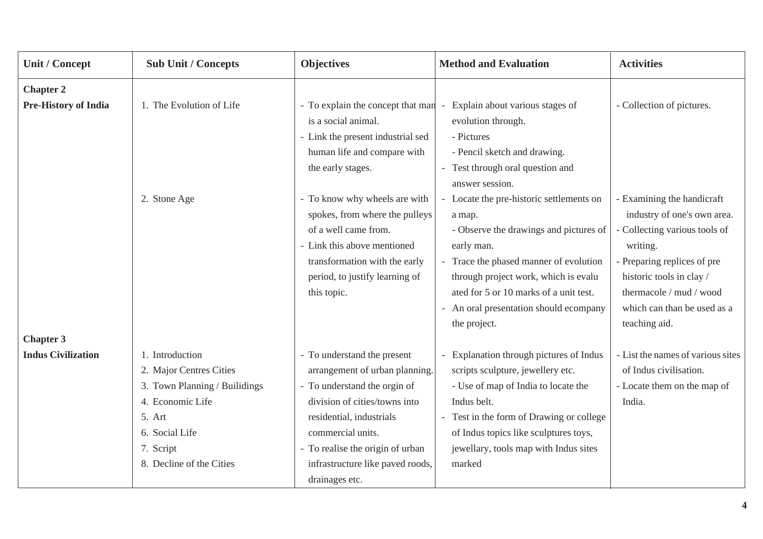| Unit / Concept | Sub Unit / Concepts | Objectives | Method and Evaluation | Activities |
|---|---|---|---|---|
| **Chapter 2**<br>**Pre-History of India** | 1. The Evolution of Life | - To explain the concept that man is a social animal.<br>- Link the present industrial sed human life and compare with the early stages. | - Explain about various stages of evolution through.<br>- Pictures<br>- Pencil sketch and drawing.<br>- Test through oral question and answer session. | - Collection of pictures. |
| | 2. Stone Age | - To know why wheels are with spokes, from where the pulleys of a well came from.<br>- Link this above mentioned transformation with the early period, to justify learning of this topic. | - Locate the pre-historic settlements on a map.<br>- Observe the drawings and pictures of early man.<br>- Trace the phased manner of evolution through project work, which is evaluated for 5 or 10 marks of a unit test.<br>- An oral presentation should ecompany the project. | - Examining the handicraft industry of one's own area.<br>- Collecting various tools of writing.<br>- Preparing replices of pre historic tools in clay / thermacole / mud / wood which can than be used as a teaching aid. |
| **Chapter 3**<br>**Indus Civilization** | 1. Introduction<br>2. Major Centres Cities<br>3. Town Planning / Builidings<br>4. Economic Life<br>5. Art<br>6. Social Life<br>7. Script<br>8. Decline of the Cities | - To understand the present arrangement of urban planning.<br>- To understand the orgin of division of cities/towns into residential, industrials commercial units.<br>- To realise the origin of urban infrastructure like paved roods, drainages etc. | - Explanation through pictures of Indus scripts sculpture, jewellery etc.<br>- Use of map of India to locate the Indus belt.<br>- Test in the form of Drawing or college of Indus topics like sculptures toys, jewellary, tools map with Indus sites marked | - List the names of various sites of Indus civilisation.<br>- Locate them on the map of India. |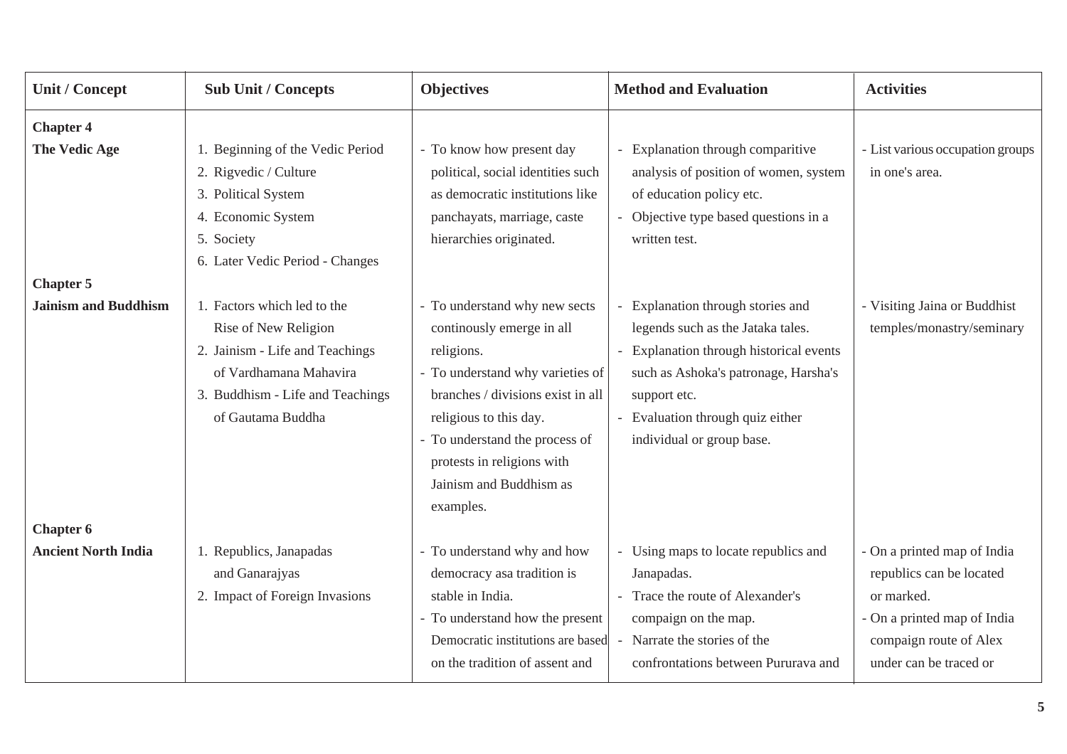| Unit / Concept | Sub Unit / Concepts | Objectives | Method and Evaluation | Activities |
| --- | --- | --- | --- | --- |
| **Chapter 4** **The Vedic Age** | 1. Beginning of the Vedic Period 2. Rigvedic / Culture 3. Political System 4. Economic System 5. Society 6. Later Vedic Period - Changes | - To know how present day political, social identities such as democratic institutions like panchayats, marriage, caste hierarchies originated. | - Explanation through comparitive analysis of position of women, system of education policy etc. - Objective type based questions in a written test. | - List various occupation groups in one's area. |
| **Chapter 5** **Jainism and Buddhism** | 1. Factors which led to the Rise of New Religion 2. Jainism - Life and Teachings of Vardhamana Mahavira 3. Buddhism - Life and Teachings of Gautama Buddha | - To understand why new sects continously emerge in all religions. - To understand why varieties of branches / divisions exist in all religious to this day. - To understand the process of protests in religions with Jainism and Buddhism as examples. | - Explanation through stories and legends such as the Jataka tales. - Explanation through historical events such as Ashoka's patronage, Harsha's support etc. - Evaluation through quiz either individual or group base. | - Visiting Jaina or Buddhist temples/monastry/seminary |
| **Chapter 6** **Ancient North India** | 1. Republics, Janapadas and Ganarajyas 2. Impact of Foreign Invasions | - To understand why and how democracy asa tradition is stable in India. - To understand how the present Democratic institutions are based on the tradition of assent and | - Using maps to locate republics and Janapadas. - Trace the route of Alexander's compaign on the map. - Narrate the stories of the confrontations between Pururava and | - On a printed map of India republics can be located or marked. - On a printed map of India compaign route of Alex under can be traced or |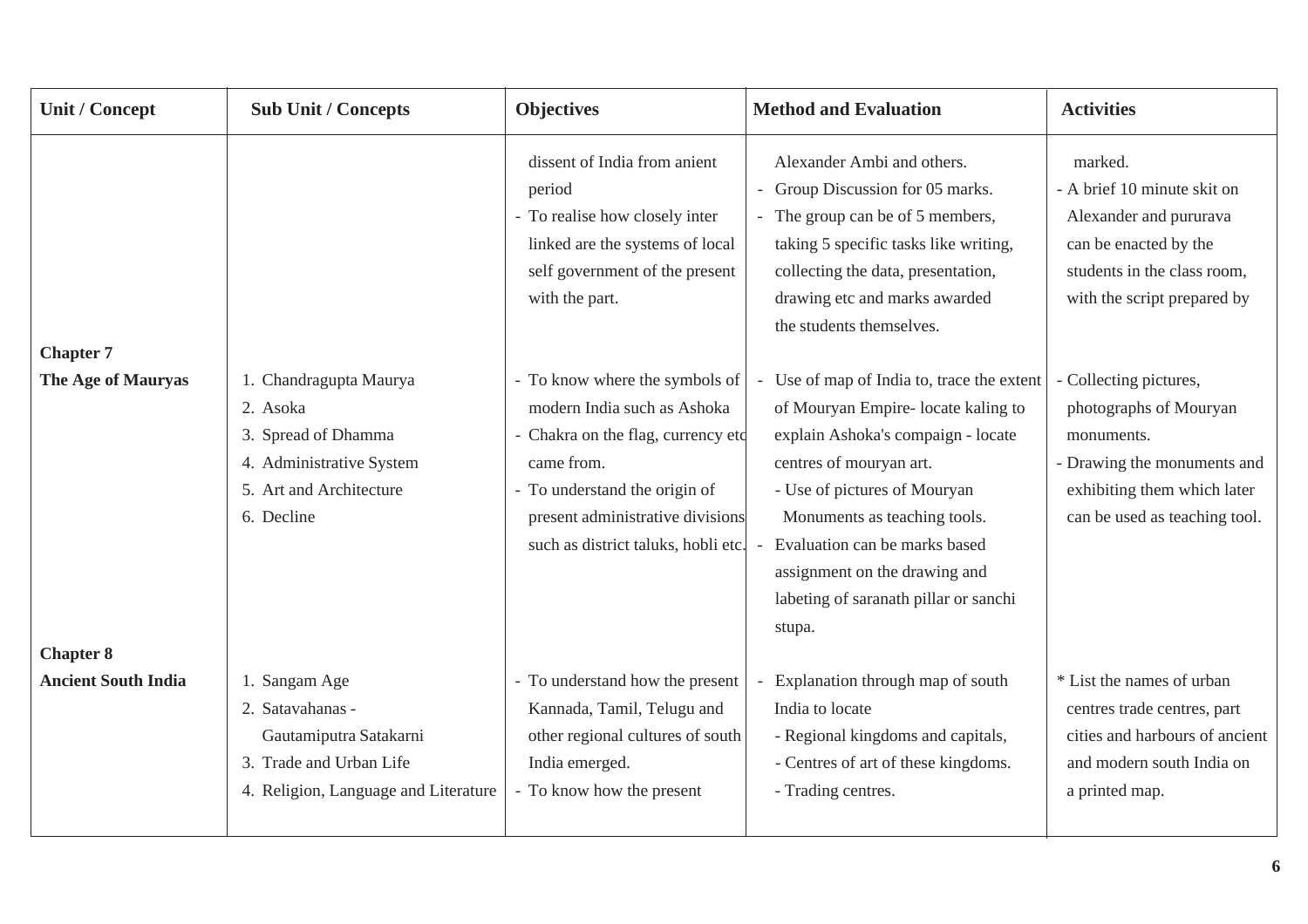| Unit / Concept | Sub Unit / Concepts | Objectives | Method and Evaluation | Activities |
|---|---|---|---|---|
| | | dissent of India from anient period<br>- To realise how closely inter linked are the systems of local self government of the present with the part. | Alexander Ambi and others.<br>- Group Discussion for 05 marks.<br>- The group can be of 5 members, taking 5 specific tasks like writing, collecting the data, presentation, drawing etc and marks awarded the students themselves. | marked.<br>- A brief 10 minute skit on Alexander and pururava can be enacted by the students in the class room, with the script prepared by |
| **Chapter 7**<br>**The Age of Mauryas** | 1. Chandragupta Maurya<br>2. Asoka<br>3. Spread of Dhamma<br>4. Administrative System<br>5. Art and Architecture<br>6. Decline | - To know where the symbols of modern India such as Ashoka<br>- Chakra on the flag, currency etc came from.<br>- To understand the origin of present administrative divisions such as district taluks, hobli etc. | - Use of map of India to, trace the extent of Mouryan Empire- locate kaling to explain Ashoka's compaign - locate centres of mouryan art.<br>- Use of pictures of Mouryan Monuments as teaching tools.<br>- Evaluation can be marks based assignment on the drawing and labeting of saranath pillar or sanchi stupa. | - Collecting pictures, photographs of Mouryan monuments.<br>- Drawing the monuments and exhibiting them which later can be used as teaching tool. |
| **Chapter 8**<br>**Ancient South India** | 1. Sangam Age<br>2. Satavahanas - Gautamiputra Satakarni<br>3. Trade and Urban Life<br>4. Religion, Language and Literature | - To understand how the present Kannada, Tamil, Telugu and other regional cultures of south India emerged.<br>- To know how the present | - Explanation through map of south India to locate<br>- Regional kingdoms and capitals,<br>- Centres of art of these kingdoms.<br>- Trading centres. | * List the names of urban centres trade centres, part cities and harbours of ancient and modern south India on a printed map. |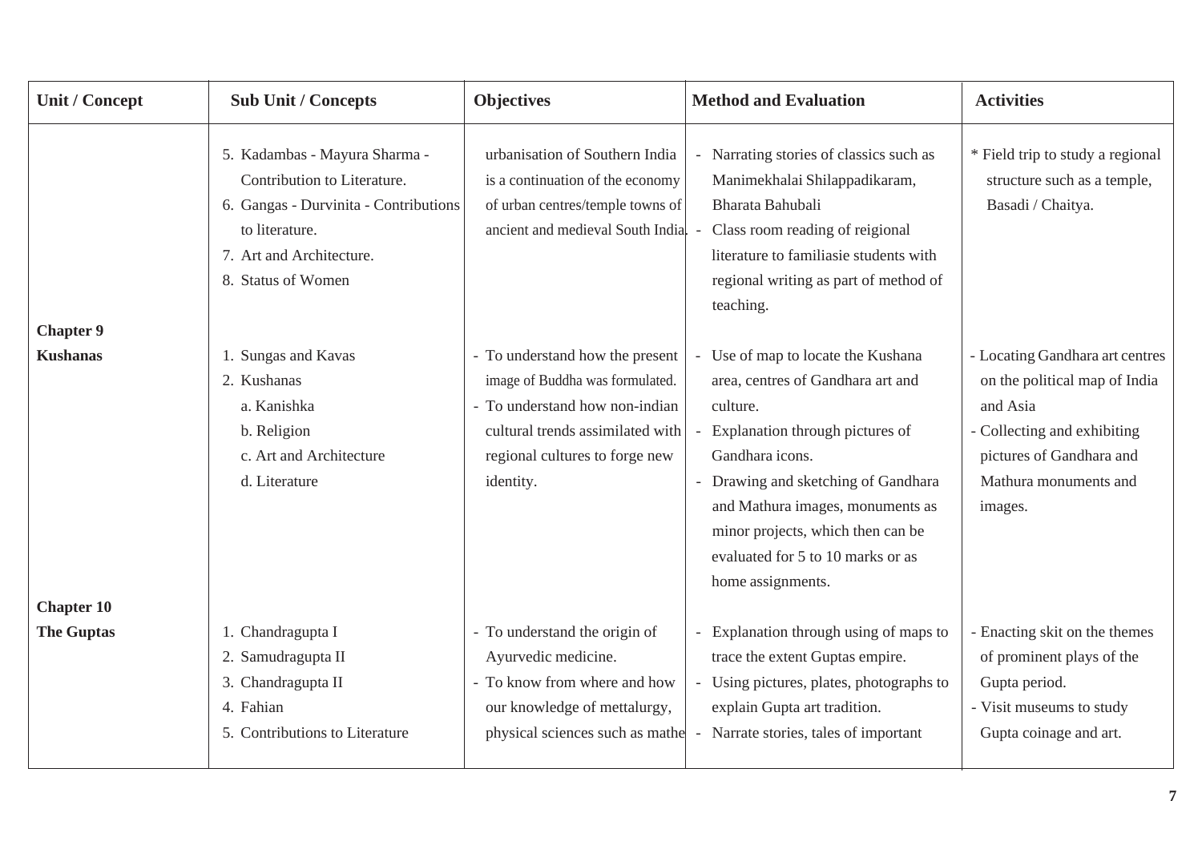| Unit / Concept | Sub Unit / Concepts | Objectives | Method and Evaluation | Activities |
|---|---|---|---|---|
| | 5. Kadambas - Mayura Sharma - Contribution to Literature.<br>6. Gangas - Durvinita - Contributions to literature.<br>7. Art and Architecture.<br>8. Status of Women | urbanisation of Southern India is a continuation of the economy of urban centres/temple towns of ancient and medieval South India. | - Narrating stories of classics such as Manimekhalai Shilappadikaram, Bharata Bahubali<br>- Class room reading of reigional literature to familiasie students with regional writing as part of method of teaching. | * Field trip to study a regional structure such as a temple, Basadi / Chaitya. |
| **Chapter 9**<br>**Kushanas** | 1. Sungas and Kavas<br>2. Kushanas<br>a. Kanishka<br>b. Religion<br>c. Art and Architecture<br>d. Literature | - To understand how the present image of Buddha was formulated.<br>- To understand how non-indian cultural trends assimilated with regional cultures to forge new identity. | - Use of map to locate the Kushana area, centres of Gandhara art and culture.<br>- Explanation through pictures of Gandhara icons.<br>- Drawing and sketching of Gandhara and Mathura images, monuments as minor projects, which then can be evaluated for 5 to 10 marks or as home assignments. | - Locating Gandhara art centres on the political map of India and Asia<br>- Collecting and exhibiting pictures of Gandhara and Mathura monuments and images. |
| **Chapter 10**<br>**The Guptas** | 1. Chandragupta I<br>2. Samudragupta II<br>3. Chandragupta II<br>4. Fahian<br>5. Contributions to Literature | - To understand the origin of Ayurvedic medicine.<br>- To know from where and how our knowledge of mettalurgy, physical sciences such as mathe | - Explanation through using of maps to trace the extent Guptas empire.<br>- Using pictures, plates, photographs to explain Gupta art tradition.<br>- Narrate stories, tales of important | - Enacting skit on the themes of prominent plays of the Gupta period.<br>- Visit museums to study Gupta coinage and art. |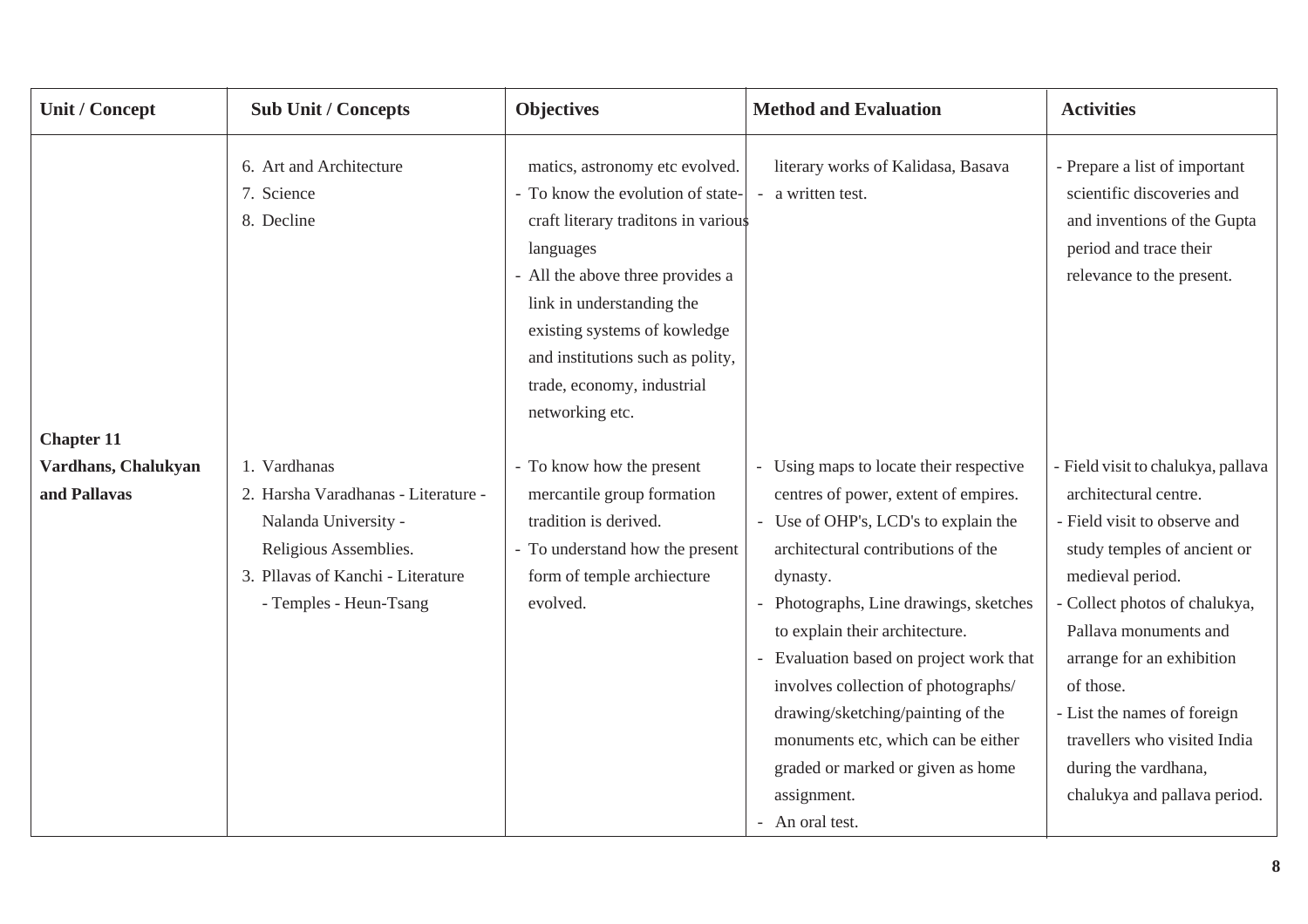| Unit / Concept | Sub Unit / Concepts | Objectives | Method and Evaluation | Activities |
|---|---|---|---|---|
| | 6. Art and Architecture<br>7. Science<br>8. Decline | matics, astronomy etc evolved.<br>- To know the evolution of state-craft literary traditons in various languages<br>- All the above three provides a link in understanding the existing systems of kowledge and institutions such as polity, trade, economy, industrial networking etc. | literary works of Kalidasa, Basava<br>- a written test. | - Prepare a list of important scientific discoveries and and inventions of the Gupta period and trace their relevance to the present. |
| **Chapter 11**<br>**Vardhans, Chalukyan and Pallavas** | 1. Vardhanas<br>2. Harsha Varadhanas - Literature - Nalanda University - Religious Assemblies.<br>3. Pllavas of Kanchi - Literature - Temples - Heun-Tsang | - To know how the present mercantile group formation tradition is derived.<br>- To understand how the present form of temple archiecture evolved. | - Using maps to locate their respective centres of power, extent of empires.<br>- Use of OHP's, LCD's to explain the architectural contributions of the dynasty.<br>- Photographs, Line drawings, sketches to explain their architecture.<br>- Evaluation based on project work that involves collection of photographs/ drawing/sketching/painting of the monuments etc, which can be either graded or marked or given as home assignment.<br>- An oral test. | - Field visit to chalukya, pallava architectural centre.<br>- Field visit to observe and study temples of ancient or medieval period.<br>- Collect photos of chalukya, Pallava monuments and arrange for an exhibition of those.<br>- List the names of foreign travellers who visited India during the vardhana, chalukya and pallava period. |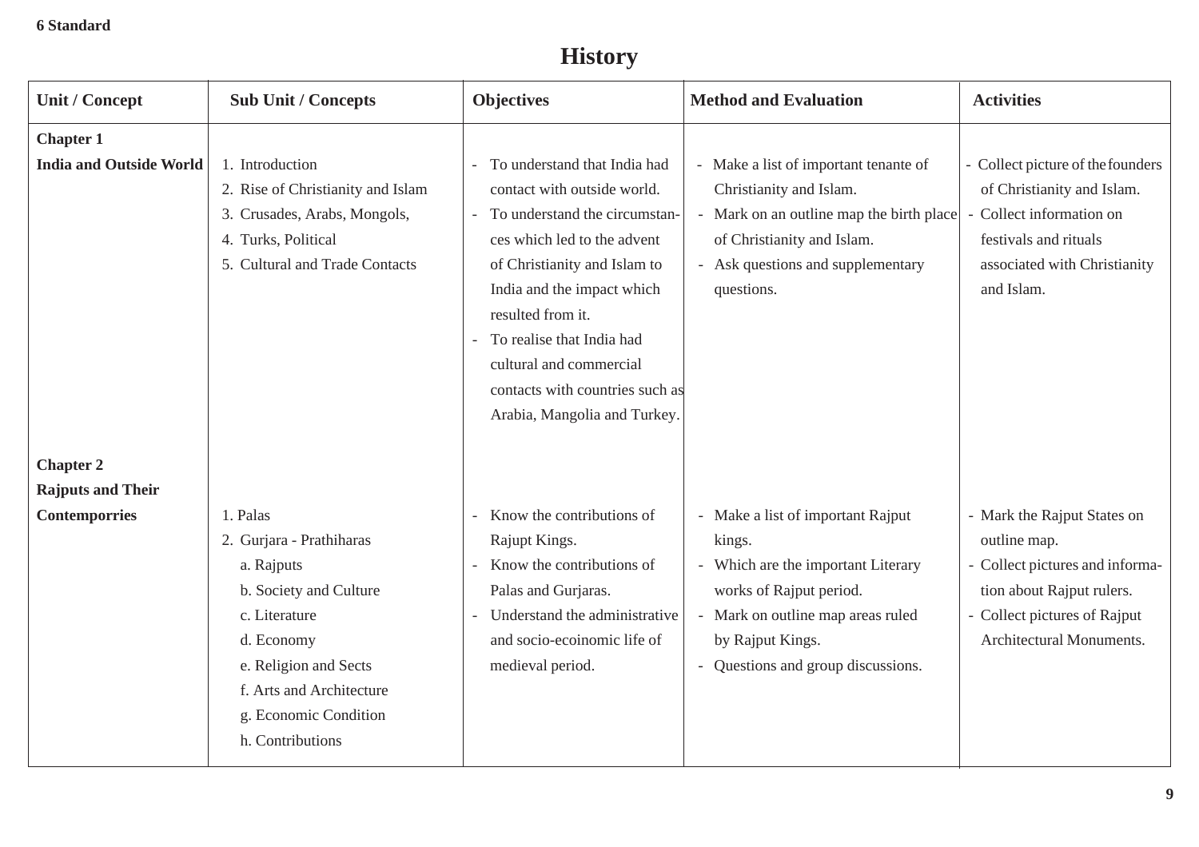**6 Standard**

# History

| Unit / Concept | Sub Unit / Concepts | Objectives | Method and Evaluation | Activities |
|---|---|---|---|---|
| **Chapter 1**<br>**India and Outside World** | 1. Introduction<br>2. Rise of Christianity and Islam<br>3. Crusades, Arabs, Mongols,<br>4. Turks, Political<br>5. Cultural and Trade Contacts | - To understand that India had contact with outside world.<br>- To understand the circumstances which led to the advent of Christianity and Islam to India and the impact which resulted from it.<br>- To realise that India had cultural and commercial contacts with countries such as Arabia, Mangolia and Turkey. | - Make a list of important tenante of Christianity and Islam.<br>- Mark on an outline map the birth place of Christianity and Islam.<br>- Ask questions and supplementary questions. | - Collect picture of the founders of Christianity and Islam.<br>- Collect information on festivals and rituals associated with Christianity and Islam. |
| **Chapter 2**<br>**Rajputs and Their Contemporries** | 1. Palas<br>2. Gurjara - Prathiharas<br>a. Rajputs<br>b. Society and Culture<br>c. Literature<br>d. Economy<br>e. Religion and Sects<br>f. Arts and Architecture<br>g. Economic Condition<br>h. Contributions | - Know the contributions of Rajupt Kings.<br>- Know the contributions of Palas and Gurjaras.<br>- Understand the administrative and socio-ecoinomic life of medieval period. | - Make a list of important Rajput kings.<br>- Which are the important Literary works of Rajput period.<br>- Mark on outline map areas ruled by Rajput Kings.<br>- Questions and group discussions. | - Mark the Rajput States on outline map.<br>- Collect pictures and information about Rajput rulers.<br>- Collect pictures of Rajput Architectural Monuments. |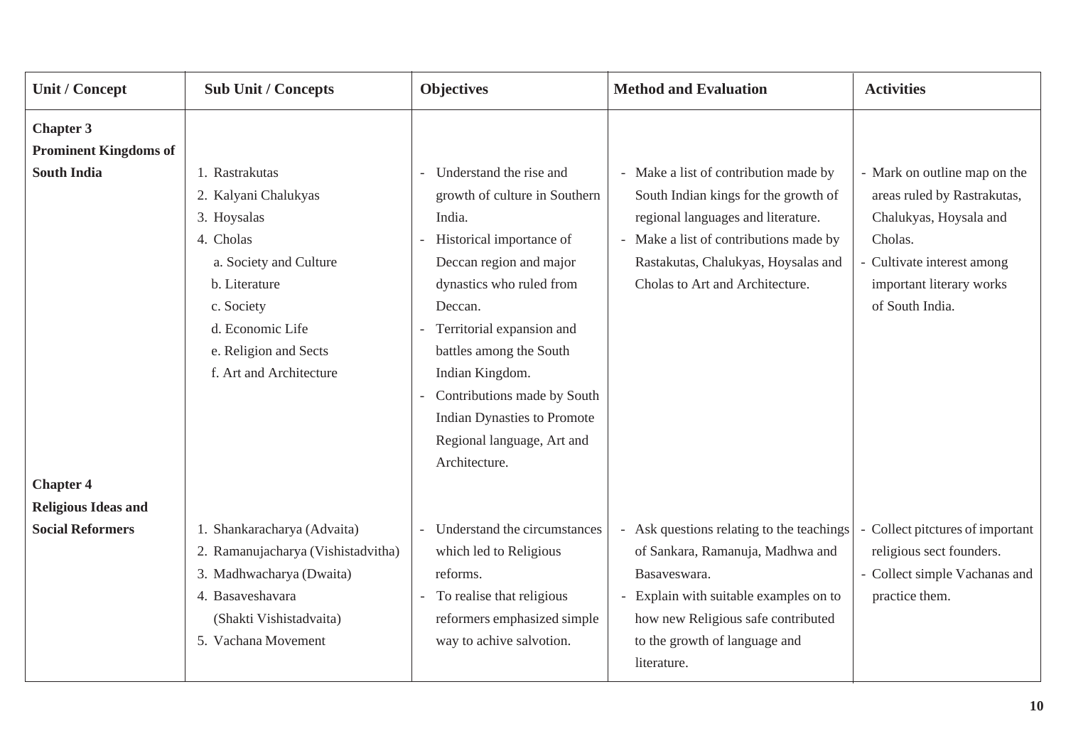| Unit / Concept | Sub Unit / Concepts | Objectives | Method and Evaluation | Activities |
|---|---|---|---|---|
| **Chapter 3 Prominent Kingdoms of South India** | 1. Rastrakutas<br>2. Kalyani Chalukyas<br>3. Hoysalas<br>4. Cholas<br>a. Society and Culture<br>b. Literature<br>c. Society<br>d. Economic Life<br>e. Religion and Sects<br>f. Art and Architecture | - Understand the rise and growth of culture in Southern India.<br>- Historical importance of Deccan region and major dynastics who ruled from Deccan.<br>- Territorial expansion and battles among the South Indian Kingdom.<br>- Contributions made by South Indian Dynasties to Promote Regional language, Art and Architecture. | - Make a list of contribution made by South Indian kings for the growth of regional languages and literature.<br>- Make a list of contributions made by Rastakutas, Chalukyas, Hoysalas and Cholas to Art and Architecture. | - Mark on outline map on the areas ruled by Rastrakutas, Chalukyas, Hoysala and Cholas.<br>- Cultivate interest among important literary works of South India. |
| **Chapter 4 Religious Ideas and Social Reformers** | 1. Shankaracharya (Advaita)<br>2. Ramanujacharya (Vishistadvitha)<br>3. Madhwacharya (Dwaita)<br>4. Basaveshavara (Shakti Vishistadvaita)<br>5. Vachana Movement | - Understand the circumstances which led to Religious reforms.<br>- To realise that religious reformers emphasized simple way to achive salvotion. | - Ask questions relating to the teachings of Sankara, Ramanuja, Madhwa and Basaveswara.<br>- Explain with suitable examples on to how new Religious safe contributed to the growth of language and literature. | - Collect pitctures of important religious sect founders.<br>- Collect simple Vachanas and practice them. |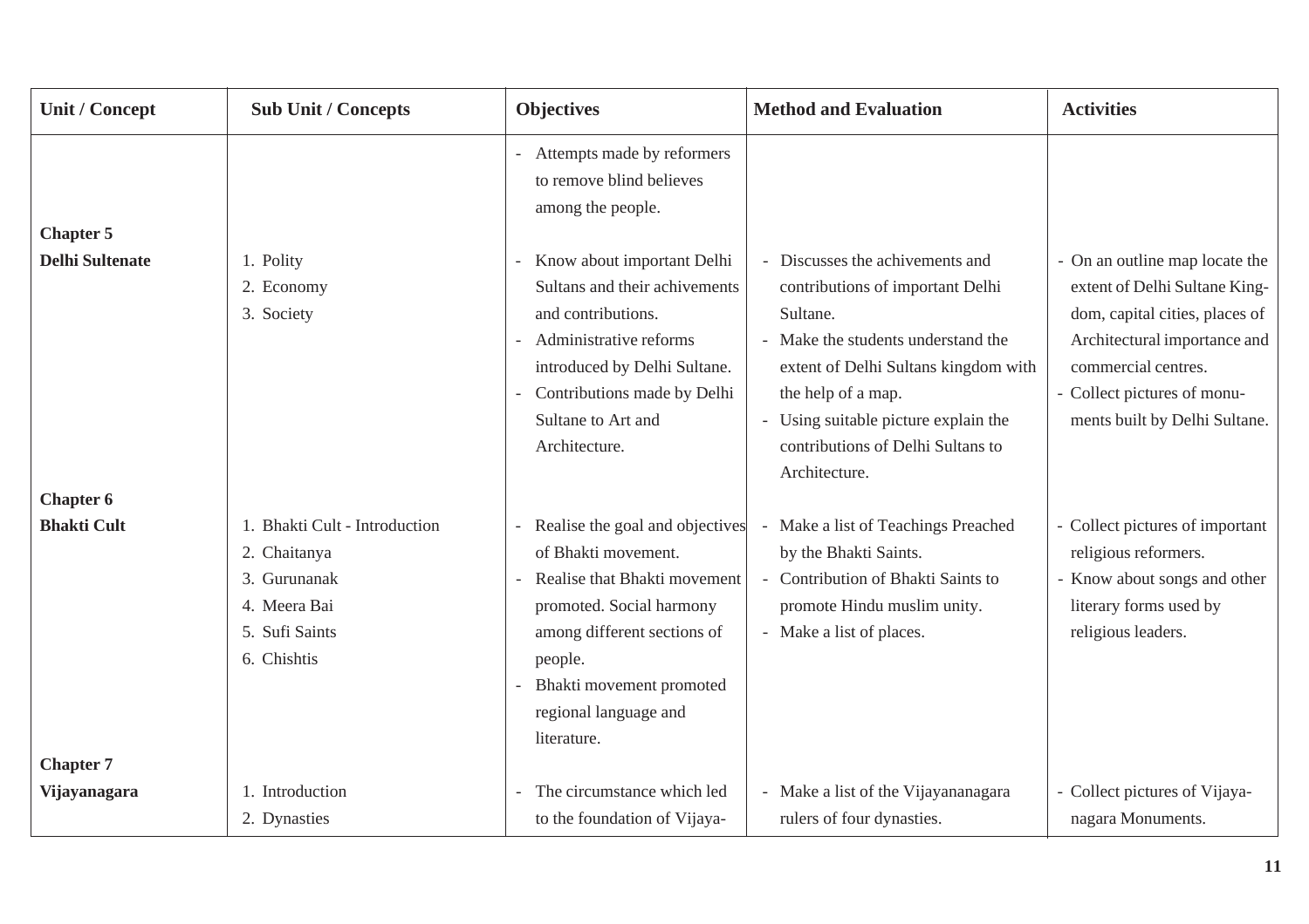| Unit / Concept | Sub Unit / Concepts | Objectives | Method and Evaluation | Activities |
|---|---|---|---|---|
| | | - Attempts made by reformers to remove blind believes among the people. | | |
| **Chapter 5** **Delhi Sultenate** | 1. Polity 2. Economy 3. Society | - Know about important Delhi Sultans and their achivements and contributions. - Administrative reforms introduced by Delhi Sultane. - Contributions made by Delhi Sultane to Art and Architecture. | - Discusses the achivements and contributions of important Delhi Sultane. - Make the students understand the extent of Delhi Sultans kingdom with the help of a map. - Using suitable picture explain the contributions of Delhi Sultans to Architecture. | - On an outline map locate the extent of Delhi Sultane Kingdom, capital cities, places of Architectural importance and commercial centres. - Collect pictures of monuments built by Delhi Sultane. |
| **Chapter 6** **Bhakti Cult** | 1. Bhakti Cult - Introduction 2. Chaitanya 3. Gurunanak 4. Meera Bai 5. Sufi Saints 6. Chishtis | - Realise the goal and objectives of Bhakti movement. - Realise that Bhakti movement promoted. Social harmony among different sections of people. - Bhakti movement promoted regional language and literature. | - Make a list of Teachings Preached by the Bhakti Saints. - Contribution of Bhakti Saints to promote Hindu muslim unity. - Make a list of places. | - Collect pictures of important religious reformers. - Know about songs and other literary forms used by religious leaders. |
| **Chapter 7** **Vijayanagara** | 1. Introduction 2. Dynasties | - The circumstance which led to the foundation of Vijaya- | - Make a list of the Vijayananagara rulers of four dynasties. | - Collect pictures of Vijayanagara Monuments. |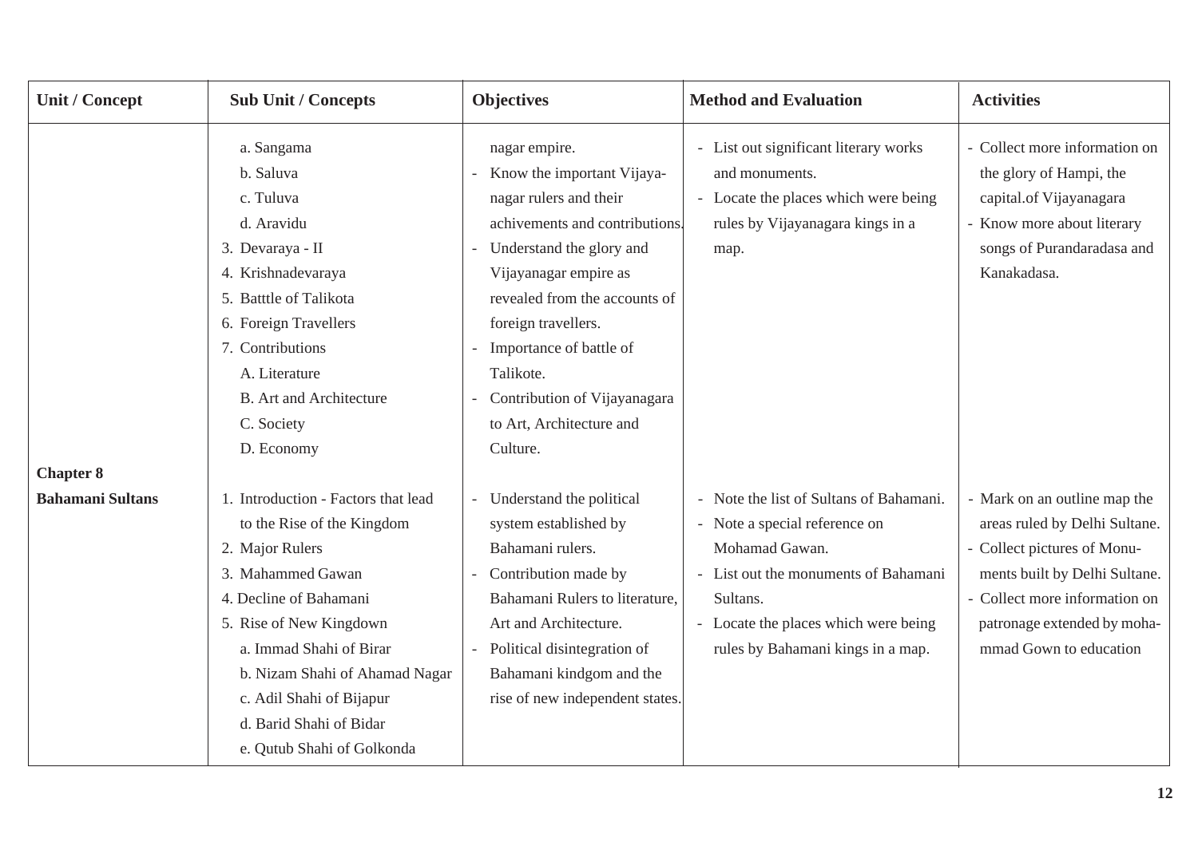| Unit / Concept | Sub Unit / Concepts | Objectives | Method and Evaluation | Activities |
|---|---|---|---|---|
| | a. Sangama<br>b. Saluva<br>c. Tuluva<br>d. Aravidu<br>3. Devaraya - II<br>4. Krishnadevaraya<br>5. Batttle of Talikota<br>6. Foreign Travellers<br>7. Contributions<br>A. Literature<br>B. Art and Architecture<br>C. Society<br>D. Economy | nagar empire.<br>- Know the important Vijaya-nagar rulers and their achivements and contributions.<br>- Understand the glory and Vijayanagar empire as revealed from the accounts of foreign travellers.<br>- Importance of battle of Talikote.<br>- Contribution of Vijayanagara to Art, Architecture and Culture. | - List out significant literary works and monuments.<br>- Locate the places which were being rules by Vijayanagara kings in a map. | - Collect more information on the glory of Hampi, the capital.of Vijayanagara<br>- Know more about literary songs of Purandaradasa and Kanakadasa. |
| **Chapter 8**<br>**Bahamani Sultans** | 1. Introduction - Factors that lead to the Rise of the Kingdom<br>2. Major Rulers<br>3. Mahammed Gawan<br>4. Decline of Bahamani<br>5. Rise of New Kingdown<br>a. Immad Shahi of Birar<br>b. Nizam Shahi of Ahamad Nagar<br>c. Adil Shahi of Bijapur<br>d. Barid Shahi of Bidar<br>e. Qutub Shahi of Golkonda | - Understand the political system established by Bahamani rulers.<br>- Contribution made by Bahamani Rulers to literature, Art and Architecture.<br>- Political disintegration of Bahamani kindgom and the rise of new independent states. | - Note the list of Sultans of Bahamani.<br>- Note a special reference on Mohamad Gawan.<br>- List out the monuments of Bahamani Sultans.<br>- Locate the places which were being rules by Bahamani kings in a map. | - Mark on an outline map the areas ruled by Delhi Sultane.<br>- Collect pictures of Monu-ments built by Delhi Sultane.<br>- Collect more information on patronage extended by moha-mmad Gown to education |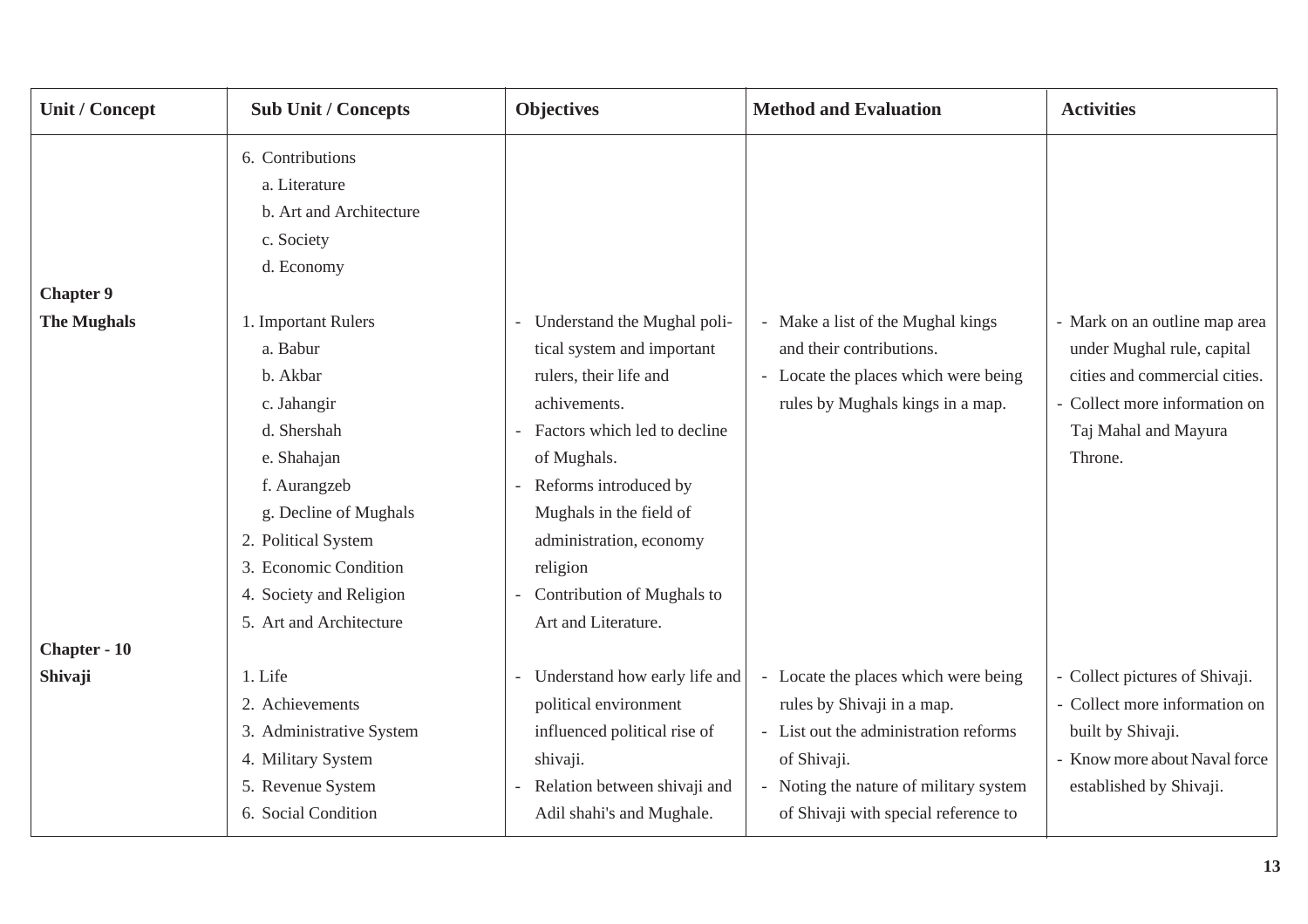| Unit / Concept | Sub Unit / Concepts | Objectives | Method and Evaluation | Activities |
|---|---|---|---|---|
| | 6. Contributions<br>a. Literature<br>b. Art and Architecture<br>c. Society<br>d. Economy | | | |
| **Chapter 9**<br>**The Mughals** | 1. Important Rulers<br>a. Babur<br>b. Akbar<br>c. Jahangir<br>d. Shershah<br>e. Shahajan<br>f. Aurangzeb<br>g. Decline of Mughals<br>2. Political System<br>3. Economic Condition<br>4. Society and Religion<br>5. Art and Architecture | - Understand the Mughal political system and important rulers, their life and achivements.<br>- Factors which led to decline of Mughals.<br>- Reforms introduced by Mughals in the field of administration, economy religion<br>- Contribution of Mughals to Art and Literature. | - Make a list of the Mughal kings and their contributions.<br>- Locate the places which were being rules by Mughals kings in a map. | - Mark on an outline map area under Mughal rule, capital cities and commercial cities.<br>- Collect more information on Taj Mahal and Mayura Throne. |
| **Chapter - 10**<br>**Shivaji** | 1. Life<br>2. Achievements<br>3. Administrative System<br>4. Military System<br>5. Revenue System<br>6. Social Condition | - Understand how early life and political environment influenced political rise of shivaji.<br>- Relation between shivaji and Adil shahi's and Mughale. | - Locate the places which were being rules by Shivaji in a map.<br>- List out the administration reforms of Shivaji.<br>- Noting the nature of military system of Shivaji with special reference to | - Collect pictures of Shivaji.<br>- Collect more information on built by Shivaji.<br>- Know more about Naval force established by Shivaji. |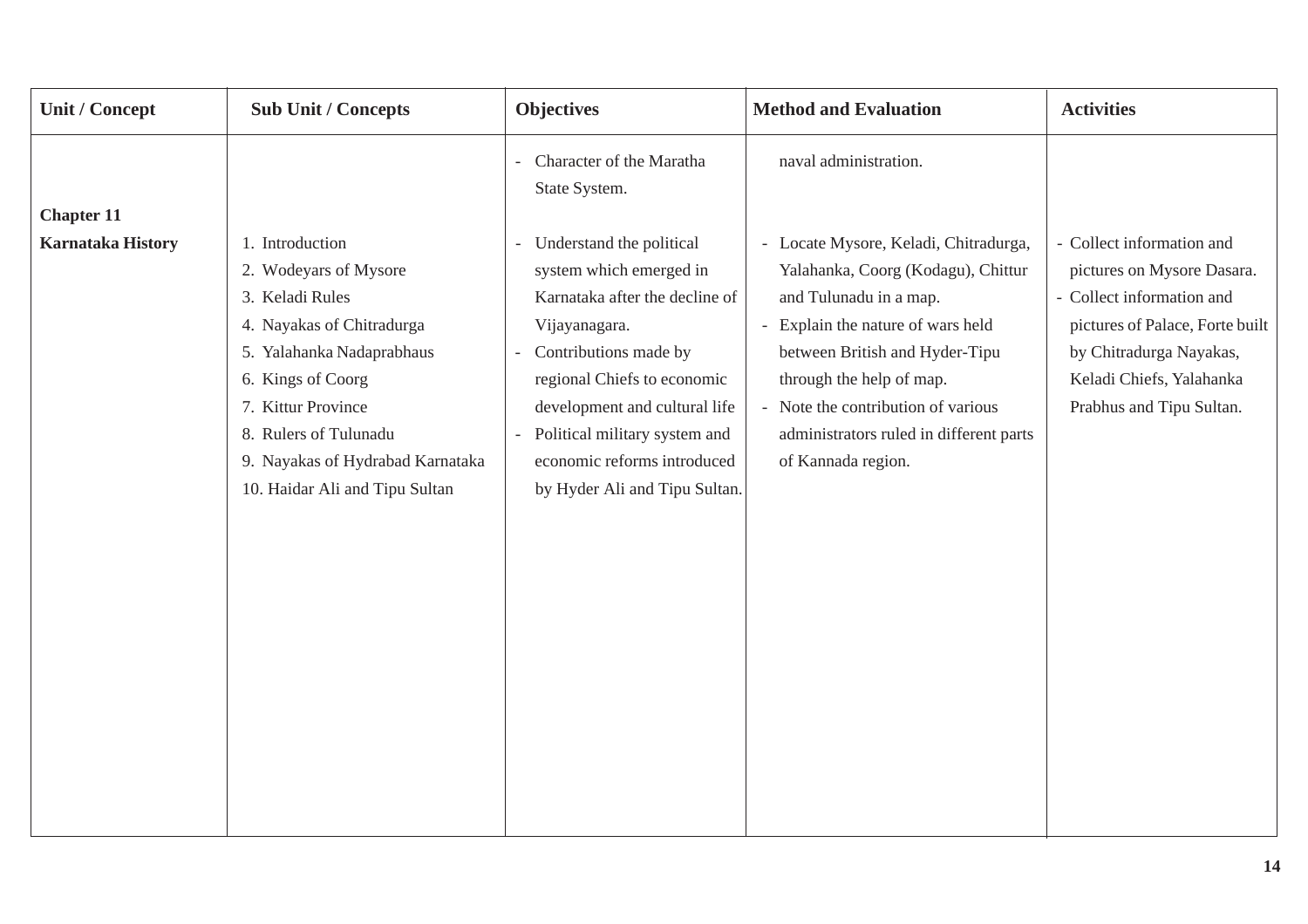| Unit / Concept | Sub Unit / Concepts | Objectives | Method and Evaluation | Activities |
|---|---|---|---|---|
| | | - Character of the Maratha State System. | naval administration. | |
| **Chapter 11**<br>**Karnataka History** | 1. Introduction<br>2. Wodeyars of Mysore<br>3. Keladi Rules<br>4. Nayakas of Chitradurga<br>5. Yalahanka Nadaprabhaus<br>6. Kings of Coorg<br>7. Kittur Province<br>8. Rulers of Tulunadu<br>9. Nayakas of Hydrabad Karnataka<br>10. Haidar Ali and Tipu Sultan | - Understand the political system which emerged in Karnataka after the decline of Vijayanagara.<br>- Contributions made by regional Chiefs to economic development and cultural life<br>- Political military system and economic reforms introduced by Hyder Ali and Tipu Sultan. | - Locate Mysore, Keladi, Chitradurga, Yalahanka, Coorg (Kodagu), Chittur and Tulunadu in a map.<br>- Explain the nature of wars held between British and Hyder-Tipu through the help of map.<br>- Note the contribution of various administrators ruled in different parts of Kannada region. | - Collect information and pictures on Mysore Dasara.<br>- Collect information and pictures of Palace, Forte built by Chitradurga Nayakas, Keladi Chiefs, Yalahanka Prabhus and Tipu Sultan. |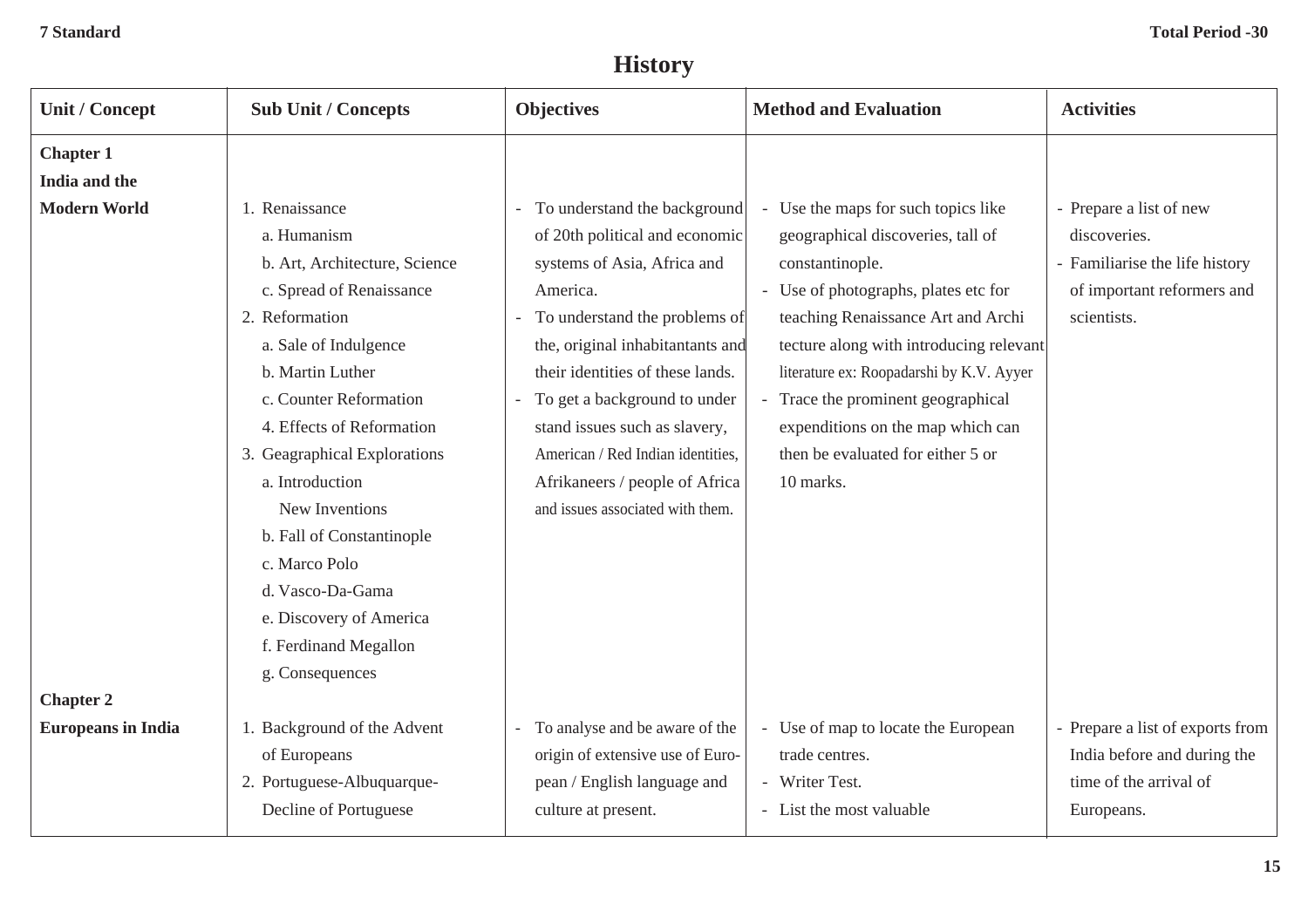7 Standard

Total Period -30

# History

| Unit / Concept | Sub Unit / Concepts | Objectives | Method and Evaluation | Activities |
|---|---|---|---|---|
| **Chapter 1** **India and the Modern World** | 1. Renaissance<br>a. Humanism<br>b. Art, Architecture, Science<br>c. Spread of Renaissance<br>2. Reformation<br>a. Sale of Indulgence<br>b. Martin Luther<br>c. Counter Reformation<br>4. Effects of Reformation<br>3. Geagraphical Explorations<br>a. Introduction<br>New Inventions<br>b. Fall of Constantinople<br>c. Marco Polo<br>d. Vasco-Da-Gama<br>e. Discovery of America<br>f. Ferdinand Megallon<br>g. Consequences | - To understand the background of 20th political and economic systems of Asia, Africa and America.<br>- To understand the problems of the, original inhabitantants and their identities of these lands.<br>- To get a background to under stand issues such as slavery, American / Red Indian identities, Afrikaneers / people of Africa and issues associated with them. | - Use the maps for such topics like geographical discoveries, tall of constantinople.<br>- Use of photographs, plates etc for teaching Renaissance Art and Archi tecture along with introducing relevant literature ex: Roopadarshi by K.V. Ayyer<br>- Trace the prominent geographical expenditions on the map which can then be evaluated for either 5 or 10 marks. | - Prepare a list of new discoveries.<br>- Familiarise the life history of important reformers and scientists. |
| **Chapter 2** **Europeans in India** | 1. Background of the Advent of Europeans<br>2. Portuguese-Albuquarque-Decline of Portuguese | - To analyse and be aware of the origin of extensive use of European / English language and culture at present. | - Use of map to locate the European trade centres.<br>- Writer Test.<br>- List the most valuable | - Prepare a list of exports from India before and during the time of the arrival of Europeans. |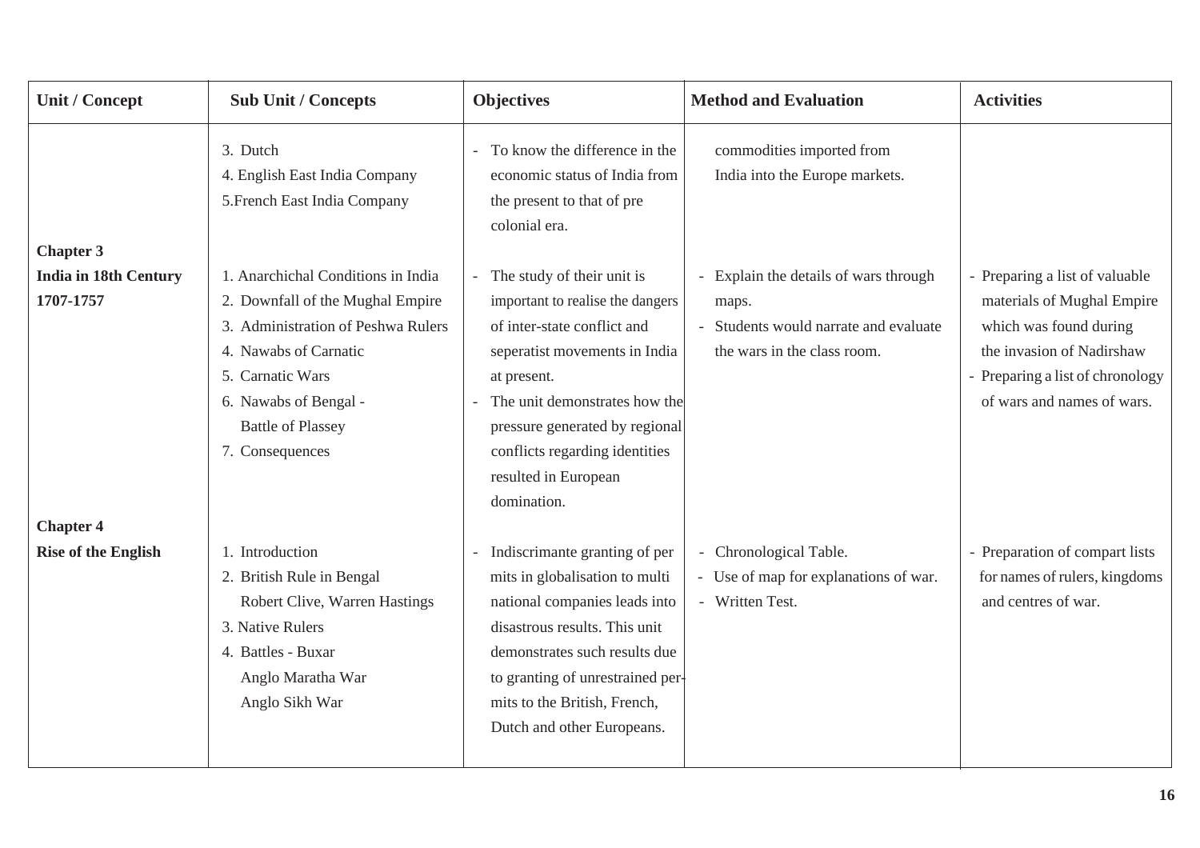| Unit / Concept | Sub Unit / Concepts | Objectives | Method and Evaluation | Activities |
|---|---|---|---|---|
| | 3. Dutch<br>4. English East India Company<br>5.French East India Company | - To know the difference in the economic status of India from the present to that of pre colonial era. | commodities imported from India into the Europe markets. | |
| **Chapter 3**<br>**India in 18th Century 1707-1757** | 1. Anarchichal Conditions in India<br>2. Downfall of the Mughal Empire<br>3. Administration of Peshwa Rulers<br>4. Nawabs of Carnatic<br>5. Carnatic Wars<br>6. Nawabs of Bengal - Battle of Plassey<br>7. Consequences | - The study of their unit is important to realise the dangers of inter-state conflict and seperatist movements in India at present.<br>- The unit demonstrates how the pressure generated by regional conflicts regarding identities resulted in European domination. | - Explain the details of wars through maps.<br>- Students would narrate and evaluate the wars in the class room. | - Preparing a list of valuable materials of Mughal Empire which was found during the invasion of Nadirshaw<br>- Preparing a list of chronology of wars and names of wars. |
| **Chapter 4**<br>**Rise of the English** | 1. Introduction<br>2. British Rule in Bengal Robert Clive, Warren Hastings<br>3. Native Rulers<br>4. Battles - Buxar<br>Anglo Maratha War<br>Anglo Sikh War | - Indiscrimante granting of per mits in globalisation to multi national companies leads into disastrous results. This unit demonstrates such results due to granting of unrestrained per-mits to the British, French, Dutch and other Europeans. | - Chronological Table.<br>- Use of map for explanations of war.<br>- Written Test. | - Preparation of compart lists for names of rulers, kingdoms and centres of war. |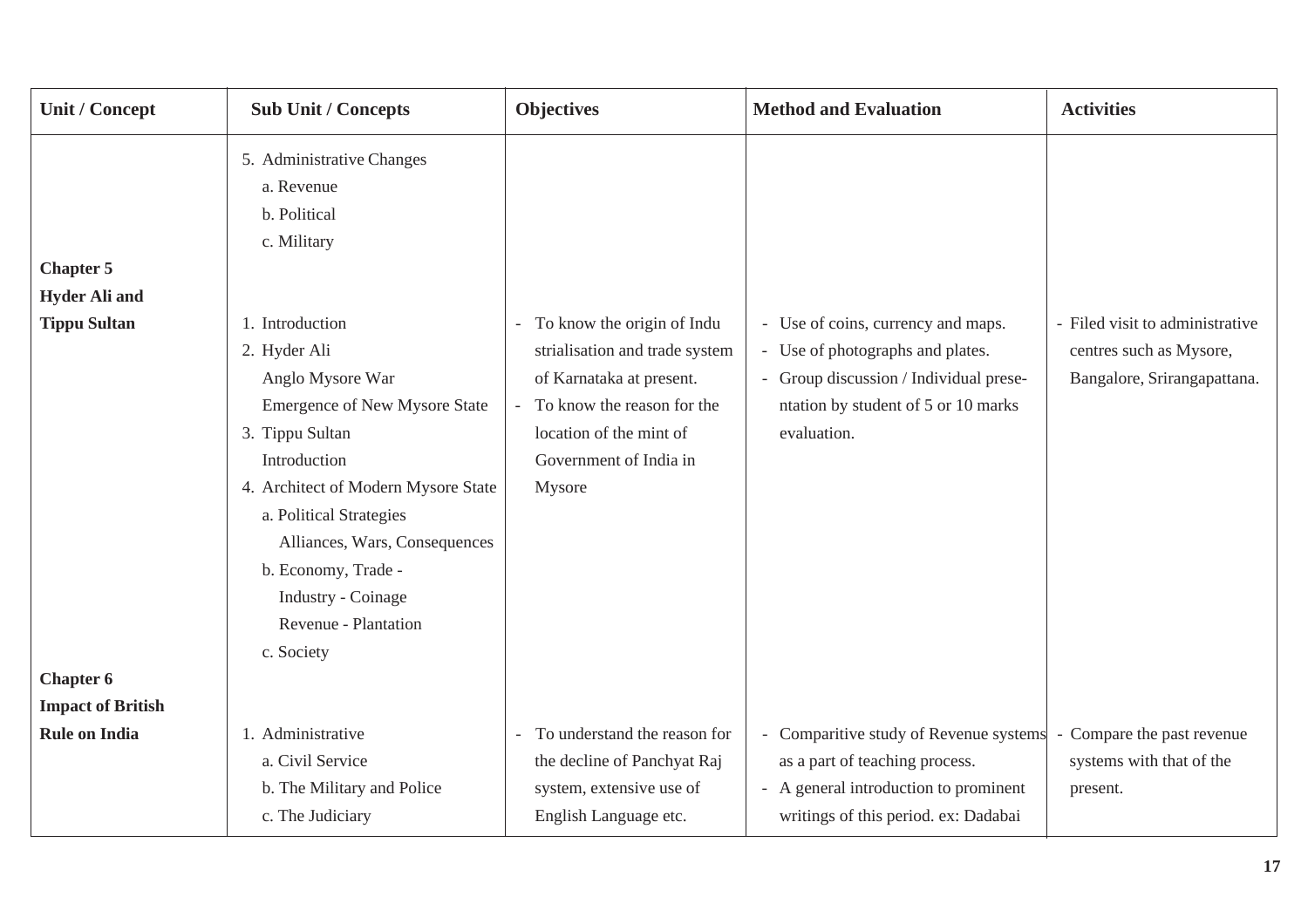| Unit / Concept | Sub Unit / Concepts | Objectives | Method and Evaluation | Activities |
|---|---|---|---|---|
| | 5. Administrative Changes<br>a. Revenue<br>b. Political<br>c. Military | | | |
| **Chapter 5**<br>**Hyder Ali and**<br>**Tippu Sultan** | 1. Introduction<br>2. Hyder Ali<br>Anglo Mysore War<br>Emergence of New Mysore State<br>3. Tippu Sultan<br>Introduction<br>4. Architect of Modern Mysore State<br>a. Political Strategies<br>Alliances, Wars, Consequences<br>b. Economy, Trade -<br>Industry - Coinage<br>Revenue - Plantation<br>c. Society | - To know the origin of Industrialisation and trade system of Karnataka at present.<br>- To know the reason for the location of the mint of Government of India in Mysore | - Use of coins, currency and maps.<br>- Use of photographs and plates.<br>- Group discussion / Individual presentation by student of 5 or 10 marks evaluation. | - Filed visit to administrative centres such as Mysore, Bangalore, Srirangapattana. |
| **Chapter 6**<br>**Impact of British**<br>**Rule on India** | 1. Administrative<br>a. Civil Service<br>b. The Military and Police<br>c. The Judiciary | - To understand the reason for the decline of Panchyat Raj system, extensive use of English Language etc. | - Comparitive study of Revenue systems as a part of teaching process.<br>- A general introduction to prominent writings of this period. ex: Dadabai | - Compare the past revenue systems with that of the present. |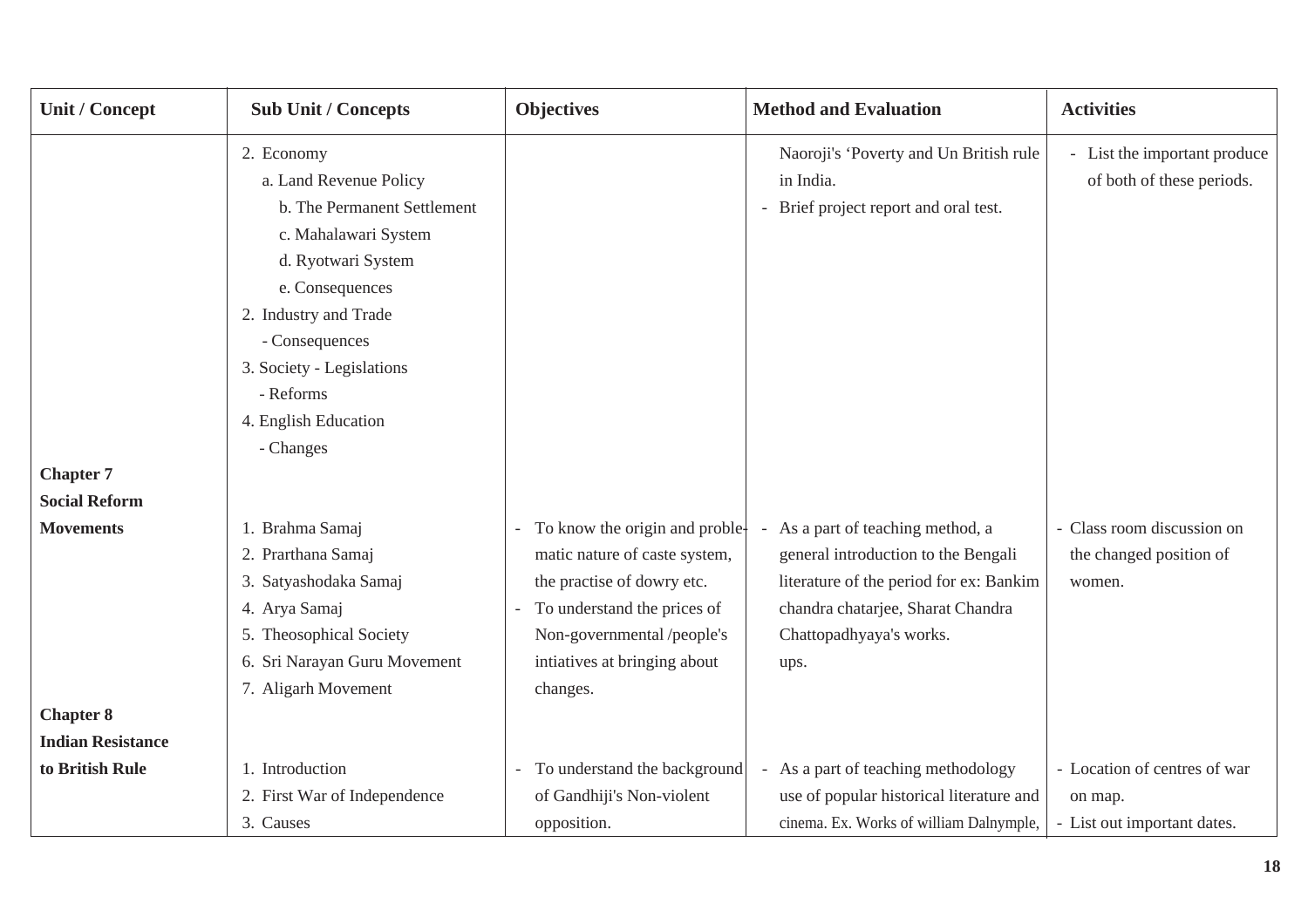| Unit / Concept | Sub Unit / Concepts | Objectives | Method and Evaluation | Activities |
|---|---|---|---|---|
| | 2. Economy<br>a. Land Revenue Policy<br>b. The Permanent Settlement<br>c. Mahalawari System<br>d. Ryotwari System<br>e. Consequences<br>2. Industry and Trade<br>- Consequences<br>3. Society - Legislations<br>- Reforms<br>4. English Education<br>- Changes | | Naoroji's 'Poverty and Un British rule in India.<br>- Brief project report and oral test. | - List the important produce of both of these periods. |
| **Chapter 7**<br>**Social Reform Movements** | 1. Brahma Samaj<br>2. Prarthana Samaj<br>3. Satyashodaka Samaj<br>4. Arya Samaj<br>5. Theosophical Society<br>6. Sri Narayan Guru Movement<br>7. Aligarh Movement | - To know the origin and proble-matic nature of caste system, the practise of dowry etc.<br>- To understand the prices of Non-governmental /people's intiatives at bringing about changes. | - As a part of teaching method, a general introduction to the Bengali literature of the period for ex: Bankim chandra chatarjee, Sharat Chandra Chattopadhyaya's works.<br>ups. | - Class room discussion on the changed position of women. |
| **Chapter 8**<br>**Indian Resistance to British Rule** | 1. Introduction<br>2. First War of Independence<br>3. Causes | - To understand the background of Gandhiji's Non-violent opposition. | - As a part of teaching methodology use of popular historical literature and cinema. Ex. Works of william Dalnymple, | - Location of centres of war on map.<br>- List out important dates. |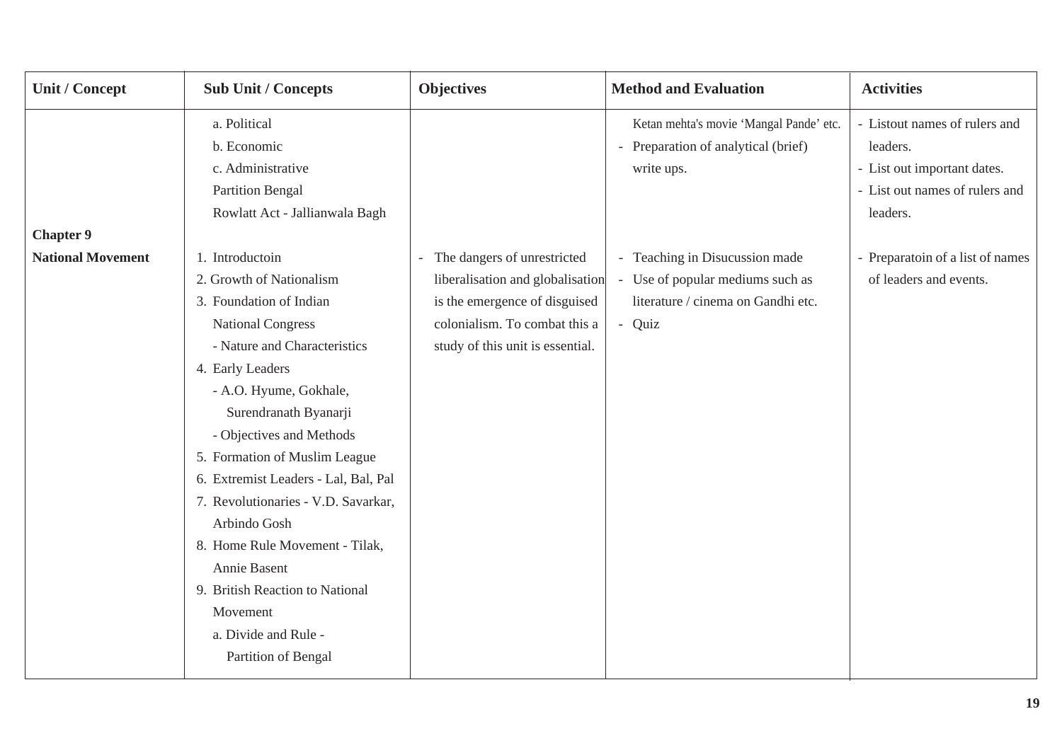| Unit / Concept | Sub Unit / Concepts | Objectives | Method and Evaluation | Activities |
|---|---|---|---|---|
| | a. Political<br>b. Economic<br>c. Administrative<br>Partition Bengal<br>Rowlatt Act - Jallianwala Bagh | | Ketan mehta's movie 'Mangal Pande' etc.<br>- Preparation of analytical (brief) write ups. | - Listout names of rulers and leaders.<br>- List out important dates.<br>- List out names of rulers and leaders. |
| **Chapter 9**<br>**National Movement** | 1. Introductoin<br>2. Growth of Nationalism<br>3. Foundation of Indian National Congress<br>- Nature and Characteristics<br>4. Early Leaders<br>- A.O. Hyume, Gokhale, Surendranath Byanarji<br>- Objectives and Methods<br>5. Formation of Muslim League<br>6. Extremist Leaders - Lal, Bal, Pal<br>7. Revolutionaries - V.D. Savarkar, Arbindo Gosh<br>8. Home Rule Movement - Tilak, Annie Basent<br>9. British Reaction to National Movement<br>a. Divide and Rule - Partition of Bengal | - The dangers of unrestricted liberalisation and globalisation is the emergence of disguised colonialism. To combat this a study of this unit is essential. | - Teaching in Disucussion made<br>- Use of popular mediums such as literature / cinema on Gandhi etc.<br>- Quiz | - Preparatoin of a list of names of leaders and events. |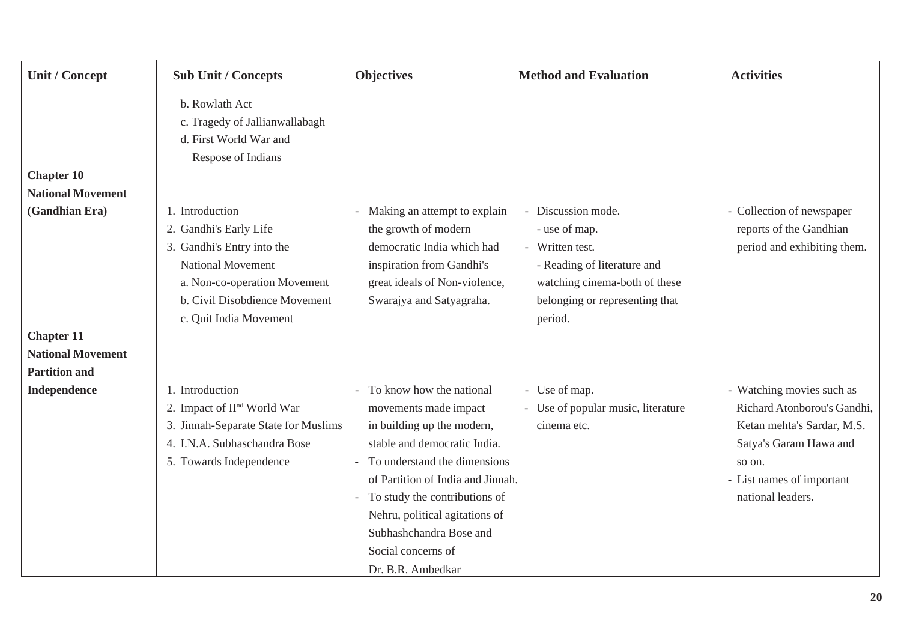| Unit / Concept | Sub Unit / Concepts | Objectives | Method and Evaluation | Activities |
|---|---|---|---|---|
| | b. Rowlath Act<br>c. Tragedy of Jallianwallabagh<br>d. First World War and Respose of Indians | | | |
| **Chapter 10 National Movement (Gandhian Era)** | 1. Introduction<br>2. Gandhi's Early Life<br>3. Gandhi's Entry into the National Movement<br>a. Non-co-operation Movement<br>b. Civil Disobdience Movement<br>c. Quit India Movement | - Making an attempt to explain the growth of modern democratic India which had inspiration from Gandhi's great ideals of Non-violence, Swarajya and Satyagraha. | - Discussion mode.<br>- use of map.<br>- Written test.<br>- Reading of literature and watching cinema-both of these belonging or representing that period. | - Collection of newspaper reports of the Gandhian period and exhibiting them. |
| **Chapter 11 National Movement Partition and Independence** | 1. Introduction<br>2. Impact of II$^{nd}$ World War<br>3. Jinnah-Separate State for Muslims<br>4. I.N.A. Subhaschandra Bose<br>5. Towards Independence | - To know how the national movements made impact in building up the modern, stable and democratic India.<br>- To understand the dimensions of Partition of India and Jinnah.<br>- To study the contributions of Nehru, political agitations of Subhashchandra Bose and Social concerns of Dr. B.R. Ambedkar | - Use of map.<br>- Use of popular music, literature cinema etc. | - Watching movies such as Richard Atonborou's Gandhi, Ketan mehta's Sardar, M.S. Satya's Garam Hawa and so on.<br>- List names of important national leaders. |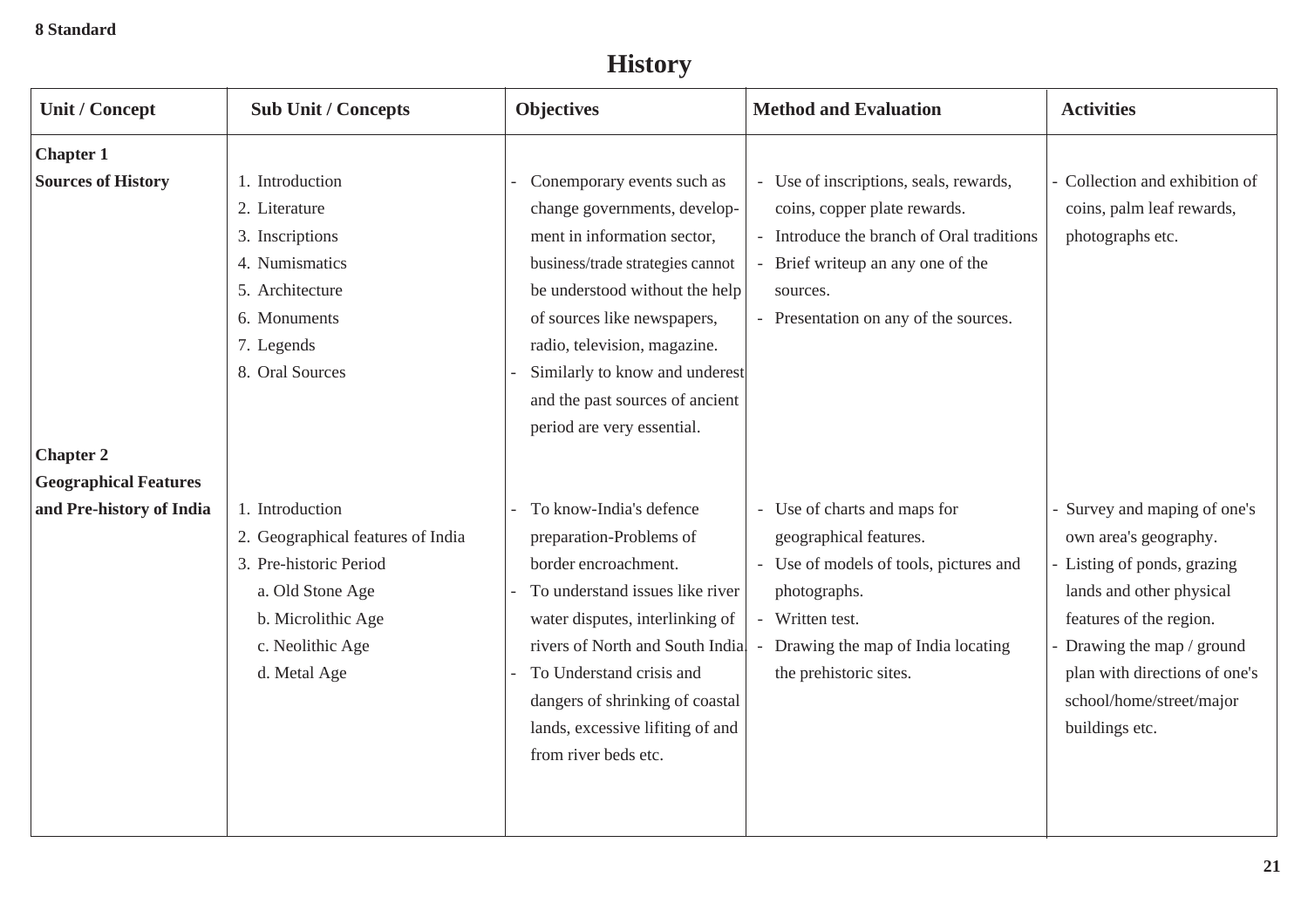**8 Standard**

# History

| Unit / Concept | Sub Unit / Concepts | Objectives | Method and Evaluation | Activities |
|---|---|---|---|---|
| **Chapter 1**<br>**Sources of History** | 1. Introduction<br>2. Literature<br>3. Inscriptions<br>4. Numismatics<br>5. Architecture<br>6. Monuments<br>7. Legends<br>8. Oral Sources | - Conemporary events such as change governments, development in information sector, business/trade strategies cannot be understood without the help of sources like newspapers, radio, television, magazine.<br>- Similarly to know and underest and the past sources of ancient period are very essential. | - Use of inscriptions, seals, rewards, coins, copper plate rewards.<br>- Introduce the branch of Oral traditions<br>- Brief writeup an any one of the sources.<br>- Presentation on any of the sources. | - Collection and exhibition of coins, palm leaf rewards, photographs etc. |
| **Chapter 2**<br>**Geographical Features and Pre-history of India** | 1. Introduction<br>2. Geographical features of India<br>3. Pre-historic Period<br>a. Old Stone Age<br>b. Microlithic Age<br>c. Neolithic Age<br>d. Metal Age | - To know-India's defence preparation-Problems of border encroachment.<br>- To understand issues like river water disputes, interlinking of rivers of North and South India.<br>- To Understand crisis and dangers of shrinking of coastal lands, excessive lifiting of and from river beds etc. | - Use of charts and maps for geographical features.<br>- Use of models of tools, pictures and photographs.<br>- Written test.<br>- Drawing the map of India locating the prehistoric sites. | - Survey and maping of one's own area's geography.<br>- Listing of ponds, grazing lands and other physical features of the region.<br>- Drawing the map / ground plan with directions of one's school/home/street/major buildings etc. |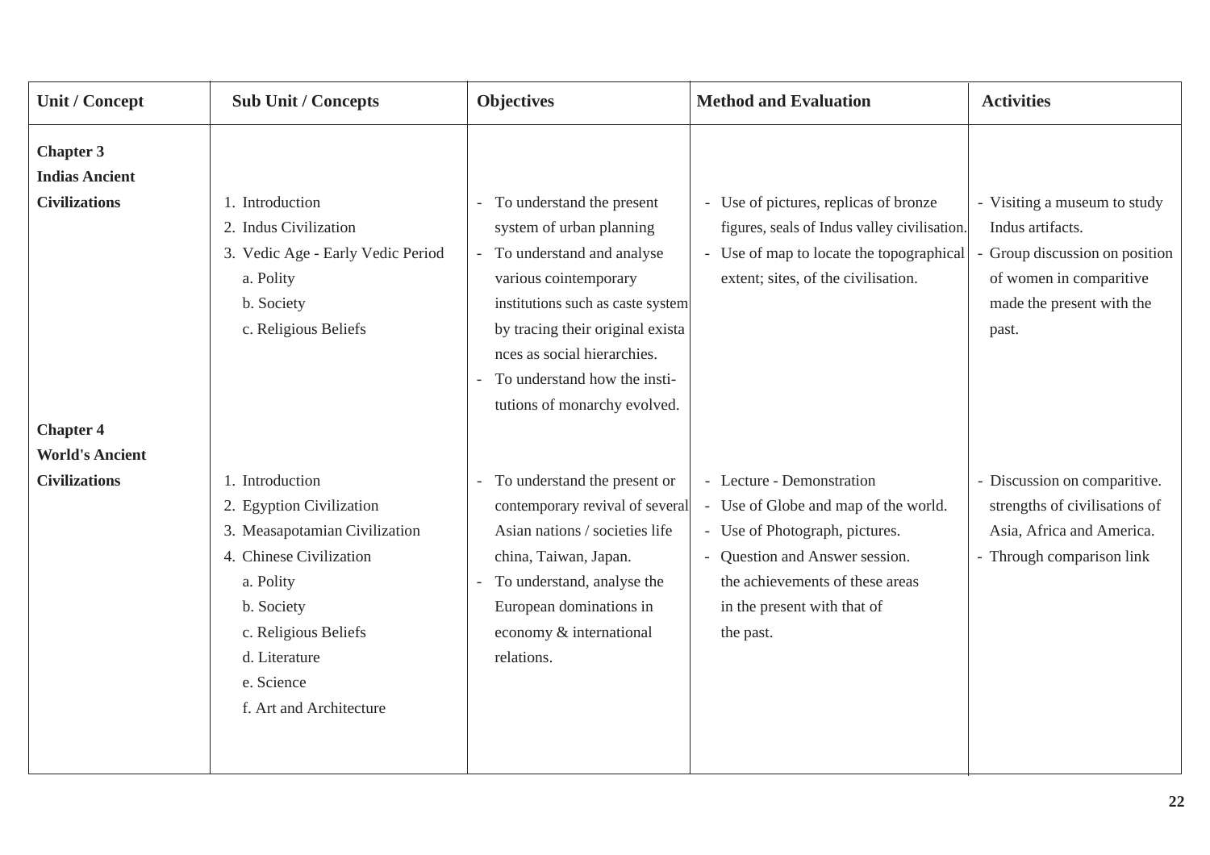| Unit / Concept | Sub Unit / Concepts | Objectives | Method and Evaluation | Activities |
|---|---|---|---|---|
| **Chapter 3 Indias Ancient Civilizations** | 1. Introduction<br>2. Indus Civilization<br>3. Vedic Age - Early Vedic Period<br>a. Polity<br>b. Society<br>c. Religious Beliefs | - To understand the present system of urban planning<br>- To understand and analyse various cointemporary institutions such as caste system by tracing their original exista nces as social hierarchies.<br>- To understand how the institutions of monarchy evolved. | - Use of pictures, replicas of bronze figures, seals of Indus valley civilisation.<br>- Use of map to locate the topographical extent; sites, of the civilisation. | - Visiting a museum to study Indus artifacts.<br>- Group discussion on position of women in comparitive made the present with the past. |
| **Chapter 4 World's Ancient Civilizations** | 1. Introduction<br>2. Egyption Civilization<br>3. Measapotamian Civilization<br>4. Chinese Civilization<br>a. Polity<br>b. Society<br>c. Religious Beliefs<br>d. Literature<br>e. Science<br>f. Art and Architecture | - To understand the present or contemporary revival of several Asian nations / societies life china, Taiwan, Japan.<br>- To understand, analyse the European dominations in economy & international relations. | - Lecture - Demonstration<br>- Use of Globe and map of the world.<br>- Use of Photograph, pictures.<br>- Question and Answer session. the achievements of these areas in the present with that of the past. | - Discussion on comparitive. strengths of civilisations of Asia, Africa and America.<br>- Through comparison link |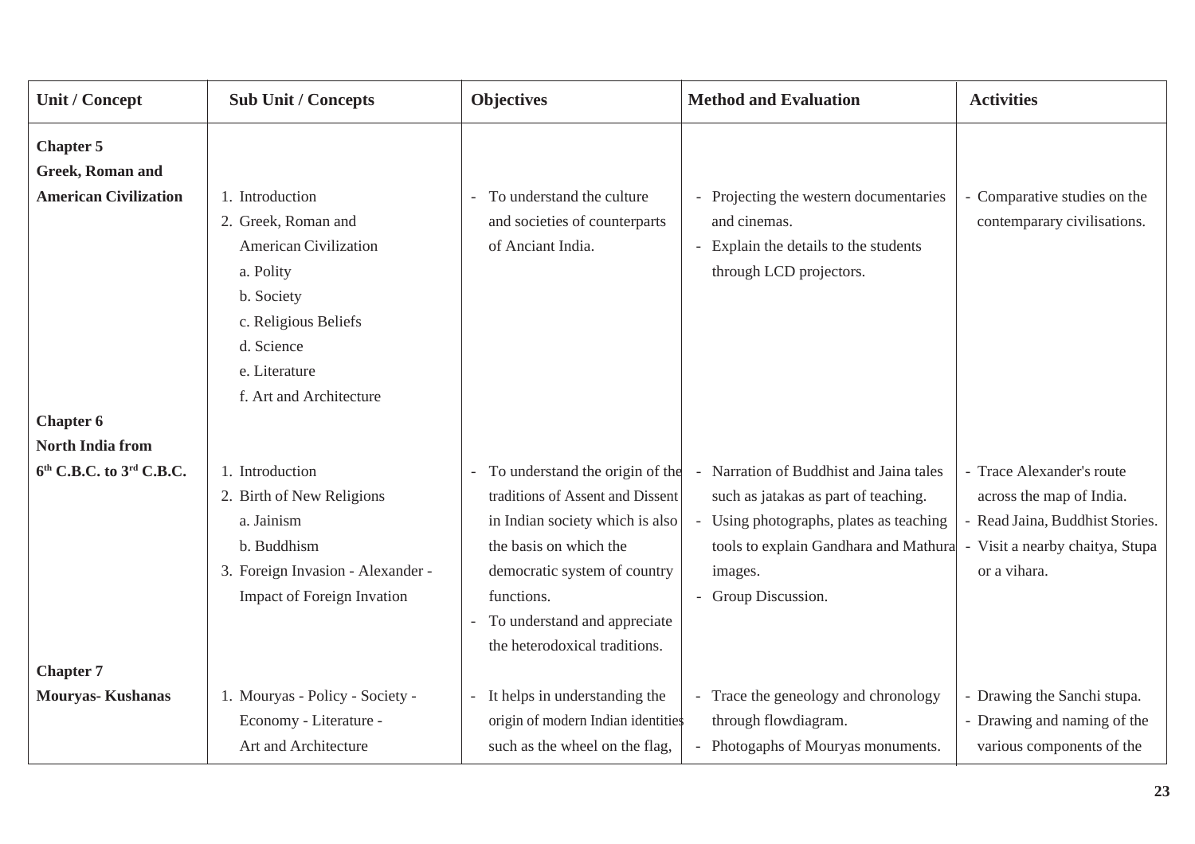| Unit / Concept | Sub Unit / Concepts | Objectives | Method and Evaluation | Activities |
|---|---|---|---|---|
| **Chapter 5**<br>**Greek, Roman and American Civilization** | 1. Introduction<br>2. Greek, Roman and American Civilization<br>a. Polity<br>b. Society<br>c. Religious Beliefs<br>d. Science<br>e. Literature<br>f. Art and Architecture | - To understand the culture and societies of counterparts of Anciant India. | - Projecting the western documentaries and cinemas.<br>- Explain the details to the students through LCD projectors. | - Comparative studies on the contemparary civilisations. |
| **Chapter 6**<br>**North India from $6^{th}$ C.B.C. to $3^{rd}$ C.B.C.** | 1. Introduction<br>2. Birth of New Religions<br>a. Jainism<br>b. Buddhism<br>3. Foreign Invasion - Alexander - Impact of Foreign Invation | - To understand the origin of the traditions of Assent and Dissent in Indian society which is also the basis on which the democratic system of country functions.<br>- To understand and appreciate the heterodoxical traditions. | - Narration of Buddhist and Jaina tales such as jatakas as part of teaching.<br>- Using photographs, plates as teaching tools to explain Gandhara and Mathura images.<br>- Group Discussion. | - Trace Alexander's route across the map of India.<br>- Read Jaina, Buddhist Stories.<br>- Visit a nearby chaitya, Stupa or a vihara. |
| **Chapter 7**<br>**Mouryas- Kushanas** | 1. Mouryas - Policy - Society - Economy - Literature - Art and Architecture | - It helps in understanding the origin of modern Indian identities such as the wheel on the flag, | - Trace the geneology and chronology through flowdiagram.<br>- Photogaphs of Mouryas monuments. | - Drawing the Sanchi stupa.<br>- Drawing and naming of the various components of the |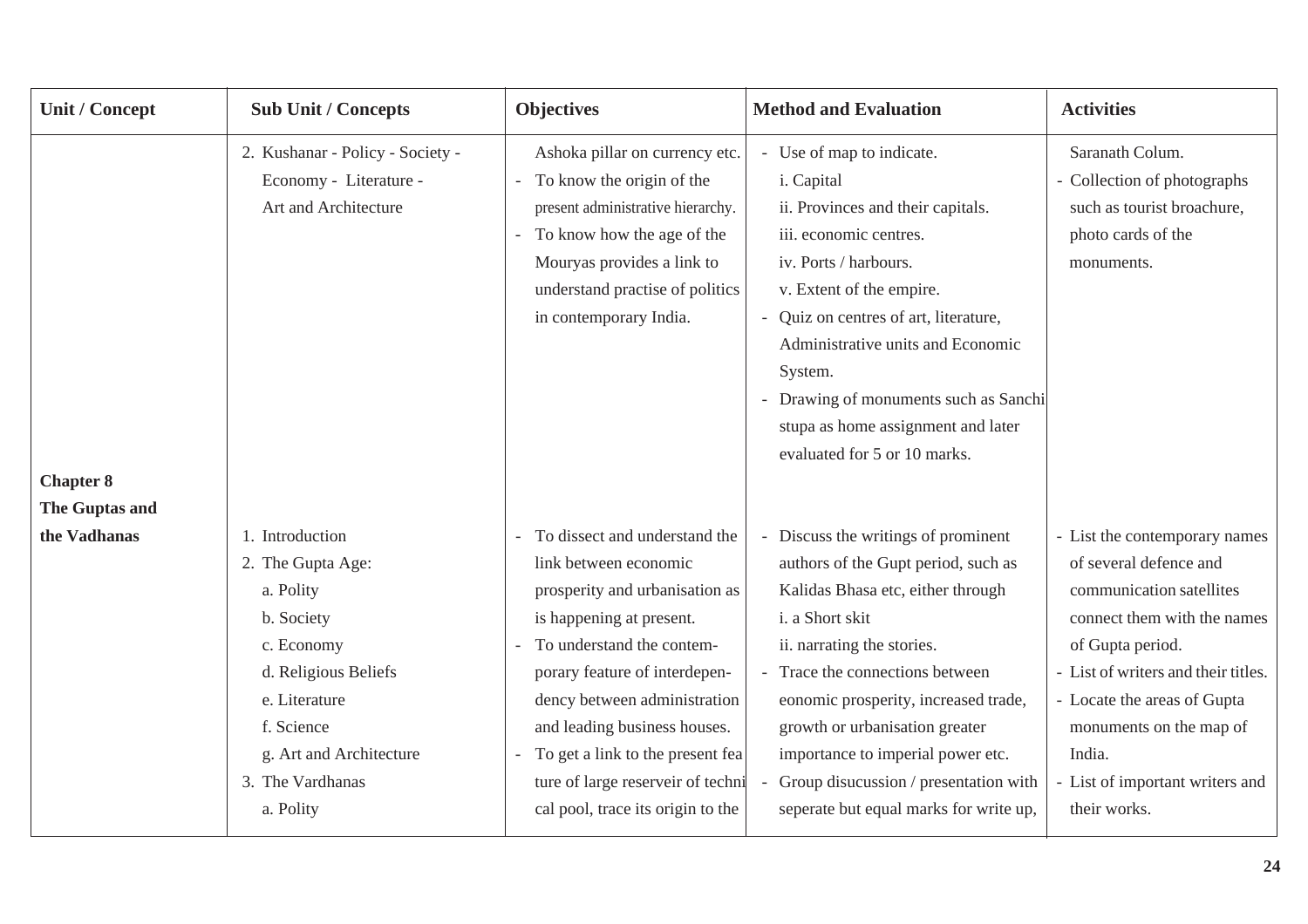| Unit / Concept | Sub Unit / Concepts | Objectives | Method and Evaluation | Activities |
|---|---|---|---|---|
| | 2. Kushanar - Policy - Society - Economy - Literature - Art and Architecture | Ashoka pillar on currency etc.<br>- To know the origin of the present administrative hierarchy.<br>- To know how the age of the Mouryas provides a link to understand practise of politics in contemporary India. | - Use of map to indicate.<br>i. Capital<br>ii. Provinces and their capitals.<br>iii. economic centres.<br>iv. Ports / harbours.<br>v. Extent of the empire.<br>- Quiz on centres of art, literature, Administrative units and Economic System.<br>- Drawing of monuments such as Sanchi stupa as home assignment and later evaluated for 5 or 10 marks. | Saranath Colum.<br>- Collection of photographs such as tourist broachure, photo cards of the monuments. |
| **Chapter 8 The Guptas and the Vadhanas** | 1. Introduction<br>2. The Gupta Age:<br>a. Polity<br>b. Society<br>c. Economy<br>d. Religious Beliefs<br>e. Literature<br>f. Science<br>g. Art and Architecture<br>3. The Vardhanas<br>a. Polity | - To dissect and understand the link between economic prosperity and urbanisation as is happening at present.<br>- To understand the contemporary feature of interdependency between administration and leading business houses.<br>- To get a link to the present feature of large reserveir of technical pool, trace its origin to the | - Discuss the writings of prominent authors of the Gupt period, such as Kalidas Bhasa etc, either through<br>i. a Short skit<br>ii. narrating the stories.<br>- Trace the connections between eonomic prosperity, increased trade, growth or urbanisation greater importance to imperial power etc.<br>- Group disucussion / presentation with seperate but equal marks for write up, | - List the contemporary names of several defence and communication satellites connect them with the names of Gupta period.<br>- List of writers and their titles.<br>- Locate the areas of Gupta monuments on the map of India.<br>- List of important writers and their works. |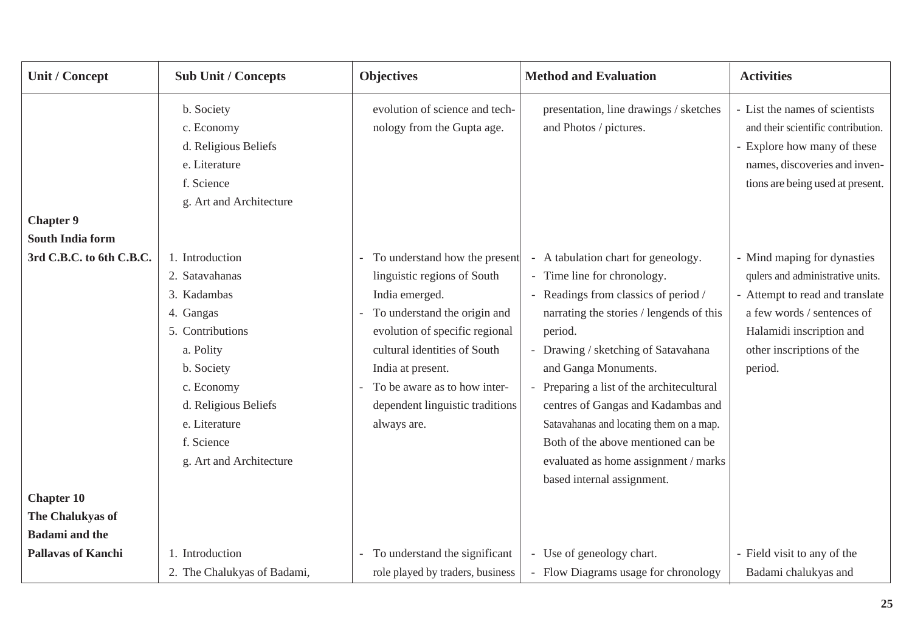| Unit / Concept | Sub Unit / Concepts | Objectives | Method and Evaluation | Activities |
|---|---|---|---|---|
| | b. Society<br>c. Economy<br>d. Religious Beliefs<br>e. Literature<br>f. Science<br>g. Art and Architecture | evolution of science and technology from the Gupta age. | presentation, line drawings / sketches and Photos / pictures. | - List the names of scientists and their scientific contribution.<br>- Explore how many of these names, discoveries and inventions are being used at present. |
| **Chapter 9**<br>**South India form 3rd C.B.C. to 6th C.B.C.** | 1. Introduction<br>2. Satavahanas<br>3. Kadambas<br>4. Gangas<br>5. Contributions<br>a. Polity<br>b. Society<br>c. Economy<br>d. Religious Beliefs<br>e. Literature<br>f. Science<br>g. Art and Architecture | - To understand how the present linguistic regions of South India emerged.<br>- To understand the origin and evolution of specific regional cultural identities of South India at present.<br>- To be aware as to how inter-dependent linguistic traditions always are. | - A tabulation chart for geneology.<br>- Time line for chronology.<br>- Readings from classics of period / narrating the stories / lengends of this period.<br>- Drawing / sketching of Satavahana and Ganga Monuments.<br>- Preparing a list of the architecultural centres of Gangas and Kadambas and Satavahanas and locating them on a map. Both of the above mentioned can be evaluated as home assignment / marks based internal assignment. | - Mind maping for dynasties qulers and administrative units.<br>- Attempt to read and translate a few words / sentences of Halamidi inscription and other inscriptions of the period. |
| **Chapter 10**<br>**The Chalukyas of Badami and the Pallavas of Kanchi** | 1. Introduction<br>2. The Chalukyas of Badami, | - To understand the significant role played by traders, business | - Use of geneology chart.<br>- Flow Diagrams usage for chronology | - Field visit to any of the Badami chalukyas and |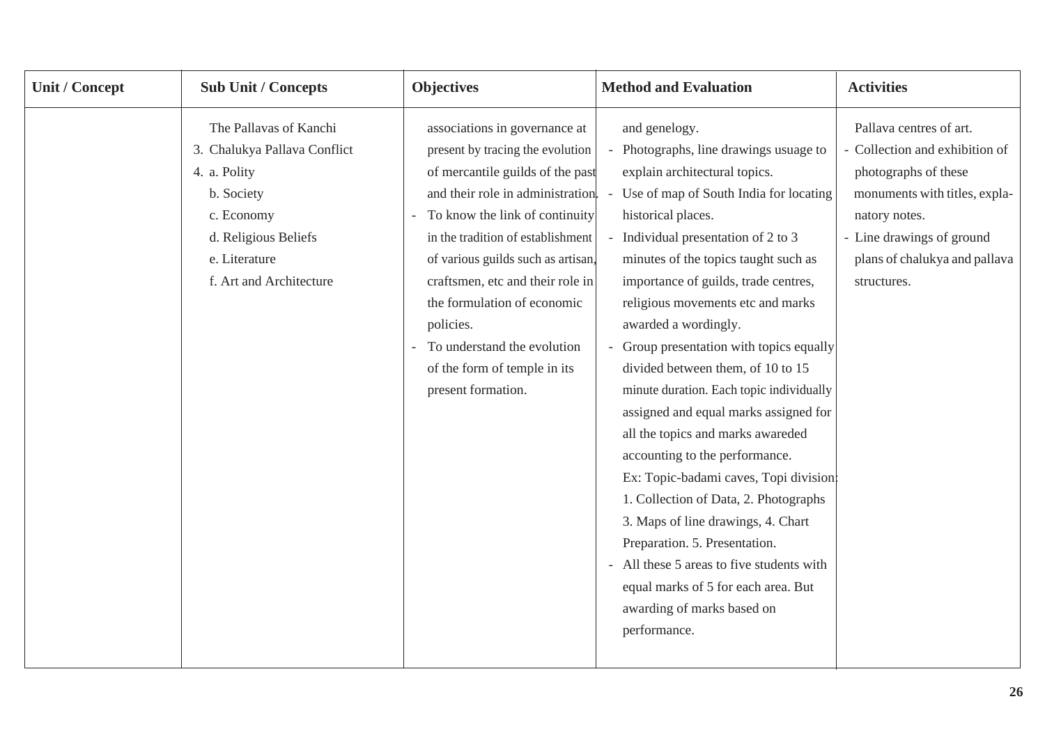| Unit / Concept | Sub Unit / Concepts | Objectives | Method and Evaluation | Activities |
|---|---|---|---|---|
| | The Pallavas of Kanchi<br>3. Chalukya Pallava Conflict<br>4. a. Polity<br>b. Society<br>c. Economy<br>d. Religious Beliefs<br>e. Literature<br>f. Art and Architecture | associations in governance at present by tracing the evolution of mercantile guilds of the past and their role in administration.<br>- To know the link of continuity in the tradition of establishment of various guilds such as artisan, craftsmen, etc and their role in the formulation of economic policies.<br>- To understand the evolution of the form of temple in its present formation. | and genelogy.<br>- Photographs, line drawings usuage to explain architectural topics.<br>- Use of map of South India for locating historical places.<br>- Individual presentation of 2 to 3 minutes of the topics taught such as importance of guilds, trade centres, religious movements etc and marks awarded a wordingly.<br>- Group presentation with topics equally divided between them, of 10 to 15 minute duration. Each topic individually assigned and equal marks assigned for all the topics and marks awareded accounting to the performance.<br>Ex: Topic-badami caves, Topi division: 1. Collection of Data, 2. Photographs 3. Maps of line drawings, 4. Chart Preparation. 5. Presentation.<br>- All these 5 areas to five students with equal marks of 5 for each area. But awarding of marks based on performance. | Pallava centres of art.<br>- Collection and exhibition of photographs of these monuments with titles, explanatory notes.<br>- Line drawings of ground plans of chalukya and pallava structures. |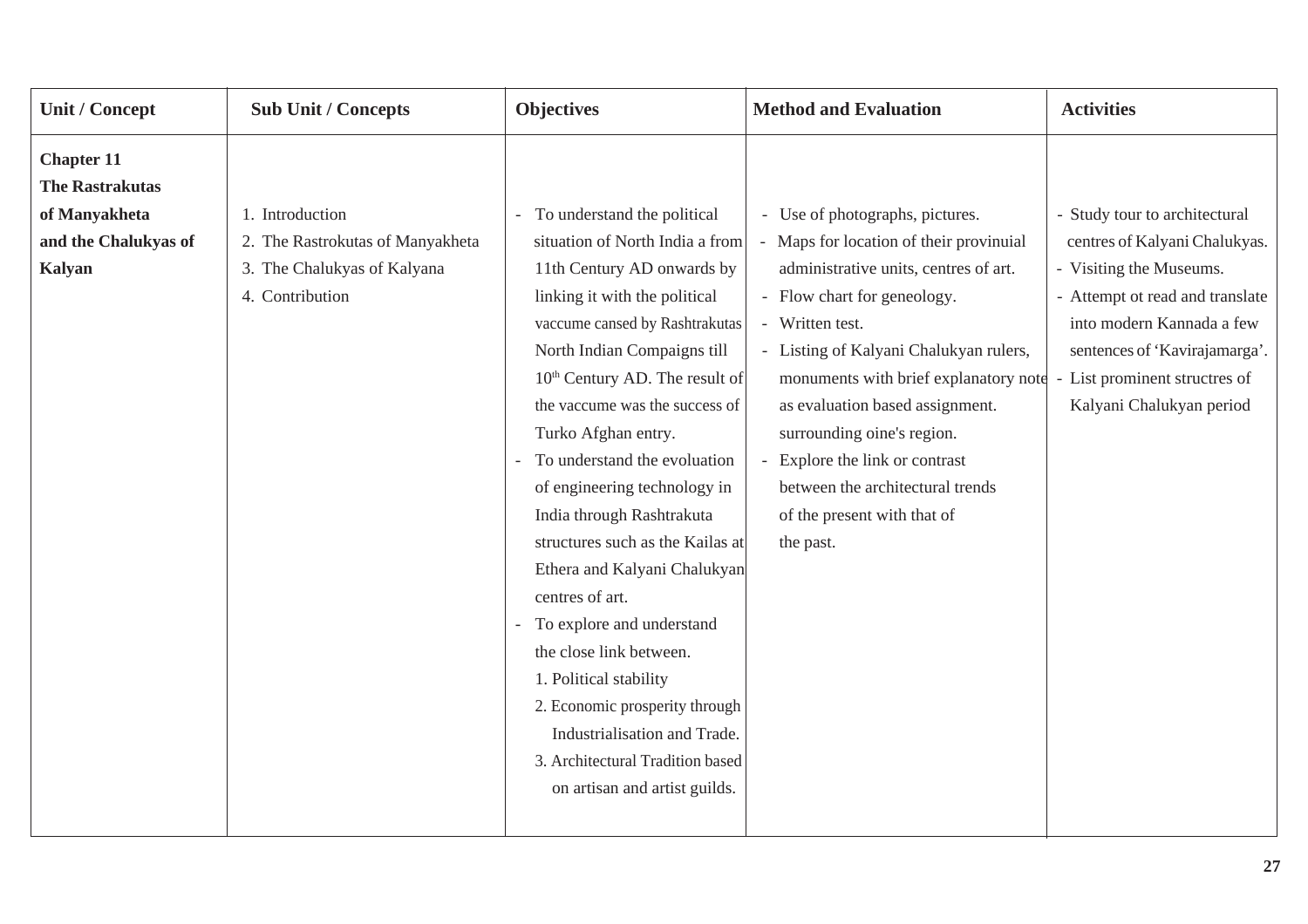| Unit / Concept | Sub Unit / Concepts | Objectives | Method and Evaluation | Activities |
|---|---|---|---|---|
| **Chapter 11**<br>**The Rastrakutas of Manyakheta and the Chalukyas of Kalyan** | 1. Introduction<br>2. The Rastrokutas of Manyakheta<br>3. The Chalukyas of Kalyana<br>4. Contribution | - To understand the political situation of North India a from 11th Century AD onwards by linking it with the political vaccume cansed by Rashtrakutas North Indian Compaigns till 10th Century AD. The result of the vaccume was the success of Turko Afghan entry.<br>- To understand the evoluation of engineering technology in India through Rashtrakuta structures such as the Kailas at Ethera and Kalyani Chalukyan centres of art.<br>- To explore and understand the close link between.<br>1. Political stability<br>2. Economic prosperity through Industrialisation and Trade.<br>3. Architectural Tradition based on artisan and artist guilds. | - Use of photographs, pictures.<br>- Maps for location of their provinuial administrative units, centres of art.<br>- Flow chart for geneology.<br>- Written test.<br>- Listing of Kalyani Chalukyan rulers, monuments with brief explanatory note as evaluation based assignment. surrounding oine's region.<br>- Explore the link or contrast between the architectural trends of the present with that of the past. | - Study tour to architectural centres of Kalyani Chalukyas.<br>- Visiting the Museums.<br>- Attempt ot read and translate into modern Kannada a few sentences of 'Kavirajamarga'.<br>- List prominent structres of Kalyani Chalukyan period |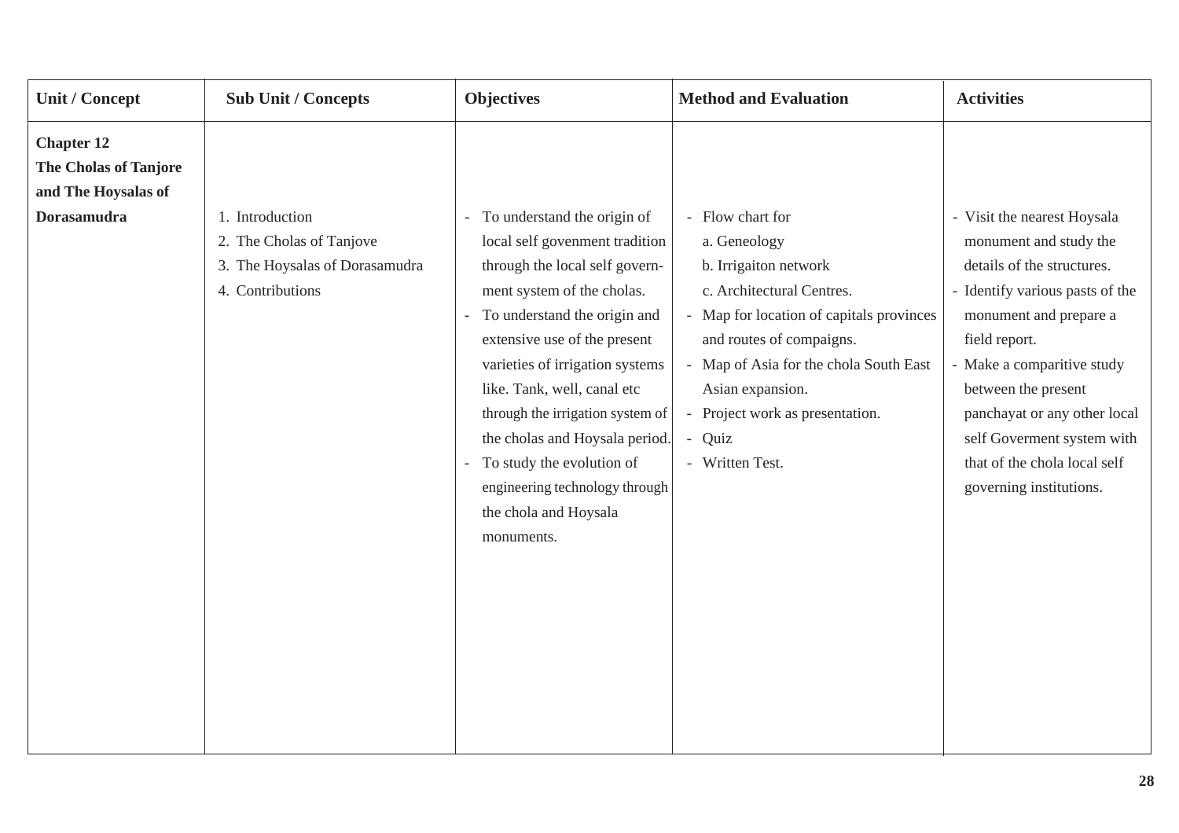| Unit / Concept | Sub Unit / Concepts | Objectives | Method and Evaluation | Activities |
|---|---|---|---|---|
| **Chapter 12**<br>**The Cholas of Tanjore and The Hoysalas of Dorasamudra** | 1. Introduction<br>2. The Cholas of Tanjove<br>3. The Hoysalas of Dorasamudra<br>4. Contributions | - To understand the origin of local self govenment tradition through the local self government system of the cholas.<br>- To understand the origin and extensive use of the present varieties of irrigation systems like. Tank, well, canal etc through the irrigation system of the cholas and Hoysala period.<br>- To study the evolution of engineering technology through the chola and Hoysala monuments. | - Flow chart for<br>a. Geneology<br>b. Irrigaiton network<br>c. Architectural Centres.<br>- Map for location of capitals provinces and routes of compaigns.<br>- Map of Asia for the chola South East Asian expansion.<br>- Project work as presentation.<br>- Quiz<br>- Written Test. | - Visit the nearest Hoysala monument and study the details of the structures.<br>- Identify various pasts of the monument and prepare a field report.<br>- Make a comparitive study between the present panchayat or any other local self Goverment system with that of the chola local self governing institutions. |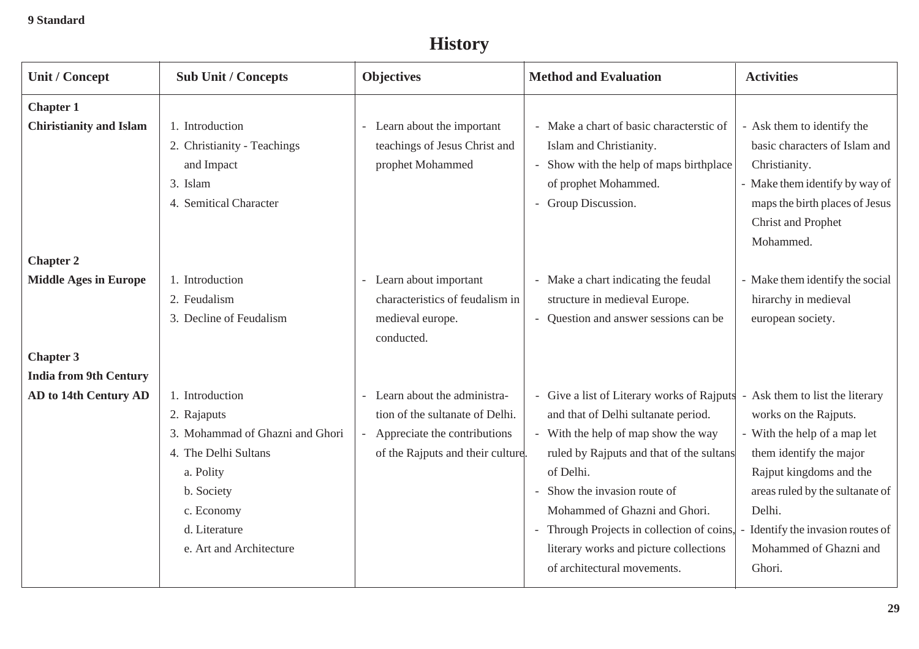**9 Standard**

# History

| Unit / Concept | Sub Unit / Concepts | Objectives | Method and Evaluation | Activities |
|---|---|---|---|---|
| **Chapter 1**<br>**Chiristianity and Islam** | 1. Introduction<br>2. Christianity - Teachings and Impact<br>3. Islam<br>4. Semitical Character | - Learn about the important teachings of Jesus Christ and prophet Mohammed | - Make a chart of basic characterstic of Islam and Christianity.<br>- Show with the help of maps birthplace of prophet Mohammed.<br>- Group Discussion. | - Ask them to identify the basic characters of Islam and Christianity.<br>- Make them identify by way of maps the birth places of Jesus Christ and Prophet Mohammed. |
| **Chapter 2**<br>**Middle Ages in Europe** | 1. Introduction<br>2. Feudalism<br>3. Decline of Feudalism | - Learn about important characteristics of feudalism in medieval europe. | - Make a chart indicating the feudal structure in medieval Europe.<br>- Question and answer sessions can be conducted. | - Make them identify the social hirarchy in medieval european society. |
| **Chapter 3**<br>**India from 9th Century AD to 14th Century AD** | 1. Introduction<br>2. Rajaputs<br>3. Mohammad of Ghazni and Ghori<br>4. The Delhi Sultans<br>a. Polity<br>b. Society<br>c. Economy<br>d. Literature<br>e. Art and Architecture | - Learn about the administration of the sultanate of Delhi.<br>- Appreciate the contributions of the Rajputs and their culture. | - Give a list of Literary works of Rajputs and that of Delhi sultanate period.<br>- With the help of map show the way ruled by Rajputs and that of the sultans of Delhi.<br>- Show the invasion route of Mohammed of Ghazni and Ghori.<br>- Through Projects in collection of coins, literary works and picture collections of architectural movements. | - Ask them to list the literary works on the Rajputs.<br>- With the help of a map let them identify the major Rajput kingdoms and the areas ruled by the sultanate of Delhi.<br>- Identify the invasion routes of Mohammed of Ghazni and Ghori. |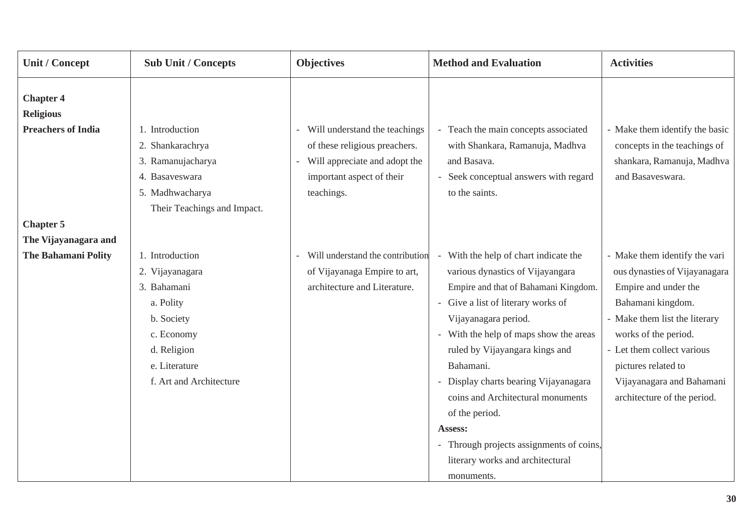| Unit / Concept | Sub Unit / Concepts | Objectives | Method and Evaluation | Activities |
|---|---|---|---|---|
| **Chapter 4**<br>**Religious**<br>**Preachers of India** | 1. Introduction<br>2. Shankarachrya<br>3. Ramanujacharya<br>4. Basaveswara<br>5. Madhwacharya<br>Their Teachings and Impact. | - Will understand the teachings of these religious preachers.<br>- Will appreciate and adopt the important aspect of their teachings. | - Teach the main concepts associated with Shankara, Ramanuja, Madhva and Basava.<br>- Seek conceptual answers with regard to the saints. | - Make them identify the basic concepts in the teachings of shankara, Ramanuja, Madhva and Basaveswara. |
| **Chapter 5**<br>**The Vijayanagara and**<br>**The Bahamani Polity** | 1. Introduction<br>2. Vijayanagara<br>3. Bahamani<br>a. Polity<br>b. Society<br>c. Economy<br>d. Religion<br>e. Literature<br>f. Art and Architecture | - Will understand the contribution of Vijayanaga Empire to art, architecture and Literature. | - With the help of chart indicate the various dynastics of Vijayangara Empire and that of Bahamani Kingdom.<br>- Give a list of literary works of Vijayanagara period.<br>- With the help of maps show the areas ruled by Vijayangara kings and Bahamani.<br>- Display charts bearing Vijayanagara coins and Architectural monuments of the period.<br>**Assess:**<br>- Through projects assignments of coins, literary works and architectural monuments. | - Make them identify the vari ous dynasties of Vijayanagara Empire and under the Bahamani kingdom.<br>- Make them list the literary works of the period.<br>- Let them collect various pictures related to Vijayanagara and Bahamani architecture of the period. |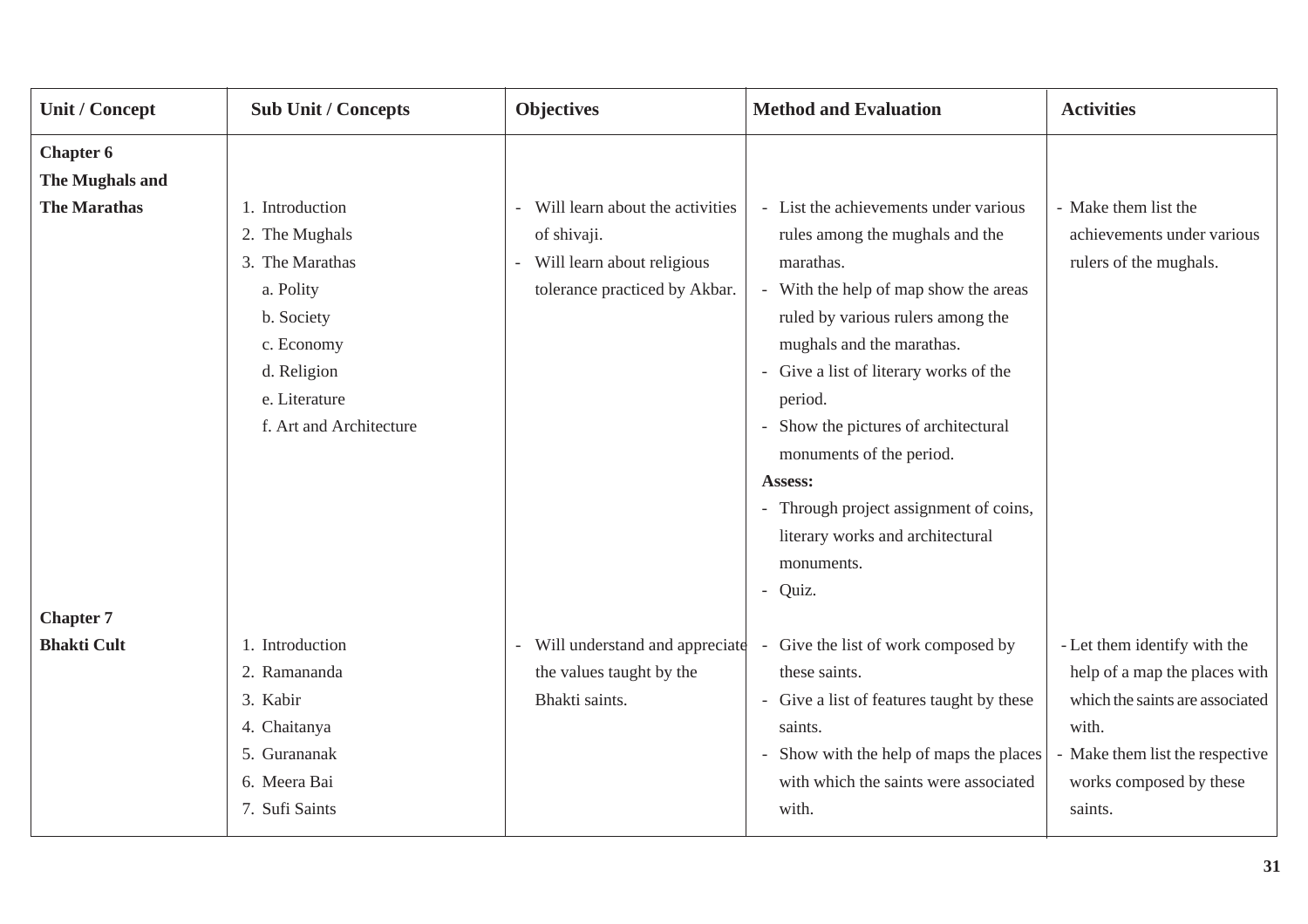| Unit / Concept | Sub Unit / Concepts | Objectives | Method and Evaluation | Activities |
|---|---|---|---|---|
| **Chapter 6**<br>**The Mughals and The Marathas** | 1. Introduction<br>2. The Mughals<br>3. The Marathas<br>a. Polity<br>b. Society<br>c. Economy<br>d. Religion<br>e. Literature<br>f. Art and Architecture | - Will learn about the activities of shivaji.<br>- Will learn about religious tolerance practiced by Akbar. | - List the achievements under various rules among the mughals and the marathas.<br>- With the help of map show the areas ruled by various rulers among the mughals and the marathas.<br>- Give a list of literary works of the period.<br>- Show the pictures of architectural monuments of the period.<br>**Assess:**<br>- Through project assignment of coins, literary works and architectural monuments.<br>- Quiz. | - Make them list the achievements under various rulers of the mughals. |
| **Chapter 7**<br>**Bhakti Cult** | 1. Introduction<br>2. Ramananda<br>3. Kabir<br>4. Chaitanya<br>5. Gurananak<br>6. Meera Bai<br>7. Sufi Saints | - Will understand and appreciate the values taught by the Bhakti saints. | - Give the list of work composed by these saints.<br>- Give a list of features taught by these saints.<br>- Show with the help of maps the places with which the saints were associated with. | - Let them identify with the help of a map the places with which the saints are associated with.<br>- Make them list the respective works composed by these saints. |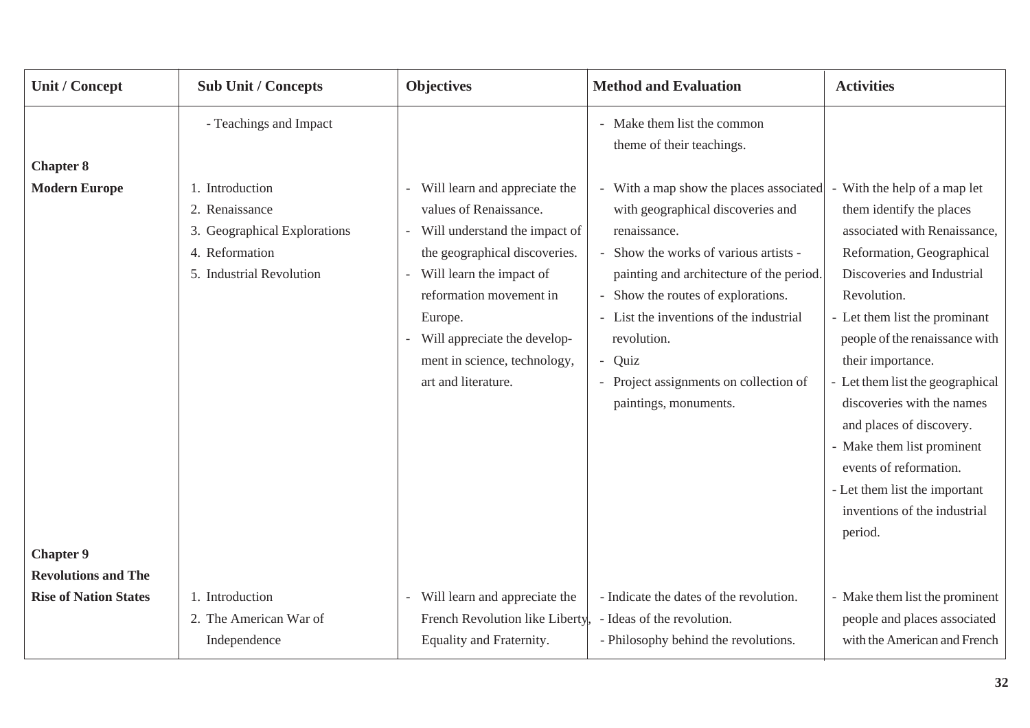| Unit / Concept | Sub Unit / Concepts | Objectives | Method and Evaluation | Activities |
|---|---|---|---|---|
| | - Teachings and Impact | | - Make them list the common theme of their teachings. | |
| **Chapter 8** **Modern Europe** | 1. Introduction<br>2. Renaissance<br>3. Geographical Explorations<br>4. Reformation<br>5. Industrial Revolution | - Will learn and appreciate the values of Renaissance.<br>- Will understand the impact of the geographical discoveries.<br>- Will learn the impact of reformation movement in Europe.<br>- Will appreciate the development in science, technology, art and literature. | - With a map show the places associated with geographical discoveries and renaissance.<br>- Show the works of various artists - painting and architecture of the period.<br>- Show the routes of explorations.<br>- List the inventions of the industrial revolution.<br>- Quiz<br>- Project assignments on collection of paintings, monuments. | - With the help of a map let them identify the places associated with Renaissance, Reformation, Geographical Discoveries and Industrial Revolution.<br>- Let them list the prominant people of the renaissance with their importance.<br>- Let them list the geographical discoveries with the names and places of discovery.<br>- Make them list prominent events of reformation.<br>- Let them list the important inventions of the industrial period. |
| **Chapter 9** **Revolutions and The Rise of Nation States** | 1. Introduction<br>2. The American War of Independence | - Will learn and appreciate the French Revolution like Liberty, Equality and Fraternity. | - Indicate the dates of the revolution.<br>- Ideas of the revolution.<br>- Philosophy behind the revolutions. | - Make them list the prominent people and places associated with the American and French |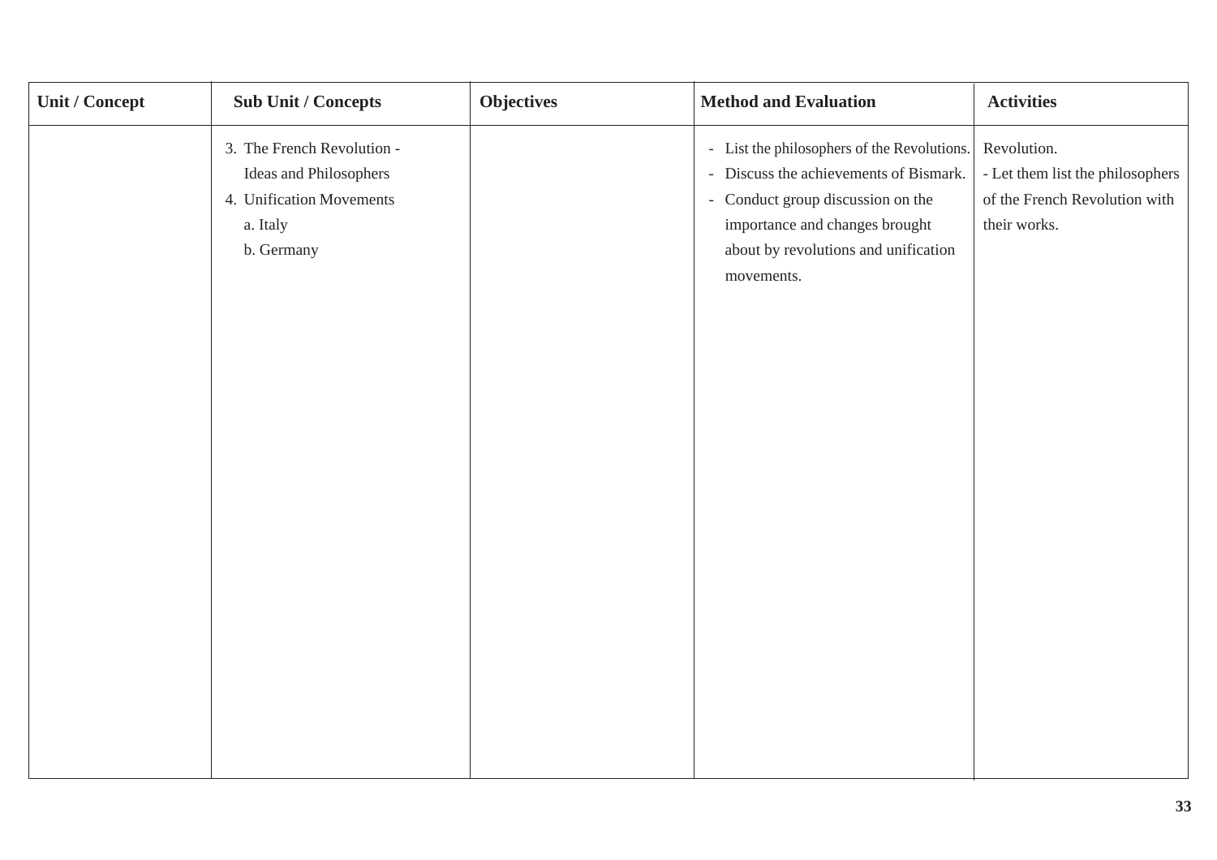| Unit / Concept | Sub Unit / Concepts | Objectives | Method and Evaluation | Activities |
|---|---|---|---|---|
| | 3. The French Revolution - Ideas and Philosophers<br>4. Unification Movements<br>a. Italy<br>b. Germany | | - List the philosophers of the Revolutions.<br>- Discuss the achievements of Bismark.<br>- Conduct group discussion on the importance and changes brought about by revolutions and unification movements. | Revolution.<br>- Let them list the philosophers of the French Revolution with their works. |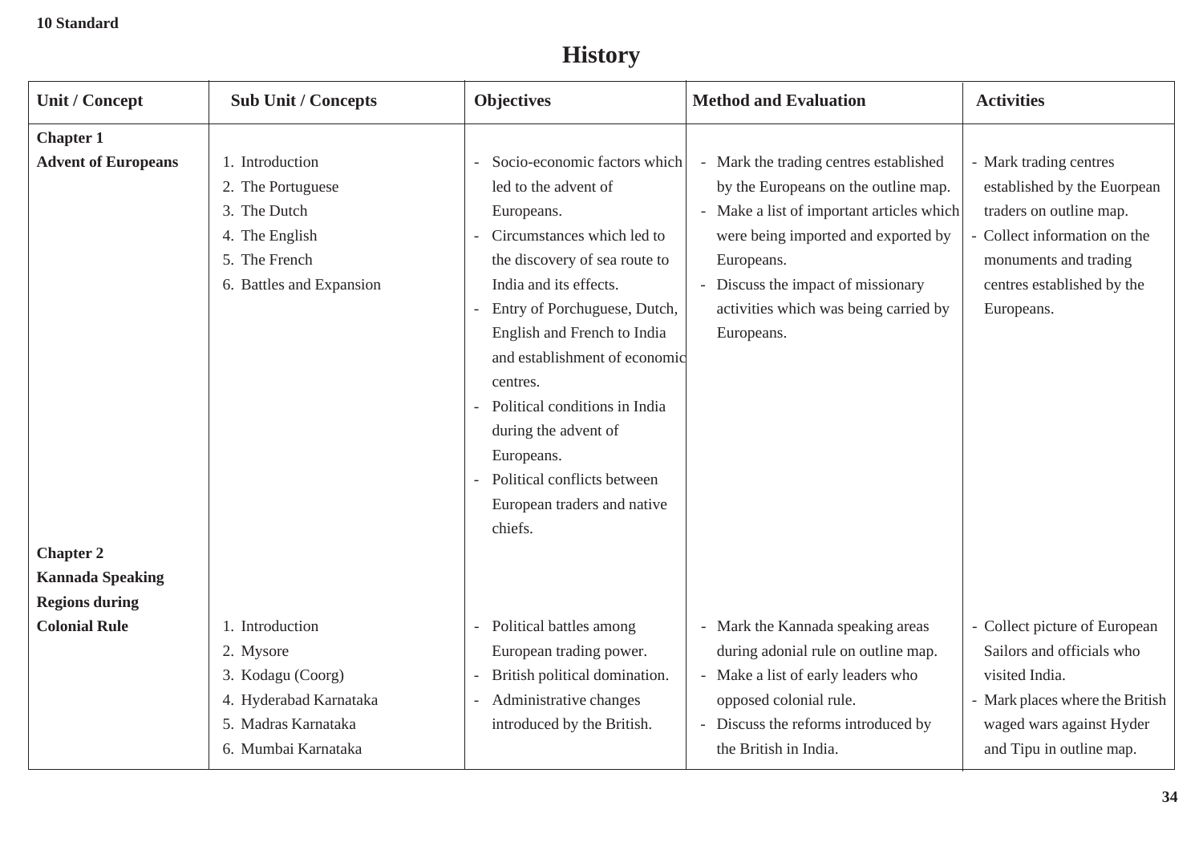10 Standard

# History

| Unit / Concept | Sub Unit / Concepts | Objectives | Method and Evaluation | Activities |
|---|---|---|---|---|
| **Chapter 1**<br>**Advent of Europeans** | 1. Introduction<br>2. The Portuguese<br>3. The Dutch<br>4. The English<br>5. The French<br>6. Battles and Expansion | - Socio-economic factors which led to the advent of Europeans.<br>- Circumstances which led to the discovery of sea route to India and its effects.<br>- Entry of Porchuguese, Dutch, English and French to India and establishment of economic centres.<br>- Political conditions in India during the advent of Europeans.<br>- Political conflicts between European traders and native chiefs. | - Mark the trading centres established by the Europeans on the outline map.<br>- Make a list of important articles which were being imported and exported by Europeans.<br>- Discuss the impact of missionary activities which was being carried by Europeans. | - Mark trading centres established by the Euorpean traders on outline map.<br>- Collect information on the monuments and trading centres established by the Europeans. |
| **Chapter 2**<br>**Kannada Speaking Regions during Colonial Rule** | 1. Introduction<br>2. Mysore<br>3. Kodagu (Coorg)<br>4. Hyderabad Karnataka<br>5. Madras Karnataka<br>6. Mumbai Karnataka | - Political battles among European trading power.<br>- British political domination.<br>- Administrative changes introduced by the British. | - Mark the Kannada speaking areas during adonial rule on outline map.<br>- Make a list of early leaders who opposed colonial rule.<br>- Discuss the reforms introduced by the British in India. | - Collect picture of European Sailors and officials who visited India.<br>- Mark places where the British waged wars against Hyder and Tipu in outline map. |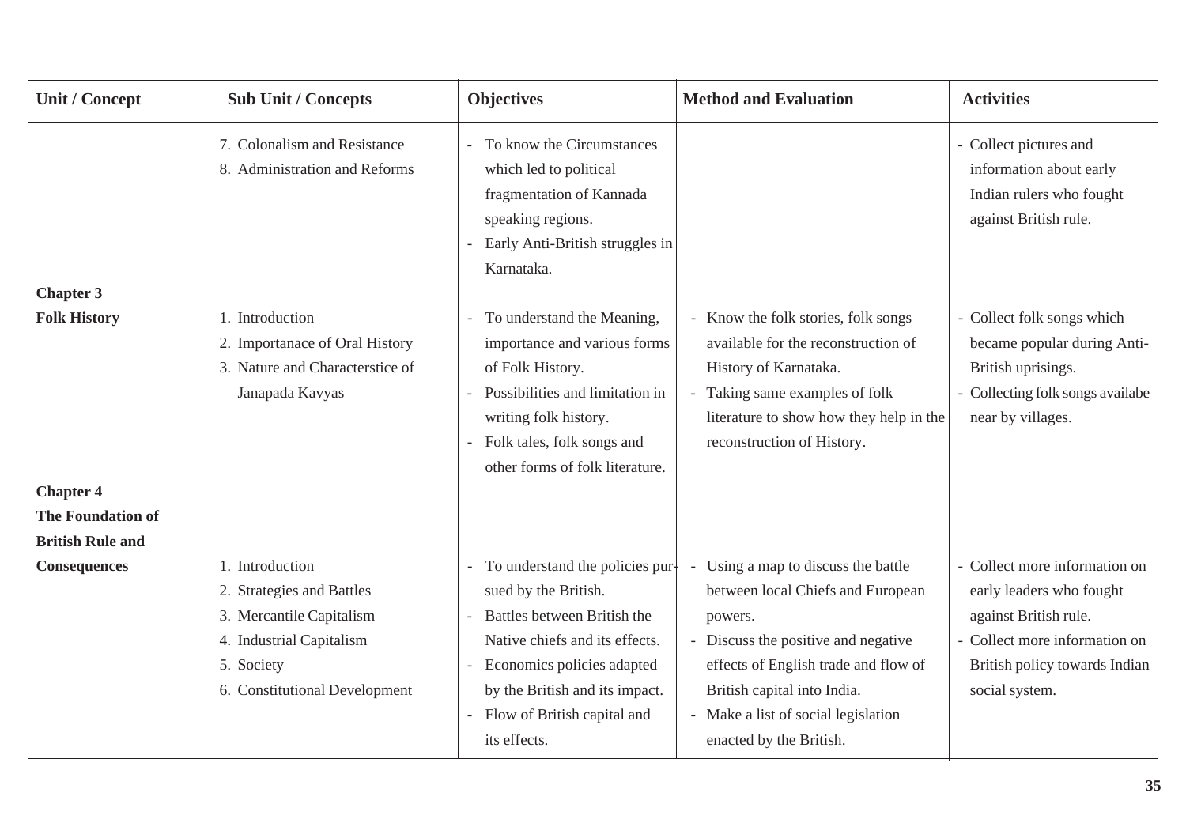| Unit / Concept | Sub Unit / Concepts | Objectives | Method and Evaluation | Activities |
|---|---|---|---|---|
| | 7. Colonalism and Resistance<br>8. Administration and Reforms | - To know the Circumstances which led to political fragmentation of Kannada speaking regions.<br>- Early Anti-British struggles in Karnataka. | | - Collect pictures and information about early Indian rulers who fought against British rule. |
| **Chapter 3**<br>**Folk History** | 1. Introduction<br>2. Importanace of Oral History<br>3. Nature and Characterstice of Janapada Kavyas | - To understand the Meaning, importance and various forms of Folk History.<br>- Possibilities and limitation in writing folk history.<br>- Folk tales, folk songs and other forms of folk literature. | - Know the folk stories, folk songs available for the reconstruction of History of Karnataka.<br>- Taking same examples of folk literature to show how they help in the reconstruction of History. | - Collect folk songs which became popular during Anti-British uprisings.<br>- Collecting folk songs availabe near by villages. |
| **Chapter 4**<br>**The Foundation of British Rule and Consequences** | 1. Introduction<br>2. Strategies and Battles<br>3. Mercantile Capitalism<br>4. Industrial Capitalism<br>5. Society<br>6. Constitutional Development | - To understand the policies pursued by the British.<br>- Battles between British the Native chiefs and its effects.<br>- Economics policies adapted by the British and its impact.<br>- Flow of British capital and its effects. | - Using a map to discuss the battle between local Chiefs and European powers.<br>- Discuss the positive and negative effects of English trade and flow of British capital into India.<br>- Make a list of social legislation enacted by the British. | - Collect more information on early leaders who fought against British rule.<br>- Collect more information on British policy towards Indian social system. |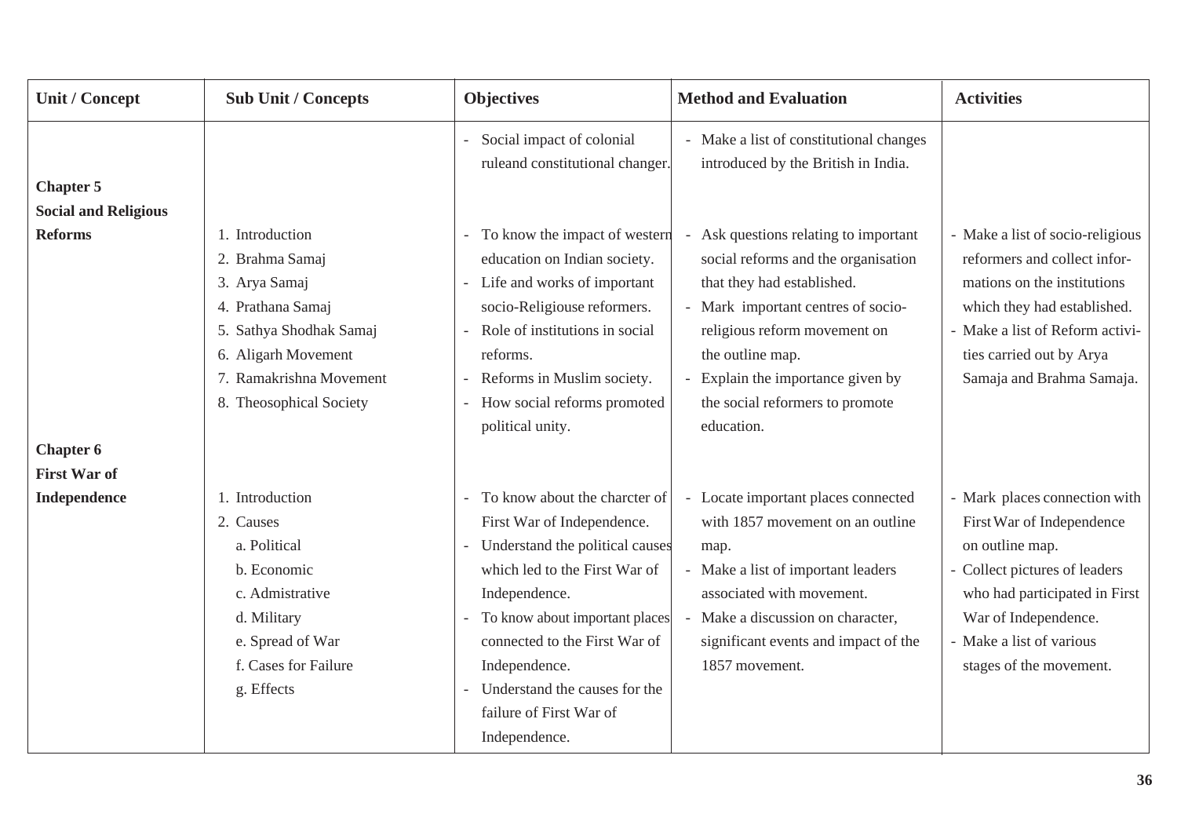| Unit / Concept | Sub Unit / Concepts | Objectives | Method and Evaluation | Activities |
|---|---|---|---|---|
| | | - Social impact of colonial ruleand constitutional changer. | - Make a list of constitutional changes introduced by the British in India. | |
| **Chapter 5** **Social and Religious Reforms** | 1. Introduction<br>2. Brahma Samaj<br>3. Arya Samaj<br>4. Prathana Samaj<br>5. Sathya Shodhak Samaj<br>6. Aligarh Movement<br>7. Ramakrishna Movement<br>8. Theosophical Society | - To know the impact of western education on Indian society.<br>- Life and works of important socio-Religiouse reformers.<br>- Role of institutions in social reforms.<br>- Reforms in Muslim society.<br>- How social reforms promoted political unity. | - Ask questions relating to important social reforms and the organisation that they had established.<br>- Mark important centres of socio-religious reform movement on the outline map.<br>- Explain the importance given by the social reformers to promote education. | - Make a list of socio-religious reformers and collect informations on the institutions which they had established.<br>- Make a list of Reform activities carried out by Arya Samaja and Brahma Samaja. |
| **Chapter 6** **First War of Independence** | 1. Introduction<br>2. Causes<br>a. Political<br>b. Economic<br>c. Admistrative<br>d. Military<br>e. Spread of War<br>f. Cases for Failure<br>g. Effects | - To know about the charcter of First War of Independence.<br>- Understand the political causes which led to the First War of Independence.<br>- To know about important places connected to the First War of Independence.<br>- Understand the causes for the failure of First War of Independence. | - Locate important places connected with 1857 movement on an outline map.<br>- Make a list of important leaders associated with movement.<br>- Make a discussion on character, significant events and impact of the 1857 movement. | - Mark places connection with First War of Independence on outline map.<br>- Collect pictures of leaders who had participated in First War of Independence.<br>- Make a list of various stages of the movement. |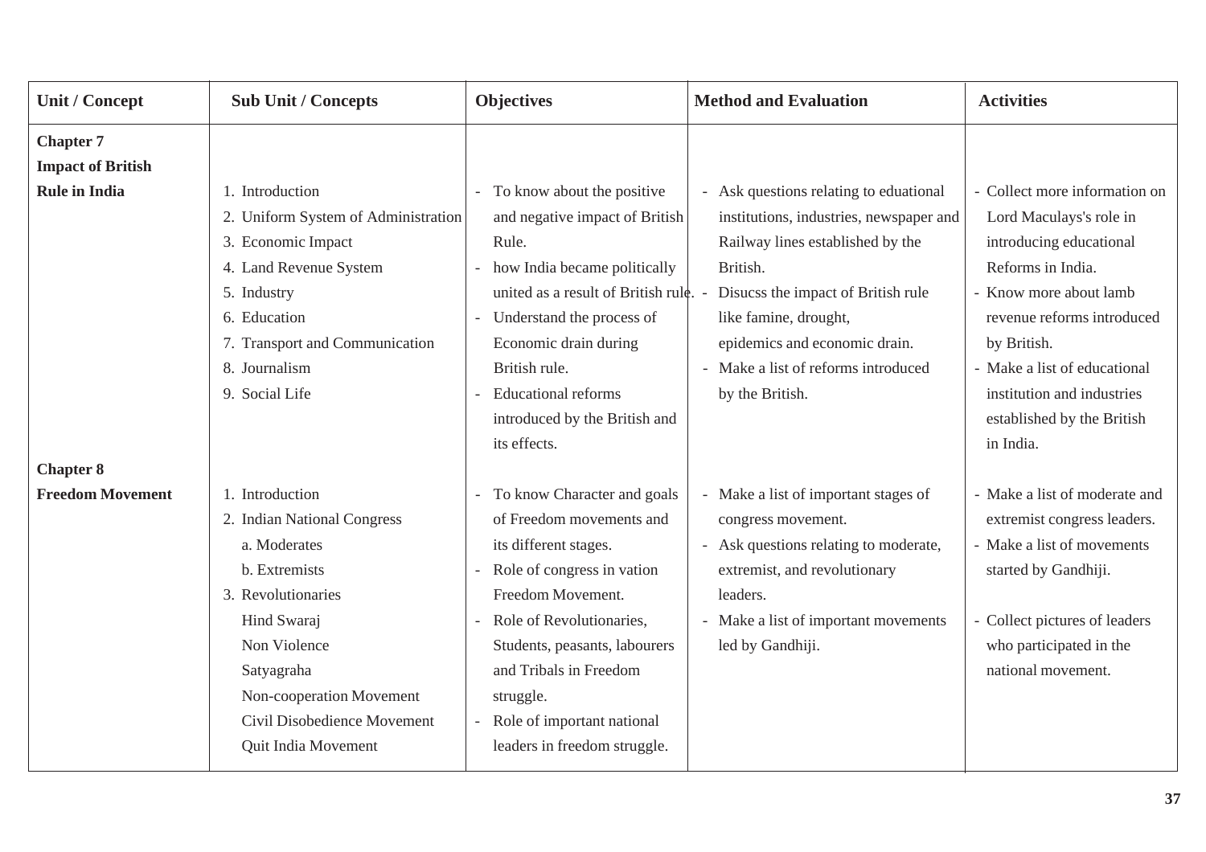| Unit / Concept | Sub Unit / Concepts | Objectives | Method and Evaluation | Activities |
|---|---|---|---|---|
| **Chapter 7**<br>**Impact of British Rule in India** | 1. Introduction<br>2. Uniform System of Administration<br>3. Economic Impact<br>4. Land Revenue System<br>5. Industry<br>6. Education<br>7. Transport and Communication<br>8. Journalism<br>9. Social Life | - To know about the positive and negative impact of British Rule.<br>- how India became politically united as a result of British rule.<br>- Understand the process of Economic drain during British rule.<br>- Educational reforms introduced by the British and its effects. | - Ask questions relating to eduational institutions, industries, newspaper and Railway lines established by the British.<br>- Disucss the impact of British rule like famine, drought, epidemics and economic drain.<br>- Make a list of reforms introduced by the British. | - Collect more information on Lord Maculays's role in introducing educational Reforms in India.<br>- Know more about lamb revenue reforms introduced by British.<br>- Make a list of educational institution and industries established by the British in India. |
| **Chapter 8**<br>**Freedom Movement** | 1. Introduction<br>2. Indian National Congress<br>a. Moderates<br>b. Extremists<br>3. Revolutionaries<br>Hind Swaraj<br>Non Violence<br>Satyagraha<br>Non-cooperation Movement<br>Civil Disobedience Movement<br>Quit India Movement | - To know Character and goals of Freedom movements and its different stages.<br>- Role of congress in vation Freedom Movement.<br>- Role of Revolutionaries, Students, peasants, labourers and Tribals in Freedom struggle.<br>- Role of important national leaders in freedom struggle. | - Make a list of important stages of congress movement.<br>- Ask questions relating to moderate, extremist, and revolutionary leaders.<br>- Make a list of important movements led by Gandhiji. | - Make a list of moderate and extremist congress leaders.<br>- Make a list of movements started by Gandhiji.<br>- Collect pictures of leaders who participated in the national movement. |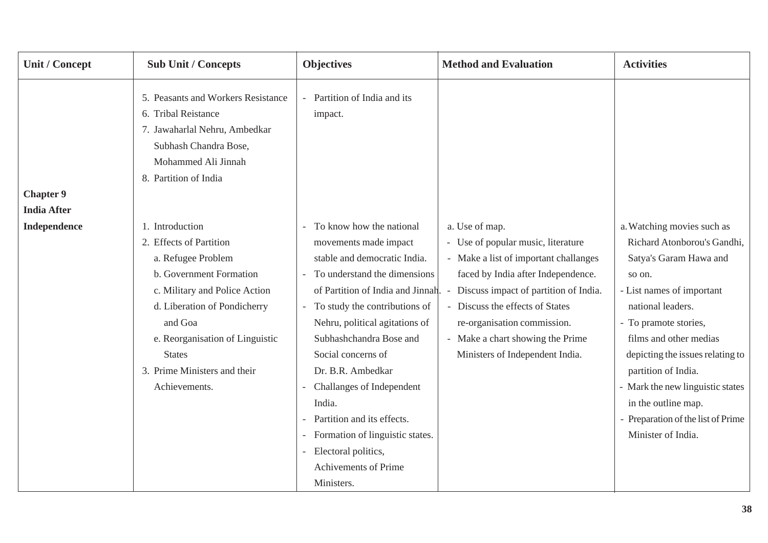| Unit / Concept | Sub Unit / Concepts | Objectives | Method and Evaluation | Activities |
|---|---|---|---|---|
| | 5. Peasants and Workers Resistance<br>6. Tribal Reistance<br>7. Jawaharlal Nehru, Ambedkar Subhash Chandra Bose, Mohammed Ali Jinnah<br>8. Partition of India | - Partition of India and its impact. | | |
| **Chapter 9**<br>**India After Independence** | 1. Introduction<br>2. Effects of Partition<br>a. Refugee Problem<br>b. Government Formation<br>c. Military and Police Action<br>d. Liberation of Pondicherry and Goa<br>e. Reorganisation of Linguistic States<br>3. Prime Ministers and their Achievements. | - To know how the national movements made impact stable and democratic India.<br>- To understand the dimensions of Partition of India and Jinnah.<br>- To study the contributions of Nehru, political agitations of Subhashchandra Bose and Social concerns of Dr. B.R. Ambedkar<br>- Challanges of Independent India.<br>- Partition and its effects.<br>- Formation of linguistic states.<br>- Electoral politics, Achivements of Prime Ministers. | a. Use of map.<br>- Use of popular music, literature<br>- Make a list of important challanges faced by India after Independence.<br>- Discuss impact of partition of India.<br>- Discuss the effects of States re-organisation commission.<br>- Make a chart showing the Prime Ministers of Independent India. | a. Watching movies such as Richard Atonborou's Gandhi, Satya's Garam Hawa and so on.<br>- List names of important national leaders.<br>- To pramote stories, films and other medias depicting the issues relating to partition of India.<br>- Mark the new linguistic states in the outline map.<br>- Preparation of the list of Prime Minister of India. |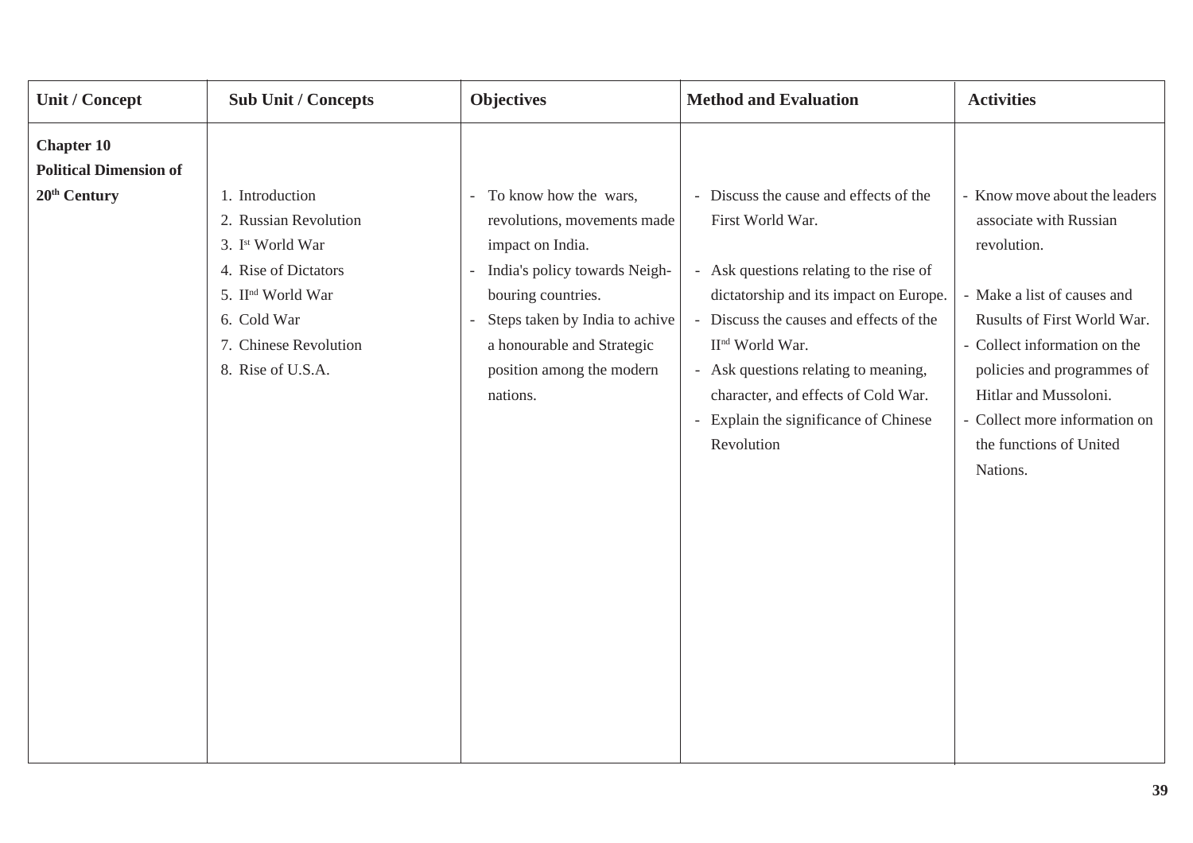| Unit / Concept | Sub Unit / Concepts | Objectives | Method and Evaluation | Activities |
|---|---|---|---|---|
| **Chapter 10 Political Dimension of 20th Century** | 1. Introduction<br>2. Russian Revolution<br>3. Ist World War<br>4. Rise of Dictators<br>5. IInd World War<br>6. Cold War<br>7. Chinese Revolution<br>8. Rise of U.S.A. | - To know how the wars, revolutions, movements made impact on India.<br>- India's policy towards Neighbouring countries.<br>- Steps taken by India to achive a honourable and Strategic position among the modern nations. | - Discuss the cause and effects of the First World War.<br>- Ask questions relating to the rise of dictatorship and its impact on Europe.<br>- Discuss the causes and effects of the IInd World War.<br>- Ask questions relating to meaning, character, and effects of Cold War.<br>- Explain the significance of Chinese Revolution | - Know move about the leaders associate with Russian revolution.<br>- Make a list of causes and Rusults of First World War.<br>- Collect information on the policies and programmes of Hitlar and Mussoloni.<br>- Collect more information on the functions of United Nations. |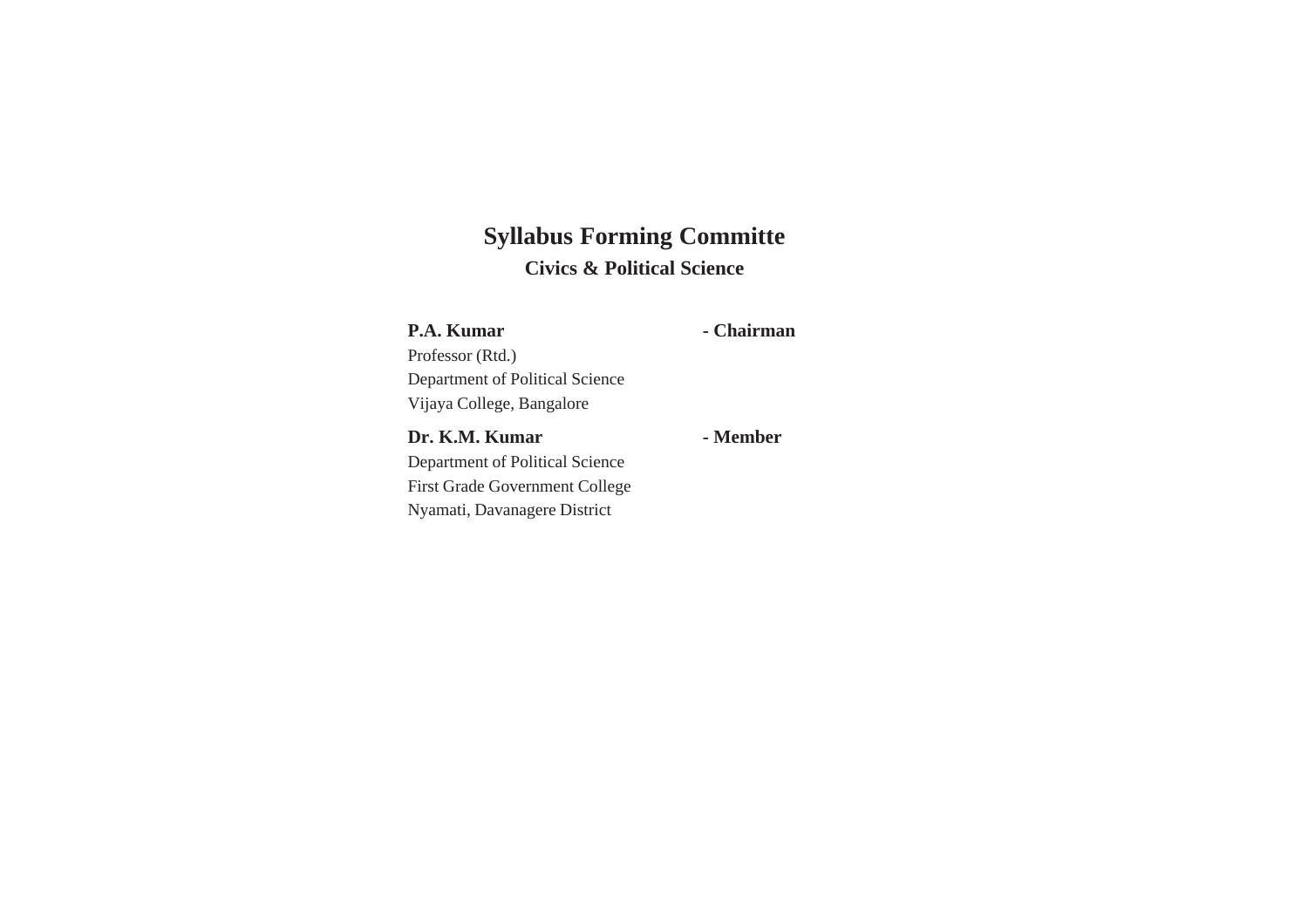# Syllabus Forming Committe

## Civics & Political Science

**P.A. Kumar** **- Chairman**
Professor (Rtd.)
Department of Political Science
Vijaya College, Bangalore

**Dr. K.M. Kumar** **- Member**
Department of Political Science
First Grade Government College
Nyamati, Davanagere District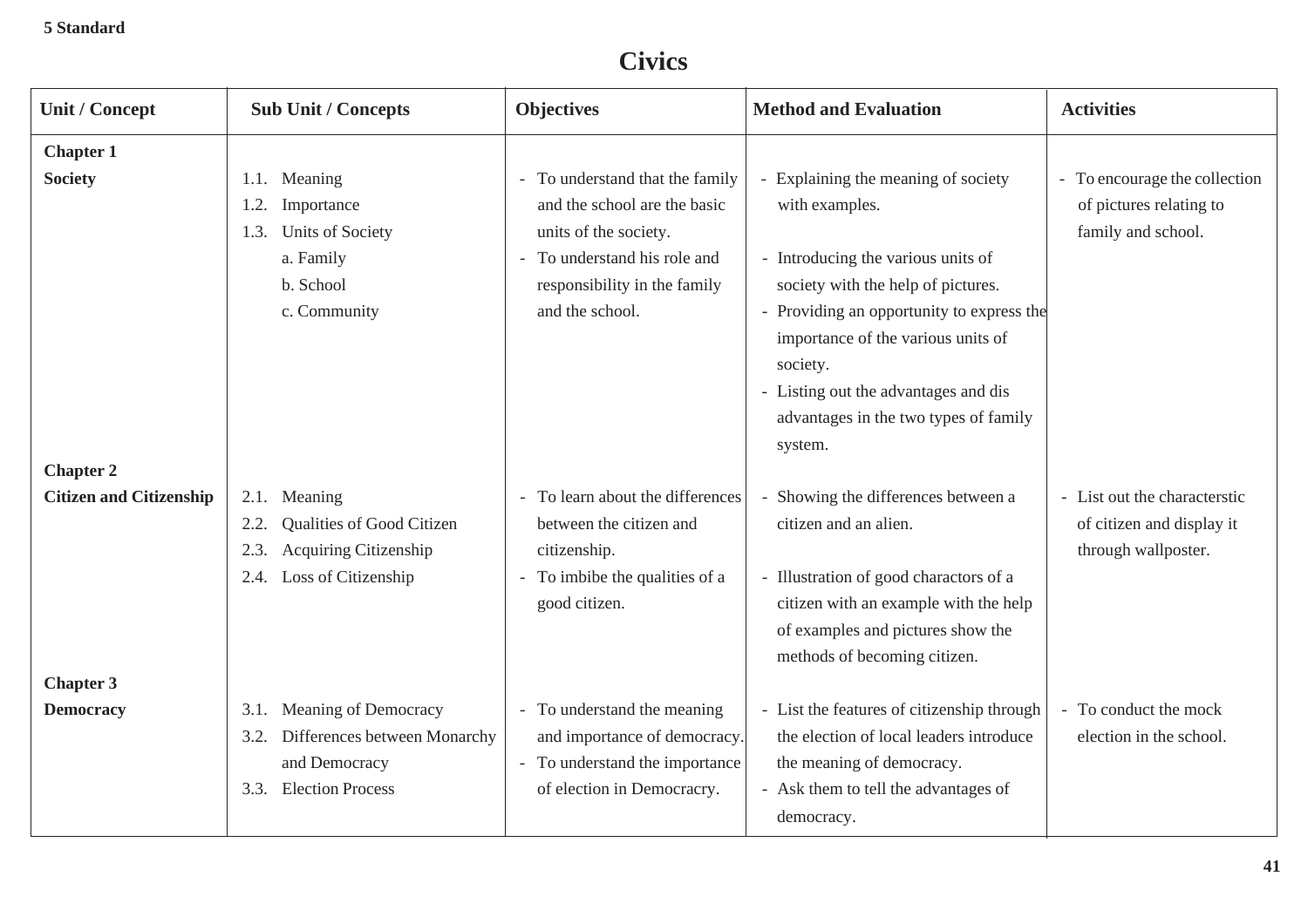**5 Standard**

# Civics

| Unit / Concept | Sub Unit / Concepts | Objectives | Method and Evaluation | Activities |
|---|---|---|---|---|
| **Chapter 1**<br>**Society** | 1.1. Meaning<br>1.2. Importance<br>1.3. Units of Society<br>a. Family<br>b. School<br>c. Community | - To understand that the family and the school are the basic units of the society.<br>- To understand his role and responsibility in the family and the school. | - Explaining the meaning of society with examples.<br>- Introducing the various units of society with the help of pictures.<br>- Providing an opportunity to express the importance of the various units of society.<br>- Listing out the advantages and dis advantages in the two types of family system. | - To encourage the collection of pictures relating to family and school. |
| **Chapter 2**<br>**Citizen and Citizenship** | 2.1. Meaning<br>2.2. Qualities of Good Citizen<br>2.3. Acquiring Citizenship<br>2.4. Loss of Citizenship | - To learn about the differences between the citizen and citizenship.<br>- To imbibe the qualities of a good citizen. | - Showing the differences between a citizen and an alien.<br>- Illustration of good charactors of a citizen with an example with the help of examples and pictures show the methods of becoming citizen. | - List out the characterstic of citizen and display it through wallposter. |
| **Chapter 3**<br>**Democracy** | 3.1. Meaning of Democracy<br>3.2. Differences between Monarchy and Democracy<br>3.3. Election Process | - To understand the meaning and importance of democracy.<br>- To understand the importance of election in Democracry. | - List the features of citizenship through the election of local leaders introduce the meaning of democracy.<br>- Ask them to tell the advantages of democracy. | - To conduct the mock election in the school. |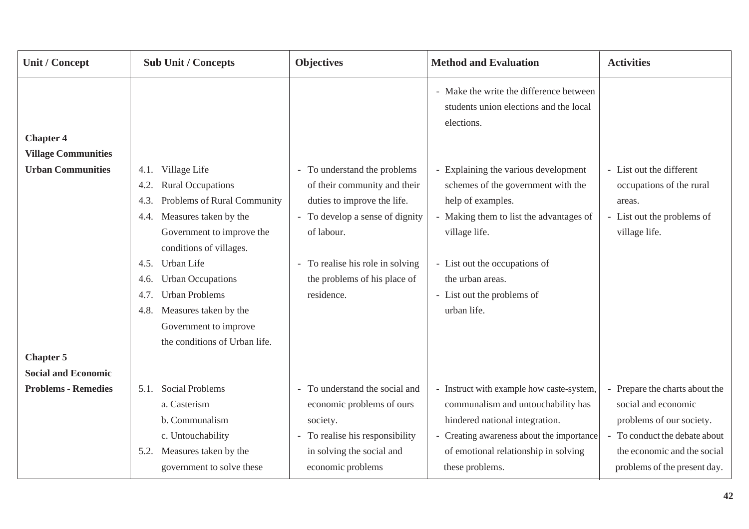| Unit / Concept | Sub Unit / Concepts | Objectives | Method and Evaluation | Activities |
|---|---|---|---|---|
| | | | - Make the write the difference between students union elections and the local elections. | |
| **Chapter 4**<br>**Village Communities**<br>**Urban Communities** | 4.1. Village Life<br>4.2. Rural Occupations<br>4.3. Problems of Rural Community<br>4.4. Measures taken by the Government to improve the conditions of villages.<br>4.5. Urban Life<br>4.6. Urban Occupations<br>4.7. Urban Problems<br>4.8. Measures taken by the Government to improve the conditions of Urban life. | - To understand the problems of their community and their duties to improve the life.<br>- To develop a sense of dignity of labour.<br>- To realise his role in solving the problems of his place of residence. | - Explaining the various development schemes of the government with the help of examples.<br>- Making them to list the advantages of village life.<br>- List out the occupations of the urban areas.<br>- List out the problems of urban life. | - List out the different occupations of the rural areas.<br>- List out the problems of village life. |
| **Chapter 5**<br>**Social and Economic**<br>**Problems - Remedies** | 5.1. Social Problems<br>a. Casterism<br>b. Communalism<br>c. Untouchability<br>5.2. Measures taken by the government to solve these | - To understand the social and economic problems of ours society.<br>- To realise his responsibility in solving the social and economic problems | - Instruct with example how caste-system, communalism and untouchability has hindered national integration.<br>- Creating awareness about the importance of emotional relationship in solving these problems. | - Prepare the charts about the social and economic problems of our society.<br>- To conduct the debate about the economic and the social problems of the present day. |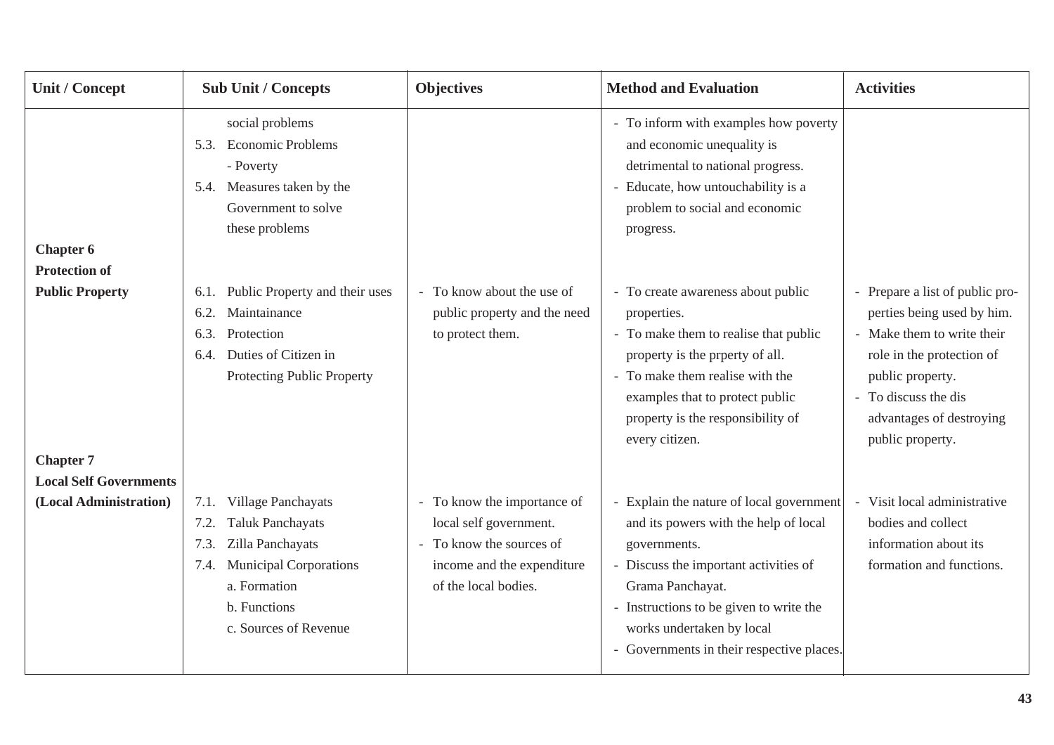| Unit / Concept | Sub Unit / Concepts | Objectives | Method and Evaluation | Activities |
|---|---|---|---|---|
| | social problems<br>5.3. Economic Problems<br>- Poverty<br>5.4. Measures taken by the Government to solve these problems | | - To inform with examples how poverty and economic unequality is detrimental to national progress.<br>- Educate, how untouchability is a problem to social and economic progress. | |
| **Chapter 6**<br>**Protection of Public Property** | 6.1. Public Property and their uses<br>6.2. Maintainance<br>6.3. Protection<br>6.4. Duties of Citizen in Protecting Public Property | - To know about the use of public property and the need to protect them. | - To create awareness about public properties.<br>- To make them to realise that public property is the prperty of all.<br>- To make them realise with the examples that to protect public property is the responsibility of every citizen. | - Prepare a list of public properties being used by him.<br>- Make them to write their role in the protection of public property.<br>- To discuss the dis advantages of destroying public property. |
| **Chapter 7**<br>**Local Self Governments (Local Administration)** | 7.1. Village Panchayats<br>7.2. Taluk Panchayats<br>7.3. Zilla Panchayats<br>7.4. Municipal Corporations<br>a. Formation<br>b. Functions<br>c. Sources of Revenue | - To know the importance of local self government.<br>- To know the sources of income and the expenditure of the local bodies. | - Explain the nature of local government and its powers with the help of local governments.<br>- Discuss the important activities of Grama Panchayat.<br>- Instructions to be given to write the works undertaken by local<br>- Governments in their respective places. | - Visit local administrative bodies and collect information about its formation and functions. |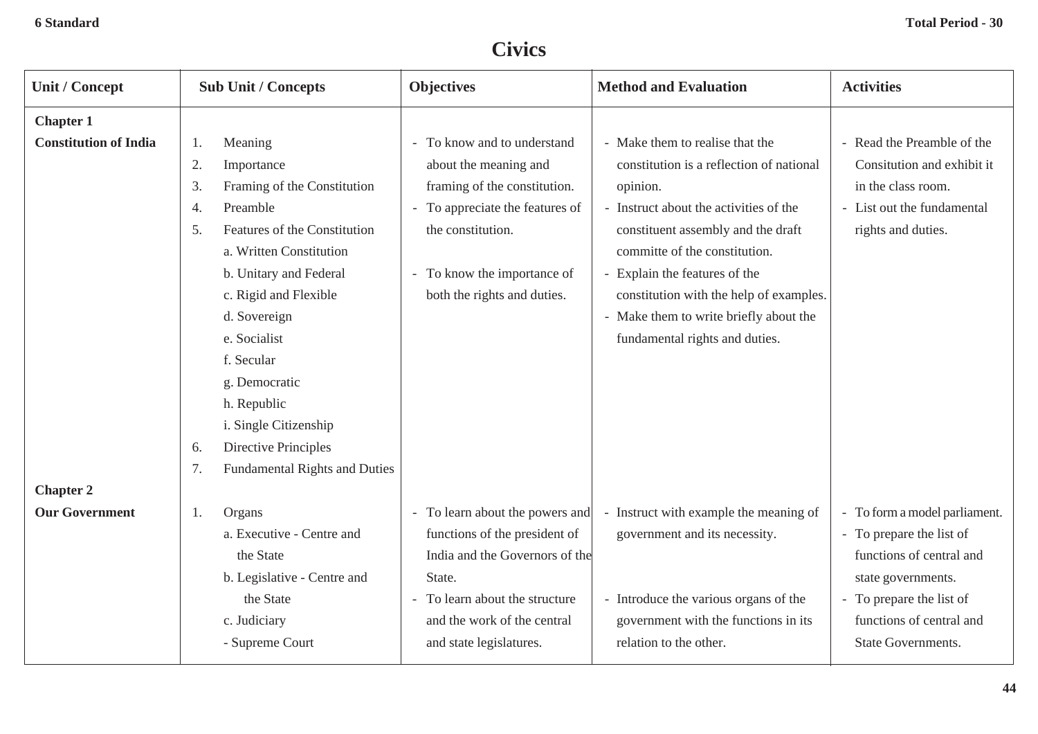**6 Standard** **Total Period - 30**

# Civics

| Unit / Concept | Sub Unit / Concepts | Objectives | Method and Evaluation | Activities |
|---|---|---|---|---|
| **Chapter 1**<br>**Constitution of India** | 1. Meaning<br>2. Importance<br>3. Framing of the Constitution<br>4. Preamble<br>5. Features of the Constitution<br>a. Written Constitution<br>b. Unitary and Federal<br>c. Rigid and Flexible<br>d. Sovereign<br>e. Socialist<br>f. Secular<br>g. Democratic<br>h. Republic<br>i. Single Citizenship<br>6. Directive Principles<br>7. Fundamental Rights and Duties | - To know and to understand about the meaning and framing of the constitution.<br>- To appreciate the features of the constitution.<br>- To know the importance of both the rights and duties. | - Make them to realise that the constitution is a reflection of national opinion.<br>- Instruct about the activities of the constituent assembly and the draft committe of the constitution.<br>- Explain the features of the constitution with the help of examples.<br>- Make them to write briefly about the fundamental rights and duties. | - Read the Preamble of the Consitution and exhibit it in the class room.<br>- List out the fundamental rights and duties. |
| **Chapter 2**<br>**Our Government** | 1. Organs<br>a. Executive - Centre and the State<br>b. Legislative - Centre and the State<br>c. Judiciary<br>- Supreme Court | - To learn about the powers and functions of the president of India and the Governors of the State.<br>- To learn about the structure and the work of the central and state legislatures. | - Instruct with example the meaning of government and its necessity.<br>- Introduce the various organs of the government with the functions in its relation to the other. | - To form a model parliament.<br>- To prepare the list of functions of central and state governments.<br>- To prepare the list of functions of central and State Governments. |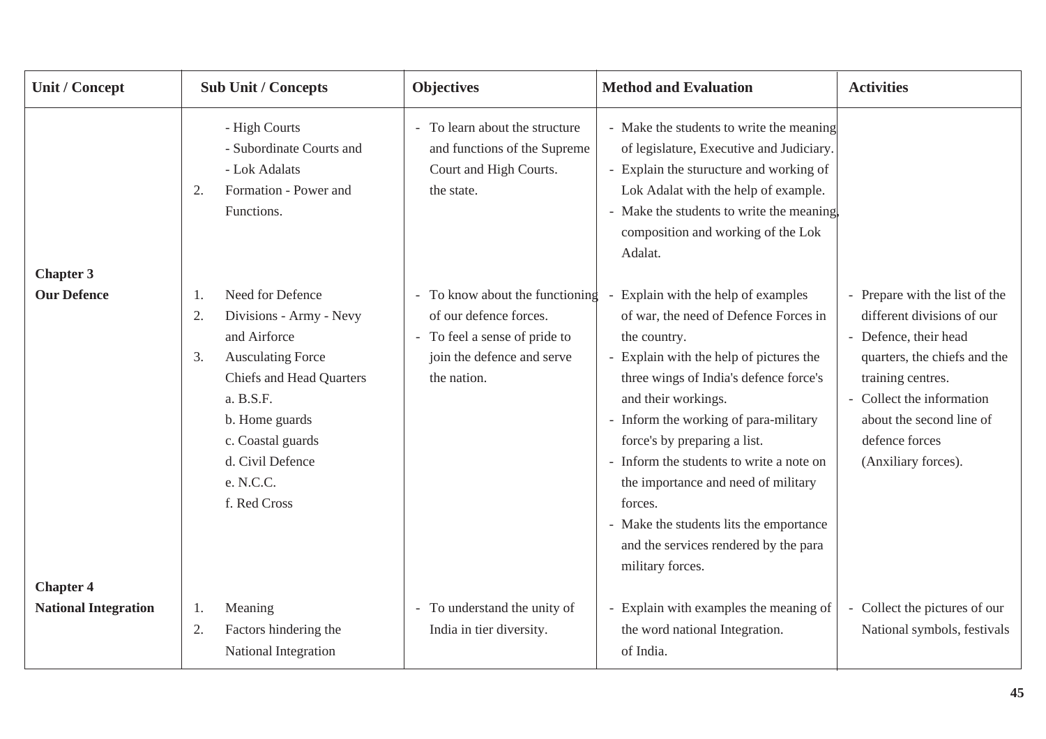| Unit / Concept | Sub Unit / Concepts | Objectives | Method and Evaluation | Activities |
|---|---|---|---|---|
| | - High Courts<br>- Subordinate Courts and<br>- Lok Adalats<br>2. Formation - Power and Functions. | - To learn about the structure and functions of the Supreme Court and High Courts. the state. | - Make the students to write the meaning of legislature, Executive and Judiciary.<br>- Explain the sturucture and working of Lok Adalat with the help of example.<br>- Make the students to write the meaning, composition and working of the Lok Adalat. | |
| **Chapter 3**<br>**Our Defence** | 1. Need for Defence<br>2. Divisions - Army - Nevy and Airforce<br>3. Ausculating Force Chiefs and Head Quarters<br>a. B.S.F.<br>b. Home guards<br>c. Coastal guards<br>d. Civil Defence<br>e. N.C.C.<br>f. Red Cross | - To know about the functioning of our defence forces.<br>- To feel a sense of pride to join the defence and serve the nation. | - Explain with the help of examples of war, the need of Defence Forces in the country.<br>- Explain with the help of pictures the three wings of India's defence force's and their workings.<br>- Inform the working of para-military force's by preparing a list.<br>- Inform the students to write a note on the importance and need of military forces.<br>- Make the students lits the emportance and the services rendered by the para military forces. | - Prepare with the list of the different divisions of our<br>- Defence, their head quarters, the chiefs and the training centres.<br>- Collect the information about the second line of defence forces (Anxiliary forces). |
| **Chapter 4**<br>**National Integration** | 1. Meaning<br>2. Factors hindering the National Integration | - To understand the unity of India in tier diversity. | - Explain with examples the meaning of the word national Integration. of India. | - Collect the pictures of our National symbols, festivals |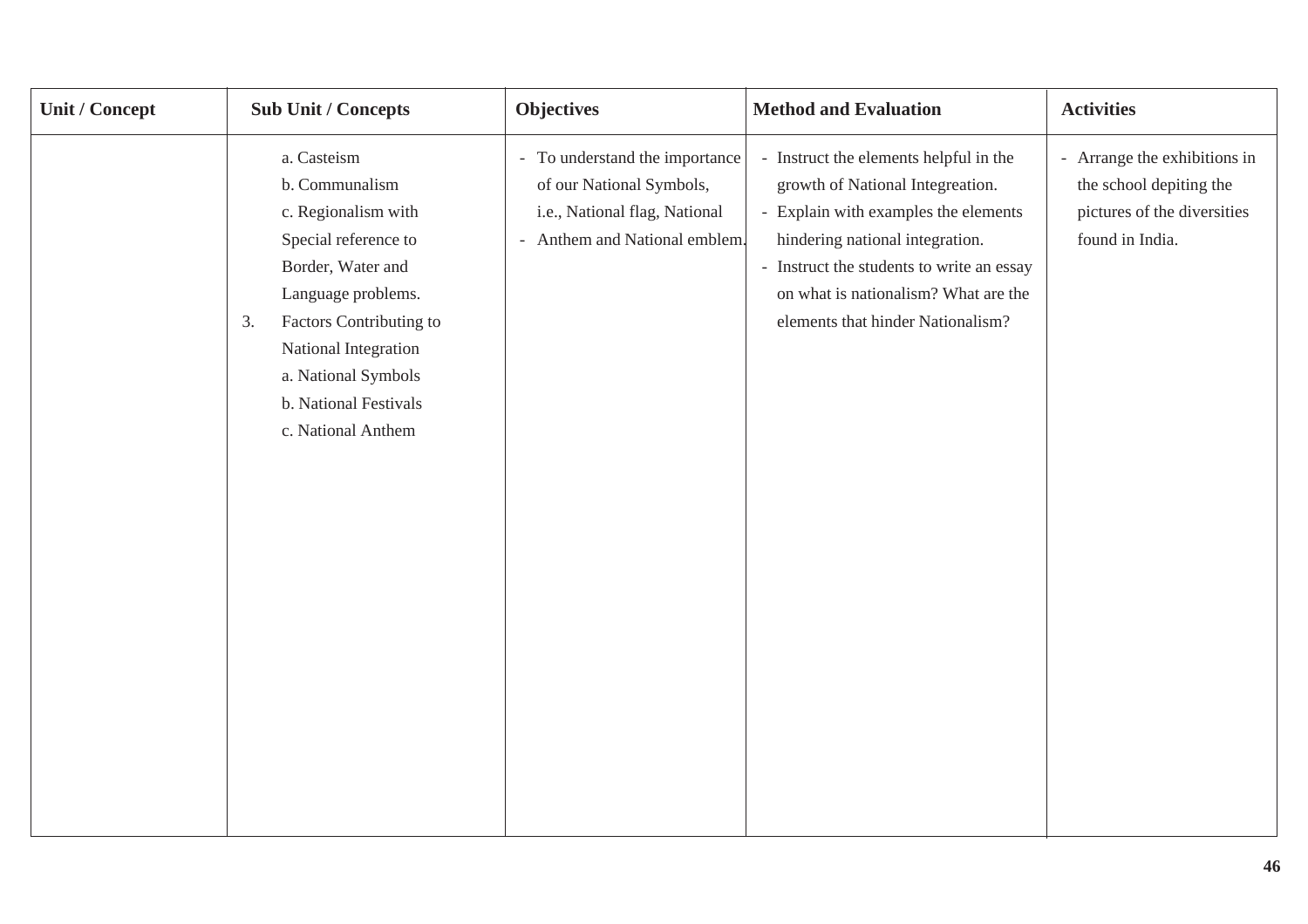| Unit / Concept | Sub Unit / Concepts | Objectives | Method and Evaluation | Activities |
|---|---|---|---|---|
| | a. Casteism<br>b. Communalism<br>c. Regionalism with Special reference to Border, Water and Language problems.<br>3. Factors Contributing to National Integration<br>a. National Symbols<br>b. National Festivals<br>c. National Anthem | - To understand the importance of our National Symbols, i.e., National flag, National<br>- Anthem and National emblem. | - Instruct the elements helpful in the growth of National Integreation.<br>- Explain with examples the elements hindering national integration.<br>- Instruct the students to write an essay on what is nationalism? What are the elements that hinder Nationalism? | - Arrange the exhibitions in the school depiting the pictures of the diversities found in India. |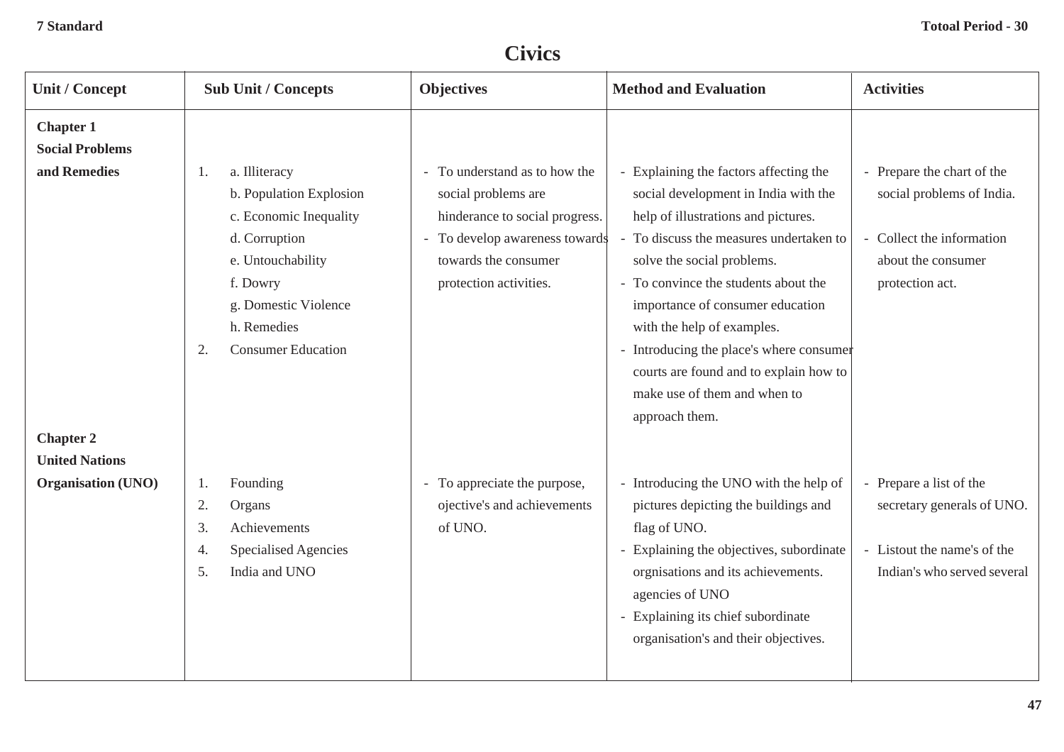7 Standard

Totoal Period - 30

# Civics

| Unit / Concept | Sub Unit / Concepts | Objectives | Method and Evaluation | Activities |
|---|---|---|---|---|
| **Chapter 1 Social Problems and Remedies** | 1. a. Illiteracy<br>b. Population Explosion<br>c. Economic Inequality<br>d. Corruption<br>e. Untouchability<br>f. Dowry<br>g. Domestic Violence<br>h. Remedies<br>2. Consumer Education | - To understand as to how the social problems are hinderance to social progress.<br>- To develop awareness towards towards the consumer protection activities. | - Explaining the factors affecting the social development in India with the help of illustrations and pictures.<br>- To discuss the measures undertaken to solve the social problems.<br>- To convince the students about the importance of consumer education with the help of examples.<br>- Introducing the place's where consumer courts are found and to explain how to make use of them and when to approach them. | - Prepare the chart of the social problems of India.<br>- Collect the information about the consumer protection act. |
| **Chapter 2 United Nations Organisation (UNO)** | 1. Founding<br>2. Organs<br>3. Achievements<br>4. Specialised Agencies<br>5. India and UNO | - To appreciate the purpose, ojective's and achievements of UNO. | - Introducing the UNO with the help of pictures depicting the buildings and flag of UNO.<br>- Explaining the objectives, subordinate orgnisations and its achievements. agencies of UNO<br>- Explaining its chief subordinate organisation's and their objectives. | - Prepare a list of the secretary generals of UNO.<br>- Listout the name's of the Indian's who served several |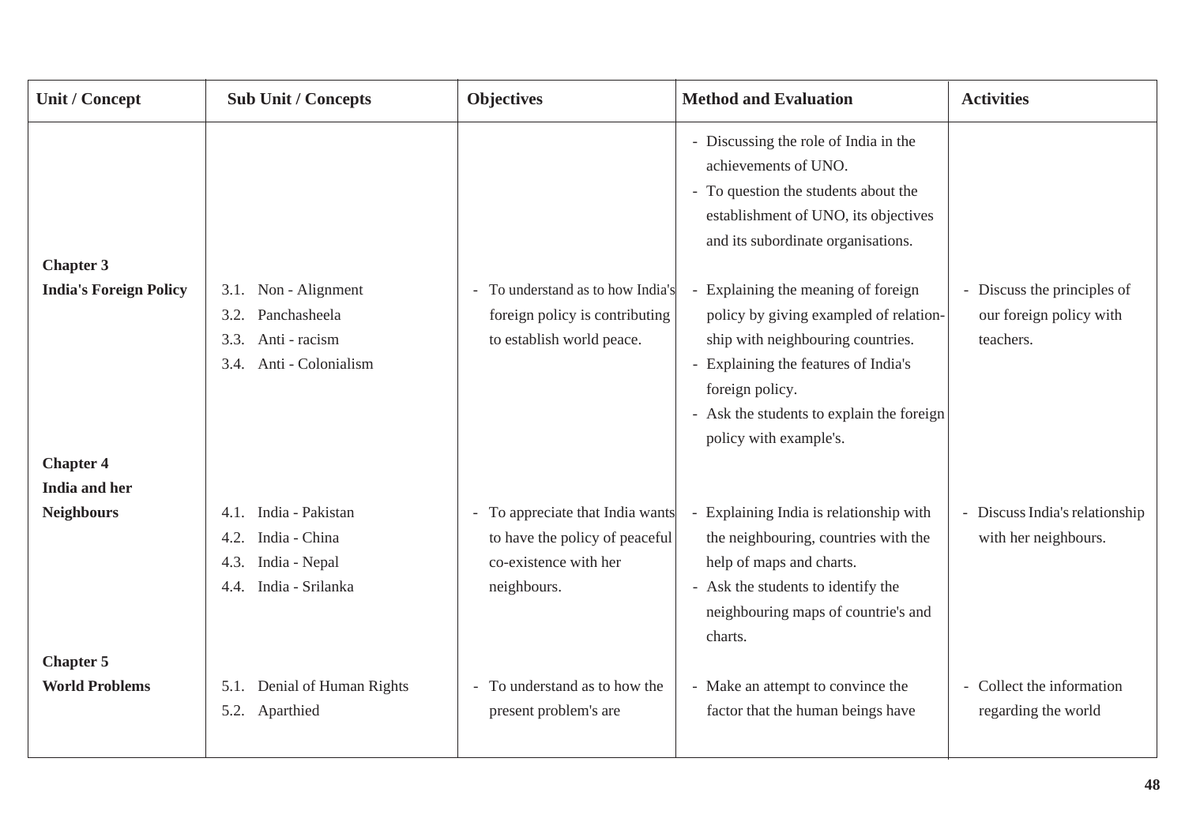| Unit / Concept | Sub Unit / Concepts | Objectives | Method and Evaluation | Activities |
|---|---|---|---|---|
| | | | - Discussing the role of India in the achievements of UNO.<br>- To question the students about the establishment of UNO, its objectives and its subordinate organisations. | |
| **Chapter 3**<br>**India's Foreign Policy** | 3.1. Non - Alignment<br>3.2. Panchasheela<br>3.3. Anti - racism<br>3.4. Anti - Colonialism | - To understand as to how India's foreign policy is contributing to establish world peace. | - Explaining the meaning of foreign policy by giving exampled of relation-ship with neighbouring countries.<br>- Explaining the features of India's foreign policy.<br>- Ask the students to explain the foreign policy with example's. | - Discuss the principles of our foreign policy with teachers. |
| **Chapter 4**<br>**India and her Neighbours** | 4.1. India - Pakistan<br>4.2. India - China<br>4.3. India - Nepal<br>4.4. India - Srilanka | - To appreciate that India wants to have the policy of peaceful co-existence with her neighbours. | - Explaining India is relationship with the neighbouring, countries with the help of maps and charts.<br>- Ask the students to identify the neighbouring maps of countrie's and charts. | - Discuss India's relationship with her neighbours. |
| **Chapter 5**<br>**World Problems** | 5.1. Denial of Human Rights<br>5.2. Aparthied | - To understand as to how the present problem's are | - Make an attempt to convince the factor that the human beings have | - Collect the information regarding the world |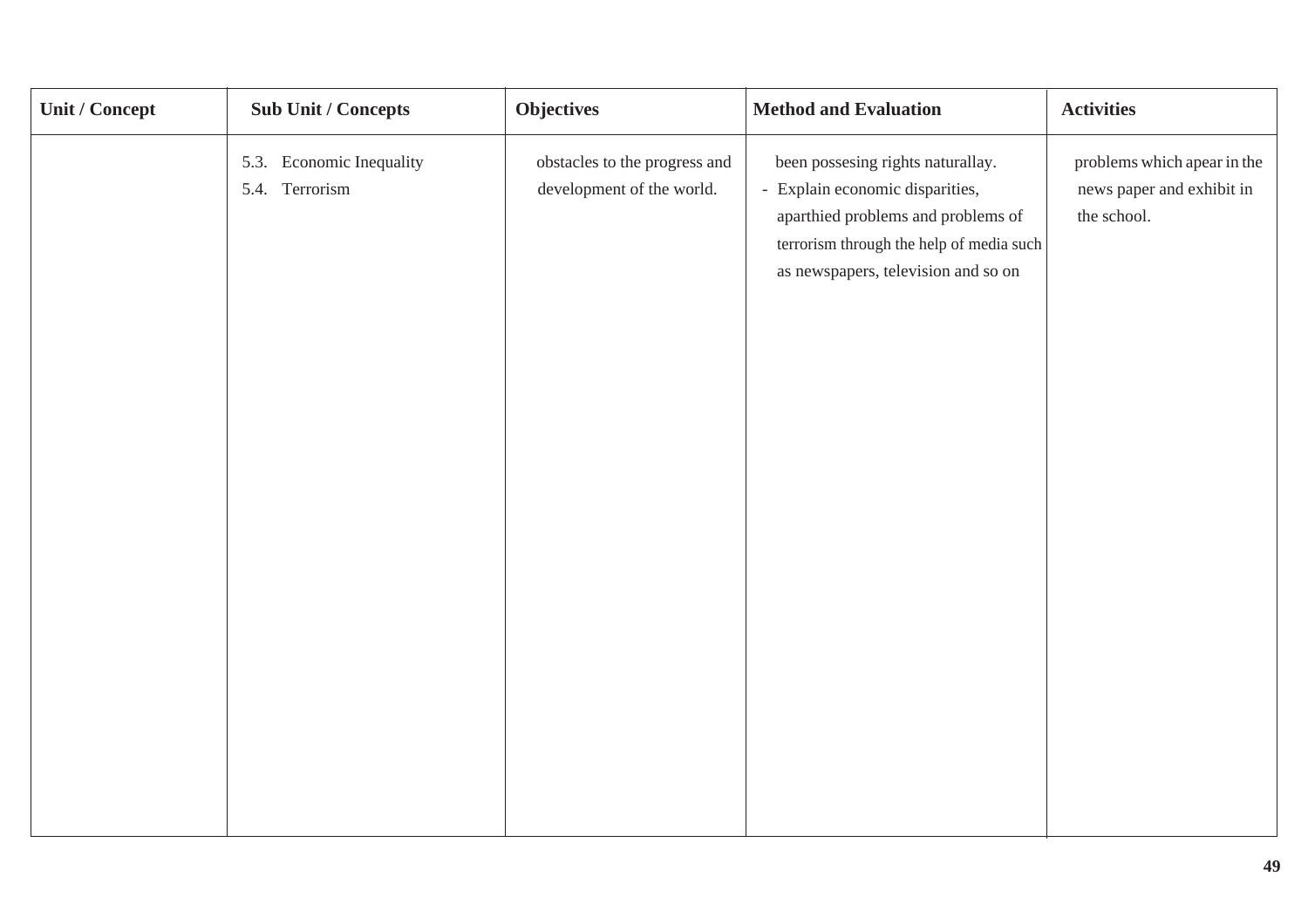| Unit / Concept | Sub Unit / Concepts | Objectives | Method and Evaluation | Activities |
|---|---|---|---|---|
| | 5.3. Economic Inequality<br>5.4. Terrorism | obstacles to the progress and development of the world. | been possesing rights naturallay.<br>- Explain economic disparities, aparthied problems and problems of terrorism through the help of media such as newspapers, television and so on | problems which apear in the news paper and exhibit in the school. |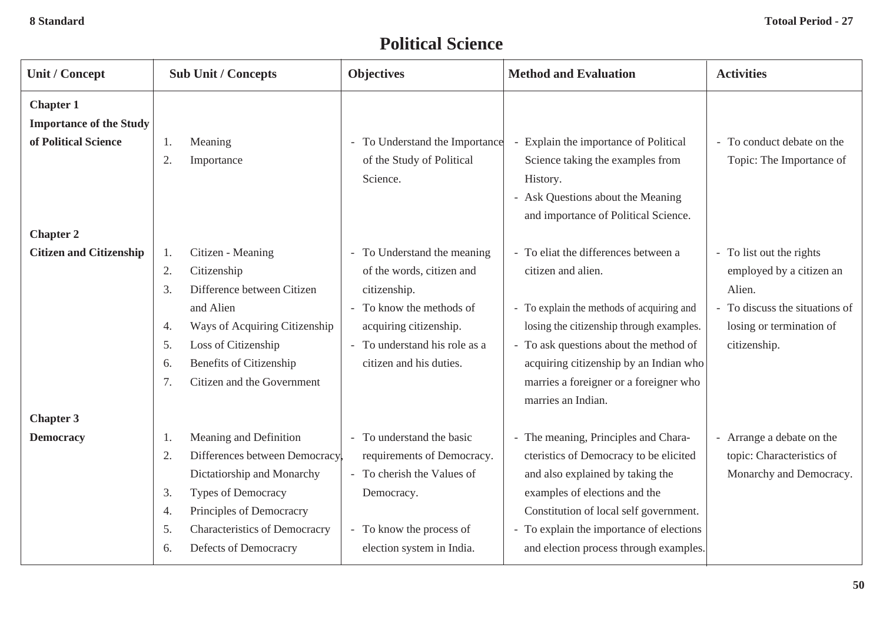8 Standard

Totoal Period - 27

# Political Science

| Unit / Concept | Sub Unit / Concepts | Objectives | Method and Evaluation | Activities |
|---|---|---|---|---|
| **Chapter 1 Importance of the Study of Political Science** | 1. Meaning<br>2. Importance | - To Understand the Importance of the Study of Political Science. | - Explain the importance of Political Science taking the examples from History.<br>- Ask Questions about the Meaning and importance of Political Science. | - To conduct debate on the Topic: The Importance of |
| **Chapter 2 Citizen and Citizenship** | 1. Citizen - Meaning<br>2. Citizenship<br>3. Difference between Citizen and Alien<br>4. Ways of Acquiring Citizenship<br>5. Loss of Citizenship<br>6. Benefits of Citizenship<br>7. Citizen and the Government | - To Understand the meaning of the words, citizen and citizenship.<br>- To know the methods of acquiring citizenship.<br>- To understand his role as a citizen and his duties. | - To eliat the differences between a citizen and alien.<br>- To explain the methods of acquiring and losing the citizenship through examples.<br>- To ask questions about the method of acquiring citizenship by an Indian who marries a foreigner or a foreigner who marries an Indian. | - To list out the rights employed by a citizen an Alien.<br>- To discuss the situations of losing or termination of citizenship. |
| **Chapter 3 Democracy** | 1. Meaning and Definition<br>2. Differences between Democracy, Dictatiorship and Monarchy<br>3. Types of Democracy<br>4. Principles of Democracry<br>5. Characteristics of Democracry<br>6. Defects of Democracry | - To understand the basic requirements of Democracy.<br>- To cherish the Values of Democracy.<br>- To know the process of election system in India. | - The meaning, Principles and Characteristics of Democracy to be elicited and also explained by taking the examples of elections and the Constitution of local self government.<br>- To explain the importance of elections and election process through examples. | - Arrange a debate on the topic: Characteristics of Monarchy and Democracy. |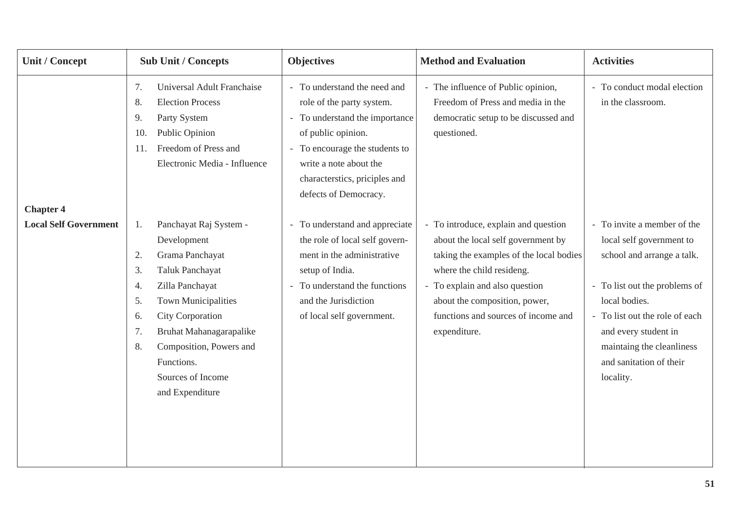| Unit / Concept | Sub Unit / Concepts | Objectives | Method and Evaluation | Activities |
|---|---|---|---|---|
| | 7. Universal Adult Franchaise<br>8. Election Process<br>9. Party System<br>10. Public Opinion<br>11. Freedom of Press and Electronic Media - Influence | - To understand the need and role of the party system.<br>- To understand the importance of public opinion.<br>- To encourage the students to write a note about the characterstics, priciples and defects of Democracy. | - The influence of Public opinion, Freedom of Press and media in the democratic setup to be discussed and questioned. | - To conduct modal election in the classroom. |
| **Chapter 4**<br>**Local Self Government** | 1. Panchayat Raj System - Development<br>2. Grama Panchayat<br>3. Taluk Panchayat<br>4. Zilla Panchayat<br>5. Town Municipalities<br>6. City Corporation<br>7. Bruhat Mahanagarapalike<br>8. Composition, Powers and Functions. Sources of Income and Expenditure | - To understand and appreciate the role of local self government in the administrative setup of India.<br>- To understand the functions and the Jurisdiction of local self government. | - To introduce, explain and question about the local self government by taking the examples of the local bodies where the child resideng.<br>- To explain and also question about the composition, power, functions and sources of income and expenditure. | - To invite a member of the local self government to school and arrange a talk.<br>- To list out the problems of local bodies.<br>- To list out the role of each and every student in maintaing the cleanliness and sanitation of their locality. |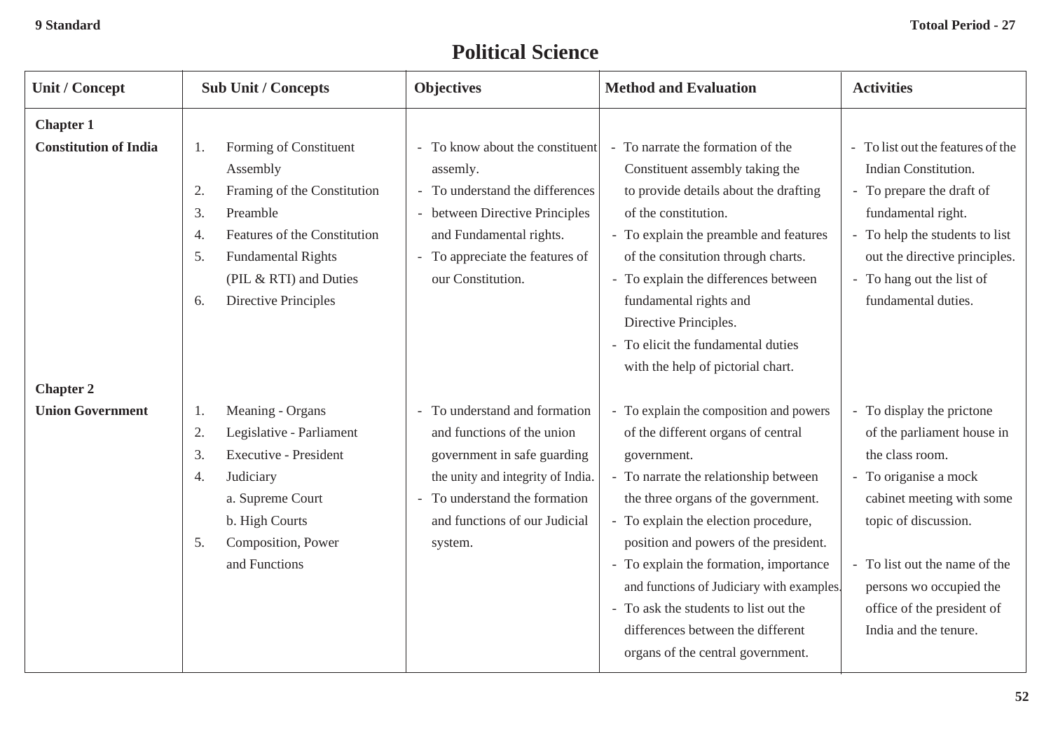**9 Standard** **Totoal Period - 27**

# Political Science

| Unit / Concept | Sub Unit / Concepts | Objectives | Method and Evaluation | Activities |
|---|---|---|---|---|
| **Chapter 1** **Constitution of India** | 1. Forming of Constituent Assembly<br>2. Framing of the Constitution<br>3. Preamble<br>4. Features of the Constitution<br>5. Fundamental Rights (PIL & RTI) and Duties<br>6. Directive Principles | - To know about the constituent assemly.<br>- To understand the differences<br>- between Directive Principles and Fundamental rights.<br>- To appreciate the features of our Constitution. | - To narrate the formation of the Constituent assembly taking the to provide details about the drafting of the constitution.<br>- To explain the preamble and features of the consitution through charts.<br>- To explain the differences between fundamental rights and Directive Principles.<br>- To elicit the fundamental duties with the help of pictorial chart. | - To list out the features of the Indian Constitution.<br>- To prepare the draft of fundamental right.<br>- To help the students to list out the directive principles.<br>- To hang out the list of fundamental duties. |
| **Chapter 2** **Union Government** | 1. Meaning - Organs<br>2. Legislative - Parliament<br>3. Executive - President<br>4. Judiciary<br>a. Supreme Court<br>b. High Courts<br>5. Composition, Power and Functions | - To understand and formation and functions of the union government in safe guarding the unity and integrity of India.<br>- To understand the formation and functions of our Judicial system. | - To explain the composition and powers of the different organs of central government.<br>- To narrate the relationship between the three organs of the government.<br>- To explain the election procedure, position and powers of the president.<br>- To explain the formation, importance and functions of Judiciary with examples.<br>- To ask the students to list out the differences between the different organs of the central government. | - To display the prictone of the parliament house in the class room.<br>- To origanise a mock cabinet meeting with some topic of discussion.<br>- To list out the name of the persons wo occupied the office of the president of India and the tenure. |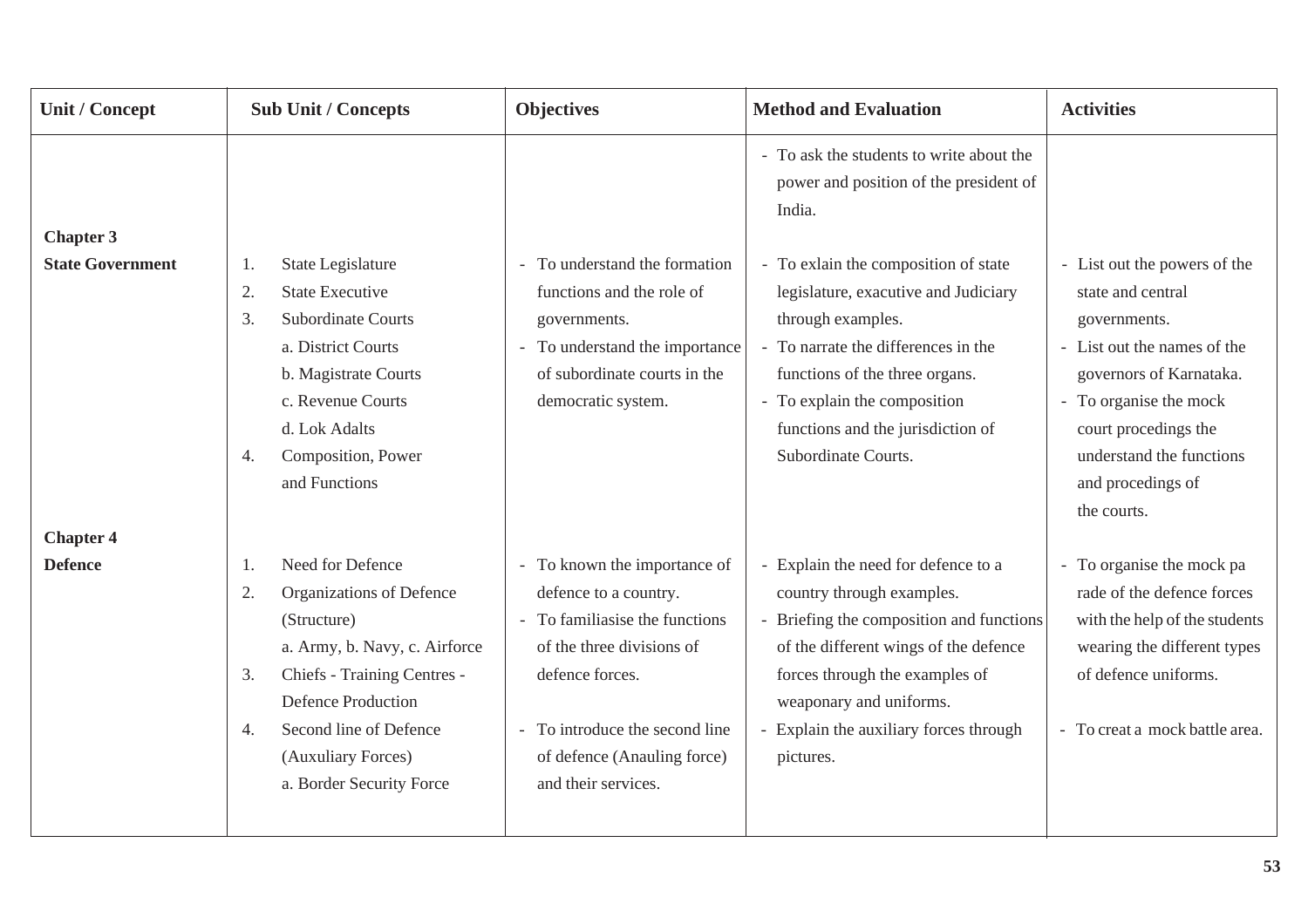| Unit / Concept | Sub Unit / Concepts | Objectives | Method and Evaluation | Activities |
|---|---|---|---|---|
| | | | - To ask the students to write about the power and position of the president of India. | |
| **Chapter 3** **State Government** | 1. State Legislature<br>2. State Executive<br>3. Subordinate Courts<br>a. District Courts<br>b. Magistrate Courts<br>c. Revenue Courts<br>d. Lok Adalts<br>4. Composition, Power and Functions | - To understand the formation functions and the role of governments.<br>- To understand the importance of subordinate courts in the democratic system. | - To exlain the composition of state legislature, exacutive and Judiciary through examples.<br>- To narrate the differences in the functions of the three organs.<br>- To explain the composition functions and the jurisdiction of Subordinate Courts. | - List out the powers of the state and central governments.<br>- List out the names of the governors of Karnataka.<br>- To organise the mock court procedings the understand the functions and procedings of the courts. |
| **Chapter 4** **Defence** | 1. Need for Defence<br>2. Organizations of Defence (Structure)<br>a. Army, b. Navy, c. Airforce<br>3. Chiefs - Training Centres - Defence Production<br>4. Second line of Defence (Auxuliary Forces)<br>a. Border Security Force | - To known the importance of defence to a country.<br>- To familiasise the functions of the three divisions of defence forces.<br>- To introduce the second line of defence (Anauling force) and their services. | - Explain the need for defence to a country through examples.<br>- Briefing the composition and functions of the different wings of the defence forces through the examples of weaponary and uniforms.<br>- Explain the auxiliary forces through pictures. | - To organise the mock pa rade of the defence forces with the help of the students wearing the different types of defence uniforms.<br>- To creat a mock battle area. |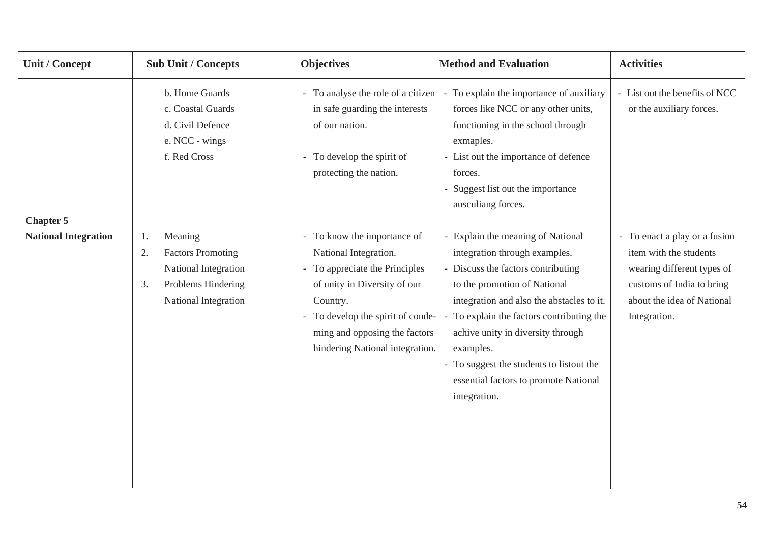| Unit / Concept | Sub Unit / Concepts | Objectives | Method and Evaluation | Activities |
|---|---|---|---|---|
| | b. Home Guards<br>c. Coastal Guards<br>d. Civil Defence<br>e. NCC - wings<br>f. Red Cross | - To analyse the role of a citizen in safe guarding the interests of our nation.<br><br>- To develop the spirit of protecting the nation. | - To explain the importance of auxiliary forces like NCC or any other units, functioning in the school through exmaples.<br>- List out the importance of defence forces.<br>- Suggest list out the importance ausculiang forces. | - List out the benefits of NCC or the auxiliary forces. |
| **Chapter 5**<br>**National Integration** | 1. Meaning<br>2. Factors Promoting National Integration<br>3. Problems Hindering National Integration | - To know the importance of National Integration.<br>- To appreciate the Principles of unity in Diversity of our Country.<br>- To develop the spirit of condeming and opposing the factors hindering National integration. | - Explain the meaning of National integration through examples.<br>- Discuss the factors contributing to the promotion of National integration and also the abstacles to it.<br>- To explain the factors contributing the achive unity in diversity through examples.<br>- To suggest the students to listout the essential factors to promote National integration. | - To enact a play or a fusion item with the students wearing different types of customs of India to bring about the idea of National Integration. |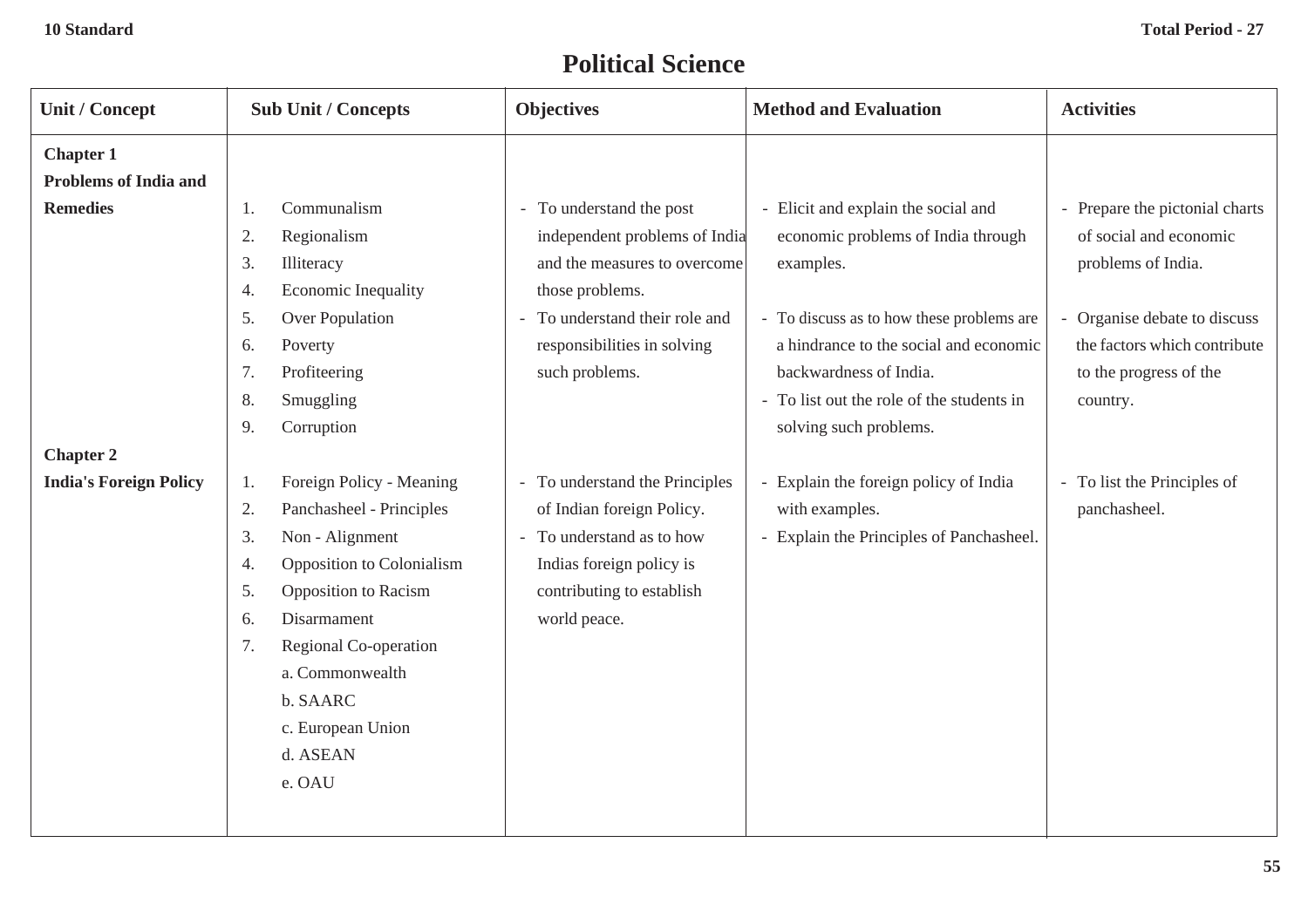**10 Standard** **Total Period - 27**

# Political Science

| Unit / Concept | Sub Unit / Concepts | Objectives | Method and Evaluation | Activities |
|---|---|---|---|---|
| **Chapter 1 Problems of India and Remedies** | 1. Communalism<br>2. Regionalism<br>3. Illiteracy<br>4. Economic Inequality<br>5. Over Population<br>6. Poverty<br>7. Profiteering<br>8. Smuggling<br>9. Corruption | - To understand the post independent problems of India and the measures to overcome those problems.<br>- To understand their role and responsibilities in solving such problems. | - Elicit and explain the social and economic problems of India through examples.<br>- To discuss as to how these problems are a hindrance to the social and economic backwardness of India.<br>- To list out the role of the students in solving such problems. | - Prepare the pictonial charts of social and economic problems of India.<br>- Organise debate to discuss the factors which contribute to the progress of the country. |
| **Chapter 2 India's Foreign Policy** | 1. Foreign Policy - Meaning<br>2. Panchasheel - Principles<br>3. Non - Alignment<br>4. Opposition to Colonialism<br>5. Opposition to Racism<br>6. Disarmament<br>7. Regional Co-operation<br>a. Commonwealth<br>b. SAARC<br>c. European Union<br>d. ASEAN<br>e. OAU | - To understand the Principles of Indian foreign Policy.<br>- To understand as to how Indias foreign policy is contributing to establish world peace. | - Explain the foreign policy of India with examples.<br>- Explain the Principles of Panchasheel. | - To list the Principles of panchasheel. |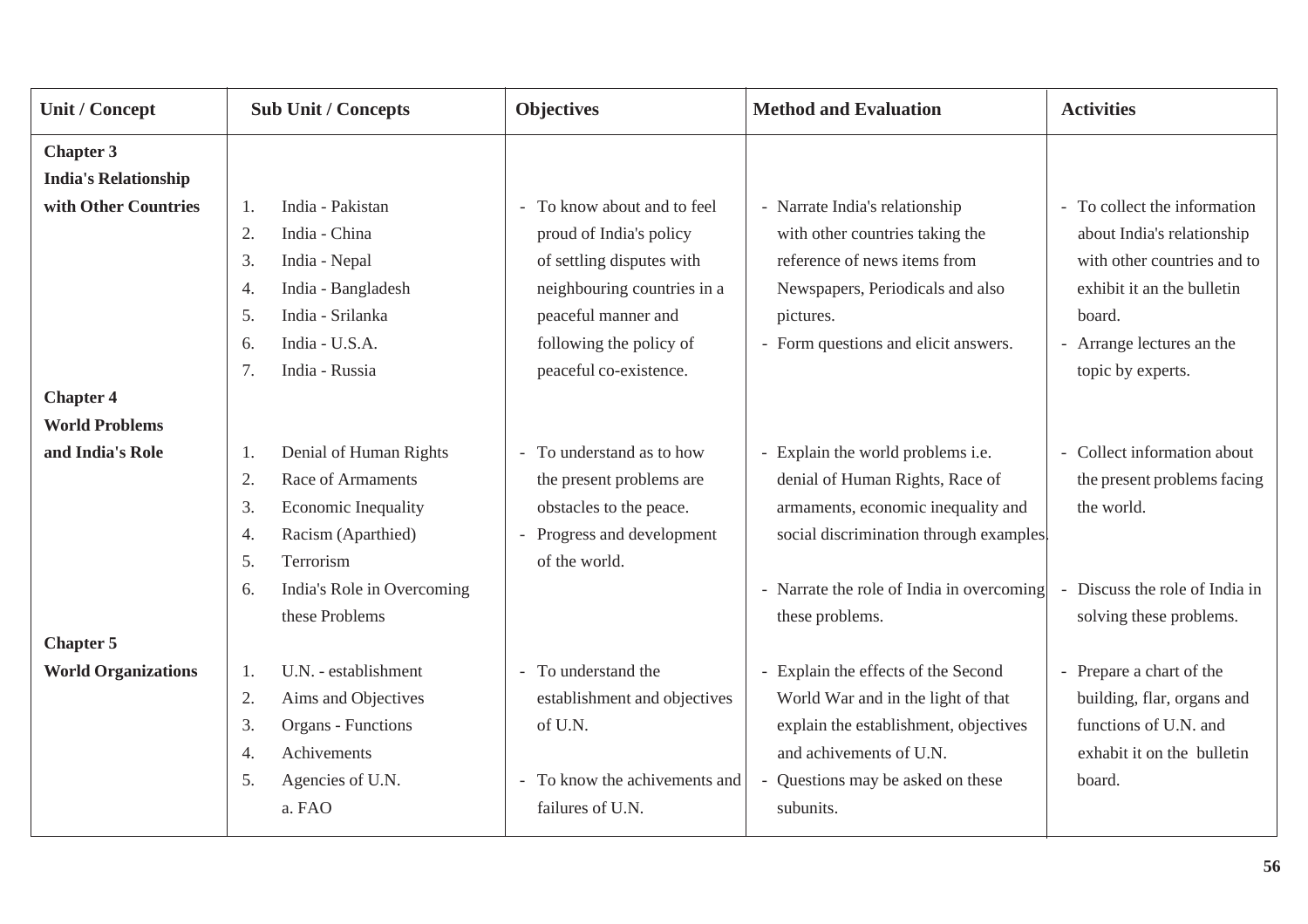| Unit / Concept | Sub Unit / Concepts | Objectives | Method and Evaluation | Activities |
|---|---|---|---|---|
| **Chapter 3 India's Relationship with Other Countries** | 1. India - Pakistan<br>2. India - China<br>3. India - Nepal<br>4. India - Bangladesh<br>5. India - Srilanka<br>6. India - U.S.A.<br>7. India - Russia | - To know about and to feel proud of India's policy of settling disputes with neighbouring countries in a peaceful manner and following the policy of peaceful co-existence. | - Narrate India's relationship with other countries taking the reference of news items from Newspapers, Periodicals and also pictures.<br>- Form questions and elicit answers. | - To collect the information about India's relationship with other countries and to exhibit it an the bulletin board.<br>- Arrange lectures an the topic by experts. |
| **Chapter 4 World Problems and India's Role** | 1. Denial of Human Rights<br>2. Race of Armaments<br>3. Economic Inequality<br>4. Racism (Aparthied)<br>5. Terrorism<br>6. India's Role in Overcoming these Problems | - To understand as to how the present problems are obstacles to the peace.<br>- Progress and development of the world. | - Explain the world problems i.e. denial of Human Rights, Race of armaments, economic inequality and social discrimination through examples.<br>- Narrate the role of India in overcoming these problems. | - Collect information about the present problems facing the world.<br>- Discuss the role of India in solving these problems. |
| **Chapter 5 World Organizations** | 1. U.N. - establishment<br>2. Aims and Objectives<br>3. Organs - Functions<br>4. Achivements<br>5. Agencies of U.N.<br>a. FAO | - To understand the establishment and objectives of U.N.<br>- To know the achivements and failures of U.N. | - Explain the effects of the Second World War and in the light of that explain the establishment, objectives and achivements of U.N.<br>- Questions may be asked on these subunits. | - Prepare a chart of the building, flar, organs and functions of U.N. and exhibit it on the bulletin board. |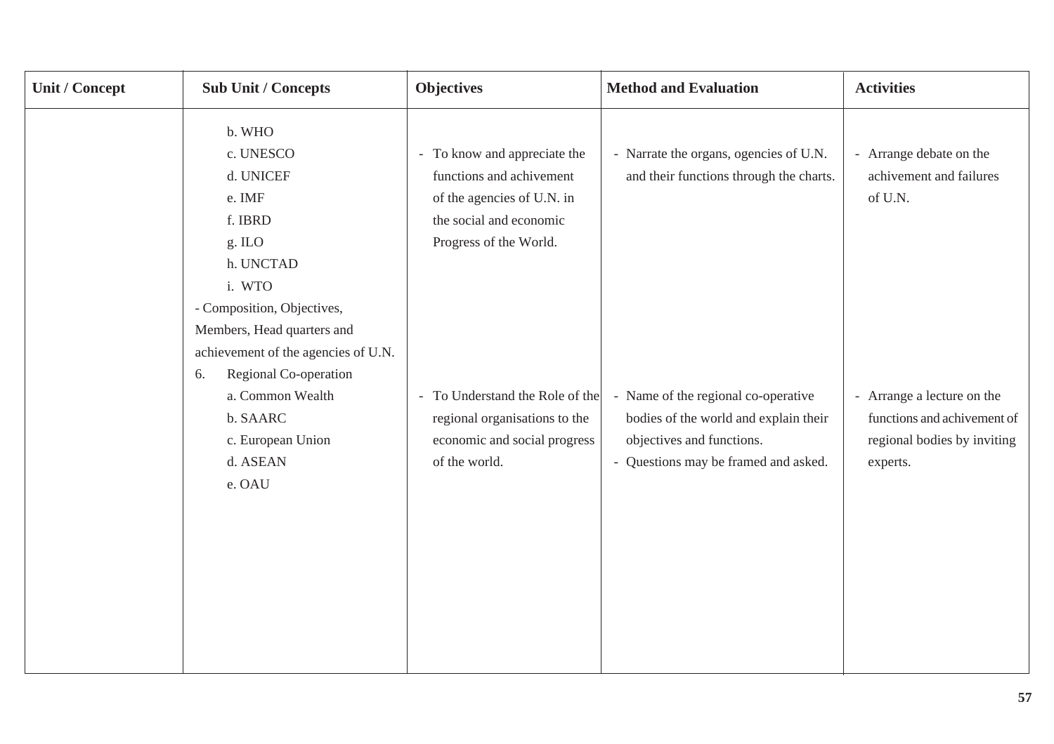| Unit / Concept | Sub Unit / Concepts | Objectives | Method and Evaluation | Activities |
|---|---|---|---|---|
| | b. WHO<br>c. UNESCO<br>d. UNICEF<br>e. IMF<br>f. IBRD<br>g. ILO<br>h. UNCTAD<br>i. WTO<br>- Composition, Objectives, Members, Head quarters and achievement of the agencies of U.N. | - To know and appreciate the functions and achivement of the agencies of U.N. in the social and economic Progress of the World. | - Narrate the organs, ogencies of U.N. and their functions through the charts. | - Arrange debate on the achivement and failures of U.N. |
| | 6. Regional Co-operation<br>a. Common Wealth<br>b. SAARC<br>c. European Union<br>d. ASEAN<br>e. OAU | - To Understand the Role of the regional organisations to the economic and social progress of the world. | - Name of the regional co-operative bodies of the world and explain their objectives and functions.<br>- Questions may be framed and asked. | - Arrange a lecture on the functions and achivement of regional bodies by inviting experts. |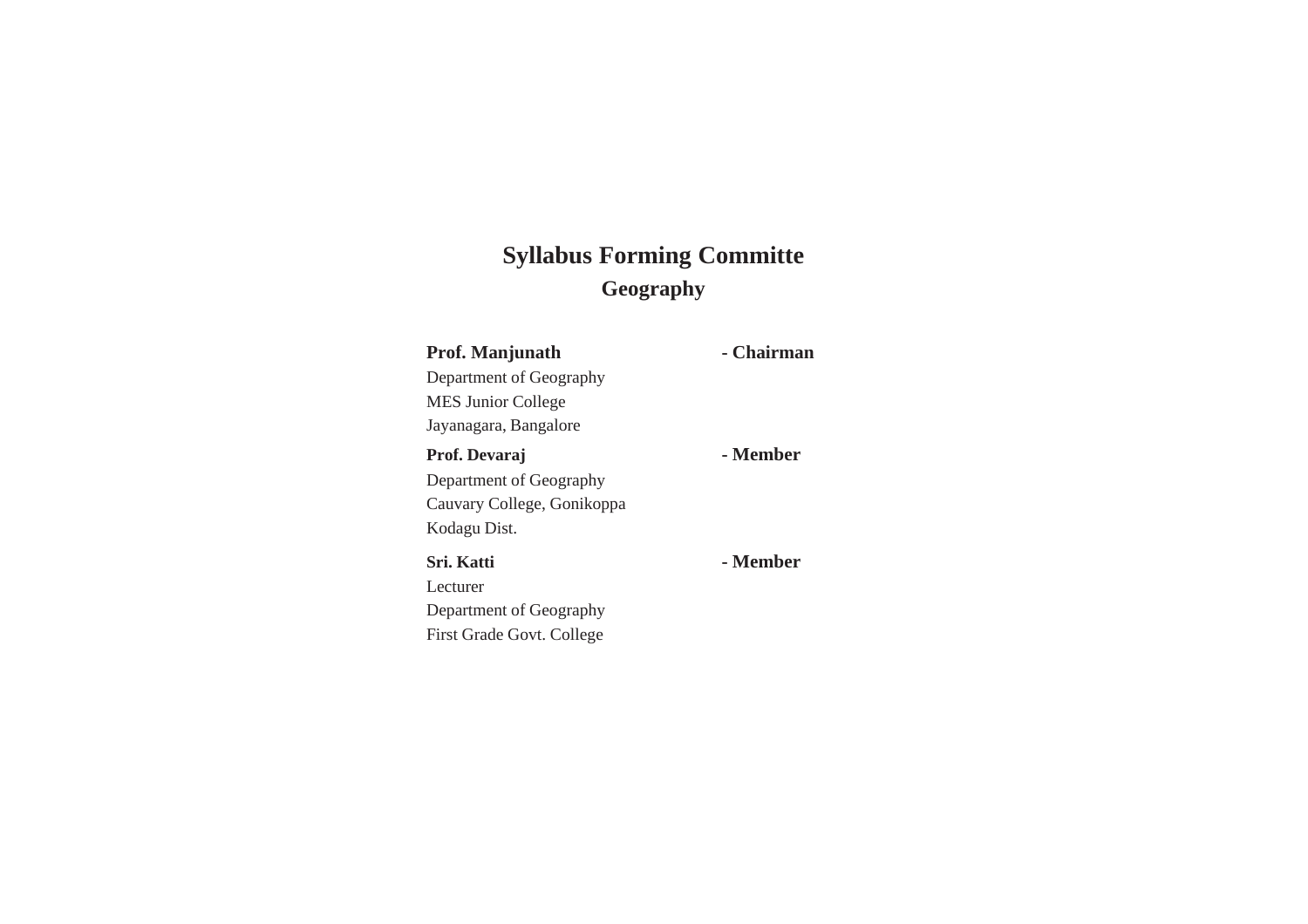# Syllabus Forming Committe

## Geography

**Prof. Manjunath** **- Chairman**
Department of Geography
MES Junior College
Jayanagara, Bangalore

**Prof. Devaraj** **- Member**
Department of Geography
Cauvary College, Gonikoppa
Kodagu Dist.

**Sri. Katti** **- Member**
Lecturer
Department of Geography
First Grade Govt. College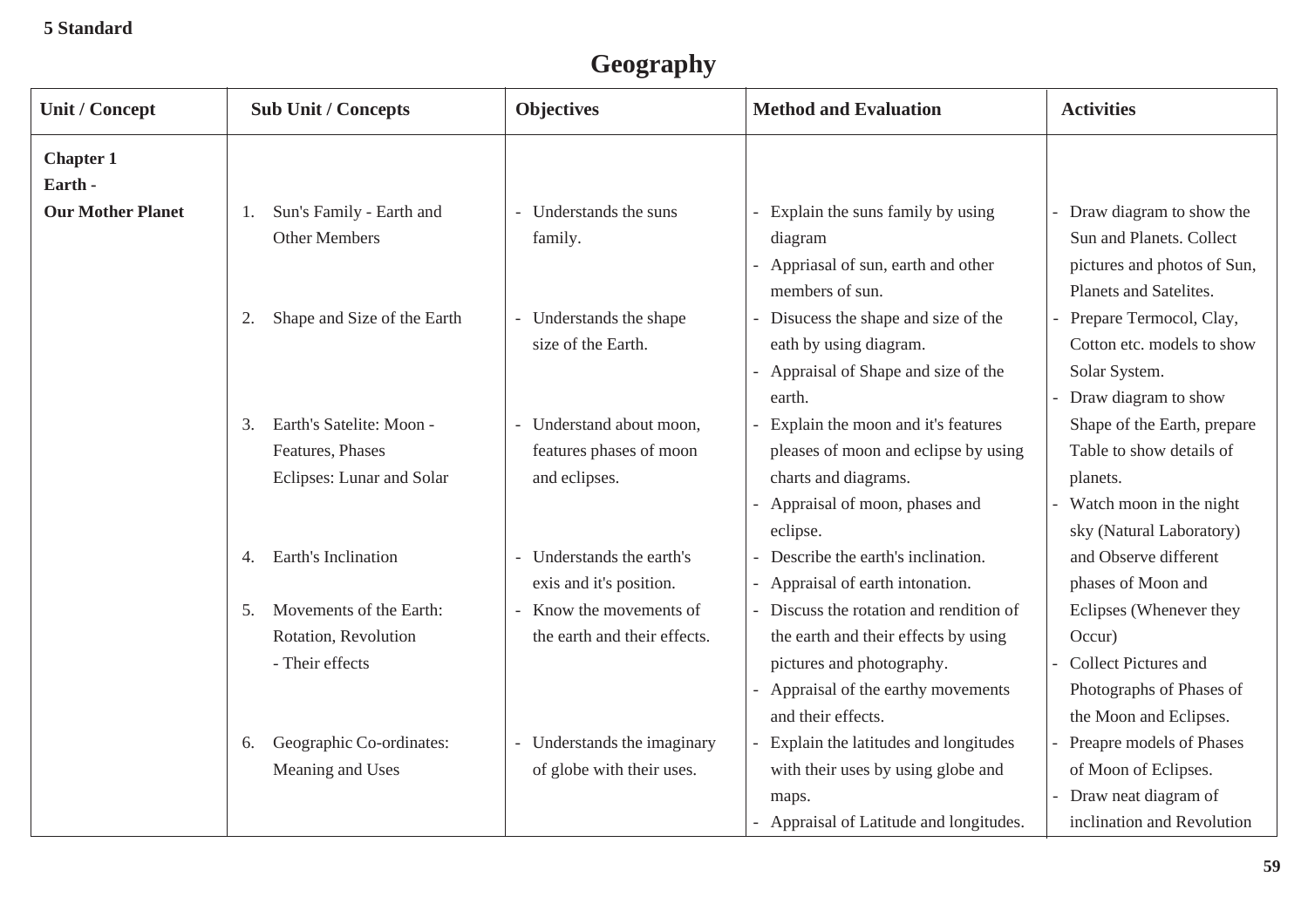5 Standard

# Geography

| Unit / Concept | Sub Unit / Concepts | Objectives | Method and Evaluation | Activities |
|---|---|---|---|---|
| **Chapter 1 Earth - Our Mother Planet** | 1. Sun's Family - Earth and Other Members | - Understands the suns family. | - Explain the suns family by using diagram<br>- Appriasal of sun, earth and other members of sun. | - Draw diagram to show the Sun and Planets. Collect pictures and photos of Sun, Planets and Satelites. |
| | 2. Shape and Size of the Earth | - Understands the shape size of the Earth. | - Disucess the shape and size of the eath by using diagram.<br>- Appraisal of Shape and size of the earth. | - Prepare Termocol, Clay, Cotton etc. models to show Solar System.<br>- Draw diagram to show Shape of the Earth, prepare Table to show details of planets. |
| | 3. Earth's Satelite: Moon - Features, Phases Eclipses: Lunar and Solar | - Understand about moon, features phases of moon and eclipses. | - Explain the moon and it's features pleases of moon and eclipse by using charts and diagrams.<br>- Appraisal of moon, phases and eclipse. | - Watch moon in the night sky (Natural Laboratory) and Observe different phases of Moon and Eclipses (Whenever they Occur) |
| | 4. Earth's Inclination | - Understands the earth's exis and it's position. | - Describe the earth's inclination.<br>- Appraisal of earth intonation. | |
| | 5. Movements of the Earth: Rotation, Revolution - Their effects | - Know the movements of the earth and their effects. | - Discuss the rotation and rendition of the earth and their effects by using pictures and photography.<br>- Appraisal of the earthy movements and their effects. | - Collect Pictures and Photographs of Phases of the Moon and Eclipses. |
| | 6. Geographic Co-ordinates: Meaning and Uses | - Understands the imaginary of globe with their uses. | - Explain the latitudes and longitudes with their uses by using globe and maps.<br>- Appraisal of Latitude and longitudes. | - Preapre models of Phases of Moon of Eclipses.<br>- Draw neat diagram of inclination and Revolution |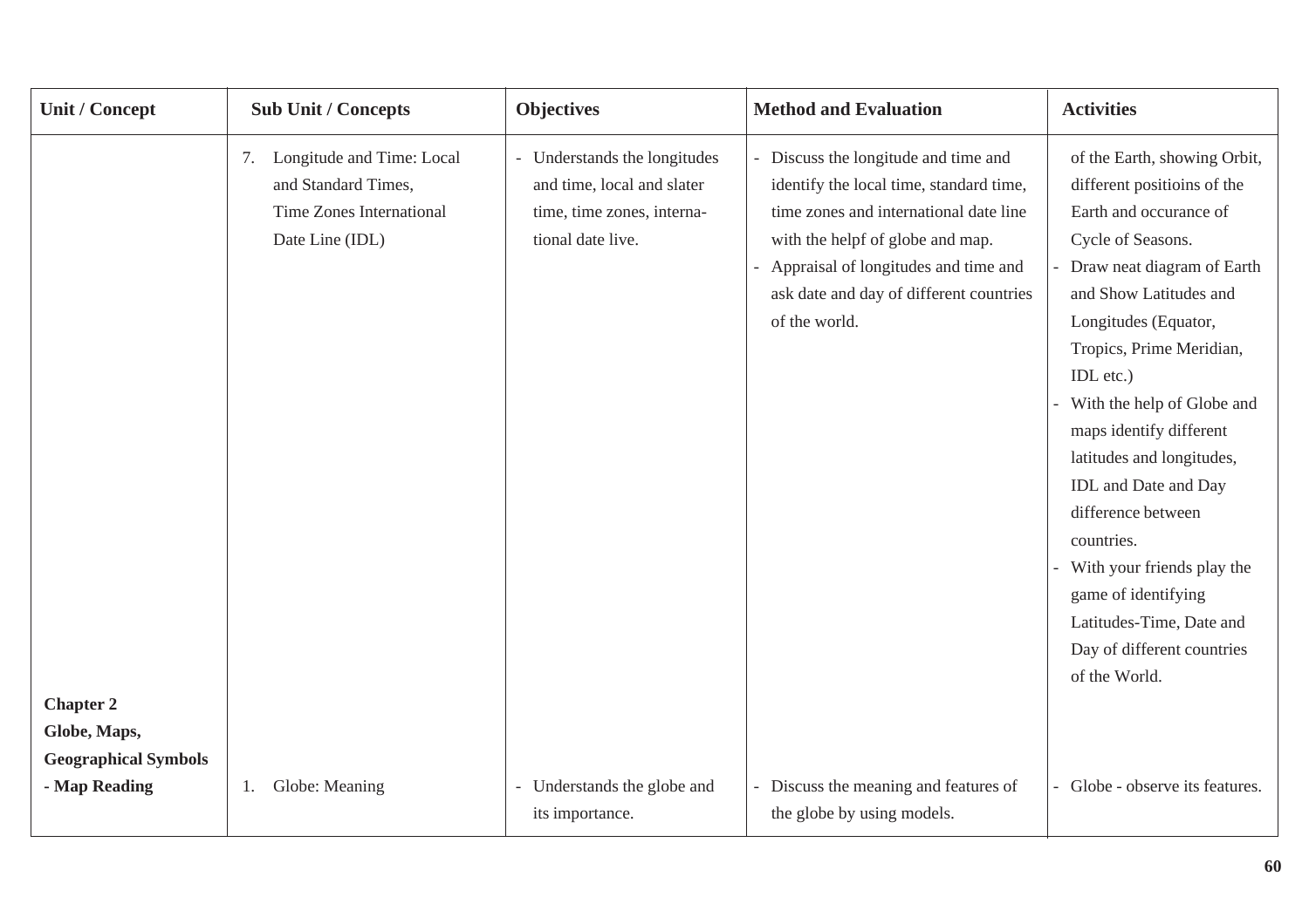| Unit / Concept | Sub Unit / Concepts | Objectives | Method and Evaluation | Activities |
|---|---|---|---|---|
| | 7. Longitude and Time: Local and Standard Times, Time Zones International Date Line (IDL) | - Understands the longitudes and time, local and slater time, time zones, international date live. | - Discuss the longitude and time and identify the local time, standard time, time zones and international date line with the helpf of globe and map.<br>- Appraisal of longitudes and time and ask date and day of different countries of the world. | of the Earth, showing Orbit, different positioins of the Earth and occurance of Cycle of Seasons.<br>- Draw neat diagram of Earth and Show Latitudes and Longitudes (Equator, Tropics, Prime Meridian, IDL etc.)<br>- With the help of Globe and maps identify different latitudes and longitudes, IDL and Date and Day difference between countries.<br>- With your friends play the game of identifying Latitudes-Time, Date and Day of different countries of the World. |
| **Chapter 2**<br>**Globe, Maps, Geographical Symbols - Map Reading** | 1. Globe: Meaning | - Understands the globe and its importance. | - Discuss the meaning and features of the globe by using models. | - Globe - observe its features. |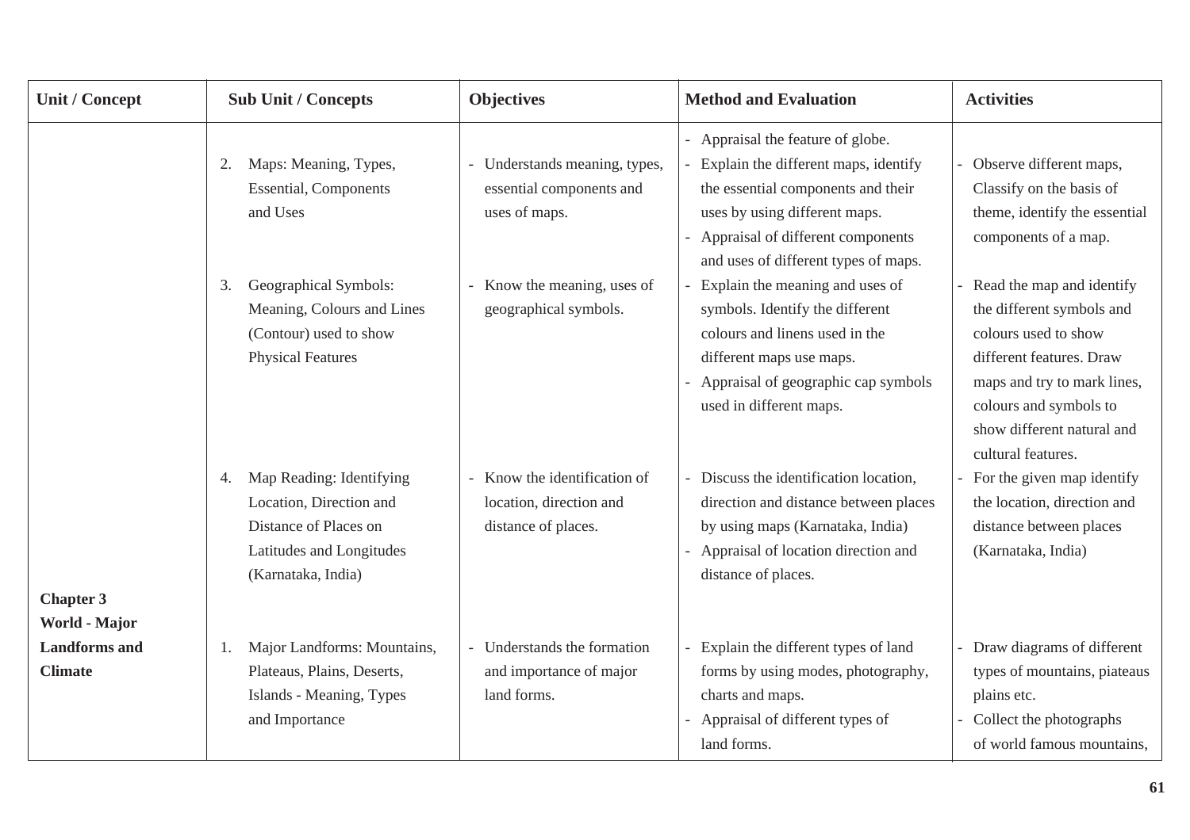| Unit / Concept | Sub Unit / Concepts | Objectives | Method and Evaluation | Activities |
|---|---|---|---|---|
| | | | - Appraisal the feature of globe. | |
| | 2. Maps: Meaning, Types, Essential, Components and Uses | - Understands meaning, types, essential components and uses of maps. | - Explain the different maps, identify the essential components and their uses by using different maps.<br>- Appraisal of different components and uses of different types of maps. | - Observe different maps, Classify on the basis of theme, identify the essential components of a map. |
| | 3. Geographical Symbols: Meaning, Colours and Lines (Contour) used to show Physical Features | - Know the meaning, uses of geographical symbols. | - Explain the meaning and uses of symbols. Identify the different colours and linens used in the different maps use maps.<br>- Appraisal of geographic cap symbols used in different maps. | - Read the map and identify the different symbols and colours used to show different features. Draw maps and try to mark lines, colours and symbols to show different natural and cultural features. |
| | 4. Map Reading: Identifying Location, Direction and Distance of Places on Latitudes and Longitudes (Karnataka, India) | - Know the identification of location, direction and distance of places. | - Discuss the identification location, direction and distance between places by using maps (Karnataka, India)<br>- Appraisal of location direction and distance of places. | - For the given map identify the location, direction and distance between places (Karnataka, India) |
| **Chapter 3 World - Major Landforms and Climate** | 1. Major Landforms: Mountains, Plateaus, Plains, Deserts, Islands - Meaning, Types and Importance | - Understands the formation and importance of major land forms. | - Explain the different types of land forms by using modes, photography, charts and maps.<br>- Appraisal of different types of land forms. | - Draw diagrams of different types of mountains, piateaus plains etc.<br>- Collect the photographs of world famous mountains, |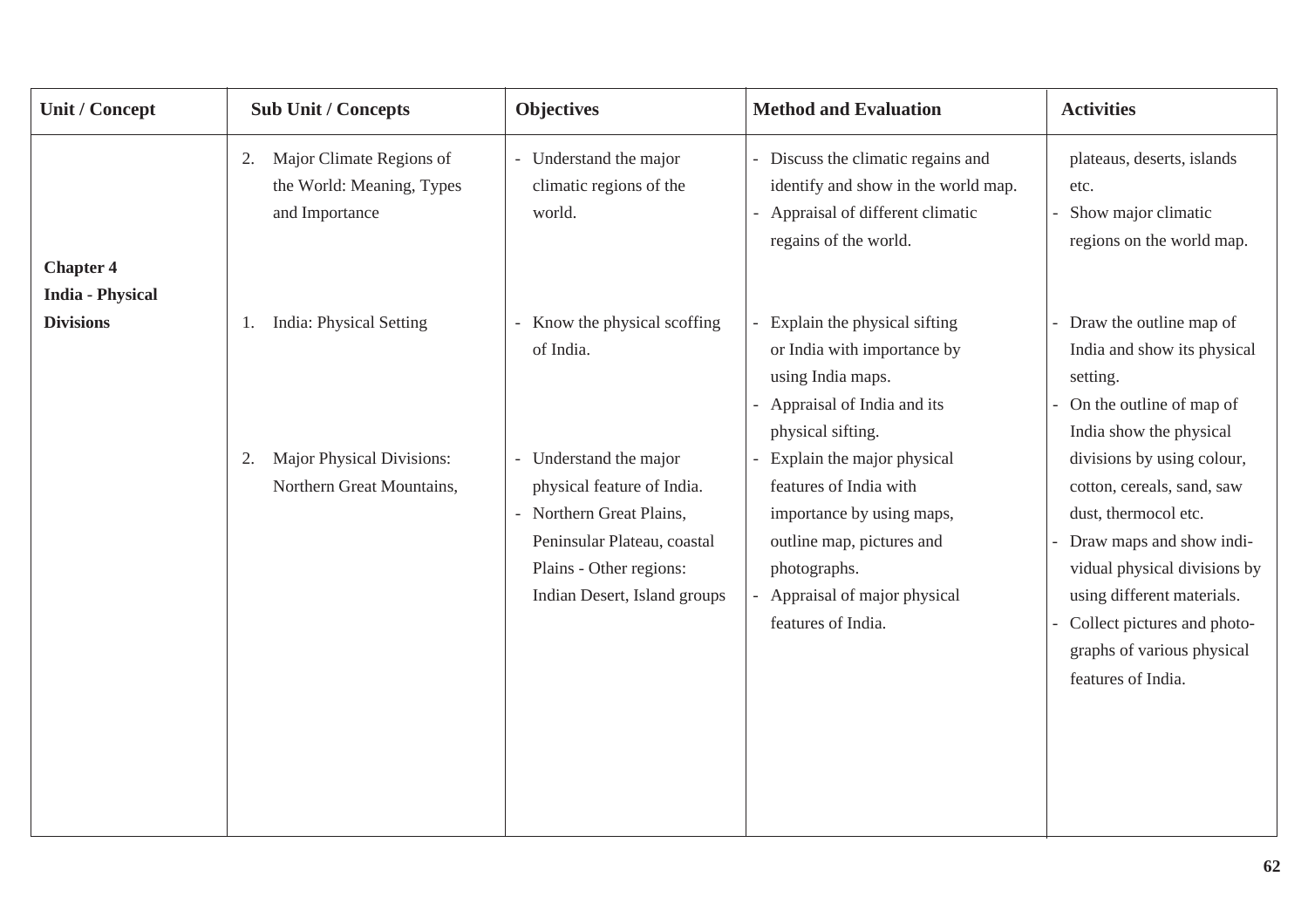| Unit / Concept | Sub Unit / Concepts | Objectives | Method and Evaluation | Activities |
|---|---|---|---|---|
| | 2. Major Climate Regions of the World: Meaning, Types and Importance | - Understand the major climatic regions of the world. | - Discuss the climatic regains and identify and show in the world map.<br>- Appraisal of different climatic regains of the world. | plateaus, deserts, islands etc.<br>- Show major climatic regions on the world map. |
| **Chapter 4**<br>**India - Physical Divisions** | 1. India: Physical Setting | - Know the physical scoffing of India. | - Explain the physical sifting or India with importance by using India maps.<br>- Appraisal of India and its physical sifting. | - Draw the outline map of India and show its physical setting.<br>- On the outline of map of India show the physical divisions by using colour, cotton, cereals, sand, saw dust, thermocol etc. |
| | 2. Major Physical Divisions: Northern Great Mountains, | - Understand the major physical feature of India.<br>- Northern Great Plains, Peninsular Plateau, coastal Plains - Other regions: Indian Desert, Island groups | - Explain the major physical features of India with importance by using maps, outline map, pictures and photographs.<br>- Appraisal of major physical features of India. | - Draw maps and show individual physical divisions by using different materials.<br>- Collect pictures and photographs of various physical features of India. |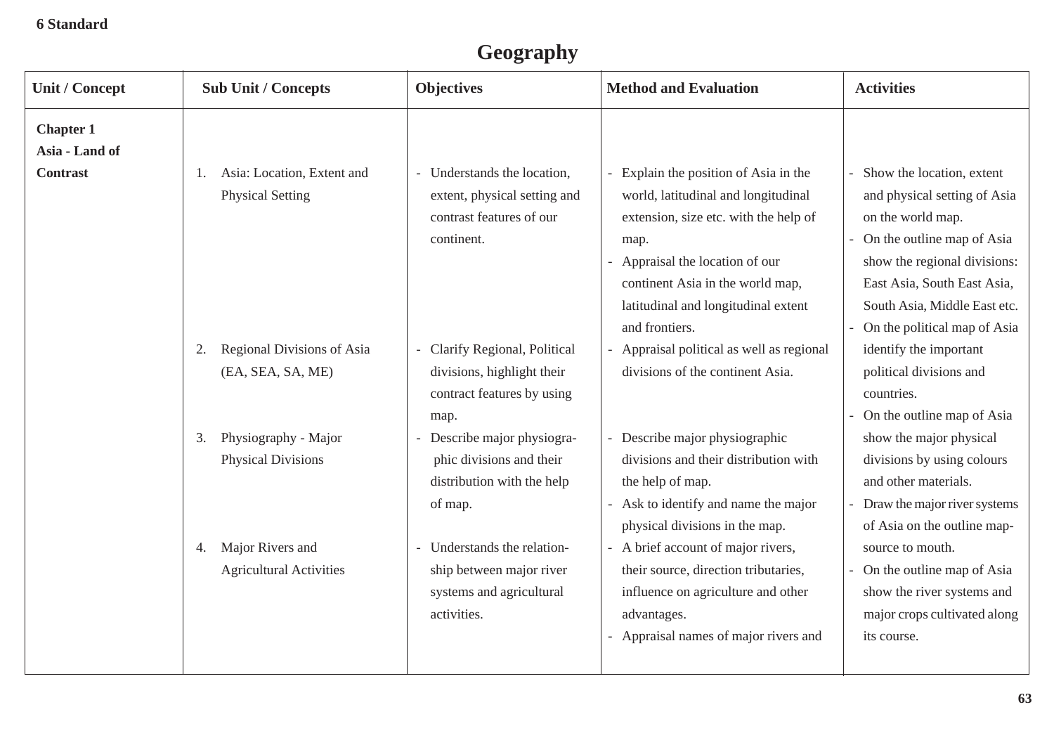**6 Standard**

# Geography

| Unit / Concept | Sub Unit / Concepts | Objectives | Method and Evaluation | Activities |
|---|---|---|---|---|
| **Chapter 1**<br>**Asia - Land of Contrast** | 1. Asia: Location, Extent and Physical Setting | - Understands the location, extent, physical setting and contrast features of our continent. | - Explain the position of Asia in the world, latitudinal and longitudinal extension, size etc. with the help of map.<br>- Appraisal the location of our continent Asia in the world map, latitudinal and longitudinal extent and frontiers. | - Show the location, extent and physical setting of Asia on the world map.<br>- On the outline map of Asia show the regional divisions: East Asia, South East Asia, South Asia, Middle East etc.<br>- On the political map of Asia identify the important political divisions and countries. |
| | 2. Regional Divisions of Asia (EA, SEA, SA, ME) | - Clarify Regional, Political divisions, highlight their contract features by using map. | - Appraisal political as well as regional divisions of the continent Asia. | - On the outline map of Asia show the major physical divisions by using colours and other materials. |
| | 3. Physiography - Major Physical Divisions | - Describe major physiographic divisions and their distribution with the help of map. | - Describe major physiographic divisions and their distribution with the help of map.<br>- Ask to identify and name the major physical divisions in the map. | - Draw the major river systems of Asia on the outline map-source to mouth. |
| | 4. Major Rivers and Agricultural Activities | - Understands the relationship between major river systems and agricultural activities. | - A brief account of major rivers, their source, direction tributaries, influence on agriculture and other advantages.<br>- Appraisal names of major rivers and | - On the outline map of Asia show the river systems and major crops cultivated along its course. |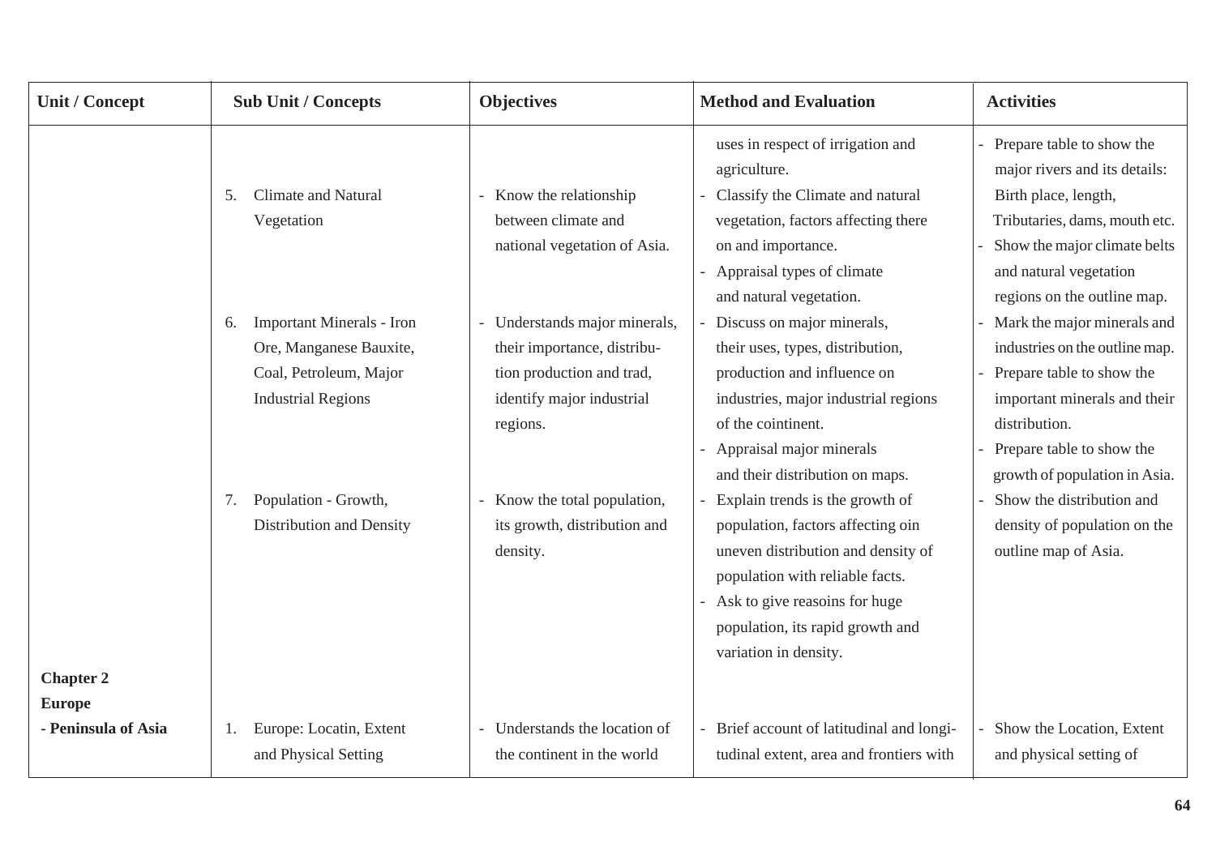| Unit / Concept | Sub Unit / Concepts | Objectives | Method and Evaluation | Activities |
|---|---|---|---|---|
| | | | uses in respect of irrigation and agriculture. | - Prepare table to show the major rivers and its details: Birth place, length, Tributaries, dams, mouth etc. |
| | 5. Climate and Natural Vegetation | - Know the relationship between climate and national vegetation of Asia. | - Classify the Climate and natural vegetation, factors affecting there on and importance.<br>- Appraisal types of climate and natural vegetation. | - Show the major climate belts and natural vegetation regions on the outline map. |
| | 6. Important Minerals - Iron Ore, Manganese Bauxite, Coal, Petroleum, Major Industrial Regions | - Understands major minerals, their importance, distribu-tion production and trad, identify major industrial regions. | - Discuss on major minerals, their uses, types, distribution, production and influence on industries, major industrial regions of the cointinent.<br>- Appraisal major minerals and their distribution on maps. | - Mark the major minerals and industries on the outline map.<br>- Prepare table to show the important minerals and their distribution.<br>- Prepare table to show the growth of population in Asia. |
| | 7. Population - Growth, Distribution and Density | - Know the total population, its growth, distribution and density. | - Explain trends is the growth of population, factors affecting oin uneven distribution and density of population with reliable facts.<br>- Ask to give reasoins for huge population, its rapid growth and variation in density. | - Show the distribution and density of population on the outline map of Asia. |
| **Chapter 2**<br>**Europe**<br>**- Peninsula of Asia** | 1. Europe: Locatin, Extent and Physical Setting | - Understands the location of the continent in the world | - Brief account of latitudinal and longi-tudinal extent, area and frontiers with | - Show the Location, Extent and physical setting of |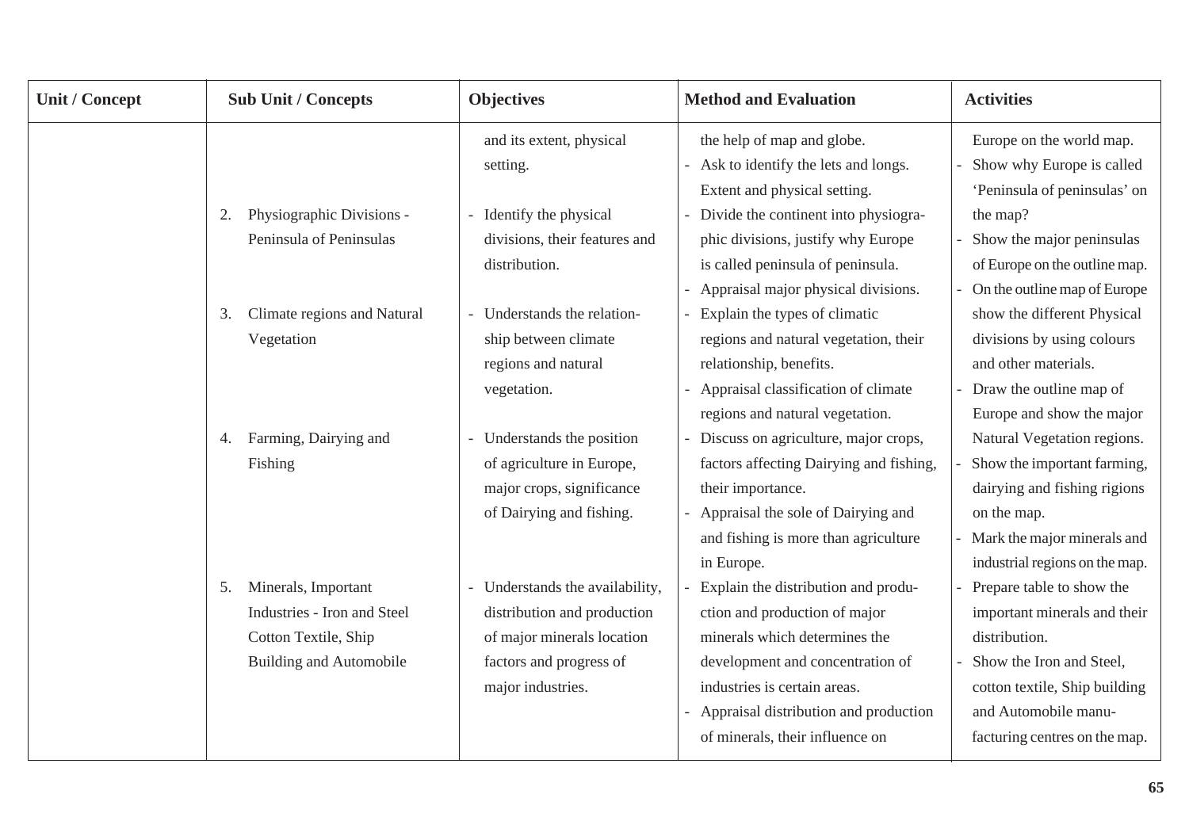| Unit / Concept | Sub Unit / Concepts | Objectives | Method and Evaluation | Activities |
|---|---|---|---|---|
| | | and its extent, physical setting. | the help of map and globe.<br>- Ask to identify the lets and longs. Extent and physical setting. | Europe on the world map.<br>- Show why Europe is called 'Peninsula of peninsulas' on the map? |
| | 2. Physiographic Divisions - Peninsula of Peninsulas | - Identify the physical divisions, their features and distribution. | - Divide the continent into physiographic divisions, justify why Europe is called peninsula of peninsula.<br>- Appraisal major physical divisions. | - Show the major peninsulas of Europe on the outline map.<br>- On the outline map of Europe show the different Physical divisions by using colours and other materials. |
| | 3. Climate regions and Natural Vegetation | - Understands the relationship between climate regions and natural vegetation. | - Explain the types of climatic regions and natural vegetation, their relationship, benefits.<br>- Appraisal classification of climate regions and natural vegetation. | - Draw the outline map of Europe and show the major Natural Vegetation regions. |
| | 4. Farming, Dairying and Fishing | - Understands the position of agriculture in Europe, major crops, significance of Dairying and fishing. | - Discuss on agriculture, major crops, factors affecting Dairying and fishing, their importance.<br>- Appraisal the sole of Dairying and and fishing is more than agriculture in Europe. | - Show the important farming, dairying and fishing rigions on the map.<br>- Mark the major minerals and industrial regions on the map. |
| | 5. Minerals, Important Industries - Iron and Steel Cotton Textile, Ship Building and Automobile | - Understands the availability, distribution and production of major minerals location factors and progress of major industries. | - Explain the distribution and production and production of major minerals which determines the development and concentration of industries is certain areas.<br>- Appraisal distribution and production of minerals, their influence on | - Prepare table to show the important minerals and their distribution.<br>- Show the Iron and Steel, cotton textile, Ship building and Automobile manufacturing centres on the map. |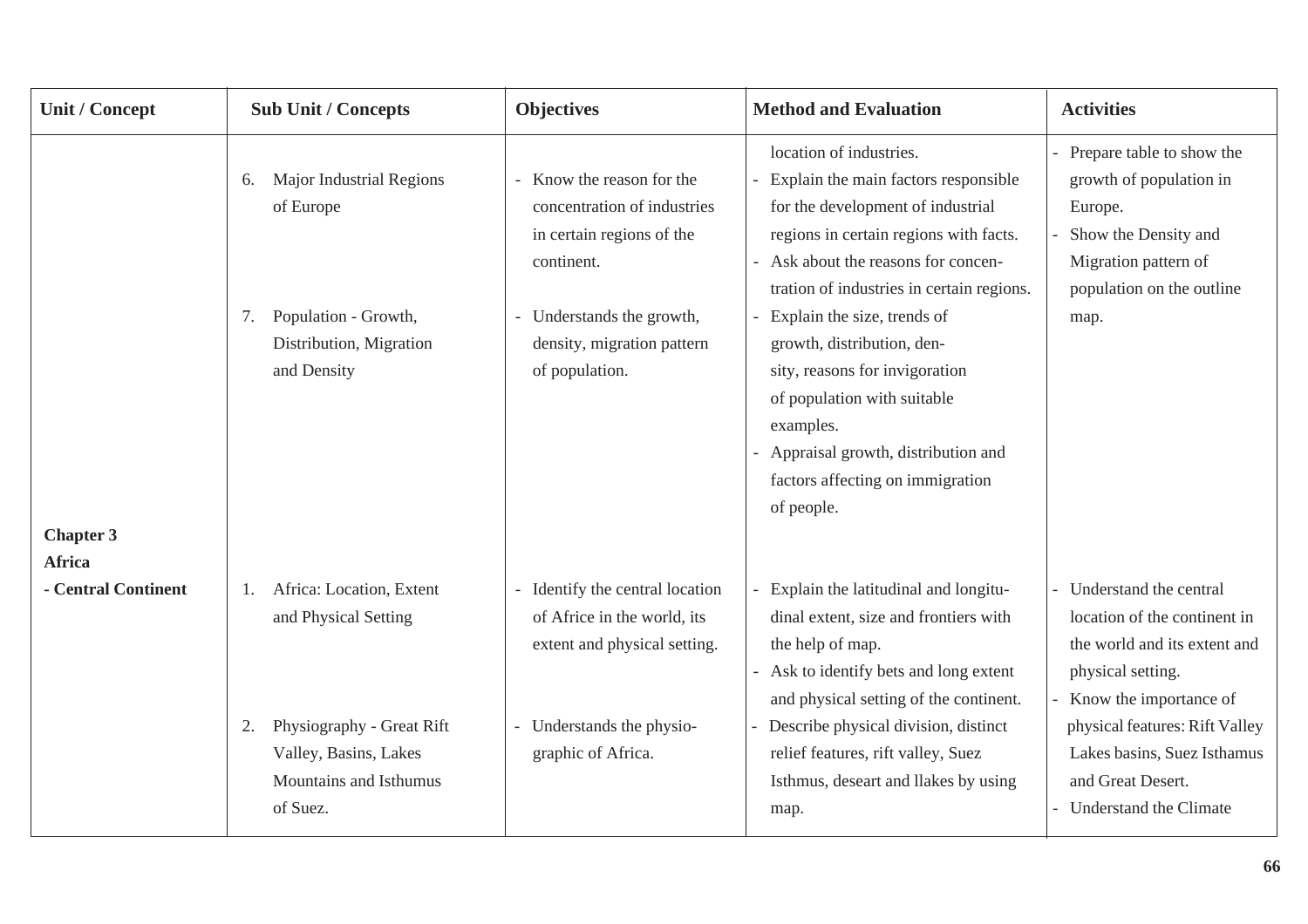| Unit / Concept | Sub Unit / Concepts | Objectives | Method and Evaluation | Activities |
|---|---|---|---|---|
| | | | location of industries. | - Prepare table to show the growth of population in Europe.<br>- Show the Density and Migration pattern of population on the outline map. |
| | 6. Major Industrial Regions of Europe | - Know the reason for the concentration of industries in certain regions of the continent. | - Explain the main factors responsible for the development of industrial regions in certain regions with facts.<br>- Ask about the reasons for concentration of industries in certain regions. | |
| | 7. Population - Growth, Distribution, Migration and Density | - Understands the growth, density, migration pattern of population. | - Explain the size, trends of growth, distribution, density, reasons for invigoration of population with suitable examples.<br>- Appraisal growth, distribution and factors affecting on immigration of people. | |
| **Chapter 3**<br>**Africa**<br>**- Central Continent** | 1. Africa: Location, Extent and Physical Setting | - Identify the central location of Africe in the world, its extent and physical setting. | - Explain the latitudinal and longitudinal extent, size and frontiers with the help of map.<br>- Ask to identify bets and long extent and physical setting of the continent. | - Understand the central location of the continent in the world and its extent and physical setting.<br>- Know the importance of physical features: Rift Valley Lakes basins, Suez Isthamus and Great Desert.<br>- Understand the Climate |
| | 2. Physiography - Great Rift Valley, Basins, Lakes Mountains and Isthumus of Suez. | - Understands the physiographic of Africa. | - Describe physical division, distinct relief features, rift valley, Suez Isthmus, deseart and llakes by using map. | |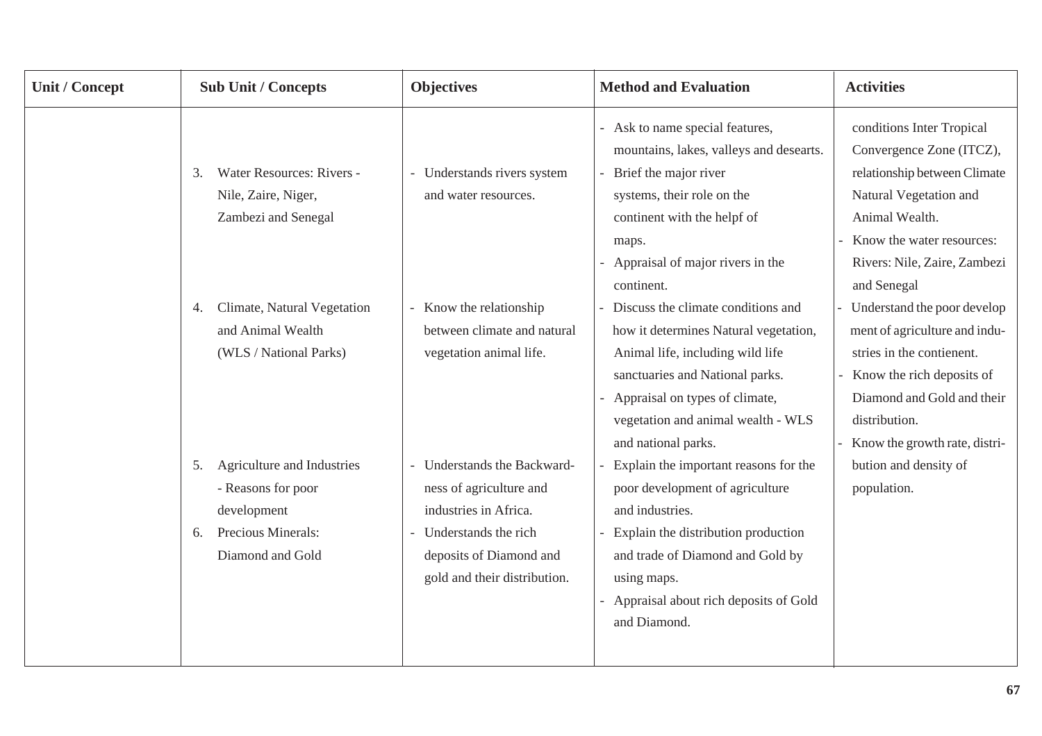| Unit / Concept | Sub Unit / Concepts | Objectives | Method and Evaluation | Activities |
|---|---|---|---|---|
| | 3. Water Resources: Rivers - Nile, Zaire, Niger, Zambezi and Senegal | - Understands rivers system and water resources. | - Ask to name special features, mountains, lakes, valleys and desearts.<br>- Brief the major river systems, their role on the continent with the helpf of maps.<br>- Appraisal of major rivers in the continent. | conditions Inter Tropical Convergence Zone (ITCZ), relationship between Climate Natural Vegetation and Animal Wealth.<br>- Know the water resources: Rivers: Nile, Zaire, Zambezi and Senegal |
| | 4. Climate, Natural Vegetation and Animal Wealth (WLS / National Parks) | - Know the relationship between climate and natural vegetation animal life. | - Discuss the climate conditions and how it determines Natural vegetation, Animal life, including wild life sanctuaries and National parks.<br>- Appraisal on types of climate, vegetation and animal wealth - WLS and national parks. | - Understand the poor develop ment of agriculture and indu-stries in the contienent.<br>- Know the rich deposits of Diamond and Gold and their distribution.<br>- Know the growth rate, distri-bution and density of population. |
| | 5. Agriculture and Industries - Reasons for poor development | - Understands the Backward-ness of agriculture and industries in Africa. | - Explain the important reasons for the poor development of agriculture and industries. | |
| | 6. Precious Minerals: Diamond and Gold | - Understands the rich deposits of Diamond and gold and their distribution. | - Explain the distribution production and trade of Diamond and Gold by using maps.<br>- Appraisal about rich deposits of Gold and Diamond. | |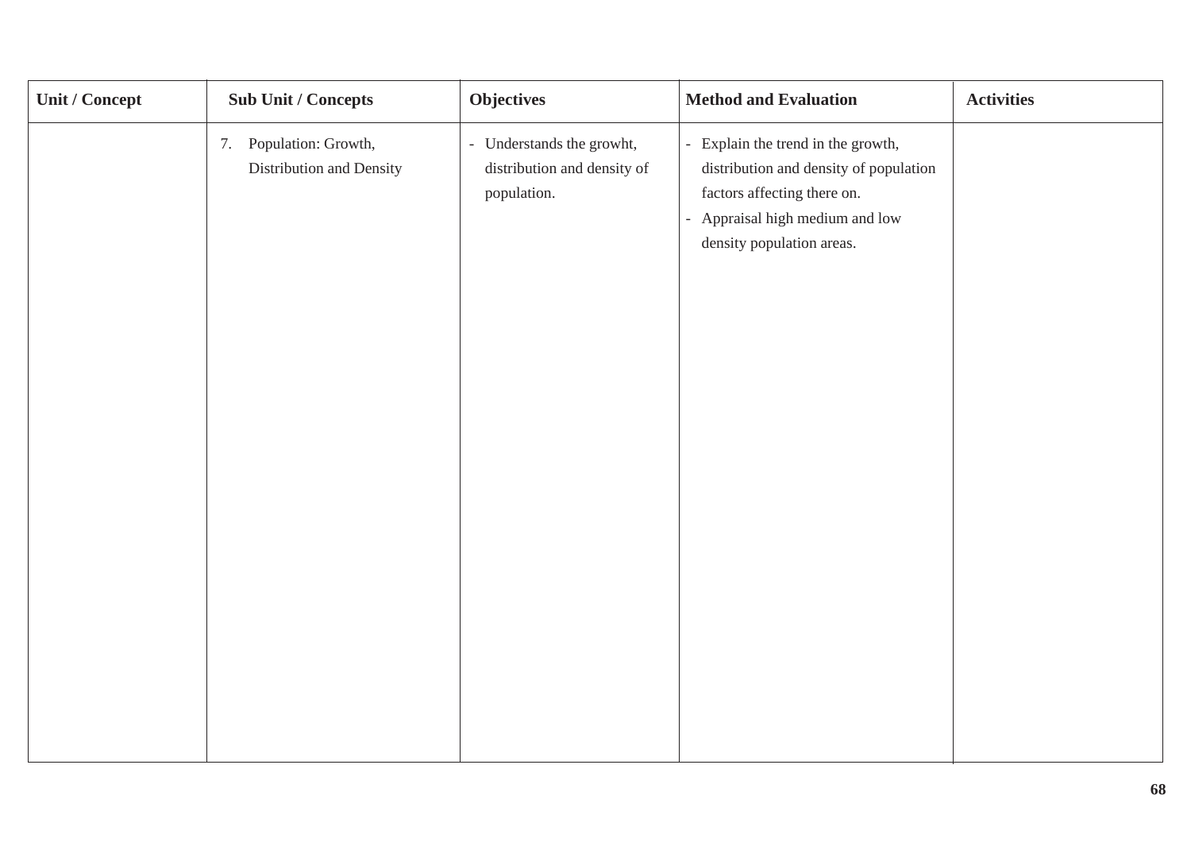| Unit / Concept | Sub Unit / Concepts | Objectives | Method and Evaluation | Activities |
|---|---|---|---|---|
| | 7. Population: Growth, Distribution and Density | - Understands the growht, distribution and density of population. | - Explain the trend in the growth, distribution and density of population factors affecting there on.<br>- Appraisal high medium and low density population areas. | |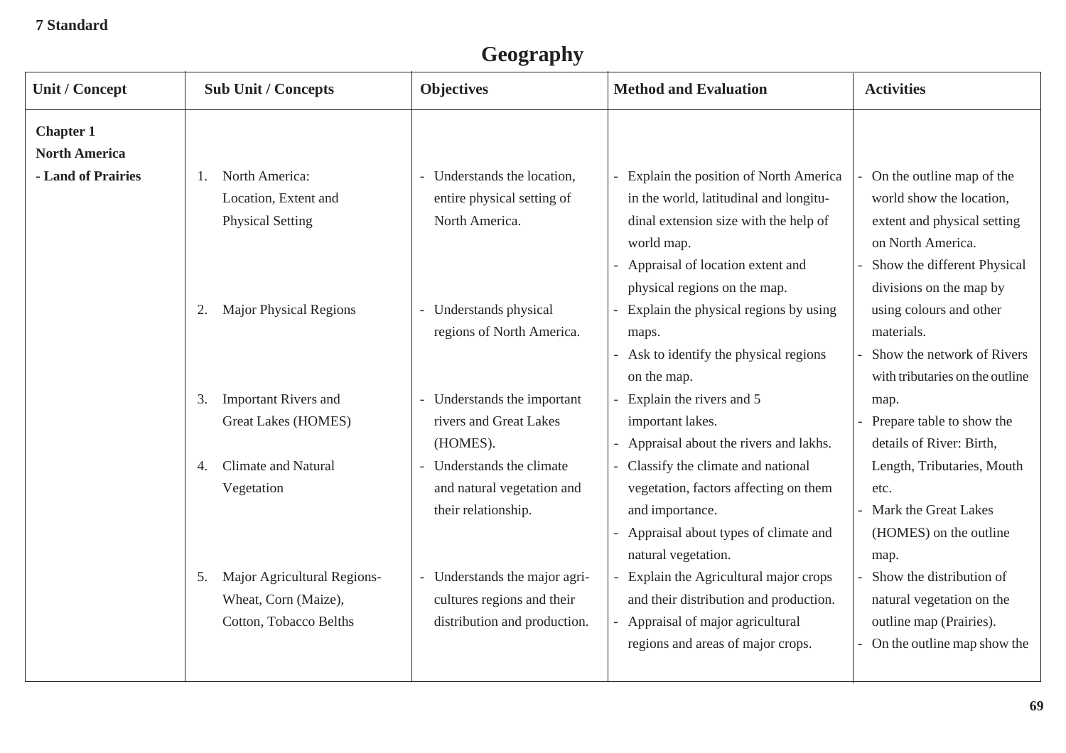**7 Standard**

# Geography

| Unit / Concept | Sub Unit / Concepts | Objectives | Method and Evaluation | Activities |
|---|---|---|---|---|
| **Chapter 1**<br>**North America**<br>**- Land of Prairies** | 1. North America: Location, Extent and Physical Setting | - Understands the location, entire physical setting of North America. | - Explain the position of North America in the world, latitudinal and longitudinal extension size with the help of world map.<br>- Appraisal of location extent and physical regions on the map. | - On the outline map of the world show the location, extent and physical setting on North America.<br>- Show the different Physical divisions on the map by using colours and other materials. |
| | 2. Major Physical Regions | - Understands physical regions of North America. | - Explain the physical regions by using maps.<br>- Ask to identify the physical regions on the map. | - Show the network of Rivers with tributaries on the outline map. |
| | 3. Important Rivers and Great Lakes (HOMES) | - Understands the important rivers and Great Lakes (HOMES). | - Explain the rivers and 5 important lakes.<br>- Appraisal about the rivers and lakhs. | - Prepare table to show the details of River: Birth, Length, Tributaries, Mouth etc. |
| | 4. Climate and Natural Vegetation | - Understands the climate and natural vegetation and their relationship. | - Classify the climate and national vegetation, factors affecting on them and importance.<br>- Appraisal about types of climate and natural vegetation. | - Mark the Great Lakes (HOMES) on the outline map. |
| | 5. Major Agricultural Regions- Wheat, Corn (Maize), Cotton, Tobacco Belths | - Understands the major agricultures regions and their distribution and production. | - Explain the Agricultural major crops and their distribution and production.<br>- Appraisal of major agricultural regions and areas of major crops. | - Show the distribution of natural vegetation on the outline map (Prairies).<br>- On the outline map show the |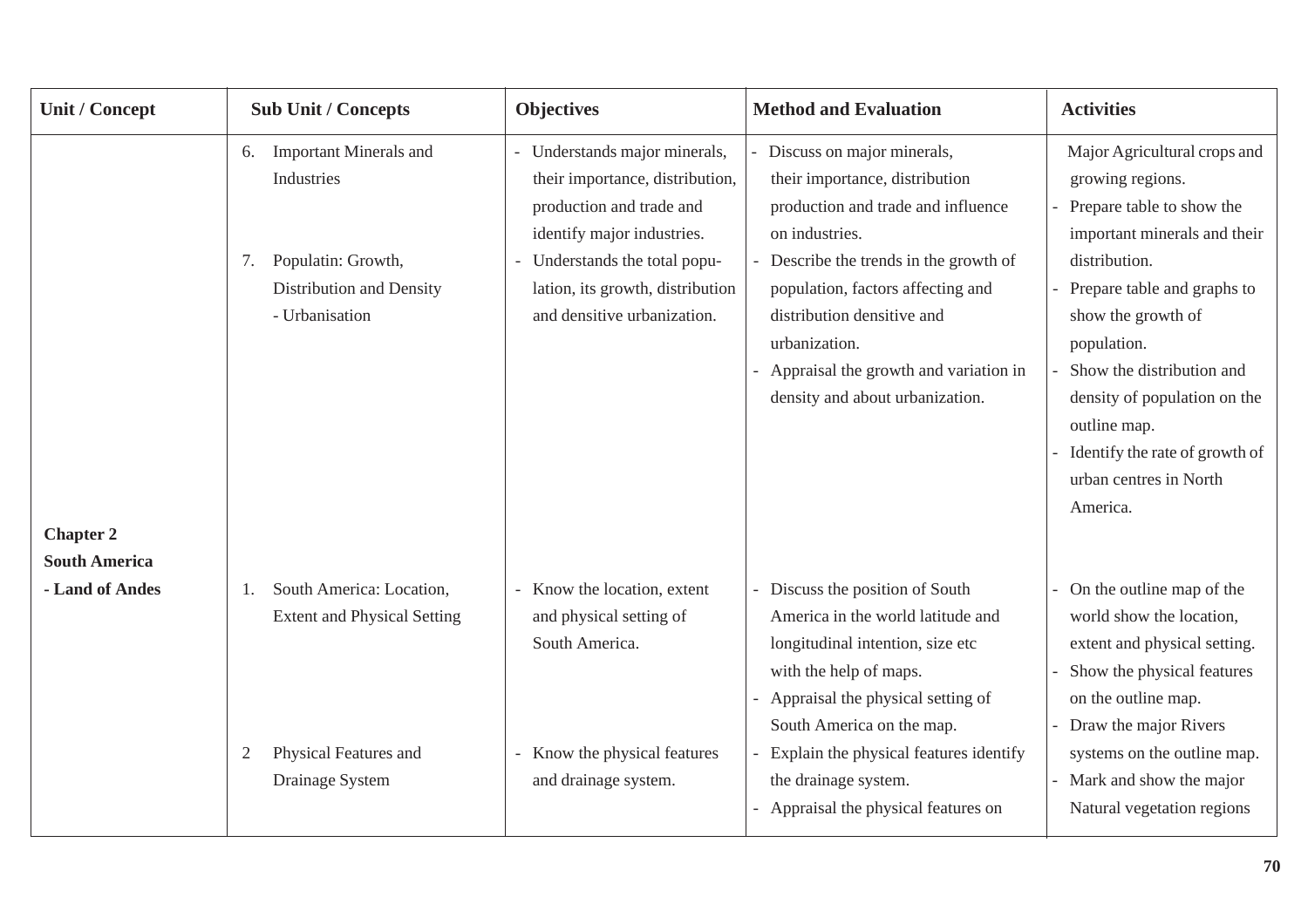| Unit / Concept | Sub Unit / Concepts | Objectives | Method and Evaluation | Activities |
|---|---|---|---|---|
| | 6. Important Minerals and Industries | - Understands major minerals, their importance, distribution, production and trade and identify major industries. | - Discuss on major minerals, their importance, distribution production and trade and influence on industries. | Major Agricultural crops and growing regions.<br>- Prepare table to show the important minerals and their distribution. |
| | 7. Populatin: Growth, Distribution and Density<br>- Urbanisation | - Understands the total population, its growth, distribution and densitive urbanization. | - Describe the trends in the growth of population, factors affecting and distribution densitive and urbanization.<br>- Appraisal the growth and variation in density and about urbanization. | - Prepare table and graphs to show the growth of population.<br>- Show the distribution and density of population on the outline map.<br>- Identify the rate of growth of urban centres in North America. |
| **Chapter 2**<br>**South America**<br>**- Land of Andes** | 1. South America: Location, Extent and Physical Setting | - Know the location, extent and physical setting of South America. | - Discuss the position of South America in the world latitude and longitudinal intention, size etc with the help of maps.<br>- Appraisal the physical setting of South America on the map. | - On the outline map of the world show the location, extent and physical setting.<br>- Show the physical features on the outline map. |
| | 2 Physical Features and Drainage System | - Know the physical features and drainage system. | - Explain the physical features identify the drainage system.<br>- Appraisal the physical features on | - Draw the major Rivers systems on the outline map.<br>- Mark and show the major Natural vegetation regions |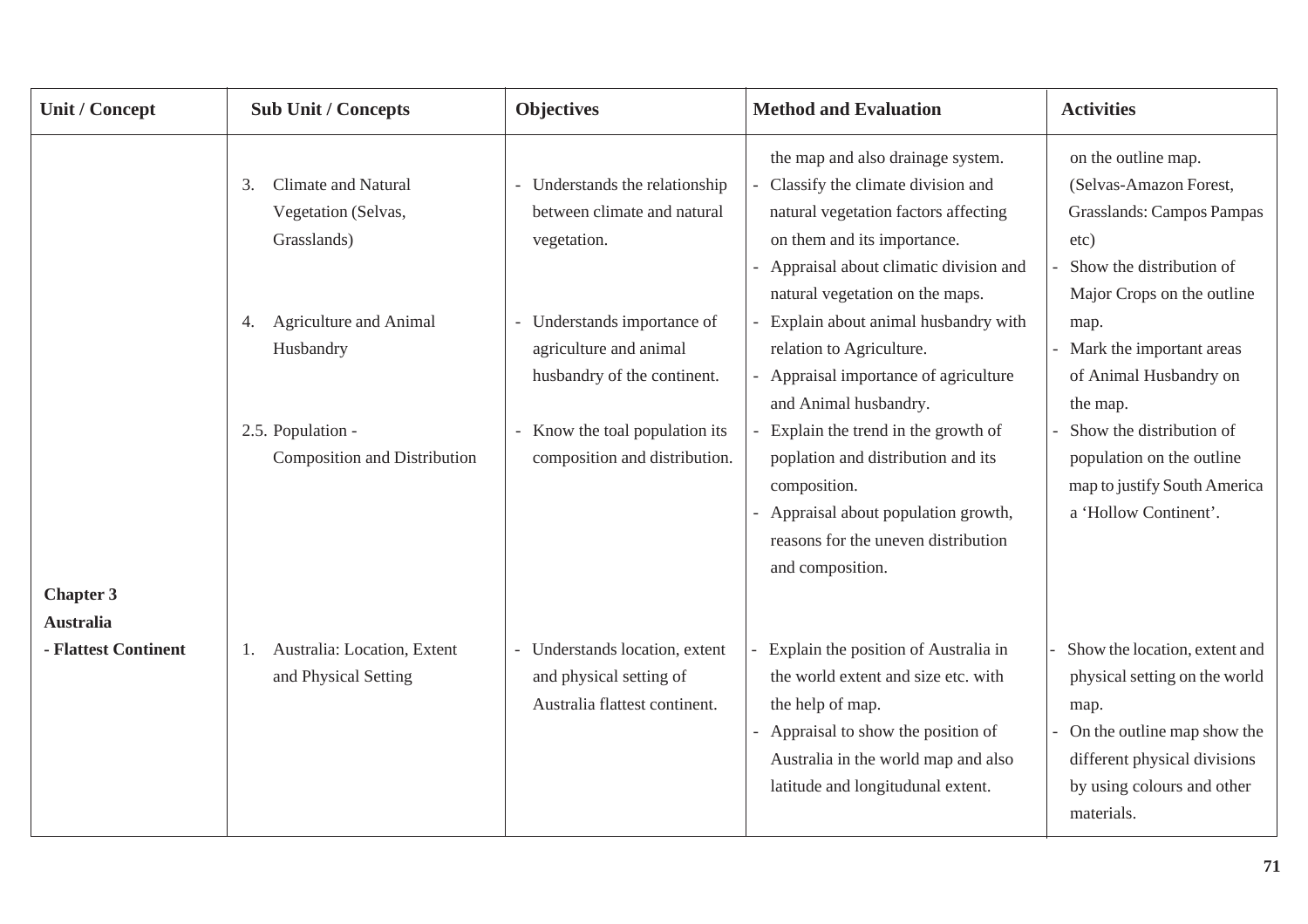| Unit / Concept | Sub Unit / Concepts | Objectives | Method and Evaluation | Activities |
|---|---|---|---|---|
| | | | the map and also drainage system. | on the outline map. (Selvas-Amazon Forest, Grasslands: Campos Pampas etc) |
| | 3. Climate and Natural Vegetation (Selvas, Grasslands) | - Understands the relationship between climate and natural vegetation. | - Classify the climate division and natural vegetation factors affecting on them and its importance.<br>- Appraisal about climatic division and natural vegetation on the maps. | - Show the distribution of Major Crops on the outline map. |
| | 4. Agriculture and Animal Husbandry | - Understands importance of agriculture and animal husbandry of the continent. | - Explain about animal husbandry with relation to Agriculture.<br>- Appraisal importance of agriculture and Animal husbandry. | - Mark the important areas of Animal Husbandry on the map. |
| | 2.5. Population - Composition and Distribution | - Know the toal population its composition and distribution. | - Explain the trend in the growth of poplation and distribution and its composition.<br>- Appraisal about population growth, reasons for the uneven distribution and composition. | - Show the distribution of population on the outline map to justify South America a 'Hollow Continent'. |
| **Chapter 3**<br>**Australia**<br>**- Flattest Continent** | 1. Australia: Location, Extent and Physical Setting | - Understands location, extent and physical setting of Australia flattest continent. | - Explain the position of Australia in the world extent and size etc. with the help of map.<br>- Appraisal to show the position of Australia in the world map and also latitude and longitudunal extent. | - Show the location, extent and physical setting on the world map.<br>- On the outline map show the different physical divisions by using colours and other materials. |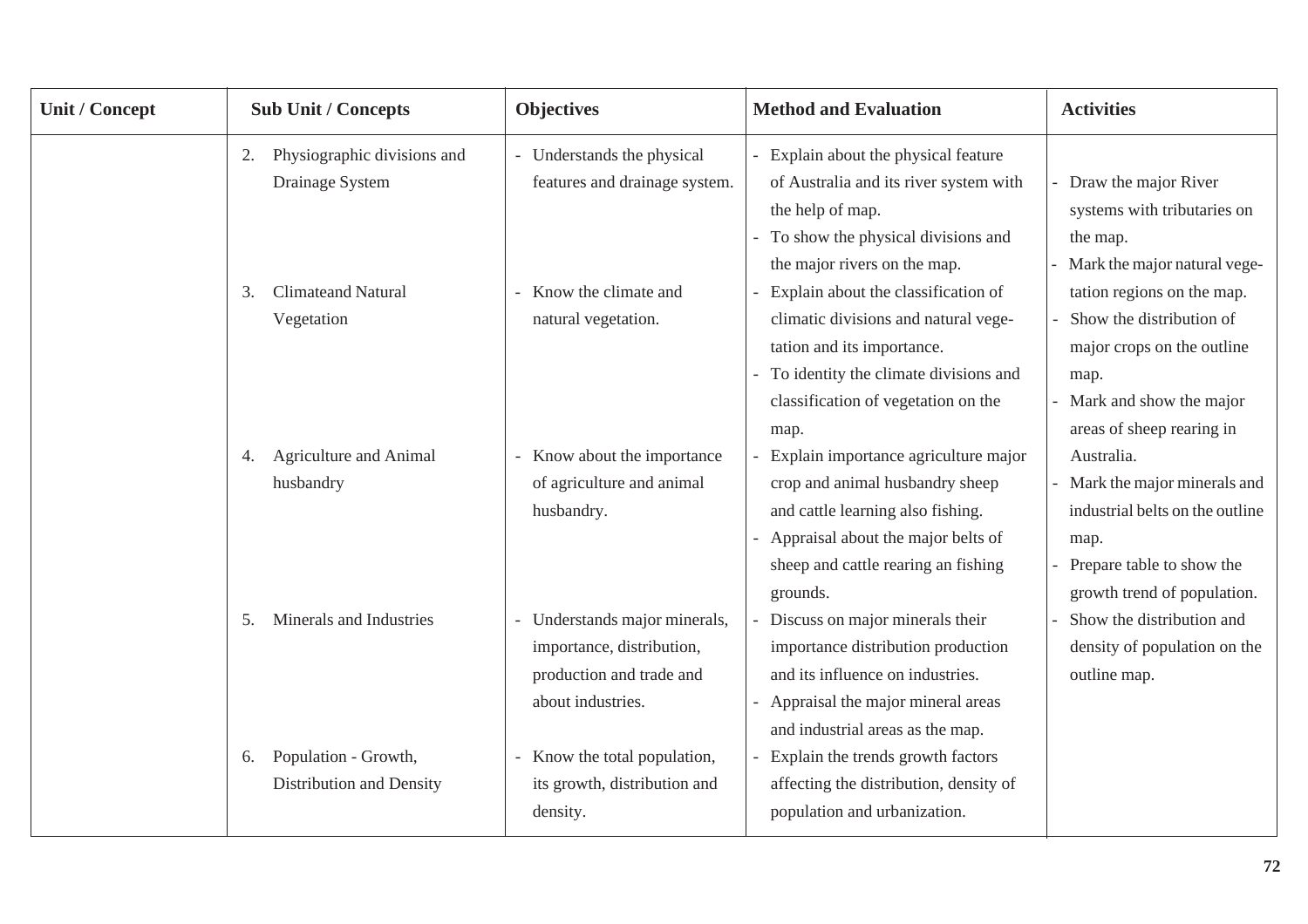| Unit / Concept | Sub Unit / Concepts | Objectives | Method and Evaluation | Activities |
|---|---|---|---|---|
| | 2. Physiographic divisions and Drainage System | - Understands the physical features and drainage system. | - Explain about the physical feature of Australia and its river system with the help of map.<br>- To show the physical divisions and the major rivers on the map. | - Draw the major River systems with tributaries on the map.<br>- Mark the major natural vegetation regions on the map.<br>- Show the distribution of major crops on the outline map.<br>- Mark and show the major areas of sheep rearing in Australia.<br>- Mark the major minerals and industrial belts on the outline map.<br>- Prepare table to show the growth trend of population.<br>- Show the distribution and density of population on the outline map. |
| | 3. Climateand Natural Vegetation | - Know the climate and natural vegetation. | - Explain about the classification of climatic divisions and natural vegetation and its importance.<br>- To identity the climate divisions and classification of vegetation on the map. | |
| | 4. Agriculture and Animal husbandry | - Know about the importance of agriculture and animal husbandry. | - Explain importance agriculture major crop and animal husbandry sheep and cattle learning also fishing.<br>- Appraisal about the major belts of sheep and cattle rearing an fishing grounds. | |
| | 5. Minerals and Industries | - Understands major minerals, importance, distribution, production and trade and about industries. | - Discuss on major minerals their importance distribution production and its influence on industries.<br>- Appraisal the major mineral areas and industrial areas as the map. | |
| | 6. Population - Growth, Distribution and Density | - Know the total population, its growth, distribution and density. | - Explain the trends growth factors affecting the distribution, density of population and urbanization. | |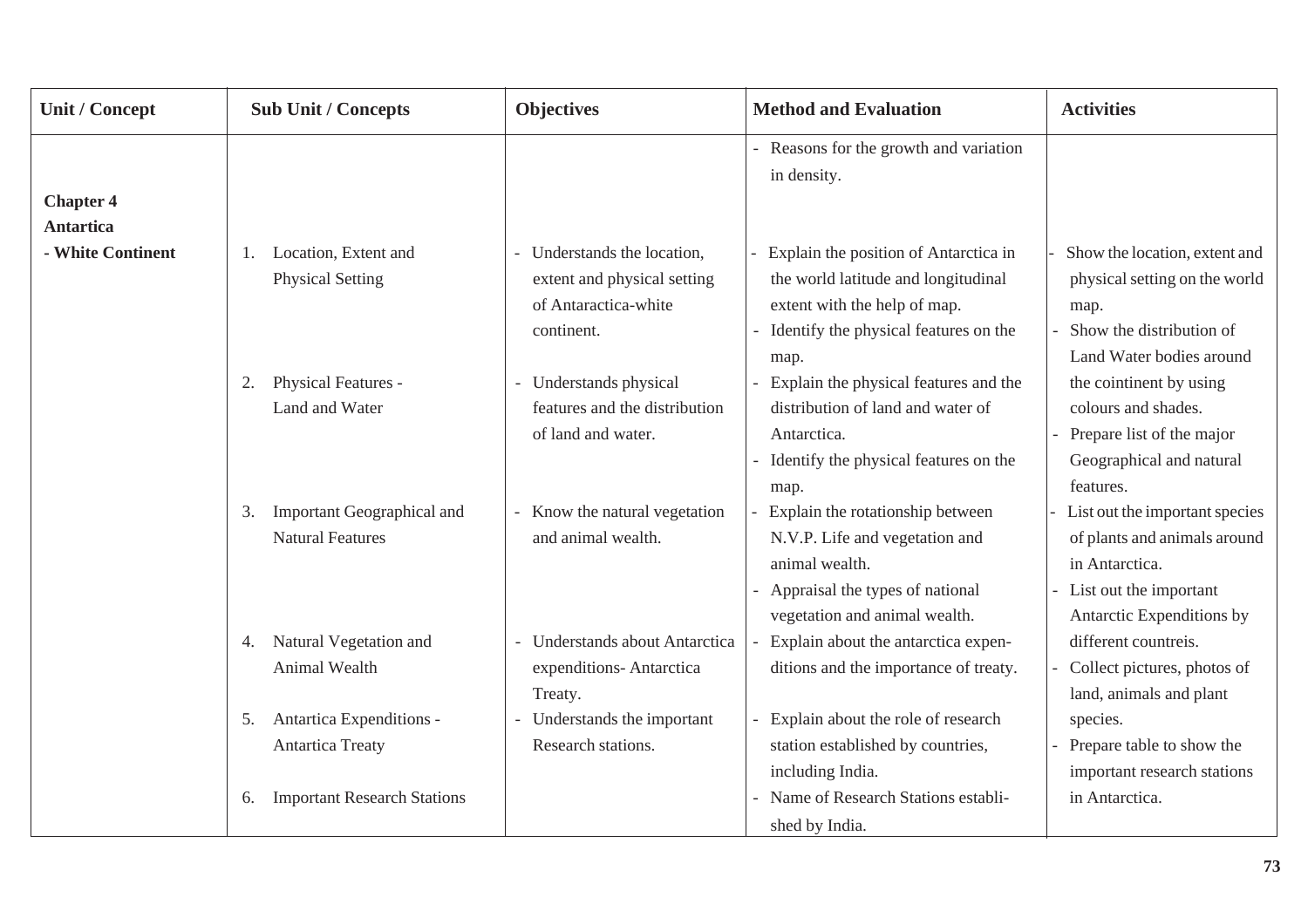| Unit / Concept | Sub Unit / Concepts | Objectives | Method and Evaluation | Activities |
|---|---|---|---|---|
| | | | - Reasons for the growth and variation in density. | |
| **Chapter 4** **Antartica** **- White Continent** | 1. Location, Extent and Physical Setting | - Understands the location, extent and physical setting of Antaractica-white continent. | - Explain the position of Antarctica in the world latitude and longitudinal extent with the help of map.<br>- Identify the physical features on the map. | - Show the location, extent and physical setting on the world map.<br>- Show the distribution of Land Water bodies around the cointinent by using colours and shades.<br>- Prepare list of the major Geographical and natural features.<br>- List out the important species of plants and animals around in Antarctica.<br>- List out the important Antarctic Expenditions by different contreis.<br>- Collect pictures, photos of land, animals and plant species.<br>- Prepare table to show the important research stations in Antarctica. |
| | 2. Physical Features - Land and Water | - Understands physical features and the distribution of land and water. | - Explain the physical features and the distribution of land and water of Antarctica.<br>- Identify the physical features on the map. | |
| | 3. Important Geographical and Natural Features | - Know the natural vegetation and animal wealth. | - Explain the rotationship between N.V.P. Life and vegetation and animal wealth.<br>- Appraisal the types of national vegetation and animal wealth. | |
| | 4. Natural Vegetation and Animal Wealth | - Understands about Antarctica expenditions- Antarctica Treaty. | - Explain about the antarctica expenditions and the importance of treaty. | |
| | 5. Antartica Expenditions - Antartica Treaty | - Understands the important Research stations. | - Explain about the role of research station established by countries, including India. | |
| | 6. Important Research Stations | | - Name of Research Stations established by India. | |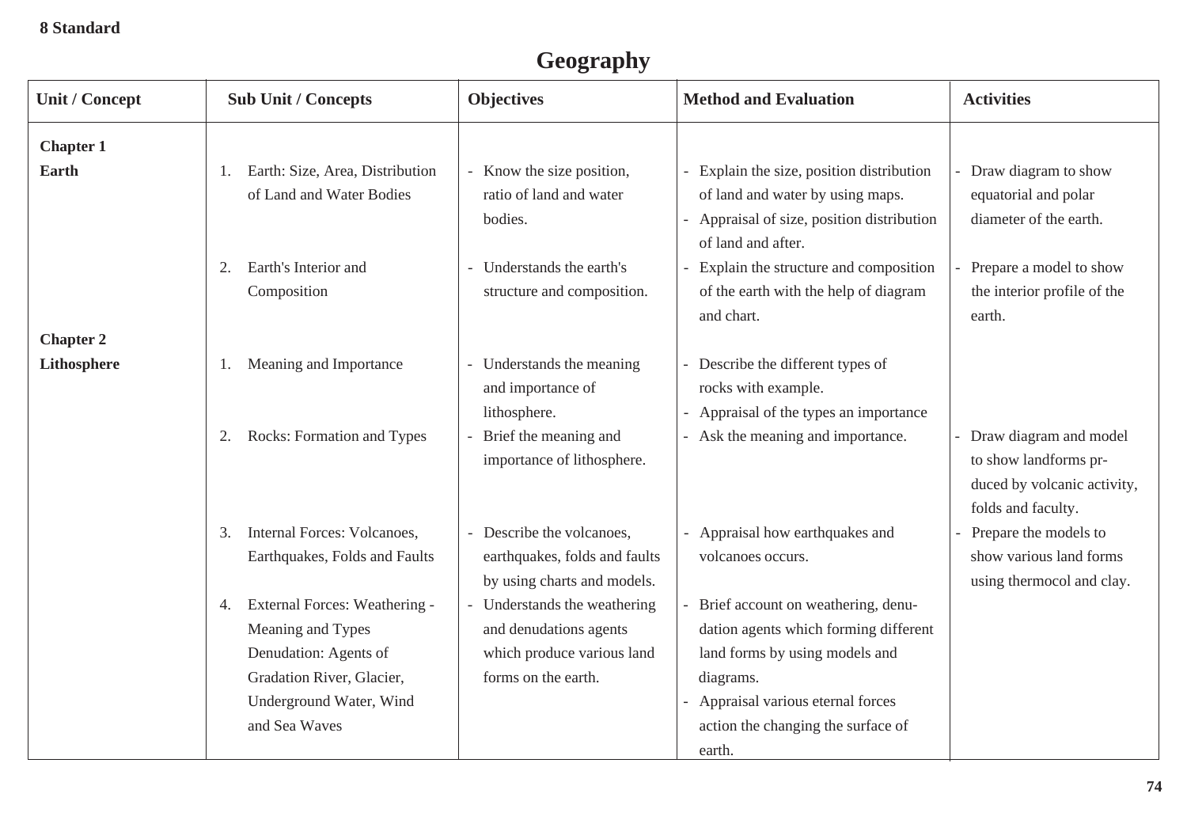**8 Standard**

# Geography

| Unit / Concept | Sub Unit / Concepts | Objectives | Method and Evaluation | Activities |
|---|---|---|---|---|
| **Chapter 1** **Earth** | 1. Earth: Size, Area, Distribution of Land and Water Bodies | - Know the size position, ratio of land and water bodies. | - Explain the size, position distribution of land and water by using maps. - Appraisal of size, position distribution of land and after. | - Draw diagram to show equatorial and polar diameter of the earth. |
| | 2. Earth's Interior and Composition | - Understands the earth's structure and composition. | - Explain the structure and composition of the earth with the help of diagram and chart. | - Prepare a model to show the interior profile of the earth. |
| **Chapter 2** **Lithosphere** | 1. Meaning and Importance | - Understands the meaning and importance of lithosphere. | - Describe the different types of rocks with example. - Appraisal of the types an importance | |
| | 2. Rocks: Formation and Types | - Brief the meaning and importance of lithosphere. | - Ask the meaning and importance. | - Draw diagram and model to show landforms pr-duced by volcanic activity, folds and faculty. |
| | 3. Internal Forces: Volcanoes, Earthquakes, Folds and Faults | - Describe the volcanoes, earthquakes, folds and faults by using charts and models. | - Appraisal how earthquakes and volcanoes occurs. | - Prepare the models to show various land forms using thermocol and clay. |
| | 4. External Forces: Weathering - Meaning and Types Denudation: Agents of Gradation River, Glacier, Underground Water, Wind and Sea Waves | - Understands the weathering and denudations agents which produce various land forms on the earth. | - Brief account on weathering, denu-dation agents which forming different land forms by using models and diagrams. - Appraisal various eternal forces action the changing the surface of earth. | |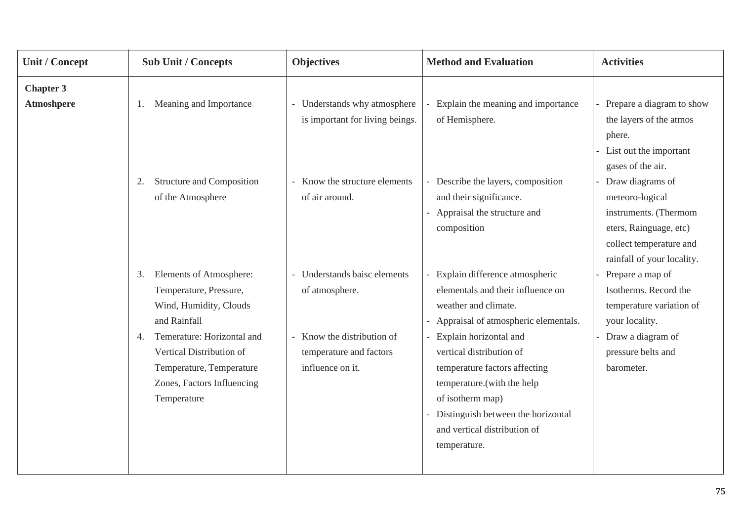| Unit / Concept | Sub Unit / Concepts | Objectives | Method and Evaluation | Activities |
|---|---|---|---|---|
| **Chapter 3**<br>**Atmoshpere** | 1. Meaning and Importance | - Understands why atmosphere is important for living beings. | - Explain the meaning and importance of Hemisphere. | - Prepare a diagram to show the layers of the atmos phere.<br>- List out the important gases of the air. |
| | 2. Structure and Composition of the Atmosphere | - Know the structure elements of air around. | - Describe the layers, composition and their significance.<br>- Appraisal the structure and composition | - Draw diagrams of meteoro-logical instruments. (Thermom eters, Rainguage, etc) collect temperature and rainfall of your locality. |
| | 3. Elements of Atmosphere: Temperature, Pressure, Wind, Humidity, Clouds and Rainfall | - Understands baisc elements of atmosphere. | - Explain difference atmospheric elementals and their influence on weather and climate.<br>- Appraisal of atmospheric elementals. | - Prepare a map of Isotherms. Record the temperature variation of your locality. |
| | 4. Temerature: Horizontal and Vertical Distribution of Temperature, Temperature Zones, Factors Influencing Temperature | - Know the distribution of temperature and factors influence on it. | - Explain horizontal and vertical distribution of temperature factors affecting temperature.(with the help of isotherm map)<br>- Distinguish between the horizontal and vertical distribution of temperature. | - Draw a diagram of pressure belts and barometer. |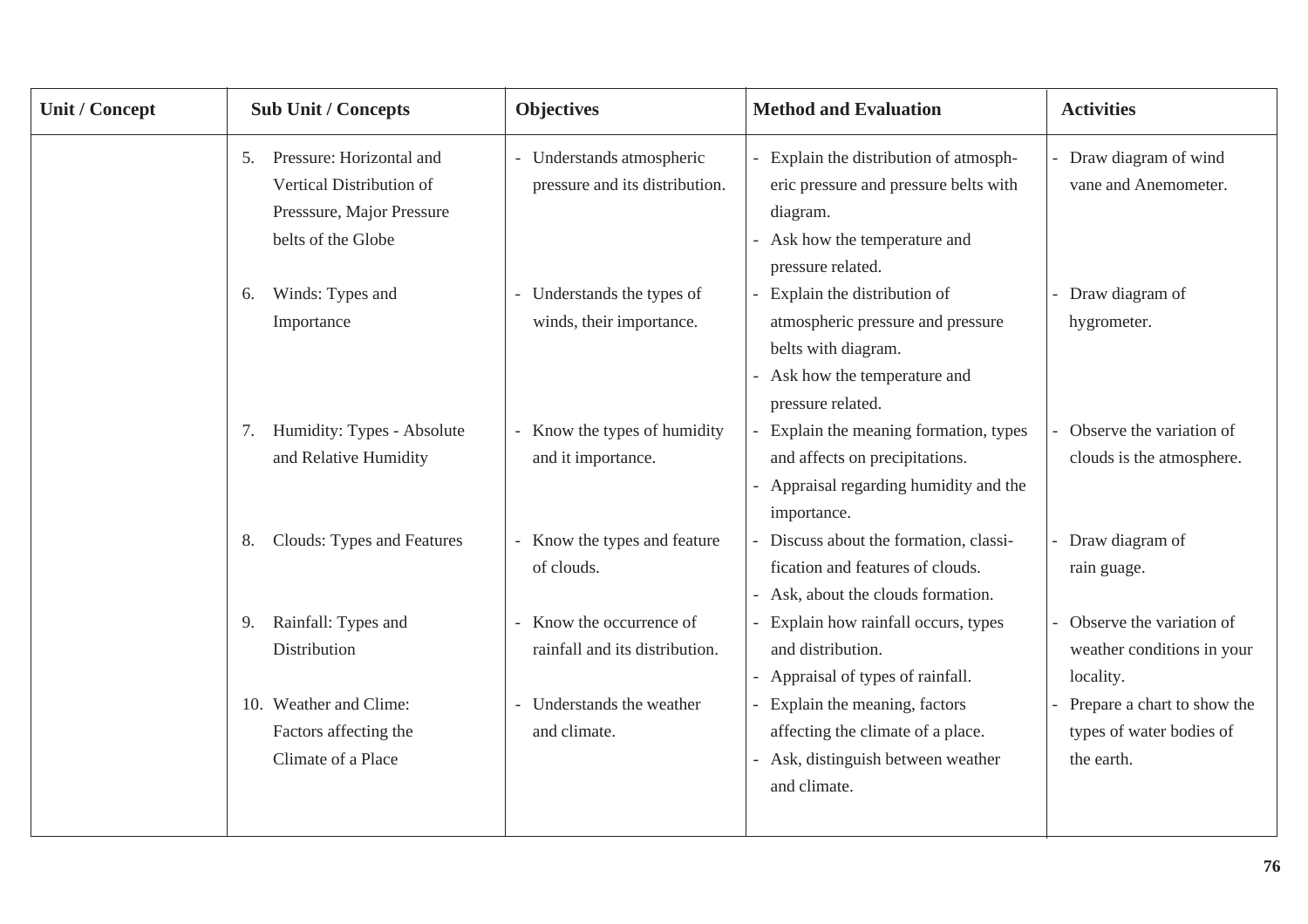| Unit / Concept | Sub Unit / Concepts | Objectives | Method and Evaluation | Activities |
|---|---|---|---|---|
| | 5. Pressure: Horizontal and Vertical Distribution of Presssure, Major Pressure belts of the Globe | - Understands atmospheric pressure and its distribution. | - Explain the distribution of atmospheric pressure and pressure belts with diagram.<br>- Ask how the temperature and pressure related. | - Draw diagram of wind vane and Anemometer. |
| | 6. Winds: Types and Importance | - Understands the types of winds, their importance. | - Explain the distribution of atmospheric pressure and pressure belts with diagram.<br>- Ask how the temperature and pressure related. | - Draw diagram of hygrometer. |
| | 7. Humidity: Types - Absolute and Relative Humidity | - Know the types of humidity and it importance. | - Explain the meaning formation, types and affects on precipitations.<br>- Appraisal regarding humidity and the importance. | - Observe the variation of clouds is the atmosphere. |
| | 8. Clouds: Types and Features | - Know the types and feature of clouds. | - Discuss about the formation, classification and features of clouds.<br>- Ask, about the clouds formation. | - Draw diagram of rain guage. |
| | 9. Rainfall: Types and Distribution | - Know the occurrence of rainfall and its distribution. | - Explain how rainfall occurs, types and distribution.<br>- Appraisal of types of rainfall. | - Observe the variation of weather conditions in your locality. |
| | 10. Weather and Clime: Factors affecting the Climate of a Place | - Understands the weather and climate. | - Explain the meaning, factors affecting the climate of a place.<br>- Ask, distinguish between weather and climate. | - Prepare a chart to show the types of water bodies of the earth. |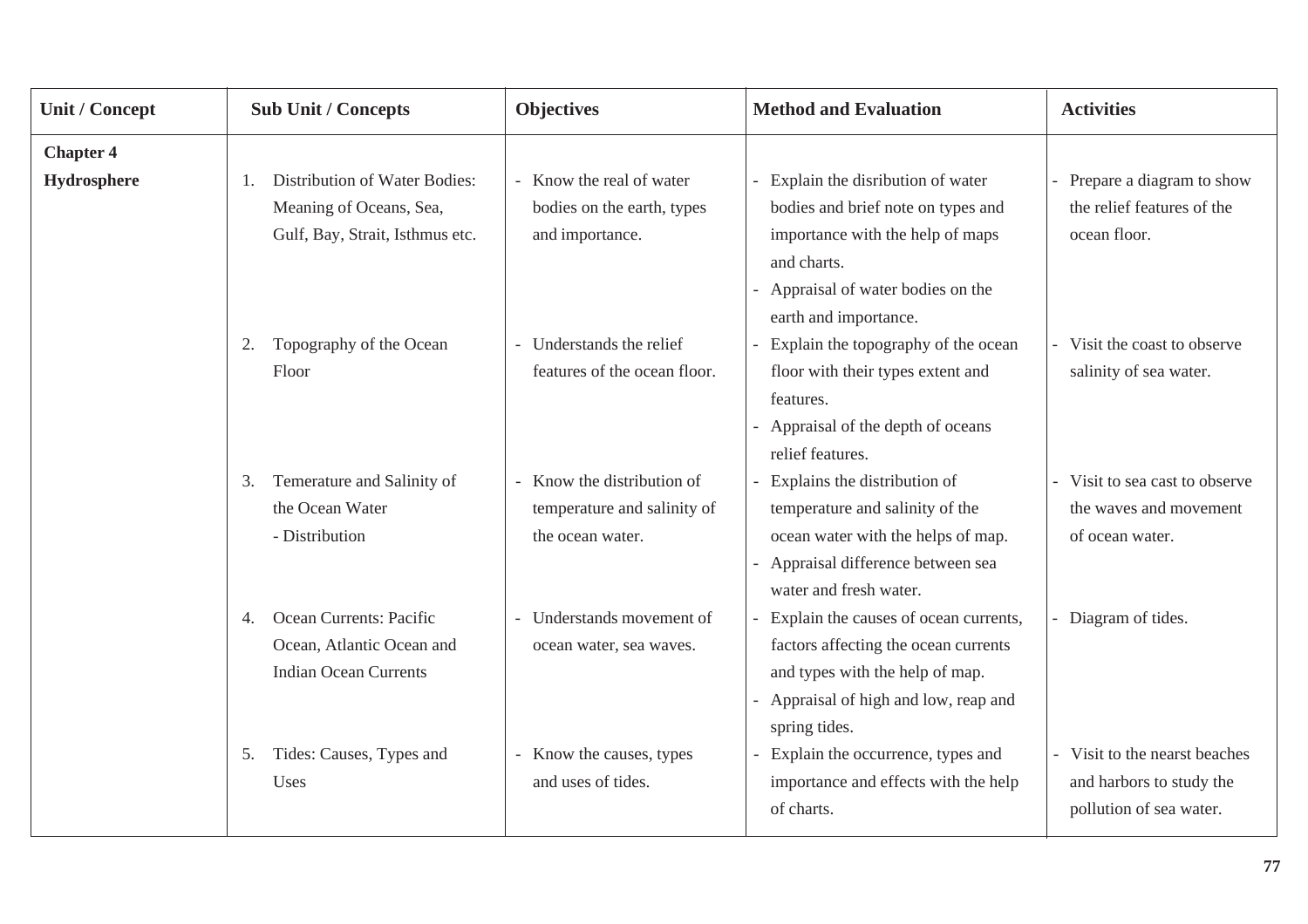| Unit / Concept | Sub Unit / Concepts | Objectives | Method and Evaluation | Activities |
|---|---|---|---|---|
| **Chapter 4**<br>**Hydrosphere** | 1. Distribution of Water Bodies: Meaning of Oceans, Sea, Gulf, Bay, Strait, Isthmus etc. | - Know the real of water bodies on the earth, types and importance. | - Explain the disribution of water bodies and brief note on types and importance with the help of maps and charts.<br>- Appraisal of water bodies on the earth and importance. | - Prepare a diagram to show the relief features of the ocean floor. |
| | 2. Topography of the Ocean Floor | - Understands the relief features of the ocean floor. | - Explain the topography of the ocean floor with their types extent and features.<br>- Appraisal of the depth of oceans relief features. | - Visit the coast to observe salinity of sea water. |
| | 3. Temerature and Salinity of the Ocean Water<br>- Distribution | - Know the distribution of temperature and salinity of the ocean water. | - Explains the distribution of temperature and salinity of the ocean water with the helps of map.<br>- Appraisal difference between sea water and fresh water. | - Visit to sea cast to observe the waves and movement of ocean water. |
| | 4. Ocean Currents: Pacific Ocean, Atlantic Ocean and Indian Ocean Currents | - Understands movement of ocean water, sea waves. | - Explain the causes of ocean currents, factors affecting the ocean currents and types with the help of map.<br>- Appraisal of high and low, reap and spring tides. | - Diagram of tides. |
| | 5. Tides: Causes, Types and Uses | - Know the causes, types and uses of tides. | - Explain the occurrence, types and importance and effects with the help of charts. | - Visit to the nearst beaches and harbors to study the pollution of sea water. |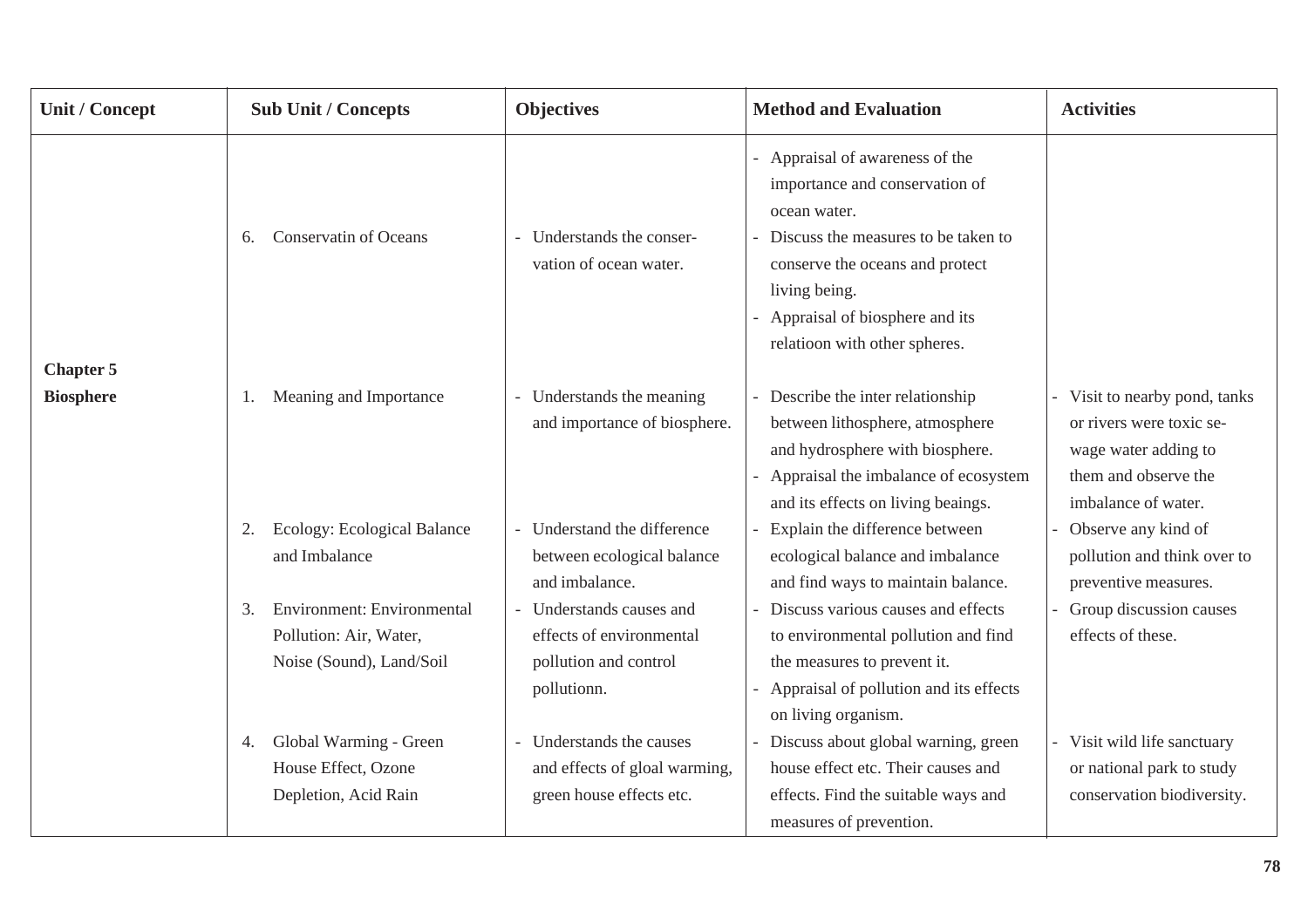| Unit / Concept | Sub Unit / Concepts | Objectives | Method and Evaluation | Activities |
|---|---|---|---|---|
| | 6. Conservatin of Oceans | - Understands the conser-vation of ocean water. | - Appraisal of awareness of the importance and conservation of ocean water.<br>- Discuss the measures to be taken to conserve the oceans and protect living being.<br>- Appraisal of biosphere and its relatioon with other spheres. | |
| **Chapter 5**<br>**Biosphere** | 1. Meaning and Importance | - Understands the meaning and importance of biosphere. | - Describe the inter relationship between lithosphere, atmosphere and hydrosphere with biosphere.<br>- Appraisal the imbalance of ecosystem and its effects on living beaings. | - Visit to nearby pond, tanks or rivers were toxic se-wage water adding to them and observe the imbalance of water. |
| | 2. Ecology: Ecological Balance and Imbalance | - Understand the difference between ecological balance and imbalance. | - Explain the difference between ecological balance and imbalance and find ways to maintain balance. | - Observe any kind of pollution and think over to preventive measures. |
| | 3. Environment: Environmental Pollution: Air, Water, Noise (Sound), Land/Soil | - Understands causes and effects of environmental pollution and control pollutionn. | - Discuss various causes and effects to environmental pollution and find the measures to prevent it.<br>- Appraisal of pollution and its effects on living organism. | - Group discussion causes effects of these. |
| | 4. Global Warming - Green House Effect, Ozone Depletion, Acid Rain | - Understands the causes and effects of gloal warming, green house effects etc. | - Discuss about global warning, green house effect etc. Their causes and effects. Find the suitable ways and measures of prevention. | - Visit wild life sanctuary or national park to study conservation biodiversity. |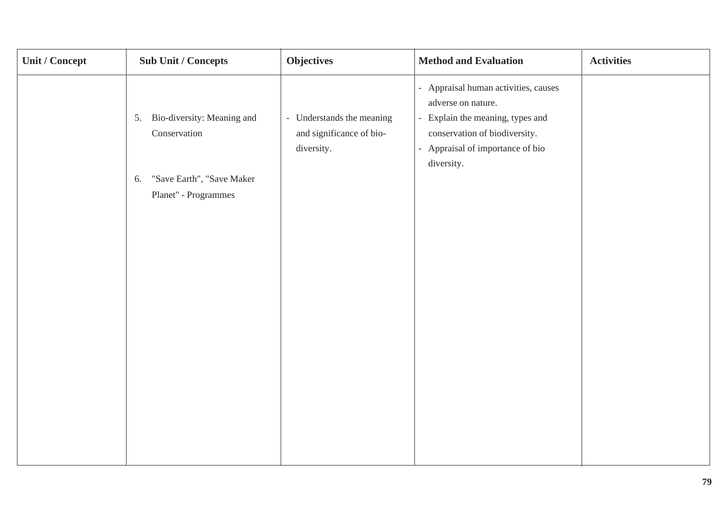| Unit / Concept | Sub Unit / Concepts | Objectives | Method and Evaluation | Activities |
|---|---|---|---|---|
| | 5. Bio-diversity: Meaning and Conservation<br><br>6. "Save Earth", "Save Maker Planet" - Programmes | - Understands the meaning and significance of bio-diversity. | - Appraisal human activities, causes adverse on nature.<br>- Explain the meaning, types and conservation of biodiversity.<br>- Appraisal of importance of bio diversity. | |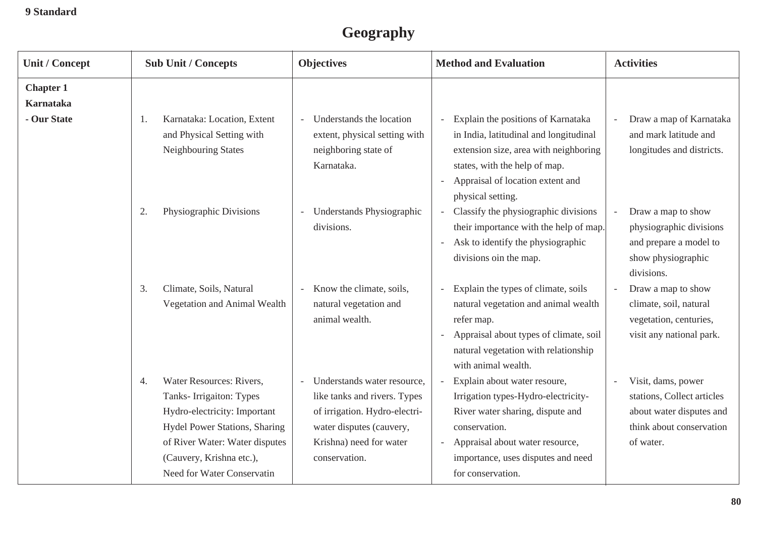9 Standard

# Geography

| Unit / Concept | Sub Unit / Concepts | Objectives | Method and Evaluation | Activities |
|---|---|---|---|---|
| **Chapter 1 Karnataka - Our State** | 1. Karnataka: Location, Extent and Physical Setting with Neighbouring States | - Understands the location extent, physical setting with neighboring state of Karnataka. | - Explain the positions of Karnataka in India, latitudinal and longitudinal extension size, area with neighboring states, with the help of map.<br>- Appraisal of location extent and physical setting. | - Draw a map of Karnataka and mark latitude and longitudes and districts. |
| | 2. Physiographic Divisions | - Understands Physiographic divisions. | - Classify the physiographic divisions their importance with the help of map.<br>- Ask to identify the physiographic divisions oin the map. | - Draw a map to show physiographic divisions and prepare a model to show physiographic divisions. |
| | 3. Climate, Soils, Natural Vegetation and Animal Wealth | - Know the climate, soils, natural vegetation and animal wealth. | - Explain the types of climate, soils natural vegetation and animal wealth refer map.<br>- Appraisal about types of climate, soil natural vegetation with relationship with animal wealth. | - Draw a map to show climate, soil, natural vegetation, centuries, visit any national park. |
| | 4. Water Resources: Rivers, Tanks- Irrigaiton: Types Hydro-electricity: Important Hydel Power Stations, Sharing of River Water: Water disputes (Cauvery, Krishna etc.), Need for Water Conservatin | - Understands water resource, like tanks and rivers. Types of irrigation. Hydro-electri- water disputes (cauvery, Krishna) need for water conservation. | - Explain about water resoure, Irrigation types-Hydro-electricity-River water sharing, dispute and conservation.<br>- Appraisal about water resource, importance, uses disputes and need for conservation. | - Visit, dams, power stations, Collect articles about water disputes and think about conservation of water. |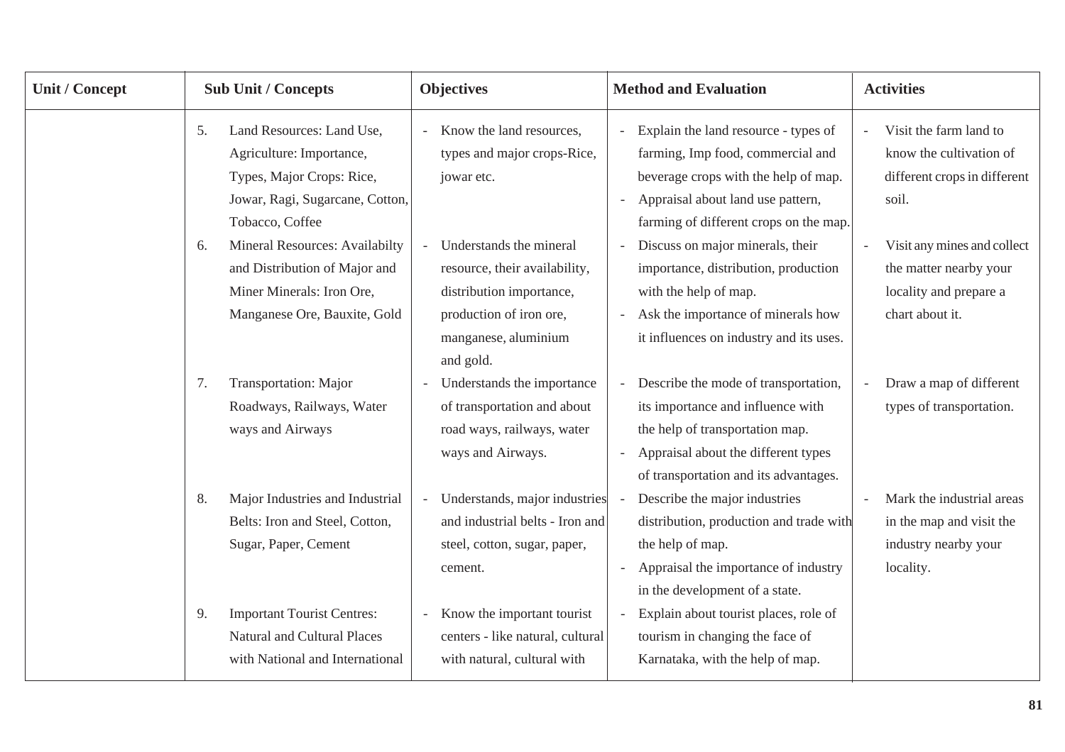| Unit / Concept | Sub Unit / Concepts | Objectives | Method and Evaluation | Activities |
|---|---|---|---|---|
| | 5. Land Resources: Land Use, Agriculture: Importance, Types, Major Crops: Rice, Jowar, Ragi, Sugarcane, Cotton, Tobacco, Coffee | - Know the land resources, types and major crops-Rice, jowar etc. | - Explain the land resource - types of farming, Imp food, commercial and beverage crops with the help of map.<br>- Appraisal about land use pattern, farming of different crops on the map. | - Visit the farm land to know the cultivation of different crops in different soil. |
| | 6. Mineral Resources: Availabilty and Distribution of Major and Miner Minerals: Iron Ore, Manganese Ore, Bauxite, Gold | - Understands the mineral resource, their availability, distribution importance, production of iron ore, manganese, aluminium and gold. | - Discuss on major minerals, their importance, distribution, production with the help of map.<br>- Ask the importance of minerals how it influences on industry and its uses. | - Visit any mines and collect the matter nearby your locality and prepare a chart about it. |
| | 7. Transportation: Major Roadways, Railways, Water ways and Airways | - Understands the importance of transportation and about road ways, railways, water ways and Airways. | - Describe the mode of transportation, its importance and influence with the help of transportation map.<br>- Appraisal about the different types of transportation and its advantages. | - Draw a map of different types of transportation. |
| | 8. Major Industries and Industrial Belts: Iron and Steel, Cotton, Sugar, Paper, Cement | - Understands, major industries and industrial belts - Iron and steel, cotton, sugar, paper, cement. | - Describe the major industries distribution, production and trade with the help of map.<br>- Appraisal the importance of industry in the development of a state. | - Mark the industrial areas in the map and visit the industry nearby your locality. |
| | 9. Important Tourist Centres: Natural and Cultural Places with National and International | - Know the important tourist centers - like natural, cultural with natural, cultural with | - Explain about tourist places, role of tourism in changing the face of Karnataka, with the help of map. | |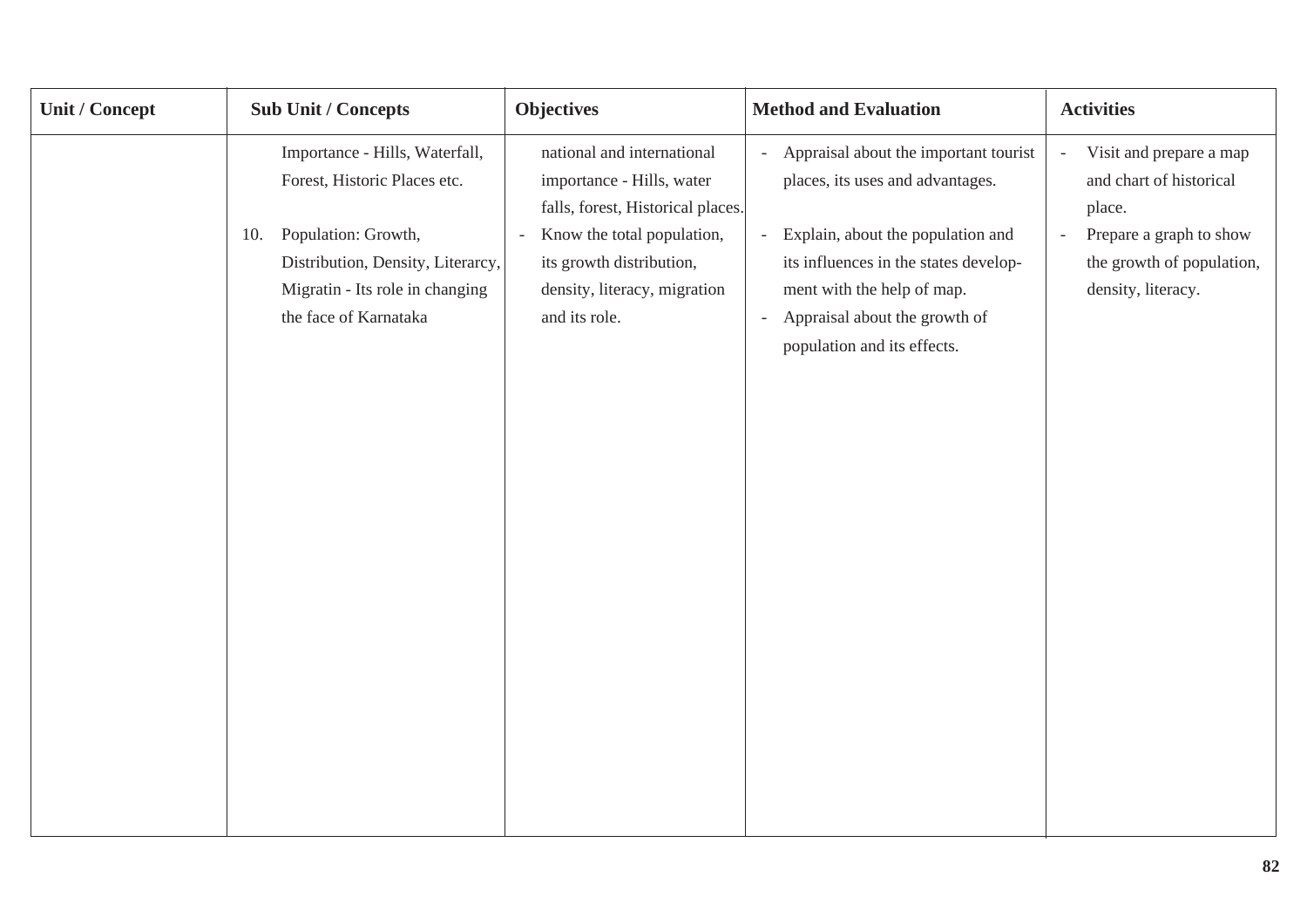| Unit / Concept | Sub Unit / Concepts | Objectives | Method and Evaluation | Activities |
|---|---|---|---|---|
| | Importance - Hills, Waterfall, Forest, Historic Places etc. | national and international importance - Hills, water falls, forest, Historical places. | - Appraisal about the important tourist places, its uses and advantages. | - Visit and prepare a map and chart of historical place. |
| | 10. Population: Growth, Distribution, Density, Literarcy, Migratin - Its role in changing the face of Karnataka | - Know the total population, its growth distribution, density, literacy, migration and its role. | - Explain, about the population and its influences in the states develop-ment with the help of map.<br>- Appraisal about the growth of population and its effects. | - Prepare a graph to show the growth of population, density, literacy. |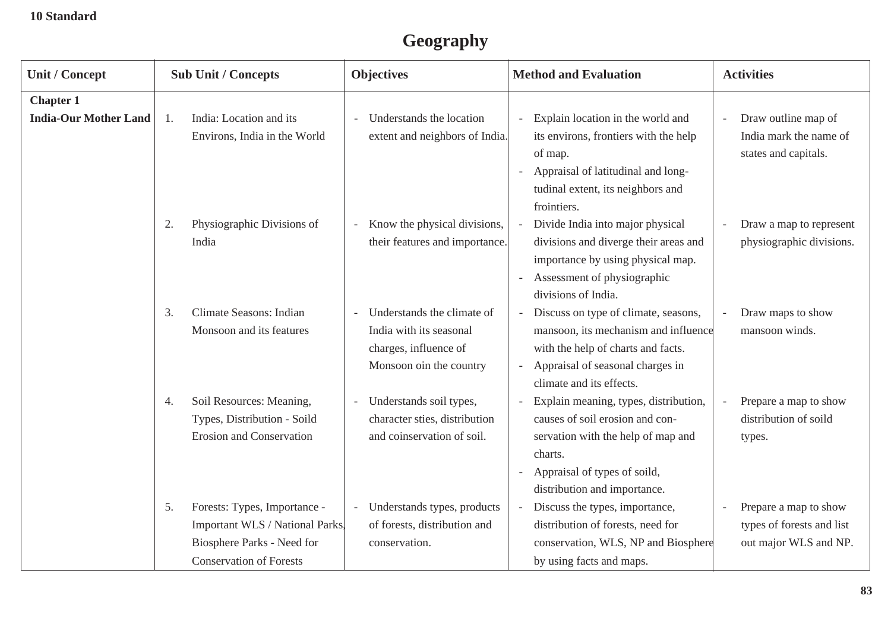10 Standard

# Geography

| Unit / Concept | Sub Unit / Concepts | Objectives | Method and Evaluation | Activities |
|---|---|---|---|---|
| **Chapter 1** **India-Our Mother Land** | 1. India: Location and its Environs, India in the World | - Understands the location extent and neighbors of India. | - Explain location in the world and its environs, frontiers with the help of map. - Appraisal of latitudinal and longtudinal extent, its neighbors and frointiers. | - Draw outline map of India mark the name of states and capitals. |
| | 2. Physiographic Divisions of India | - Know the physical divisions, their features and importance. | - Divide India into major physical divisions and diverge their areas and importance by using physical map. - Assessment of physiographic divisions of India. | - Draw a map to represent physiographic divisions. |
| | 3. Climate Seasons: Indian Monsoon and its features | - Understands the climate of India with its seasonal charges, influence of Monsoon oin the country | - Discuss on type of climate, seasons, mansoon, its mechanism and influence with the help of charts and facts. - Appraisal of seasonal charges in climate and its effects. | - Draw maps to show mansoon winds. |
| | 4. Soil Resources: Meaning, Types, Distribution - Soild Erosion and Conservation | - Understands soil types, character sties, distribution and coinservation of soil. | - Explain meaning, types, distribution, causes of soil erosion and conservation with the help of map and charts. - Appraisal of types of soild, distribution and importance. | - Prepare a map to show distribution of soild types. |
| | 5. Forests: Types, Importance - Important WLS / National Parks, Biosphere Parks - Need for Conservation of Forests | - Understands types, products of forests, distribution and conservation. | - Discuss the types, importance, distribution of forests, need for conservation, WLS, NP and Biosphere by using facts and maps. | - Prepare a map to show types of forests and list out major WLS and NP. |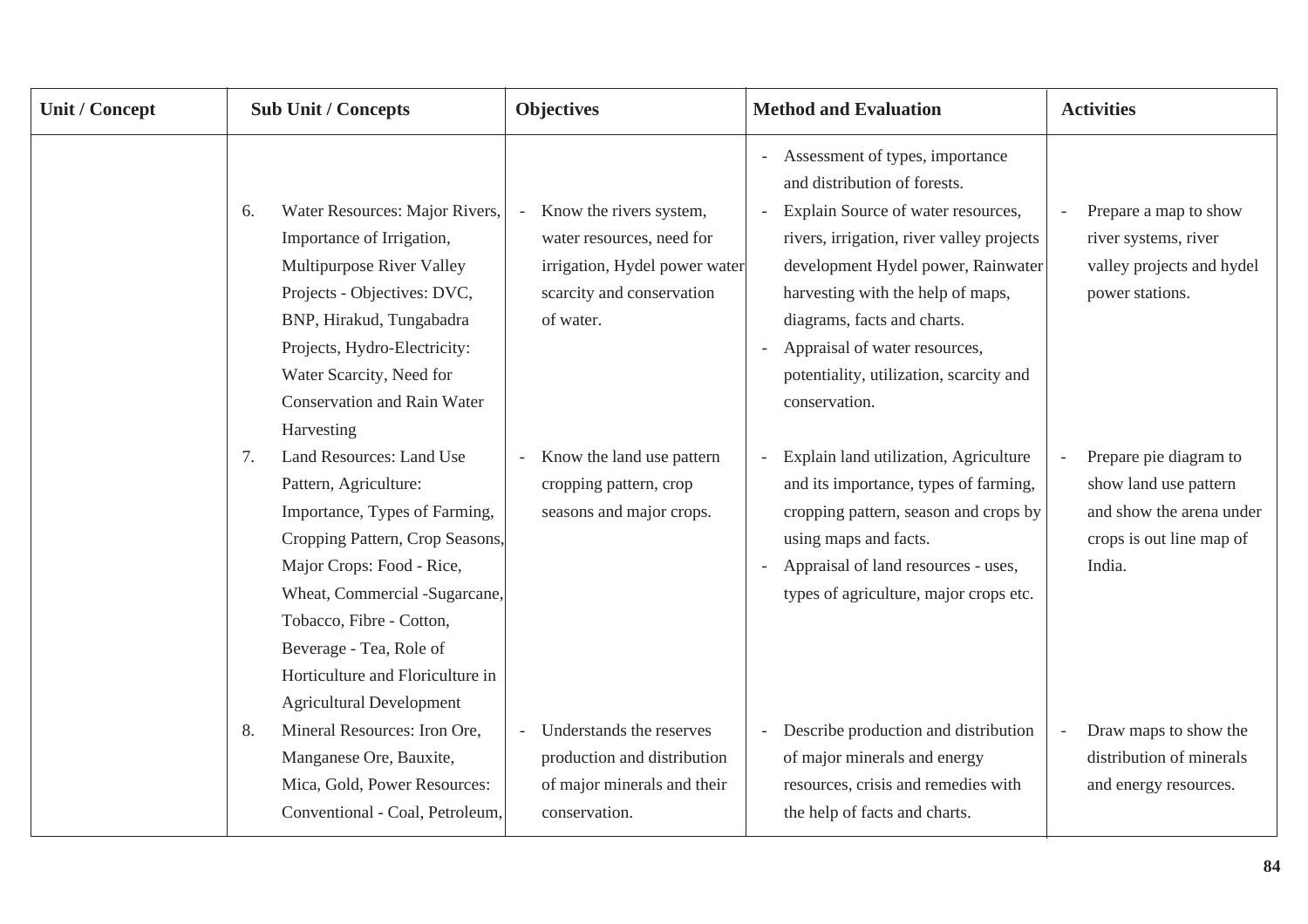| Unit / Concept | Sub Unit / Concepts | Objectives | Method and Evaluation | Activities |
|---|---|---|---|---|
| | | | - Assessment of types, importance and distribution of forests. | |
| | 6. Water Resources: Major Rivers, Importance of Irrigation, Multipurpose River Valley Projects - Objectives: DVC, BNP, Hirakud, Tungabadra Projects, Hydro-Electricity: Water Scarcity, Need for Conservation and Rain Water Harvesting | - Know the rivers system, water resources, need for irrigation, Hydel power water scarcity and conservation of water. | - Explain Source of water resources, rivers, irrigation, river valley projects development Hydel power, Rainwater harvesting with the help of maps, diagrams, facts and charts.<br>- Appraisal of water resources, potentiality, utilization, scarcity and conservation. | - Prepare a map to show river systems, river valley projects and hydel power stations. |
| | 7. Land Resources: Land Use Pattern, Agriculture: Importance, Types of Farming, Cropping Pattern, Crop Seasons, Major Crops: Food - Rice, Wheat, Commercial -Sugarcane, Tobacco, Fibre - Cotton, Beverage - Tea, Role of Horticulture and Floriculture in Agricultural Development | - Know the land use pattern cropping pattern, crop seasons and major crops. | - Explain land utilization, Agriculture and its importance, types of farming, cropping pattern, season and crops by using maps and facts.<br>- Appraisal of land resources - uses, types of agriculture, major crops etc. | - Prepare pie diagram to show land use pattern and show the arena under crops is out line map of India. |
| | 8. Mineral Resources: Iron Ore, Manganese Ore, Bauxite, Mica, Gold, Power Resources: Conventional - Coal, Petroleum, | - Understands the reserves production and distribution of major minerals and their conservation. | - Describe production and distribution of major minerals and energy resources, crisis and remedies with the help of facts and charts. | - Draw maps to show the distribution of minerals and energy resources. |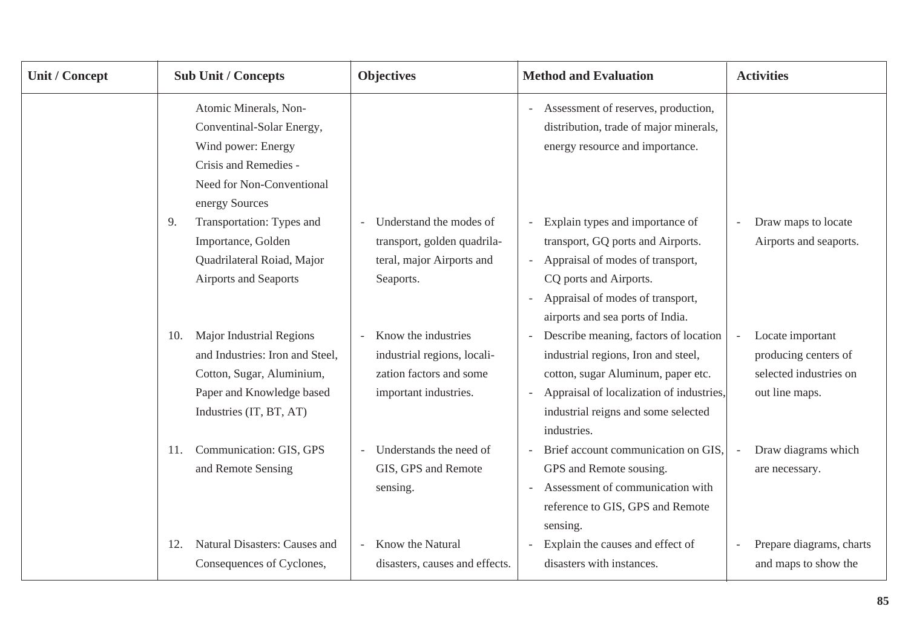| Unit / Concept | Sub Unit / Concepts | Objectives | Method and Evaluation | Activities |
|---|---|---|---|---|
| | Atomic Minerals, Non-Conventinal-Solar Energy, Wind power: Energy Crisis and Remedies - Need for Non-Conventional energy Sources | | - Assessment of reserves, production, distribution, trade of major minerals, energy resource and importance. | |
| | 9. Transportation: Types and Importance, Golden Quadrilateral Roiad, Major Airports and Seaports | - Understand the modes of transport, golden quadrila-teral, major Airports and Seaports. | - Explain types and importance of transport, GQ ports and Airports.<br>- Appraisal of modes of transport, CQ ports and Airports.<br>- Appraisal of modes of transport, airports and sea ports of India. | - Draw maps to locate Airports and seaports. |
| | 10. Major Industrial Regions and Industries: Iron and Steel, Cotton, Sugar, Aluminium, Paper and Knowledge based Industries (IT, BT, AT) | - Know the industries industrial regions, locali-zation factors and some important industries. | - Describe meaning, factors of location industrial regions, Iron and steel, cotton, sugar Aluminum, paper etc.<br>- Appraisal of localization of industries, industrial reigns and some selected industries. | - Locate important producing centers of selected industries on out line maps. |
| | 11. Communication: GIS, GPS and Remote Sensing | - Understands the need of GIS, GPS and Remote sensing. | - Brief account communication on GIS, GPS and Remote sousing.<br>- Assessment of communication with reference to GIS, GPS and Remote sensing. | - Draw diagrams which are necessary. |
| | 12. Natural Disasters: Causes and Consequences of Cyclones, | - Know the Natural disasters, causes and effects. | - Explain the causes and effect of disasters with instances. | - Prepare diagrams, charts and maps to show the |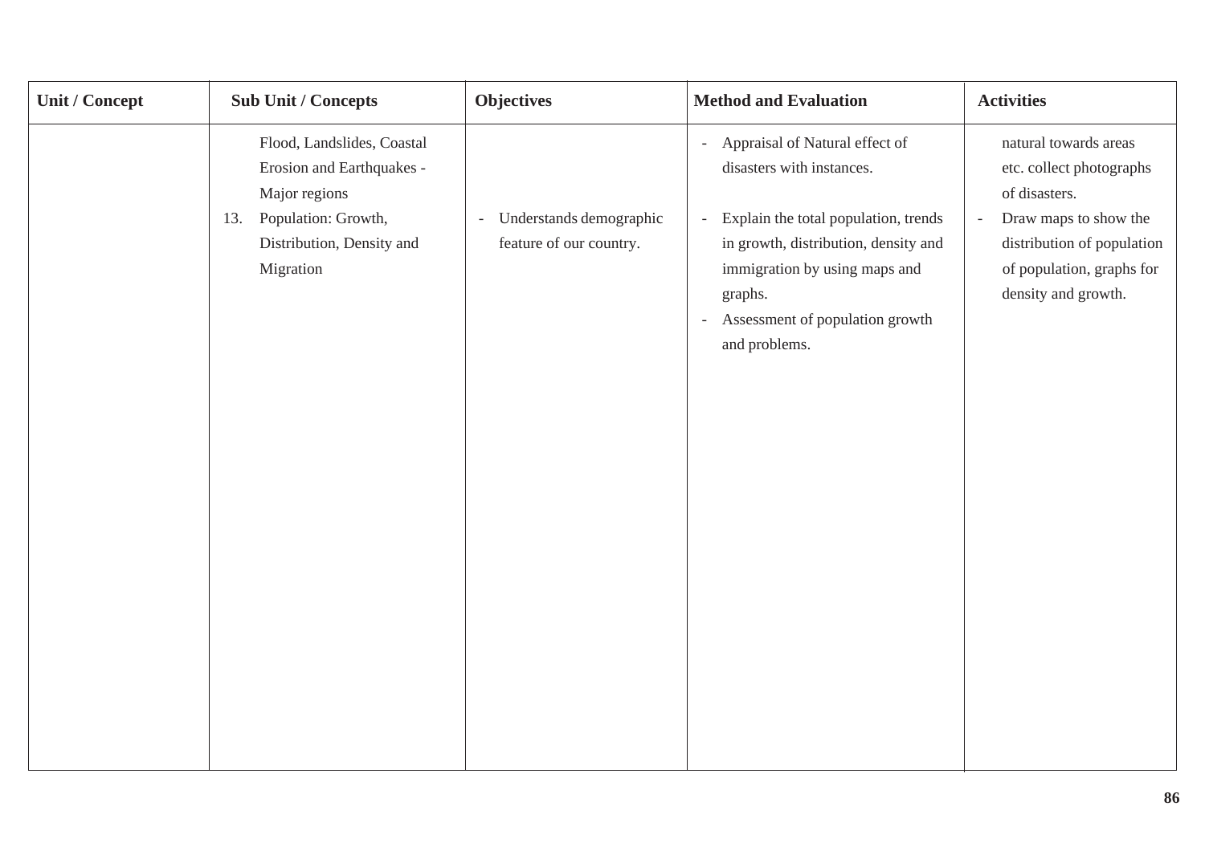| Unit / Concept | Sub Unit / Concepts | Objectives | Method and Evaluation | Activities |
|---|---|---|---|---|
| | Flood, Landslides, Coastal Erosion and Earthquakes - Major regions | | - Appraisal of Natural effect of disasters with instances. | natural towards areas etc. collect photographs of disasters. |
| | 13. Population: Growth, Distribution, Density and Migration | - Understands demographic feature of our country. | - Explain the total population, trends in growth, distribution, density and immigration by using maps and graphs.<br>- Assessment of population growth and problems. | - Draw maps to show the distribution of population of population, graphs for density and growth. |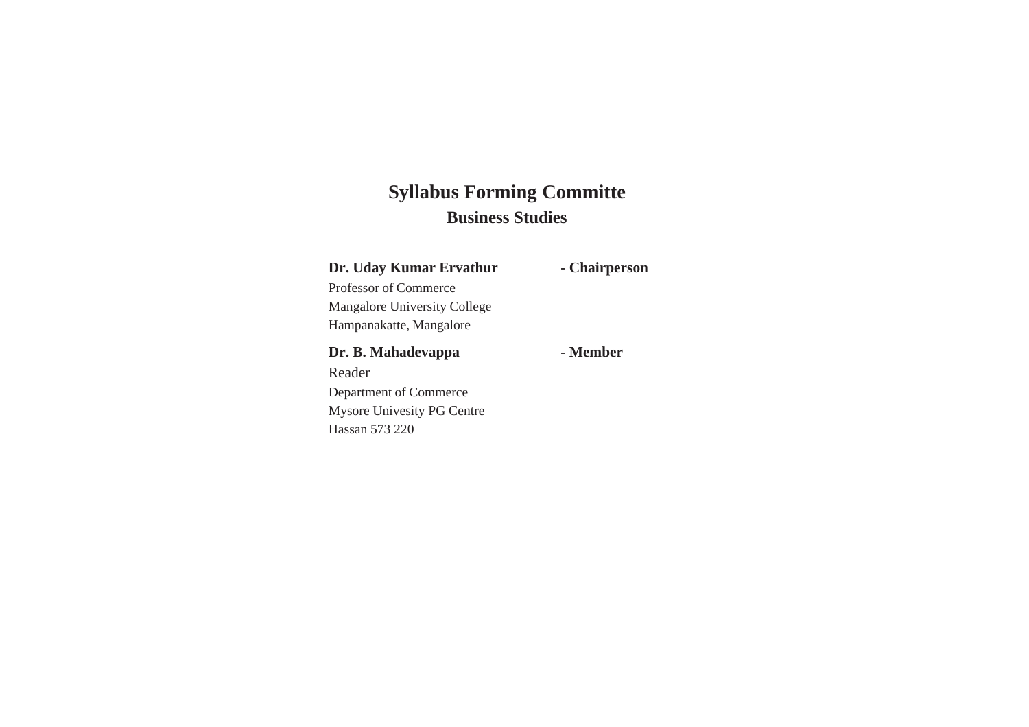# Syllabus Forming Committe

## Business Studies

**Dr. Uday Kumar Ervathur** **- Chairperson**

Professor of Commerce
Mangalore University College
Hampanakatte, Mangalore

**Dr. B. Mahadevappa** **- Member**

Reader
Department of Commerce
Mysore Univesity PG Centre
Hassan 573 220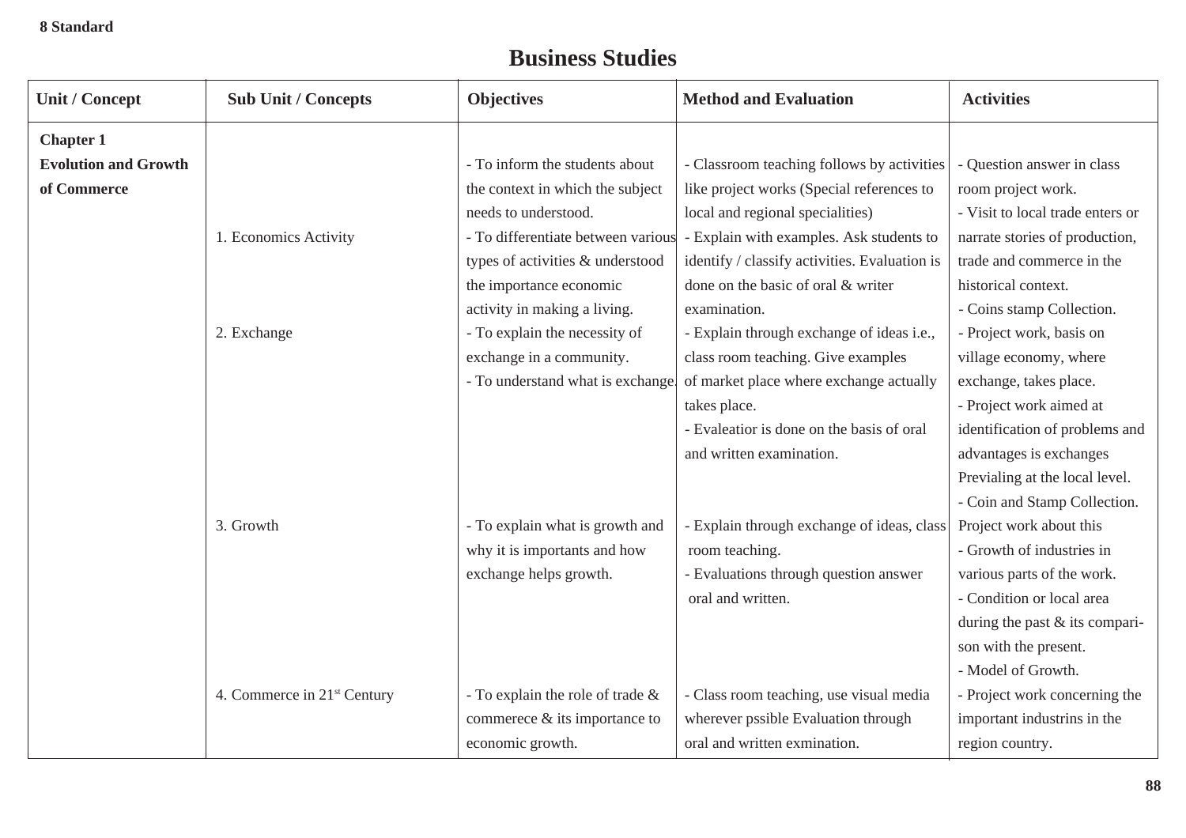**8 Standard**

# Business Studies

| Unit / Concept | Sub Unit / Concepts | Objectives | Method and Evaluation | Activities |
|---|---|---|---|---|
| **Chapter 1 Evolution and Growth of Commerce** | 1. Economics Activity | - To inform the students about the context in which the subject needs to understood. - To differentiate between various types of activities & understood the importance economic activity in making a living. | - Classroom teaching follows by activities like project works (Special references to local and regional specialities) - Explain with examples. Ask students to identify / classify activities. Evaluation is done on the basic of oral & writer examination. | - Question answer in class room project work. - Visit to local trade enters or narrate stories of production, trade and commerce in the historical context. - Coins stamp Collection. |
| | 2. Exchange | - To explain the necessity of exchange in a community. - To understand what is exchange. | - Explain through exchange of ideas i.e., class room teaching. Give examples of market place where exchange actually takes place. - Evaleatior is done on the basis of oral and written examination. | - Project work, basis on village economy, where exchange, takes place. - Project work aimed at identification of problems and advantages is exchanges Previaling at the local level. - Coin and Stamp Collection. |
| | 3. Growth | - To explain what is growth and why it is importants and how exchange helps growth. | - Explain through exchange of ideas, class room teaching. - Evaluations through question answer oral and written. | Project work about this - Growth of industries in various parts of the work. - Condition or local area during the past & its comparison with the present. - Model of Growth. |
| | 4. Commerce in 21st Century | - To explain the role of trade & commerece & its importance to economic growth. | - Class room teaching, use visual media wherever pssible Evaluation through oral and written exmination. | - Project work concerning the important industrins in the region country. |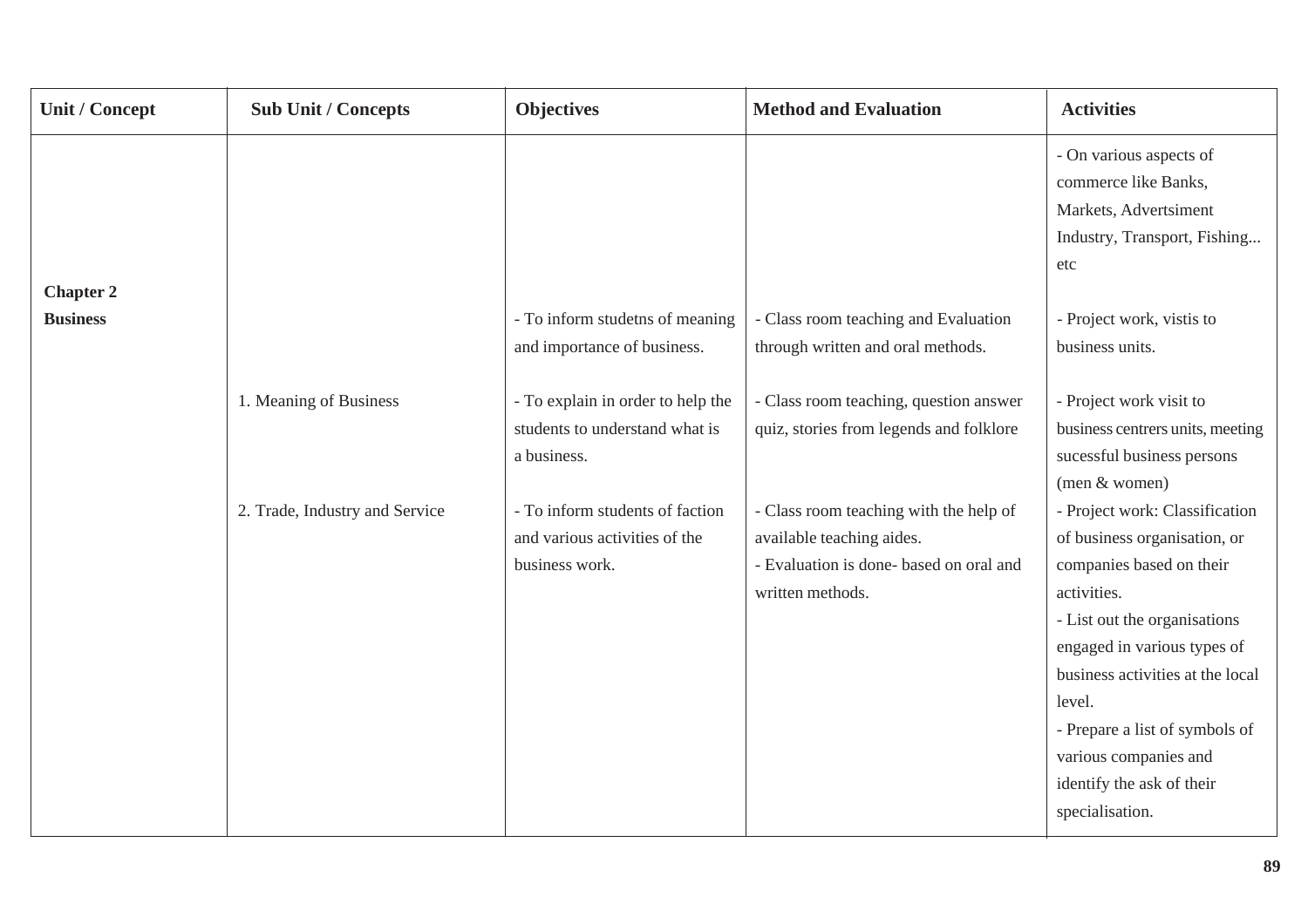| Unit / Concept | Sub Unit / Concepts | Objectives | Method and Evaluation | Activities |
|---|---|---|---|---|
| | | | | - On various aspects of commerce like Banks, Markets, Advertsiment Industry, Transport, Fishing... etc |
| **Chapter 2** **Business** | | - To inform studetns of meaning and importance of business. | - Class room teaching and Evaluation through written and oral methods. | - Project work, vistis to business units. |
| | 1. Meaning of Business | - To explain in order to help the students to understand what is a business. | - Class room teaching, question answer quiz, stories from legends and folklore | - Project work visit to business centrers units, meeting sucessful business persons (men & women) |
| | 2. Trade, Industry and Service | - To inform students of faction and various activities of the business work. | - Class room teaching with the help of available teaching aides.<br>- Evaluation is done- based on oral and written methods. | - Project work: Classification of business organisation, or companies based on their activities.<br>- List out the organisations engaged in various types of business activities at the local level.<br>- Prepare a list of symbols of various companies and identify the ask of their specialisation. |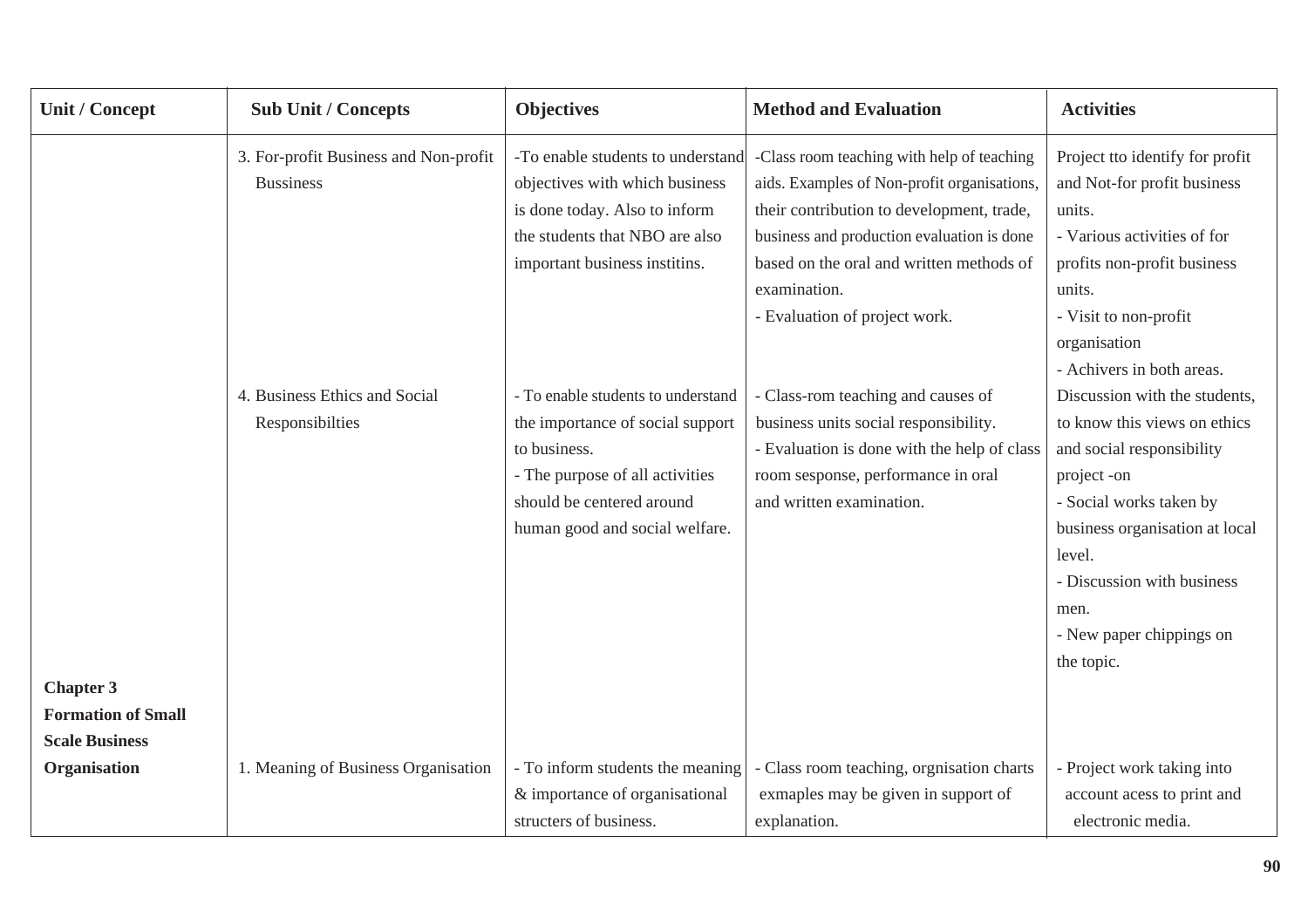| Unit / Concept | Sub Unit / Concepts | Objectives | Method and Evaluation | Activities |
|---|---|---|---|---|
| | 3. For-profit Business and Non-profit Bussiness | -To enable students to understand objectives with which business is done today. Also to inform the students that NBO are also important business institins. | -Class room teaching with help of teaching aids. Examples of Non-profit organisations, their contribution to development, trade, business and production evaluation is done based on the oral and written methods of examination.<br>- Evaluation of project work. | Project tto identify for profit and Not-for profit business units.<br>- Various activities of for profits non-profit business units.<br>- Visit to non-profit organisation<br>- Achivers in both areas. |
| | 4. Business Ethics and Social Responsibilties | - To enable students to understand the importance of social support to business.<br>- The purpose of all activities should be centered around human good and social welfare. | - Class-rom teaching and causes of business units social responsibility.<br>- Evaluation is done with the help of class room sesponse, performance in oral and written examination. | Discussion with the students, to know this views on ethics and social responsibility project -on<br>- Social works taken by business organisation at local level.<br>- Discussion with business men.<br>- New paper chippings on the topic. |
| **Chapter 3 Formation of Small Scale Business Organisation** | 1. Meaning of Business Organisation | - To inform students the meaning & importance of organisational structers of business. | - Class room teaching, orgnisation charts exmaples may be given in support of explanation. | - Project work taking into account acess to print and electronic media. |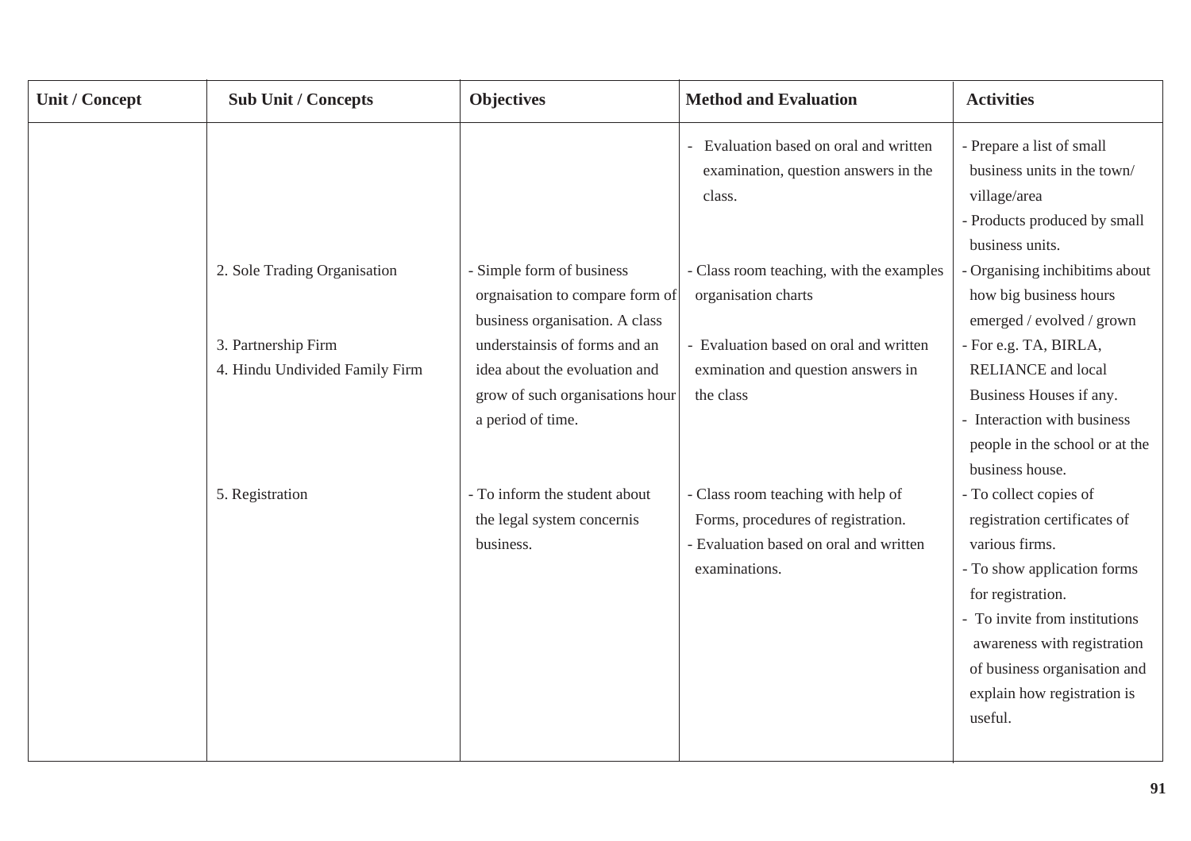| Unit / Concept | Sub Unit / Concepts | Objectives | Method and Evaluation | Activities |
|---|---|---|---|---|
| | | | - Evaluation based on oral and written examination, question answers in the class. | - Prepare a list of small business units in the town/ village/area<br>- Products produced by small business units. |
| | 2. Sole Trading Organisation<br><br>3. Partnership Firm<br>4. Hindu Undivided Family Firm | - Simple form of business orgnaisation to compare form of business organisation. A class understainsis of forms and an idea about the evoluation and grow of such organisations hour a period of time. | - Class room teaching, with the examples organisation charts<br><br>- Evaluation based on oral and written exmination and question answers in the class | - Organising inchibitims about how big business hours emerged / evolved / grown<br>- For e.g. TA, BIRLA, RELIANCE and local Business Houses if any.<br>- Interaction with business people in the school or at the business house. |
| | 5. Registration | - To inform the student about the legal system concernis business. | - Class room teaching with help of Forms, procedures of registration.<br>- Evaluation based on oral and written examinations. | - To collect copies of registration certificates of various firms.<br>- To show application forms for registration.<br>- To invite from institutions awareness with registration of business organisation and explain how registration is useful. |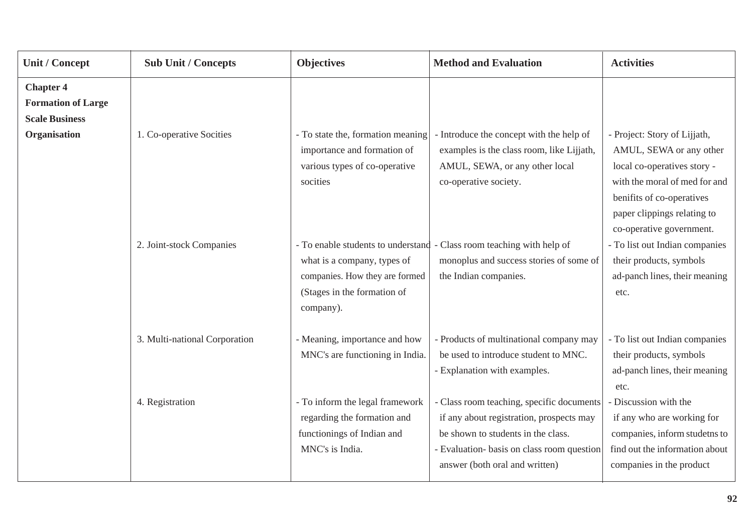| Unit / Concept | Sub Unit / Concepts | Objectives | Method and Evaluation | Activities |
|---|---|---|---|---|
| **Chapter 4 Formation of Large Scale Business Organisation** | 1. Co-operative Socities | - To state the, formation meaning importance and formation of various types of co-operative socities | - Introduce the concept with the help of examples is the class room, like Lijjath, AMUL, SEWA, or any other local co-operative society. | - Project: Story of Lijjath, AMUL, SEWA or any other local co-operatives story - with the moral of med for and benifits of co-operatives paper clippings relating to co-operative government. |
| | 2. Joint-stock Companies | - To enable students to understand what is a company, types of companies. How they are formed (Stages in the formation of company). | - Class room teaching with help of monoplus and success stories of some of the Indian companies. | - To list out Indian companies their products, symbols ad-panch lines, their meaning etc. |
| | 3. Multi-national Corporation | - Meaning, importance and how MNC's are functioning in India. | - Products of multinational company may be used to introduce student to MNC.<br>- Explanation with examples. | - To list out Indian companies their products, symbols ad-panch lines, their meaning etc. |
| | 4. Registration | - To inform the legal framework regarding the formation and functionings of Indian and MNC's is India. | - Class room teaching, specific documents if any about registration, prospects may be shown to students in the class.<br>- Evaluation- basis on class room question answer (both oral and written) | - Discussion with the if any who are working for companies, inform studetns to find out the information about companies in the product |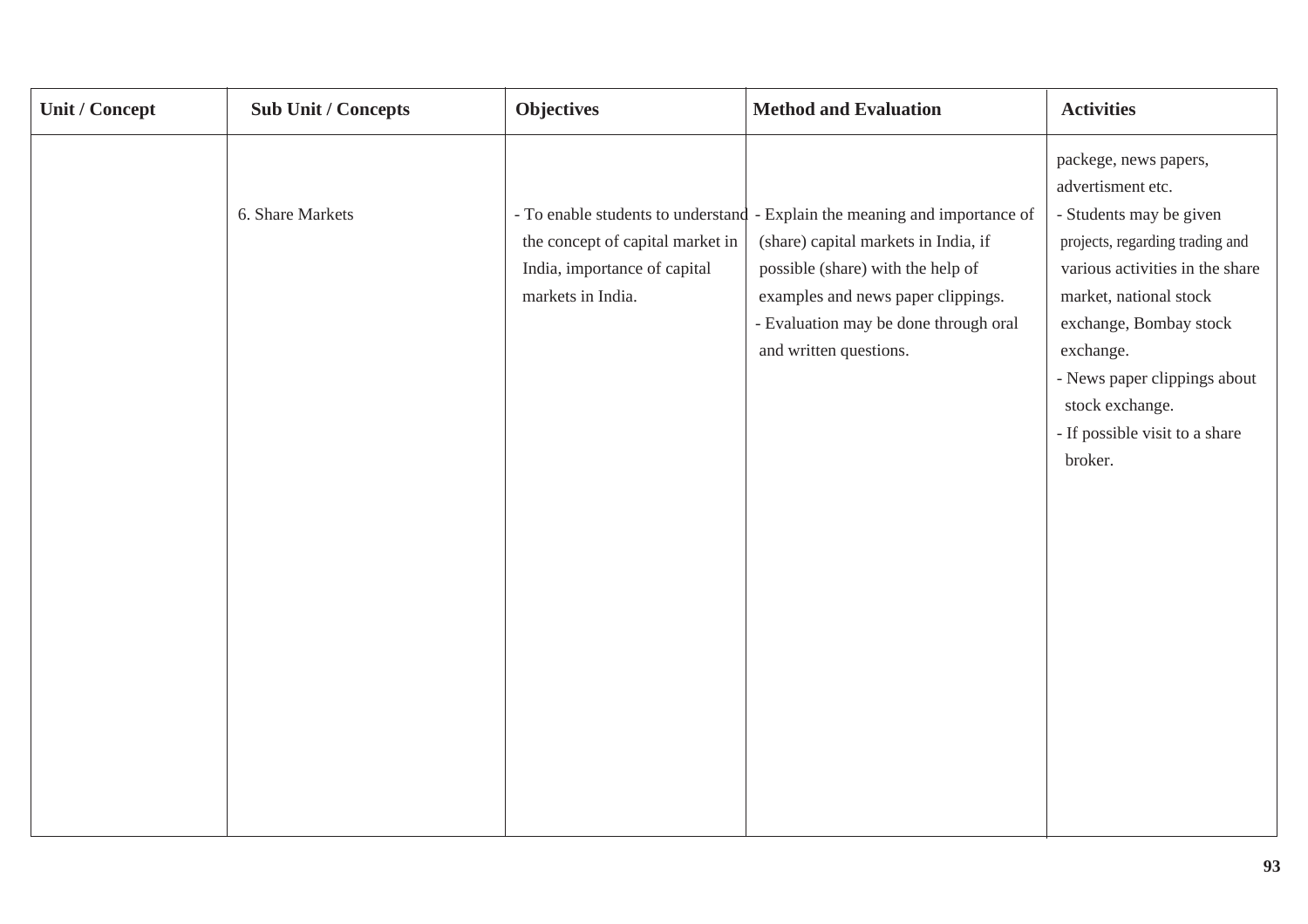| Unit / Concept | Sub Unit / Concepts | Objectives | Method and Evaluation | Activities |
|---|---|---|---|---|
| | | | | packege, news papers, advertisment etc. |
| | 6. Share Markets | - To enable students to understand the concept of capital market in India, importance of capital markets in India. | - Explain the meaning and importance of (share) capital markets in India, if possible (share) with the help of examples and news paper clippings.<br>- Evaluation may be done through oral and written questions. | - Students may be given projects, regarding trading and various activities in the share market, national stock exchange, Bombay stock exchange.<br>- News paper clippings about stock exchange.<br>- If possible visit to a share broker. |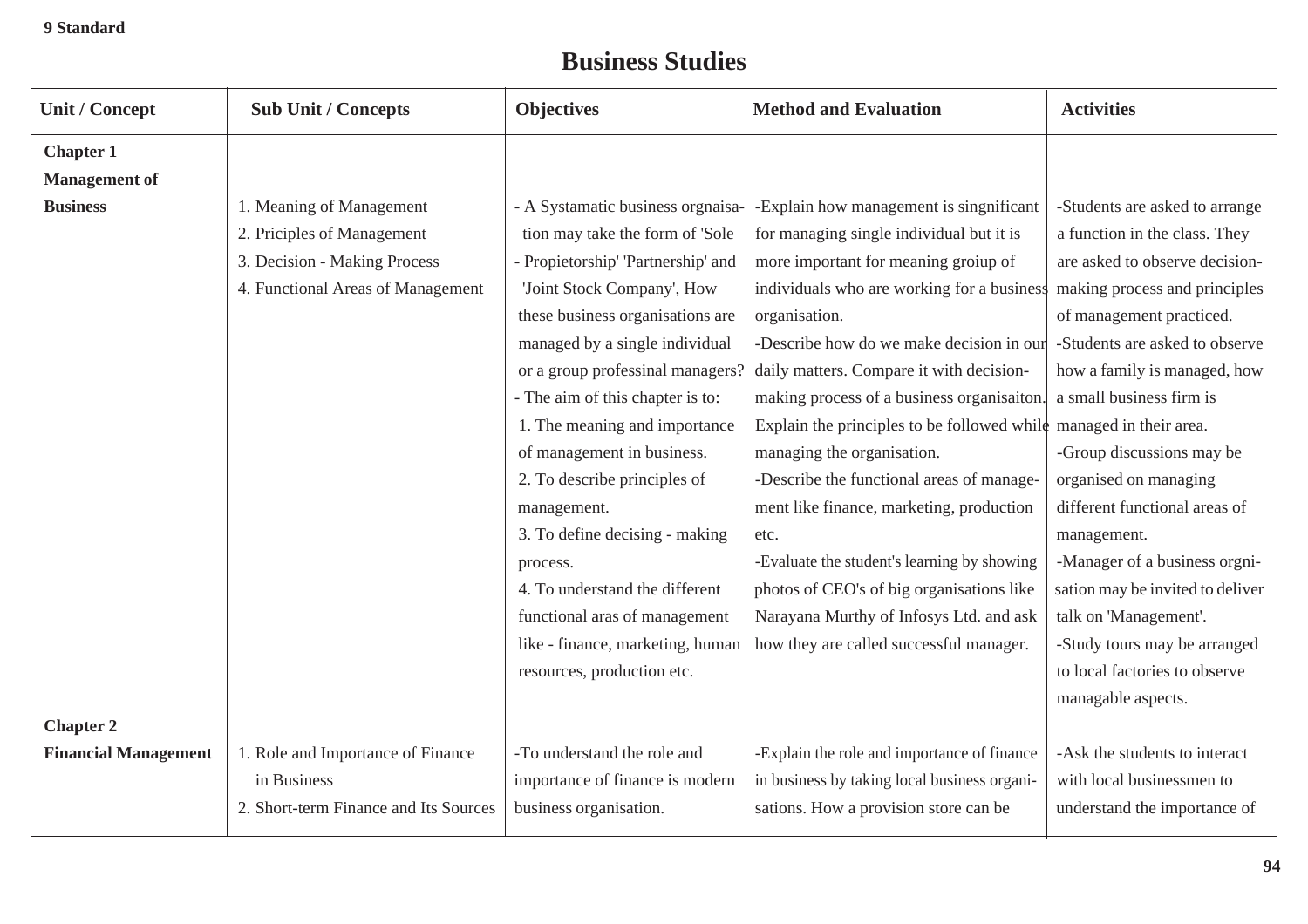9 Standard

# Business Studies

| Unit / Concept | Sub Unit / Concepts | Objectives | Method and Evaluation | Activities |
|---|---|---|---|---|
| **Chapter 1 Management of Business** | 1. Meaning of Management<br>2. Priciples of Management<br>3. Decision - Making Process<br>4. Functional Areas of Management | - A Systamatic business orgnaisation may take the form of 'Sole - Propietorship' 'Partnership' and 'Joint Stock Company', How these business organisations are managed by a single individual or a group professinal managers?<br>- The aim of this chapter is to:<br>1. The meaning and importance of management in business.<br>2. To describe principles of management.<br>3. To define decising - making process.<br>4. To understand the different functional aras of management like - finance, marketing, human resources, production etc. | -Explain how management is singnificant for managing single individual but it is more important for meaning groiup of individuals who are working for a business organisation.<br>-Describe how do we make decision in our daily matters. Compare it with decision-making process of a business organisaiton. Explain the principles to be followed while managing the organisation.<br>-Describe the functional areas of management like finance, marketing, production etc.<br>-Evaluate the student's learning by showing photos of CEO's of big organisations like Narayana Murthy of Infosys Ltd. and ask how they are called successful manager. | -Students are asked to arrange a function in the class. They are asked to observe decision-making process and principles of management practiced.<br>-Students are asked to observe how a family is managed, how a small business firm is managed in their area.<br>-Group discussions may be organised on managing different functional areas of management.<br>-Manager of a business orgnisation may be invited to deliver talk on 'Management'.<br>-Study tours may be arranged to local factories to observe managable aspects. |
| **Chapter 2 Financial Management** | 1. Role and Importance of Finance in Business<br>2. Short-term Finance and Its Sources | -To understand the role and importance of finance is modern business organisation. | -Explain the role and importance of finance in business by taking local business organisations. How a provision store can be | -Ask the students to interact with local businessmen to understand the importance of |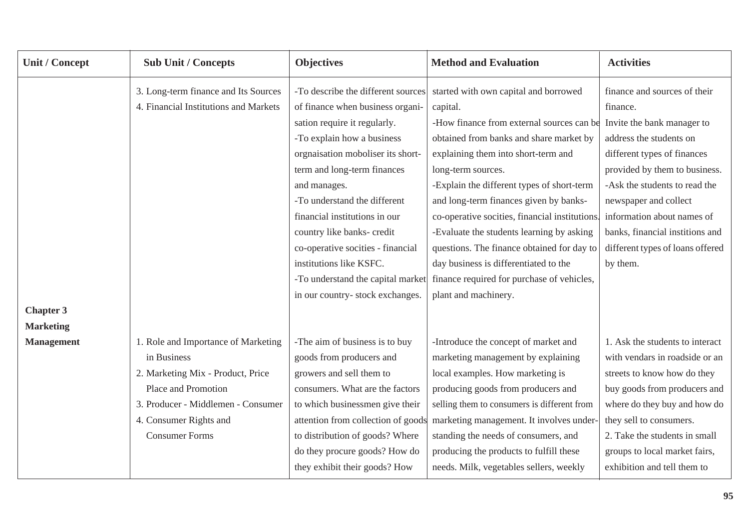| Unit / Concept | Sub Unit / Concepts | Objectives | Method and Evaluation | Activities |
|---|---|---|---|---|
| | 3. Long-term finance and Its Sources<br>4. Financial Institutions and Markets | -To describe the different sources of finance when business organisation require it regularly.<br>-To explain how a business orgnaisation moboliser its short-term and long-term finances and manages.<br>-To understand the different financial institutions in our country like banks- credit co-operative socities - financial institutions like KSFC.<br>-To understand the capital market in our country- stock exchanges. | started with own capital and borrowed capital.<br>-How finance from external sources can be obtained from banks and share market by explaining them into short-term and long-term sources.<br>-Explain the different types of short-term and long-term finances given by banks- co-operative socities, financial institutions.<br>-Evaluate the students learning by asking questions. The finance obtained for day to day business is differentiated to the finance required for purchase of vehicles, plant and machinery. | finance and sources of their finance.<br>Invite the bank manager to address the students on different types of finances provided by them to business.<br>-Ask the students to read the newspaper and collect information about names of banks, financial institions and different types of loans offered by them. |
| **Chapter 3 Marketing Management** | 1. Role and Importance of Marketing in Business<br>2. Marketing Mix - Product, Price Place and Promotion<br>3. Producer - Middlemen - Consumer<br>4. Consumer Rights and Consumer Forms | -The aim of business is to buy goods from producers and growers and sell them to consumers. What are the factors to which businessmen give their attention from collection of goods to distribution of goods? Where do they procure goods? How do they exhibit their goods? How | -Introduce the concept of market and marketing management by explaining local examples. How marketing is producing goods from producers and selling them to consumers is different from marketing management. It involves understanding the needs of consumers, and producing the products to fulfill these needs. Milk, vegetables sellers, weekly | 1. Ask the students to interact with vendars in roadside or an streets to know how do they buy goods from producers and where do they buy and how do they sell to consumers.<br>2. Take the students in small groups to local market fairs, exhibition and tell them to |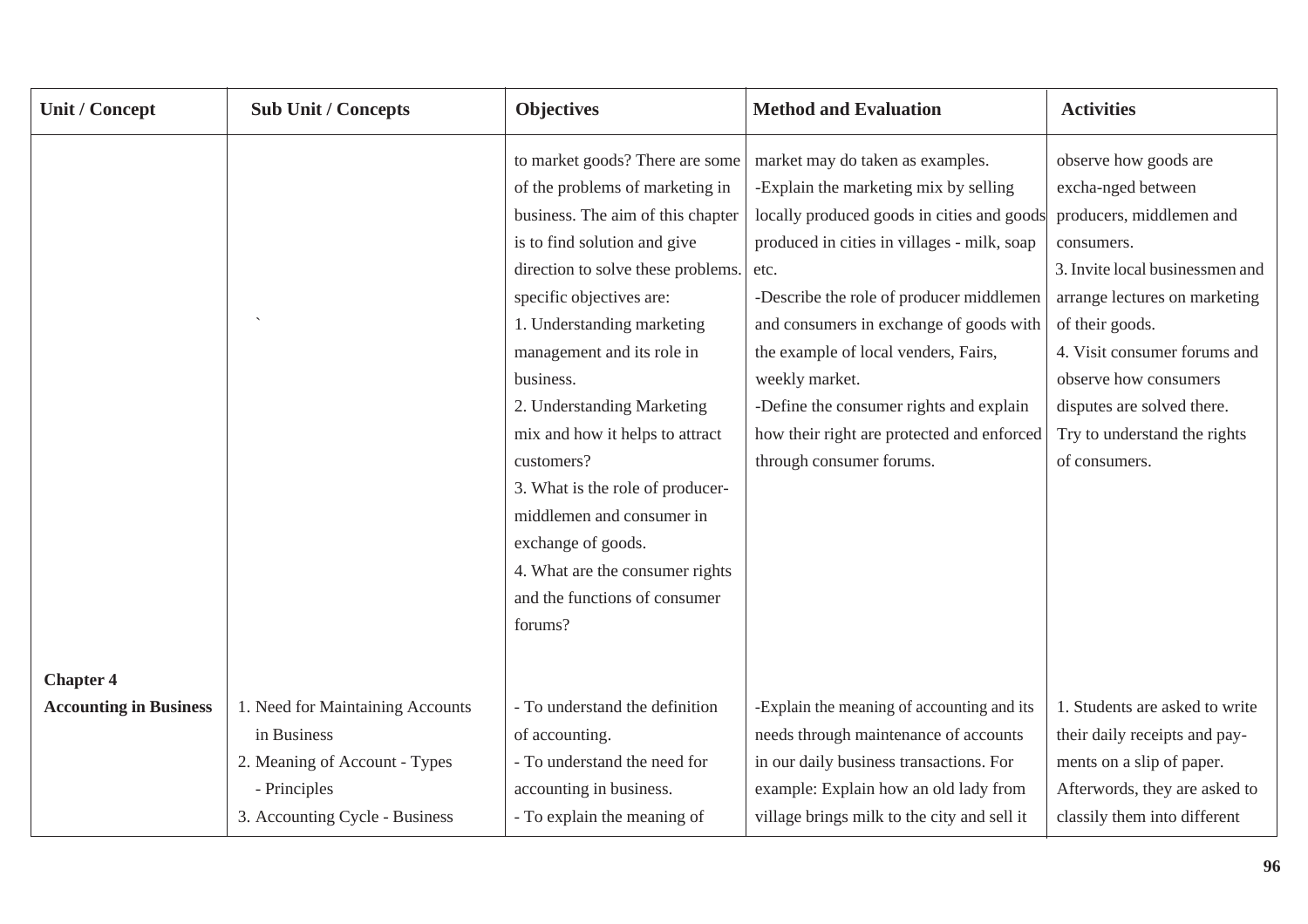| Unit / Concept | Sub Unit / Concepts | Objectives | Method and Evaluation | Activities |
|---|---|---|---|---|
| | ` | to market goods? There are some of the problems of marketing in business. The aim of this chapter is to find solution and give direction to solve these problems. specific objectives are:<br>1. Understanding marketing management and its role in business.<br>2. Understanding Marketing mix and how it helps to attract customers?<br>3. What is the role of producer-middlemen and consumer in exchange of goods.<br>4. What are the consumer rights and the functions of consumer forums? | market may do taken as examples.<br>-Explain the marketing mix by selling locally produced goods in cities and goods produced in cities in villages - milk, soap etc.<br>-Describe the role of producer middlemen and consumers in exchange of goods with the example of local venders, Fairs, weekly market.<br>-Define the consumer rights and explain how their right are protected and enforced through consumer forums. | observe how goods are excha-nged between producers, middlemen and consumers.<br>3. Invite local businessmen and arrange lectures on marketing of their goods.<br>4. Visit consumer forums and observe how consumers disputes are solved there. Try to understand the rights of consumers. |
| **Chapter 4**<br>**Accounting in Business** | 1. Need for Maintaining Accounts in Business<br>2. Meaning of Account - Types - Principles<br>3. Accounting Cycle - Business | - To understand the definition of accounting.<br>- To understand the need for accounting in business.<br>- To explain the meaning of | -Explain the meaning of accounting and its needs through maintenance of accounts in our daily business transactions. For example: Explain how an old lady from village brings milk to the city and sell it | 1. Students are asked to write their daily receipts and pay-ments on a slip of paper. Afterwords, they are asked to classily them into different |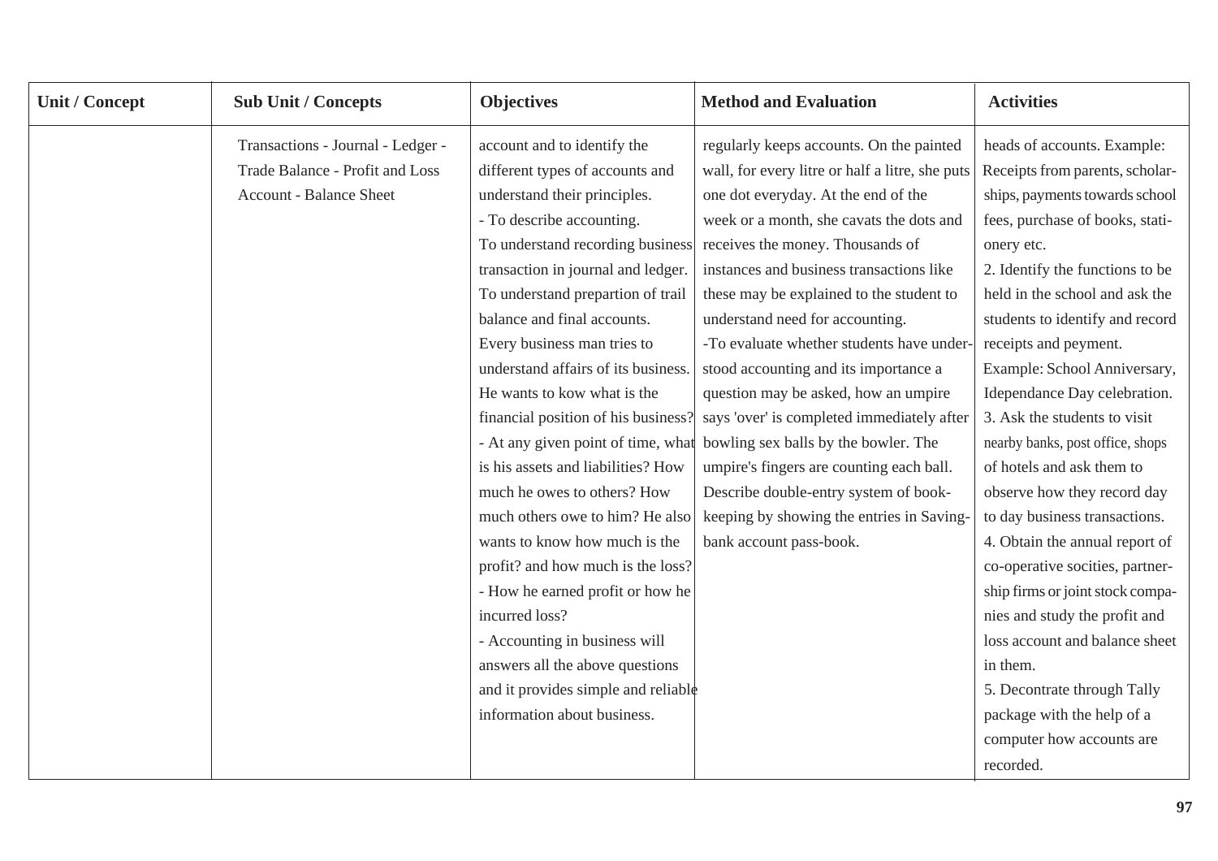| Unit / Concept | Sub Unit / Concepts | Objectives | Method and Evaluation | Activities |
|---|---|---|---|---|
| | Transactions - Journal - Ledger - Trade Balance - Profit and Loss Account - Balance Sheet | account and to identify the different types of accounts and understand their principles.<br>- To describe accounting.<br>To understand recording business transaction in journal and ledger.<br>To understand prepartion of trail balance and final accounts.<br>Every business man tries to understand affairs of its business. He wants to kow what is the financial position of his business?<br>- At any given point of time, what is his assets and liabilities? How much he owes to others? How much others owe to him? He also wants to know how much is the profit? and how much is the loss?<br>- How he earned profit or how he incurred loss?<br>- Accounting in business will answers all the above questions and it provides simple and reliable information about business. | regularly keeps accounts. On the painted wall, for every litre or half a litre, she puts one dot everyday. At the end of the week or a month, she cavats the dots and receives the money. Thousands of instances and business transactions like these may be explained to the student to understand need for accounting.<br>-To evaluate whether students have understood accounting and its importance a question may be asked, how an umpire says 'over' is completed immediately after bowling sex balls by the bowler. The umpire's fingers are counting each ball. Describe double-entry system of book-keeping by showing the entries in Saving-bank account pass-book. | heads of accounts. Example: Receipts from parents, scholarships, payments towards school fees, purchase of books, stationery etc.<br>2. Identify the functions to be held in the school and ask the students to identify and record receipts and peyment. Example: School Anniversary, Idependance Day celebration.<br>3. Ask the students to visit nearby banks, post office, shops of hotels and ask them to observe how they record day to day business transactions.<br>4. Obtain the annual report of co-operative socities, partnership firms or joint stock companies and study the profit and loss account and balance sheet in them.<br>5. Decontrate through Tally package with the help of a computer how accounts are recorded. |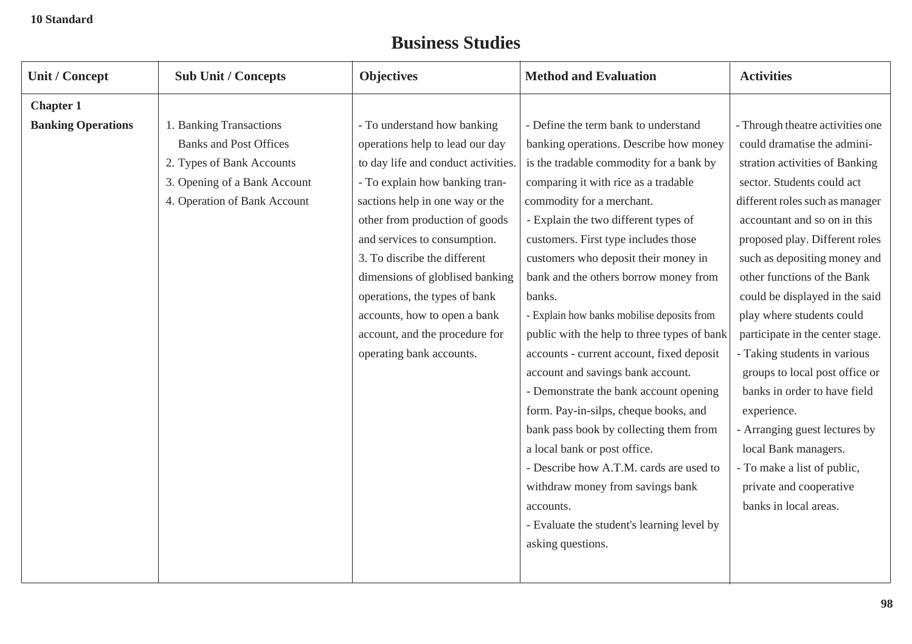**10 Standard**

# Business Studies

| Unit / Concept | Sub Unit / Concepts | Objectives | Method and Evaluation | Activities |
|---|---|---|---|---|
| **Chapter 1**<br>**Banking Operations** | 1. Banking Transactions Banks and Post Offices<br>2. Types of Bank Accounts<br>3. Opening of a Bank Account<br>4. Operation of Bank Account | - To understand how banking operations help to lead our day to day life and conduct activities.<br>- To explain how banking transactions help in one way or the other from production of goods and services to consumption.<br>3. To discribe the different dimensions of globlised banking operations, the types of bank accounts, how to open a bank account, and the procedure for operating bank accounts. | - Define the term bank to understand banking operations. Describe how money is the tradable commodity for a bank by comparing it with rice as a tradable commodity for a merchant.<br>- Explain the two different types of customers. First type includes those customers who deposit their money in bank and the others borrow money from banks.<br>- Explain how banks mobilise deposits from public with the help to three types of bank accounts - current account, fixed deposit account and savings bank account.<br>- Demonstrate the bank account opening form. Pay-in-silps, cheque books, and bank pass book by collecting them from a local bank or post office.<br>- Describe how A.T.M. cards are used to withdraw money from savings bank accounts.<br>- Evaluate the student's learning level by asking questions. | - Through theatre activities one could dramatise the administration activities of Banking sector. Students could act different roles such as manager accountant and so on in this proposed play. Different roles such as depositing money and other functions of the Bank could be displayed in the said play where students could participate in the center stage.<br>- Taking students in various groups to local post office or banks in order to have field experience.<br>- Arranging guest lectures by local Bank managers.<br>- To make a list of public, private and cooperative banks in local areas. |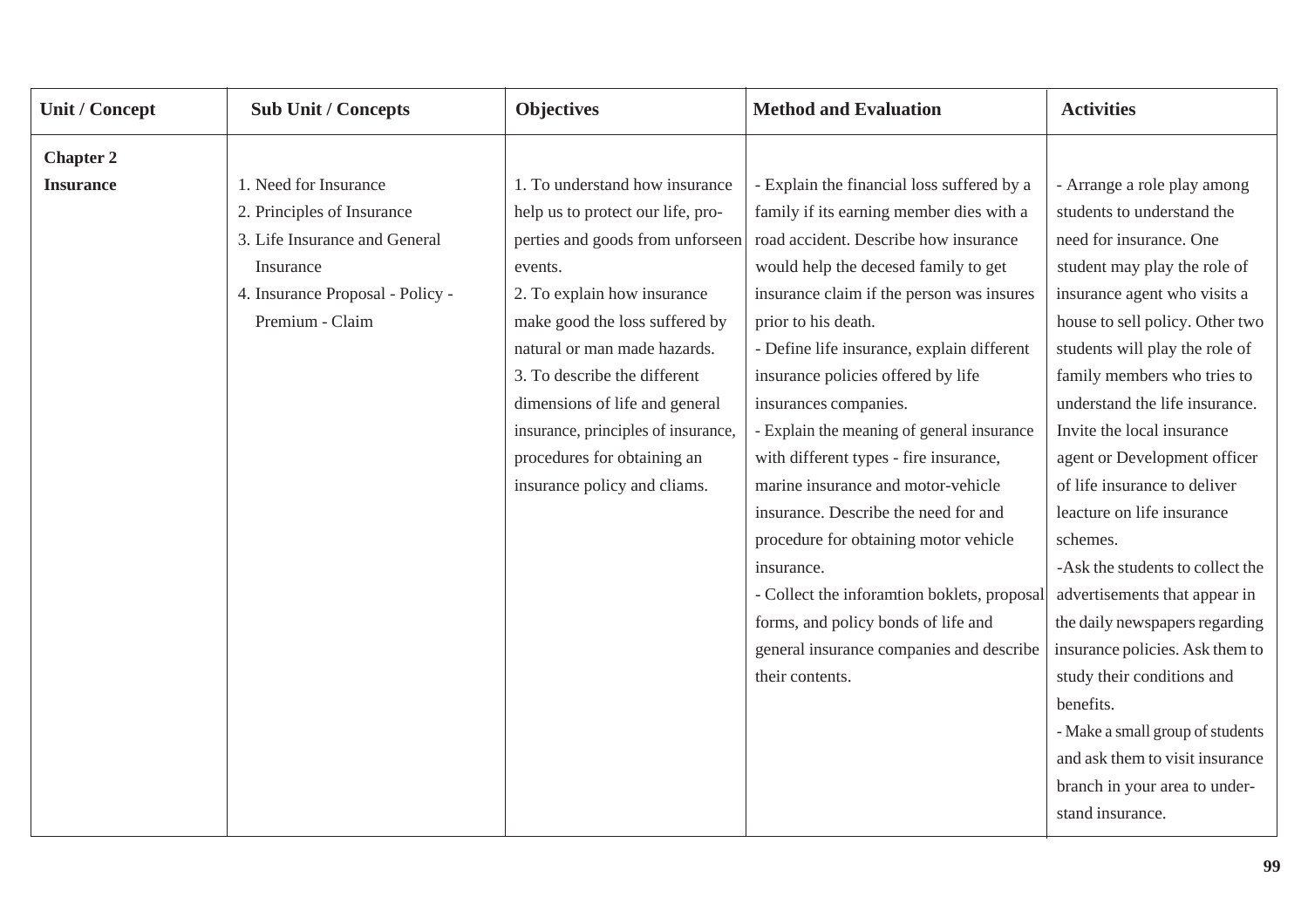| Unit / Concept | Sub Unit / Concepts | Objectives | Method and Evaluation | Activities |
|---|---|---|---|---|
| **Chapter 2**<br>**Insurance** | 1. Need for Insurance<br>2. Principles of Insurance<br>3. Life Insurance and General Insurance<br>4. Insurance Proposal - Policy - Premium - Claim | 1. To understand how insurance help us to protect our life, properties and goods from unforseen events.<br>2. To explain how insurance make good the loss suffered by natural or man made hazards.<br>3. To describe the different dimensions of life and general insurance, principles of insurance, procedures for obtaining an insurance policy and cliams. | - Explain the financial loss suffered by a family if its earning member dies with a road accident. Describe how insurance would help the decesed family to get insurance claim if the person was insures prior to his death.<br>- Define life insurance, explain different insurance policies offered by life insurances companies.<br>- Explain the meaning of general insurance with different types - fire insurance, marine insurance and motor-vehicle insurance. Describe the need for and procedure for obtaining motor vehicle insurance.<br>- Collect the inforamtion boklets, proposal forms, and policy bonds of life and general insurance companies and describe their contents. | - Arrange a role play among students to understand the need for insurance. One student may play the role of insurance agent who visits a house to sell policy. Other two students will play the role of family members who tries to understand the life insurance. Invite the local insurance agent or Development officer of life insurance to deliver leacture on life insurance schemes.<br>-Ask the students to collect the advertisements that appear in the daily newspapers regarding insurance policies. Ask them to study their conditions and benefits.<br>- Make a small group of students and ask them to visit insurance branch in your area to understand insurance. |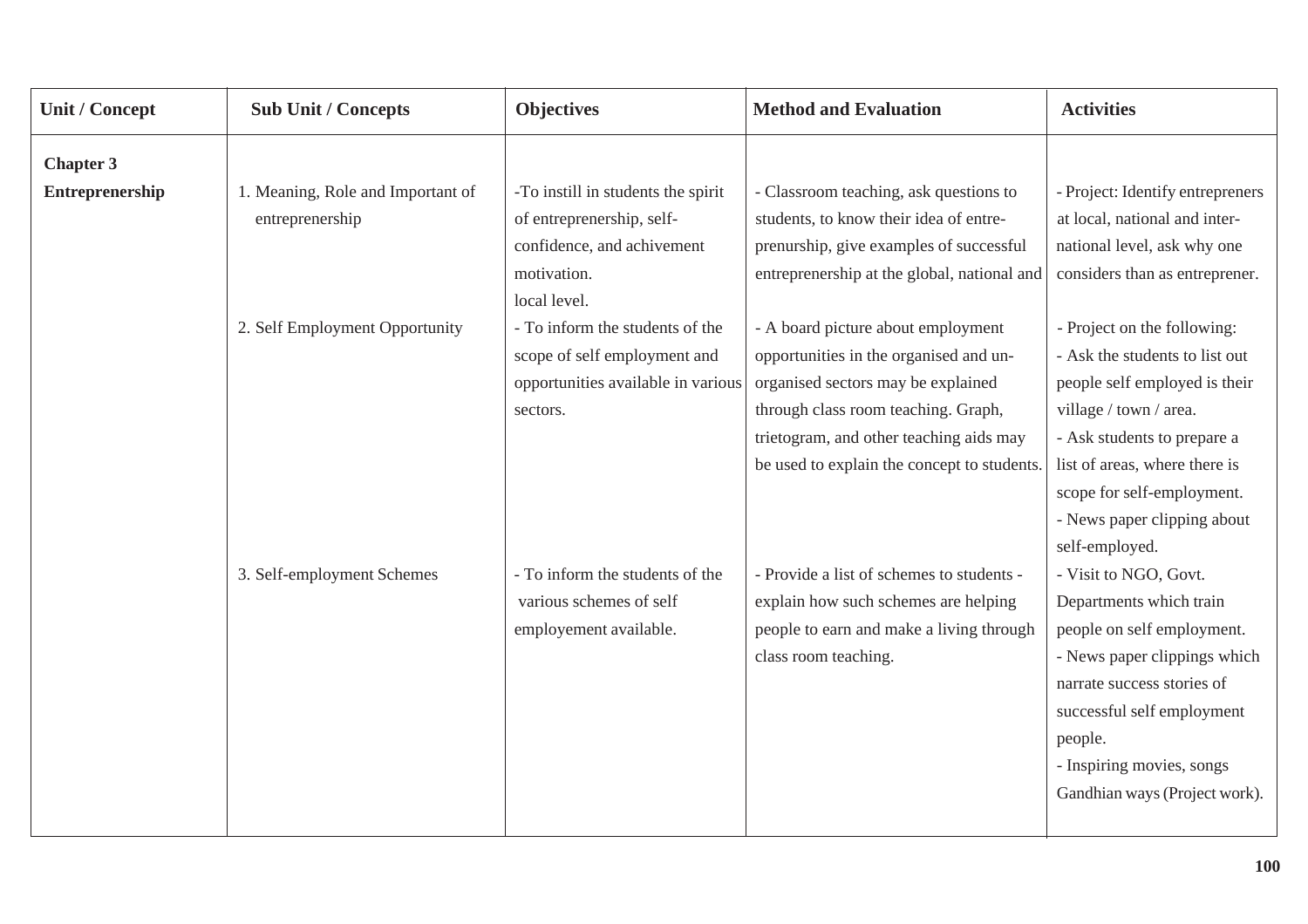| Unit / Concept | Sub Unit / Concepts | Objectives | Method and Evaluation | Activities |
|---|---|---|---|---|
| **Chapter 3** **Entreprenership** | 1. Meaning, Role and Important of entreprenership | -To instill in students the spirit of entreprenership, self-confidence, and achivement motivation. local level. | - Classroom teaching, ask questions to students, to know their idea of entre-prenurship, give examples of successful entreprenership at the global, national and | - Project: Identify entrepreners at local, national and inter-national level, ask why one considers than as entreprener. |
| | 2. Self Employment Opportunity | - To inform the students of the scope of self employment and opportunities available in various sectors. | - A board picture about employment opportunities in the organised and un-organised sectors may be explained through class room teaching. Graph, trietogram, and other teaching aids may be used to explain the concept to students. | - Project on the following: - Ask the students to list out people self employed is their village / town / area. - Ask students to prepare a list of areas, where there is scope for self-employment. - News paper clipping about self-employed. |
| | 3. Self-employment Schemes | - To inform the students of the various schemes of self employement available. | - Provide a list of schemes to students - explain how such schemes are helping people to earn and make a living through class room teaching. | - Visit to NGO, Govt. Departments which train people on self employment. - News paper clippings which narrate success stories of successful self employment people. - Inspiring movies, songs Gandhian ways (Project work). |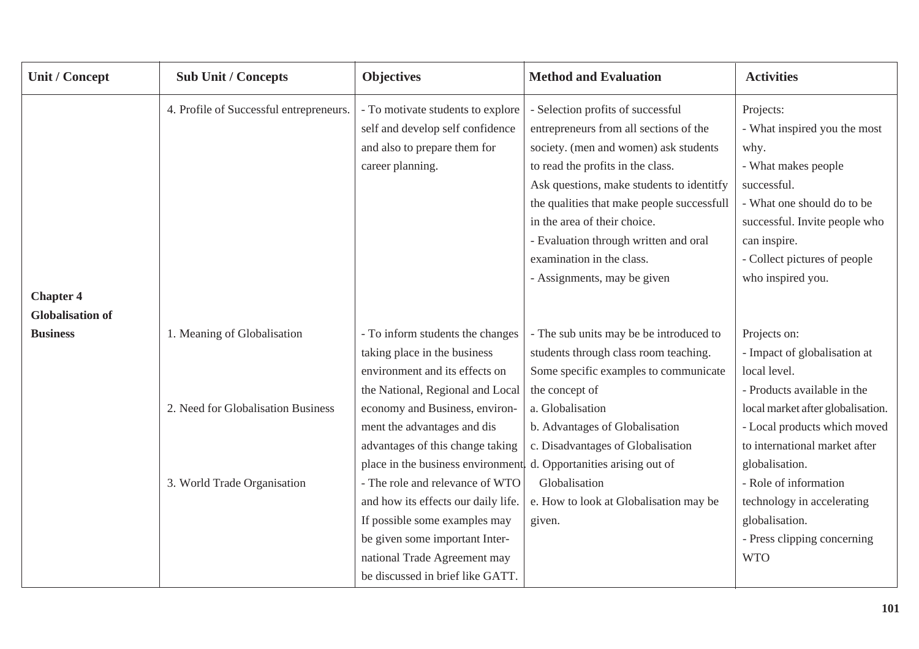| Unit / Concept | Sub Unit / Concepts | Objectives | Method and Evaluation | Activities |
|---|---|---|---|---|
| | 4. Profile of Successful entrepreneurs. | - To motivate students to explore self and develop self confidence and also to prepare them for career planning. | - Selection profits of successful entrepreneurs from all sections of the society. (men and women) ask students to read the profits in the class. Ask questions, make students to identitfy the qualities that make people successfull in the area of their choice. - Evaluation through written and oral examination in the class. - Assignments, may be given | Projects: - What inspired you the most why. - What makes people successful. - What one should do to be successful. Invite people who can inspire. - Collect pictures of people who inspired you. |
| **Chapter 4 Globalisation of Business** | 1. Meaning of Globalisation<br><br>2. Need for Globalisation Business<br><br>3. World Trade Organisation | - To inform students the changes taking place in the business environment and its effects on the National, Regional and Local economy and Business, environment the advantages and dis advantages of this change taking place in the business environment. - The role and relevance of WTO and how its effects our daily life. If possible some examples may be given some important International Trade Agreement may be discussed in brief like GATT. | - The sub units may be be introduced to students through class room teaching. Some specific examples to communicate the concept of a. Globalisation b. Advantages of Globalisation c. Disadvantages of Globalisation d. Opportanities arising out of Globalisation e. How to look at Globalisation may be given. | Projects on: - Impact of globalisation at local level. - Products available in the local market after globalisation. - Local products which moved to international market after globalisation. - Role of information technology in accelerating globalisation. - Press clipping concerning WTO |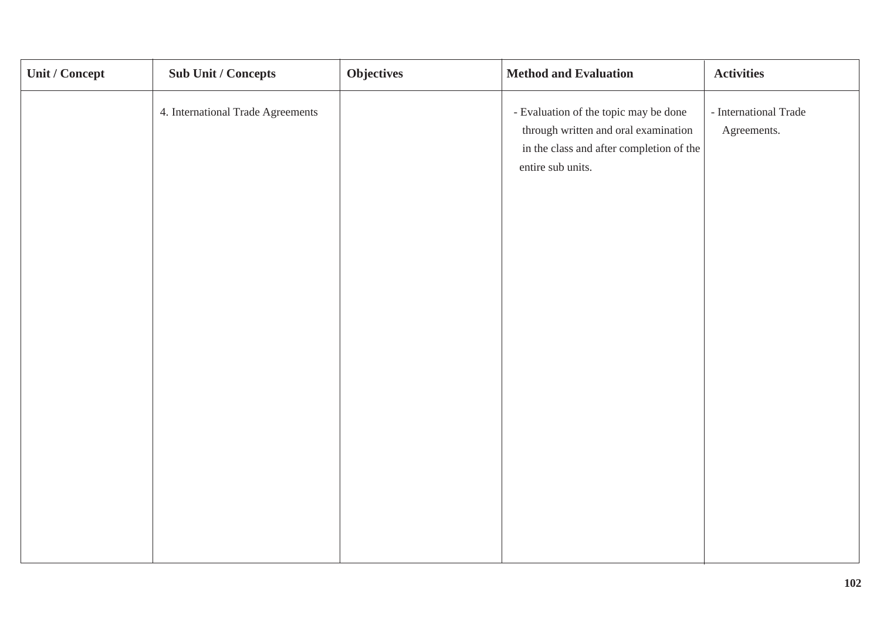| Unit / Concept | Sub Unit / Concepts | Objectives | Method and Evaluation | Activities |
|---|---|---|---|---|
| | 4. International Trade Agreements | | - Evaluation of the topic may be done through written and oral examination in the class and after completion of the entire sub units. | - International Trade Agreements. |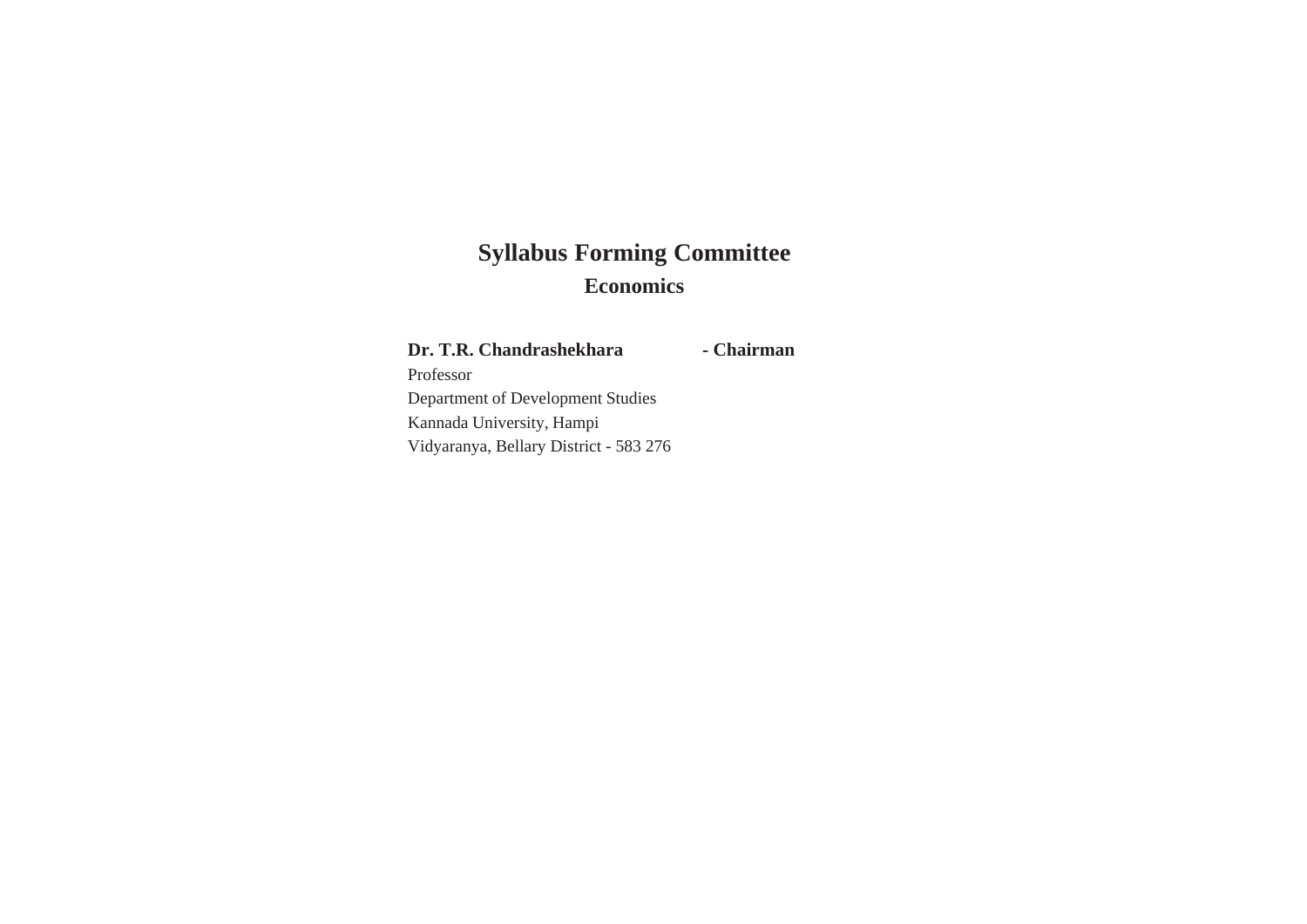# Syllabus Forming Committee

## Economics

**Dr. T.R. Chandrashekhara** - **Chairman**

Professor
Department of Development Studies
Kannada University, Hampi
Vidyaranya, Bellary District - 583 276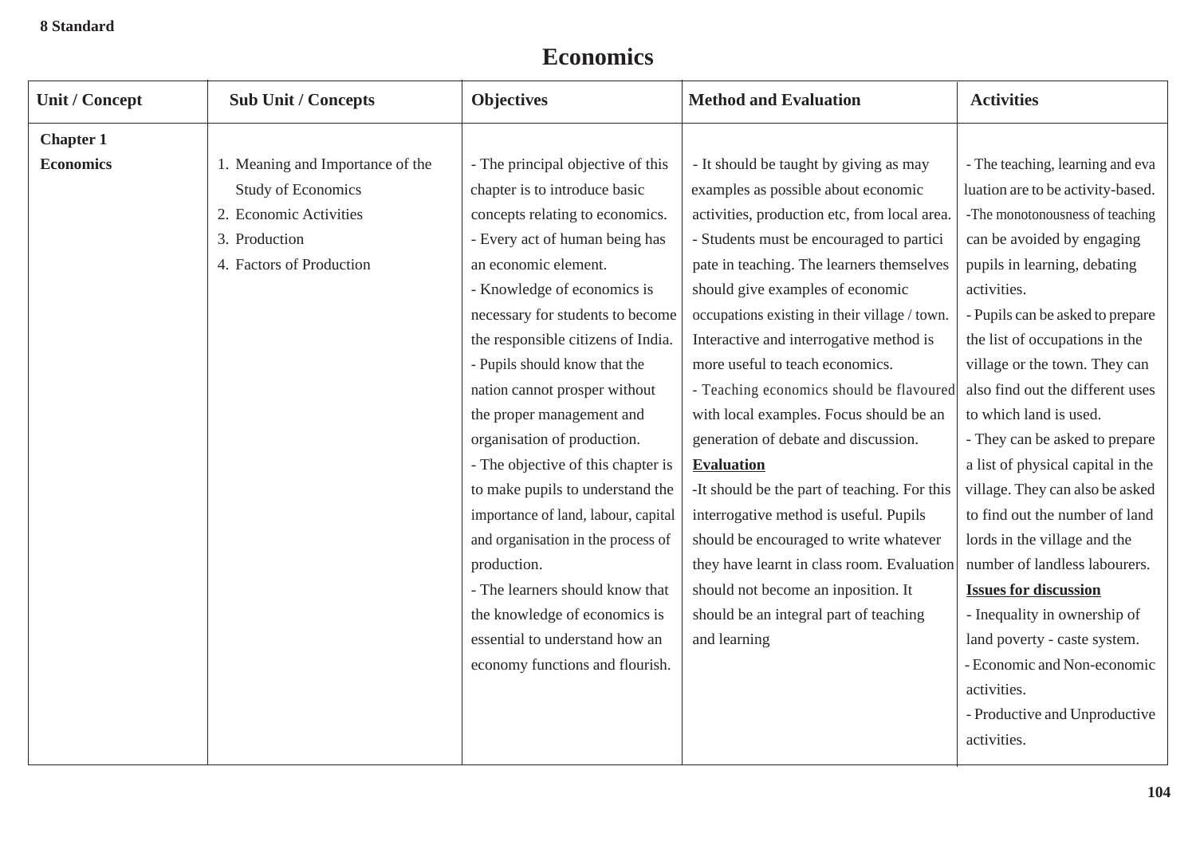8 Standard

# Economics

| Unit / Concept | Sub Unit / Concepts | Objectives | Method and Evaluation | Activities |
|---|---|---|---|---|
| **Chapter 1**<br>**Economics** | 1. Meaning and Importance of the Study of Economics<br>2. Economic Activities<br>3. Production<br>4. Factors of Production | - The principal objective of this chapter is to introduce basic concepts relating to economics.<br>- Every act of human being has an economic element.<br>- Knowledge of economics is necessary for students to become the responsible citizens of India.<br>- Pupils should know that the nation cannot prosper without the proper management and organisation of production.<br>- The objective of this chapter is to make pupils to understand the importance of land, labour, capital and organisation in the process of production.<br>- The learners should know that the knowledge of economics is essential to understand how an economy functions and flourish. | - It should be taught by giving as may examples as possible about economic activities, production etc, from local area.<br>- Students must be encouraged to partici pate in teaching. The learners themselves should give examples of economic occupations existing in their village / town. Interactive and interrogative method is more useful to teach economics.<br>- Teaching economics should be flavoured with local examples. Focus should be an generation of debate and discussion.<br>**<u>Evaluation</u>**<br>-It should be the part of teaching. For this interrogative method is useful. Pupils should be encouraged to write whatever they have learnt in class room. Evaluation should not become an inposition. It should be an integral part of teaching and learning | - The teaching, learning and eva luation are to be activity-based.<br>-The monotonousness of teaching can be avoided by engaging pupils in learning, debating activities.<br>- Pupils can be asked to prepare the list of occupations in the village or the town. They can also find out the different uses to which land is used.<br>- They can be asked to prepare a list of physical capital in the village. They can also be asked to find out the number of land lords in the village and the number of landless labourers.<br>**<u>Issues for discussion</u>**<br>- Inequality in ownership of land poverty - caste system.<br>- Economic and Non-economic activities.<br>- Productive and Unproductive activities. |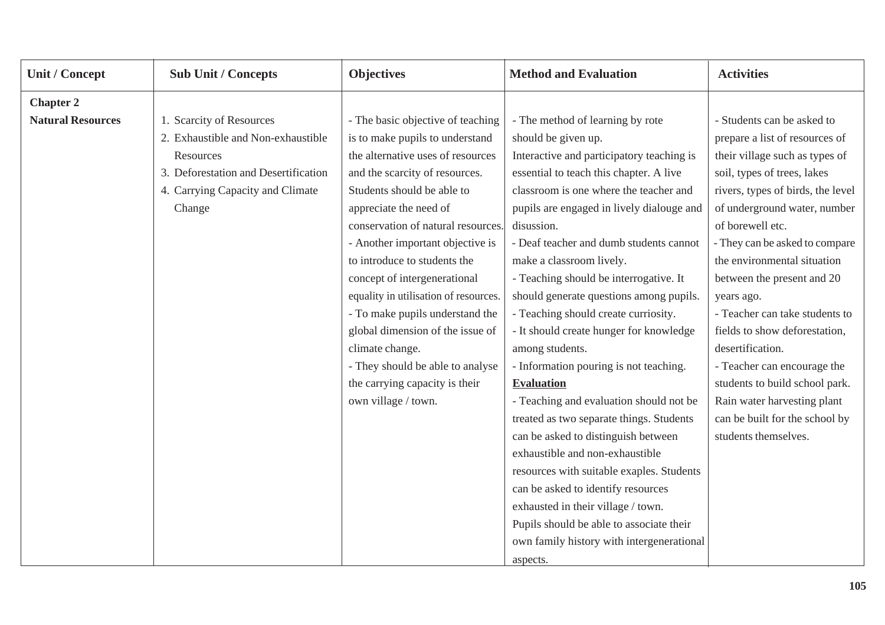| Unit / Concept | Sub Unit / Concepts | Objectives | Method and Evaluation | Activities |
|---|---|---|---|---|
| **Chapter 2**<br>**Natural Resources** | 1. Scarcity of Resources<br>2. Exhaustible and Non-exhaustible Resources<br>3. Deforestation and Desertification<br>4. Carrying Capacity and Climate Change | - The basic objective of teaching is to make pupils to understand the alternative uses of resources and the scarcity of resources. Students should be able to appreciate the need of conservation of natural resources.<br>- Another important objective is to introduce to students the concept of intergenerational equality in utilisation of resources.<br>- To make pupils understand the global dimension of the issue of climate change.<br>- They should be able to analyse the carrying capacity is their own village / town. | - The method of learning by rote should be given up.<br>Interactive and participatory teaching is essential to teach this chapter. A live classroom is one where the teacher and pupils are engaged in lively dialouge and disussion.<br>- Deaf teacher and dumb students cannot make a classroom lively.<br>- Teaching should be interrogative. It should generate questions among pupils.<br>- Teaching should create curriosity.<br>- It should create hunger for knowledge among students.<br>- Information pouring is not teaching.<br>**Evaluation**<br>- Teaching and evaluation should not be treated as two separate things. Students can be asked to distinguish between exhaustible and non-exhaustible resources with suitable exaples. Students can be asked to identify resources exhausted in their village / town.<br>Pupils should be able to associate their own family history with intergenerational aspects. | - Students can be asked to prepare a list of resources of their village such as types of soil, types of trees, lakes rivers, types of birds, the level of underground water, number of borewell etc.<br>- They can be asked to compare the environmental situation between the present and 20 years ago.<br>- Teacher can take students to fields to show deforestation, desertification.<br>- Teacher can encourage the students to build school park. Rain water harvesting plant can be built for the school by students themselves. |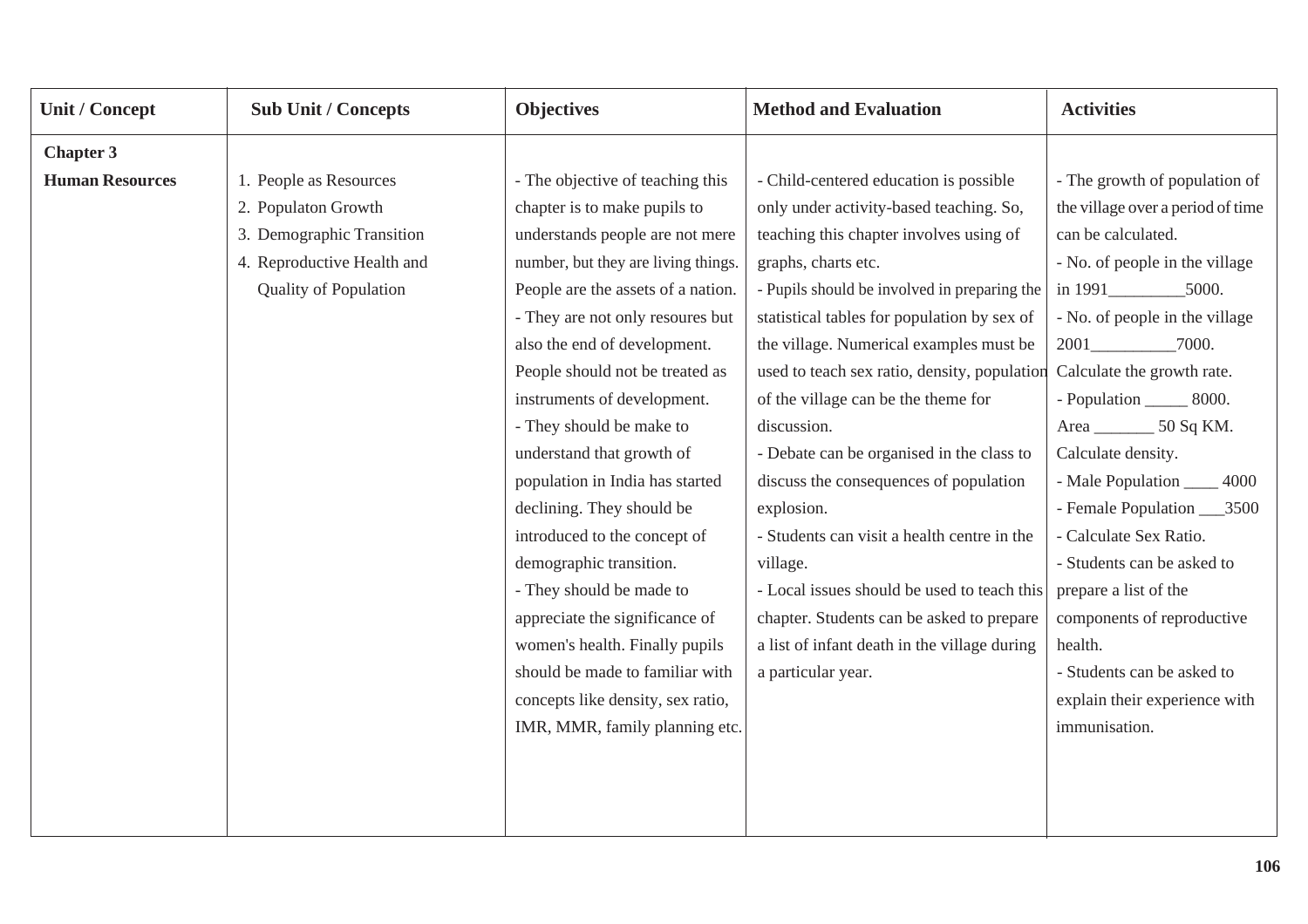| Unit / Concept | Sub Unit / Concepts | Objectives | Method and Evaluation | Activities |
|---|---|---|---|---|
| **Chapter 3**<br>**Human Resources** | 1. People as Resources<br>2. Populaton Growth<br>3. Demographic Transition<br>4. Reproductive Health and Quality of Population | - The objective of teaching this chapter is to make pupils to understands people are not mere number, but they are living things. People are the assets of a nation.<br>- They are not only resoures but also the end of development. People should not be treated as instruments of development.<br>- They should be make to understand that growth of population in India has started declining. They should be introduced to the concept of demographic transition.<br>- They should be made to appreciate the significance of women's health. Finally pupils should be made to familiar with concepts like density, sex ratio, IMR, MMR, family planning etc. | - Child-centered education is possible only under activity-based teaching. So, teaching this chapter involves using of graphs, charts etc.<br>- Pupils should be involved in preparing the statistical tables for population by sex of the village. Numerical examples must be used to teach sex ratio, density, population of the village can be the theme for discussion.<br>- Debate can be organised in the class to discuss the consequences of population explosion.<br>- Students can visit a health centre in the village.<br>- Local issues should be used to teach this chapter. Students can be asked to prepare a list of infant death in the village during a particular year. | - The growth of population of the village over a period of time can be calculated.<br>- No. of people in the village in 1991_________5000.<br>- No. of people in the village 2001__________7000.<br>Calculate the growth rate.<br>- Population _____ 8000.<br>Area _______ 50 Sq KM.<br>Calculate density.<br>- Male Population ____ 4000<br>- Female Population ___3500<br>- Calculate Sex Ratio.<br>- Students can be asked to prepare a list of the components of reproductive health.<br>- Students can be asked to explain their experience with immunisation. |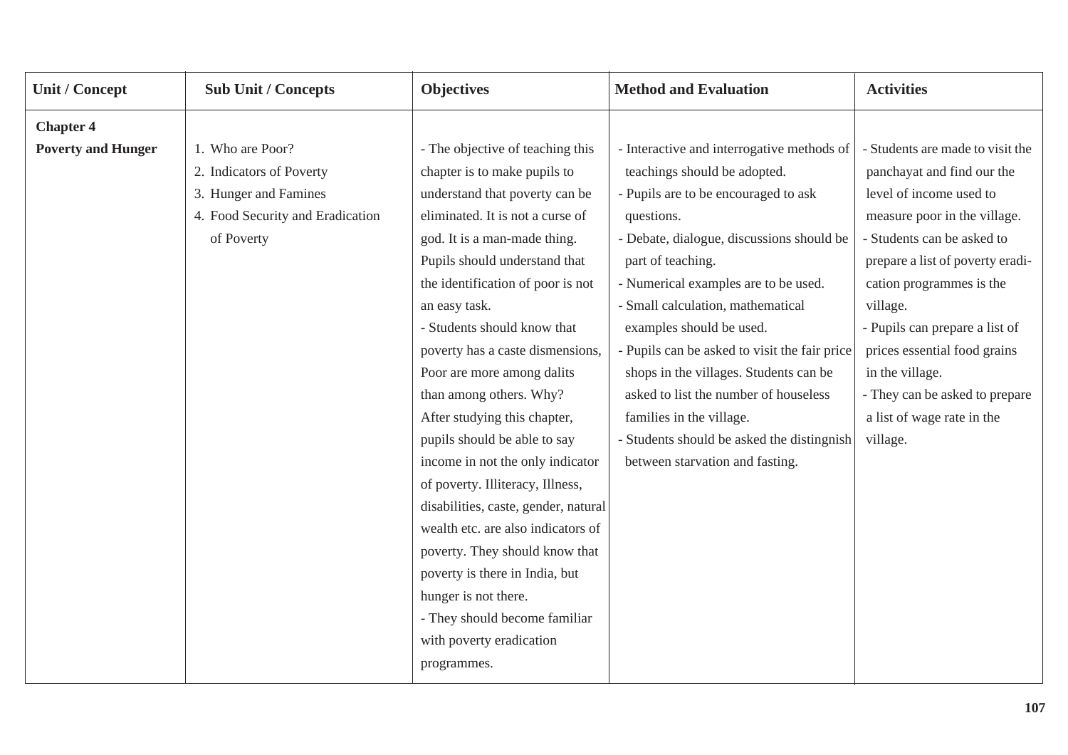| Unit / Concept | Sub Unit / Concepts | Objectives | Method and Evaluation | Activities |
|---|---|---|---|---|
| **Chapter 4**<br>**Poverty and Hunger** | 1. Who are Poor?<br>2. Indicators of Poverty<br>3. Hunger and Famines<br>4. Food Security and Eradication of Poverty | - The objective of teaching this chapter is to make pupils to understand that poverty can be eliminated. It is not a curse of god. It is a man-made thing. Pupils should understand that the identification of poor is not an easy task.<br>- Students should know that poverty has a caste dismensions, Poor are more among dalits than among others. Why? After studying this chapter, pupils should be able to say income in not the only indicator of poverty. Illiteracy, Illness, disabilities, caste, gender, natural wealth etc. are also indicators of poverty. They should know that poverty is there in India, but hunger is not there.<br>- They should become familiar with poverty eradication programmes. | - Interactive and interrogative methods of teachings should be adopted.<br>- Pupils are to be encouraged to ask questions.<br>- Debate, dialogue, discussions should be part of teaching.<br>- Numerical examples are to be used.<br>- Small calculation, mathematical examples should be used.<br>- Pupils can be asked to visit the fair price shops in the villages. Students can be asked to list the number of houseless families in the village.<br>- Students should be asked the distingnish between starvation and fasting. | - Students are made to visit the panchayat and find our the level of income used to measure poor in the village.<br>- Students can be asked to prepare a list of poverty eradication programmes is the village.<br>- Pupils can prepare a list of prices essential food grains in the village.<br>- They can be asked to prepare a list of wage rate in the village. |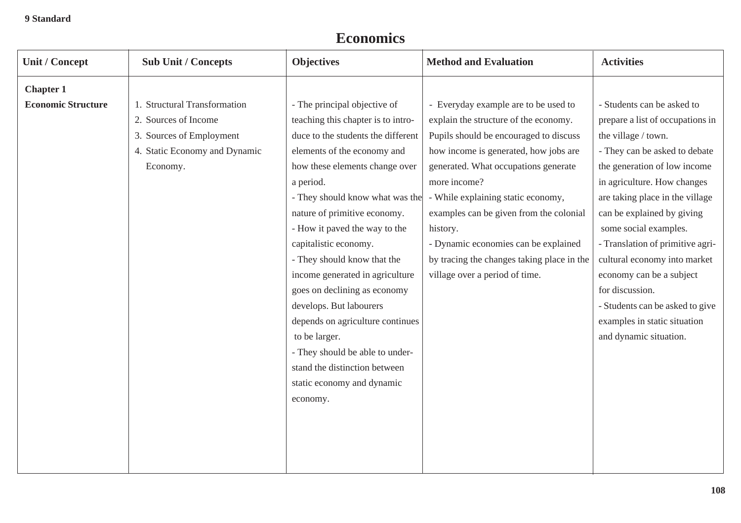9 Standard

# Economics

| Unit / Concept | Sub Unit / Concepts | Objectives | Method and Evaluation | Activities |
| --- | --- | --- | --- | --- |
| **Chapter 1** **Economic Structure** | 1. Structural Transformation 2. Sources of Income 3. Sources of Employment 4. Static Economy and Dynamic Economy. | - The principal objective of teaching this chapter is to introduce to the students the different elements of the economy and how these elements change over a period. - They should know what was the nature of primitive economy. - How it paved the way to the capitalistic economy. - They should know that the income generated in agriculture goes on declining as economy develops. But labourers depends on agriculture continues to be larger. - They should be able to understand the distinction between static economy and dynamic economy. | - Everyday example are to be used to explain the structure of the economy. Pupils should be encouraged to discuss how income is generated, how jobs are generated. What occupations generate more income? - While explaining static economy, examples can be given from the colonial history. - Dynamic economies can be explained by tracing the changes taking place in the village over a period of time. | - Students can be asked to prepare a list of occupations in the village / town. - They can be asked to debate the generation of low income in agriculture. How changes are taking place in the village can be explained by giving some social examples. - Translation of primitive agricultural economy into market economy can be a subject for discussion. - Students can be asked to give examples in static situation and dynamic situation. |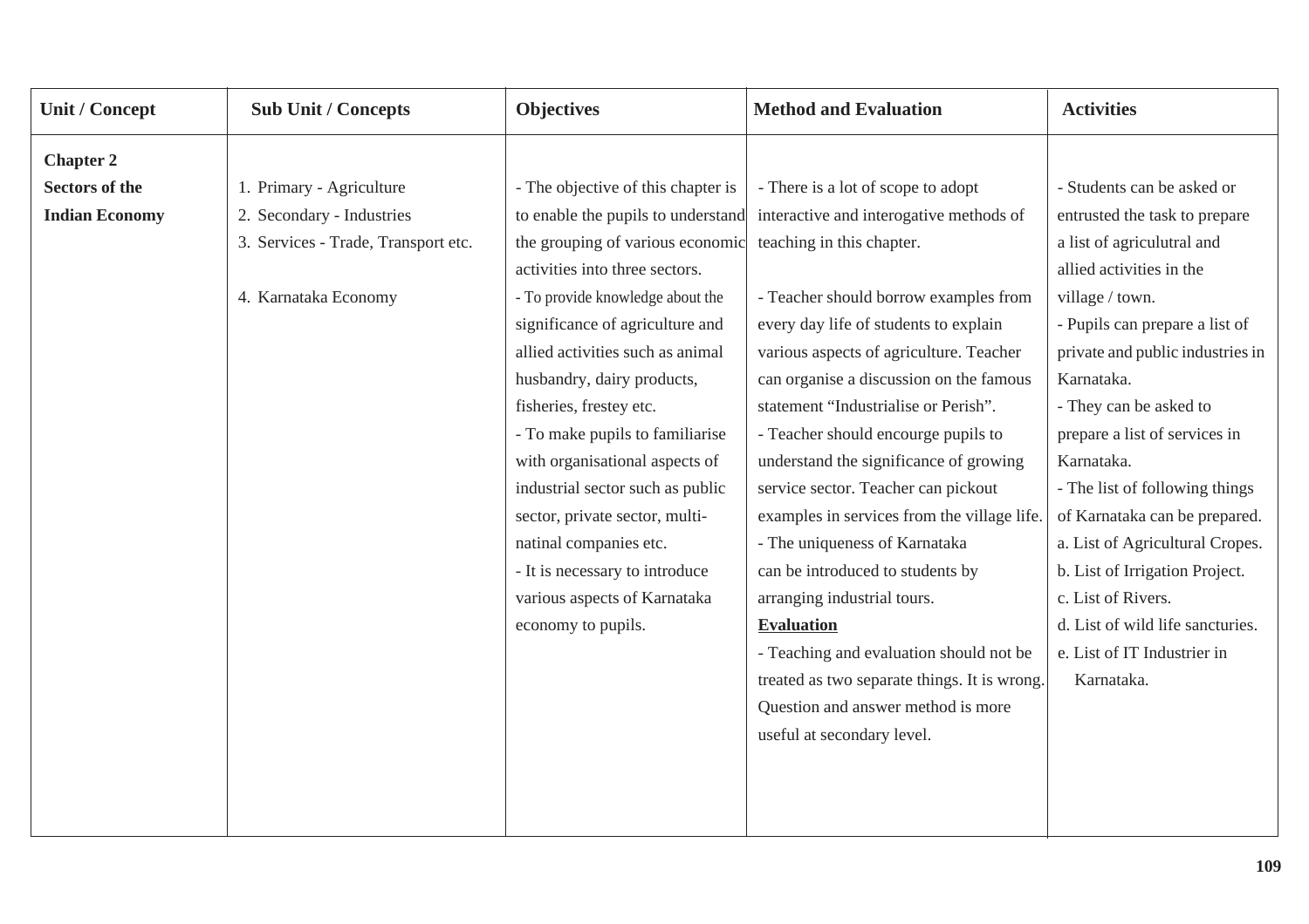| Unit / Concept | Sub Unit / Concepts | Objectives | Method and Evaluation | Activities |
|---|---|---|---|---|
| **Chapter 2**<br>**Sectors of the Indian Economy** | 1. Primary - Agriculture<br>2. Secondary - Industries<br>3. Services - Trade, Transport etc.<br><br>4. Karnataka Economy | - The objective of this chapter is to enable the pupils to understand the grouping of various economic activities into three sectors.<br>- To provide knowledge about the significance of agriculture and allied activities such as animal husbandry, dairy products, fisheries, frestey etc.<br>- To make pupils to familiarise with organisational aspects of industrial sector such as public sector, private sector, multi-natinal companies etc.<br>- It is necessary to introduce various aspects of Karnataka economy to pupils. | - There is a lot of scope to adopt interactive and interogative methods of teaching in this chapter.<br><br>- Teacher should borrow examples from every day life of students to explain various aspects of agriculture. Teacher can organise a discussion on the famous statement "Industrialise or Perish".<br>- Teacher should encourge pupils to understand the significance of growing service sector. Teacher can pickout examples in services from the village life.<br>- The uniqueness of Karnataka can be introduced to students by arranging industrial tours.<br>**Evaluation**<br>- Teaching and evaluation should not be treated as two separate things. It is wrong. Question and answer method is more useful at secondary level. | - Students can be asked or entrusted the task to prepare a list of agriculutral and allied activities in the village / town.<br>- Pupils can prepare a list of private and public industries in Karnataka.<br>- They can be asked to prepare a list of services in Karnataka.<br>- The list of following things of Karnataka can be prepared.<br>a. List of Agricultural Cropes.<br>b. List of Irrigation Project.<br>c. List of Rivers.<br>d. List of wild life sancturies.<br>e. List of IT Industrier in Karnataka. |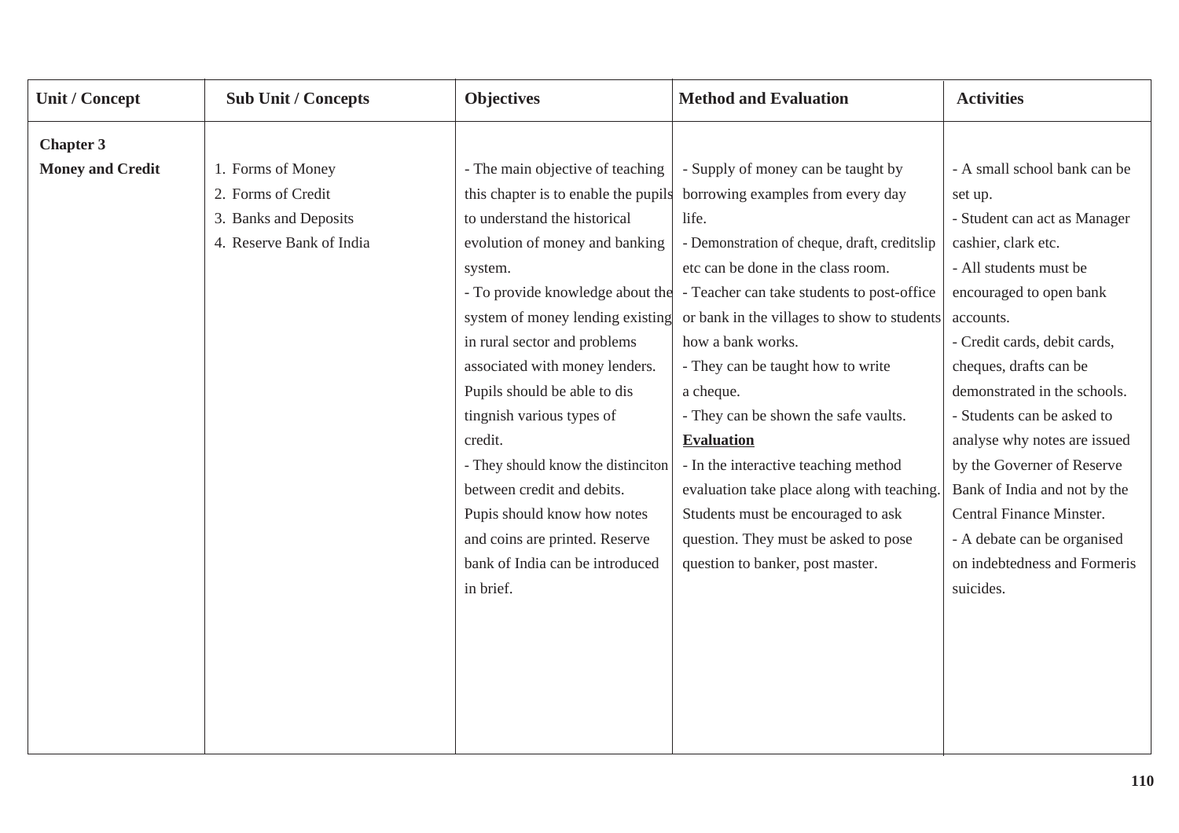| Unit / Concept | Sub Unit / Concepts | Objectives | Method and Evaluation | Activities |
|---|---|---|---|---|
| **Chapter 3**<br>**Money and Credit** | 1. Forms of Money<br>2. Forms of Credit<br>3. Banks and Deposits<br>4. Reserve Bank of India | - The main objective of teaching this chapter is to enable the pupils to understand the historical evolution of money and banking system.<br>- To provide knowledge about the system of money lending existing in rural sector and problems associated with money lenders. Pupils should be able to dis tingnish various types of credit.<br>- They should know the distinciton between credit and debits. Pupis should know how notes and coins are printed. Reserve bank of India can be introduced in brief. | - Supply of money can be taught by borrowing examples from every day life.<br>- Demonstration of cheque, draft, creditslip etc can be done in the class room.<br>- Teacher can take students to post-office or bank in the villages to show to students how a bank works.<br>- They can be taught how to write a cheque.<br>- They can be shown the safe vaults.<br>**Evaluation**<br>- In the interactive teaching method evaluation take place along with teaching. Students must be encouraged to ask question. They must be asked to pose question to banker, post master. | - A small school bank can be set up.<br>- Student can act as Manager cashier, clark etc.<br>- All students must be encouraged to open bank accounts.<br>- Credit cards, debit cards, cheques, drafts can be demonstrated in the schools.<br>- Students can be asked to analyse why notes are issued by the Governer of Reserve Bank of India and not by the Central Finance Minster.<br>- A debate can be organised on indebtedness and Formeris suicides. |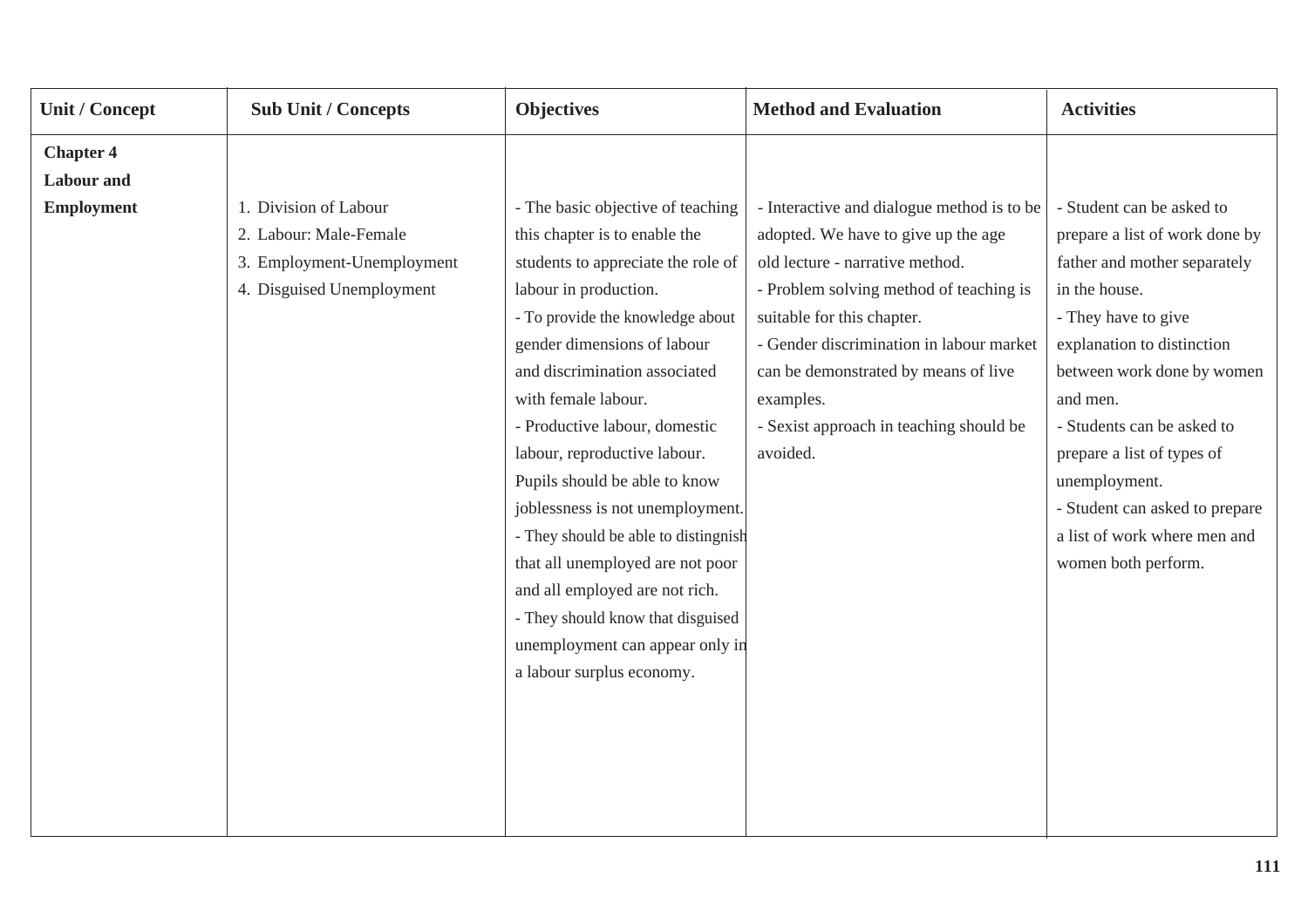| Unit / Concept | Sub Unit / Concepts | Objectives | Method and Evaluation | Activities |
|---|---|---|---|---|
| **Chapter 4 Labour and Employment** | 1. Division of Labour<br>2. Labour: Male-Female<br>3. Employment-Unemployment<br>4. Disguised Unemployment | - The basic objective of teaching this chapter is to enable the students to appreciate the role of labour in production.<br>- To provide the knowledge about gender dimensions of labour and discrimination associated with female labour.<br>- Productive labour, domestic labour, reproductive labour. Pupils should be able to know joblessness is not unemployment.<br>- They should be able to distingnish that all unemployed are not poor and all employed are not rich.<br>- They should know that disguised unemployment can appear only in a labour surplus economy. | - Interactive and dialogue method is to be adopted. We have to give up the age old lecture - narrative method.<br>- Problem solving method of teaching is suitable for this chapter.<br>- Gender discrimination in labour market can be demonstrated by means of live examples.<br>- Sexist approach in teaching should be avoided. | - Student can be asked to prepare a list of work done by father and mother separately in the house.<br>- They have to give explanation to distinction between work done by women and men.<br>- Students can be asked to prepare a list of types of unemployment.<br>- Student can asked to prepare a list of work where men and women both perform. |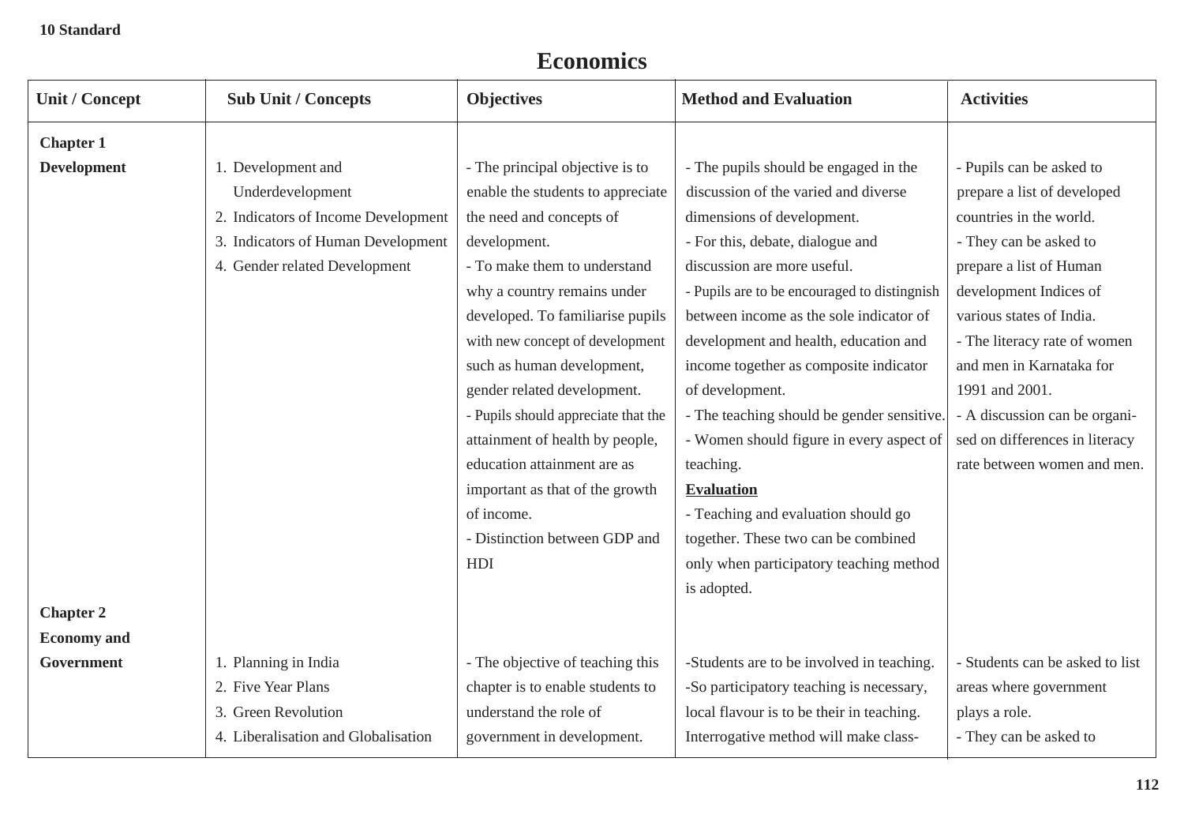**10 Standard**

# Economics

| Unit / Concept | Sub Unit / Concepts | Objectives | Method and Evaluation | Activities |
|---|---|---|---|---|
| **Chapter 1** **Development** | 1. Development and Underdevelopment<br>2. Indicators of Income Development<br>3. Indicators of Human Development<br>4. Gender related Development | - The principal objective is to enable the students to appreciate the need and concepts of development.<br>- To make them to understand why a country remains under developed. To familiarise pupils with new concept of development such as human development, gender related development.<br>- Pupils should appreciate that the attainment of health by people, education attainment are as important as that of the growth of income.<br>- Distinction between GDP and HDI | - The pupils should be engaged in the discussion of the varied and diverse dimensions of development.<br>- For this, debate, dialogue and discussion are more useful.<br>- Pupils are to be encouraged to distingnish between income as the sole indicator of development and health, education and income together as composite indicator of development.<br>- The teaching should be gender sensitive.<br>- Women should figure in every aspect of teaching.<br>**Evaluation**<br>- Teaching and evaluation should go together. These two can be combined only when participatory teaching method is adopted. | - Pupils can be asked to prepare a list of developed countries in the world.<br>- They can be asked to prepare a list of Human development Indices of various states of India.<br>- The literacy rate of women and men in Karnataka for 1991 and 2001.<br>- A discussion can be organi-sed on differences in literacy rate between women and men. |
| **Chapter 2** **Economy and Government** | 1. Planning in India<br>2. Five Year Plans<br>3. Green Revolution<br>4. Liberalisation and Globalisation | - The objective of teaching this chapter is to enable students to understand the role of government in development. | -Students are to be involved in teaching.<br>-So participatory teaching is necessary, local flavour is to be their in teaching. Interrogative method will make class- | - Students can be asked to list areas where government plays a role.<br>- They can be asked to |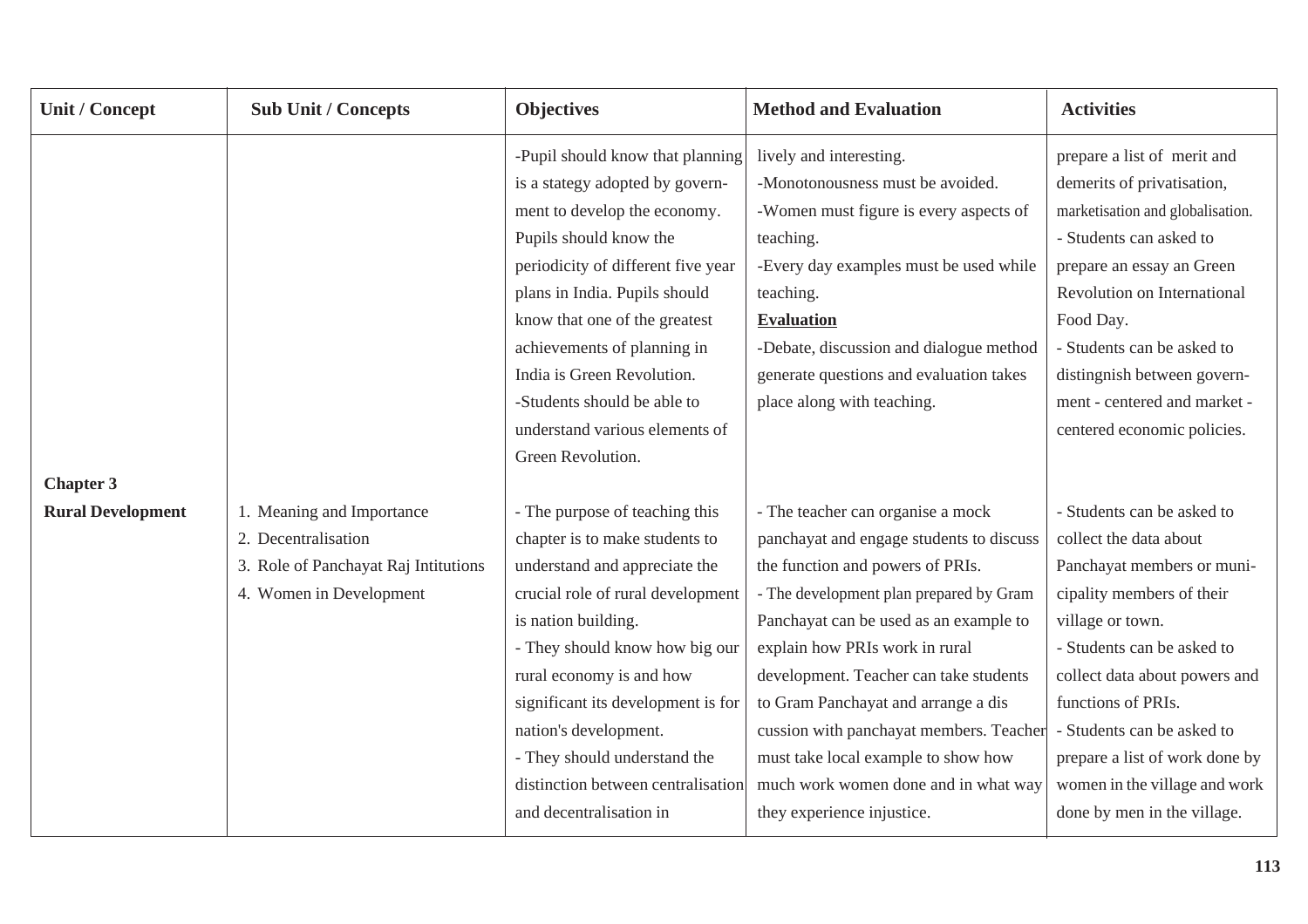| Unit / Concept | Sub Unit / Concepts | Objectives | Method and Evaluation | Activities |
|---|---|---|---|---|
| | | -Pupil should know that planning is a stategy adopted by government to develop the economy. Pupils should know the periodicity of different five year plans in India. Pupils should know that one of the greatest achievements of planning in India is Green Revolution.<br>-Students should be able to understand various elements of Green Revolution. | lively and interesting.<br>-Monotonousness must be avoided.<br>-Women must figure is every aspects of teaching.<br>-Every day examples must be used while teaching.<br>**Evaluation**<br>-Debate, discussion and dialogue method generate questions and evaluation takes place along with teaching. | prepare a list of merit and demerits of privatisation, marketisation and globalisation.<br>- Students can asked to prepare an essay an Green Revolution on International Food Day.<br>- Students can be asked to distingnish between government - centered and market - centered economic policies. |
| **Chapter 3**<br>**Rural Development** | 1. Meaning and Importance<br>2. Decentralisation<br>3. Role of Panchayat Raj Intitutions<br>4. Women in Development | - The purpose of teaching this chapter is to make students to understand and appreciate the crucial role of rural development is nation building.<br>- They should know how big our rural economy is and how significant its development is for nation's development.<br>- They should understand the distinction between centralisation and decentralisation in | - The teacher can organise a mock panchayat and engage students to discuss the function and powers of PRIs.<br>- The development plan prepared by Gram Panchayat can be used as an example to explain how PRIs work in rural development. Teacher can take students to Gram Panchayat and arrange a dis cussion with panchayat members. Teacher must take local example to show how much work women done and in what way they experience injustice. | - Students can be asked to collect the data about Panchayat members or municipality members of their village or town.<br>- Students can be asked to collect data about powers and functions of PRIs.<br>- Students can be asked to prepare a list of work done by women in the village and work done by men in the village. |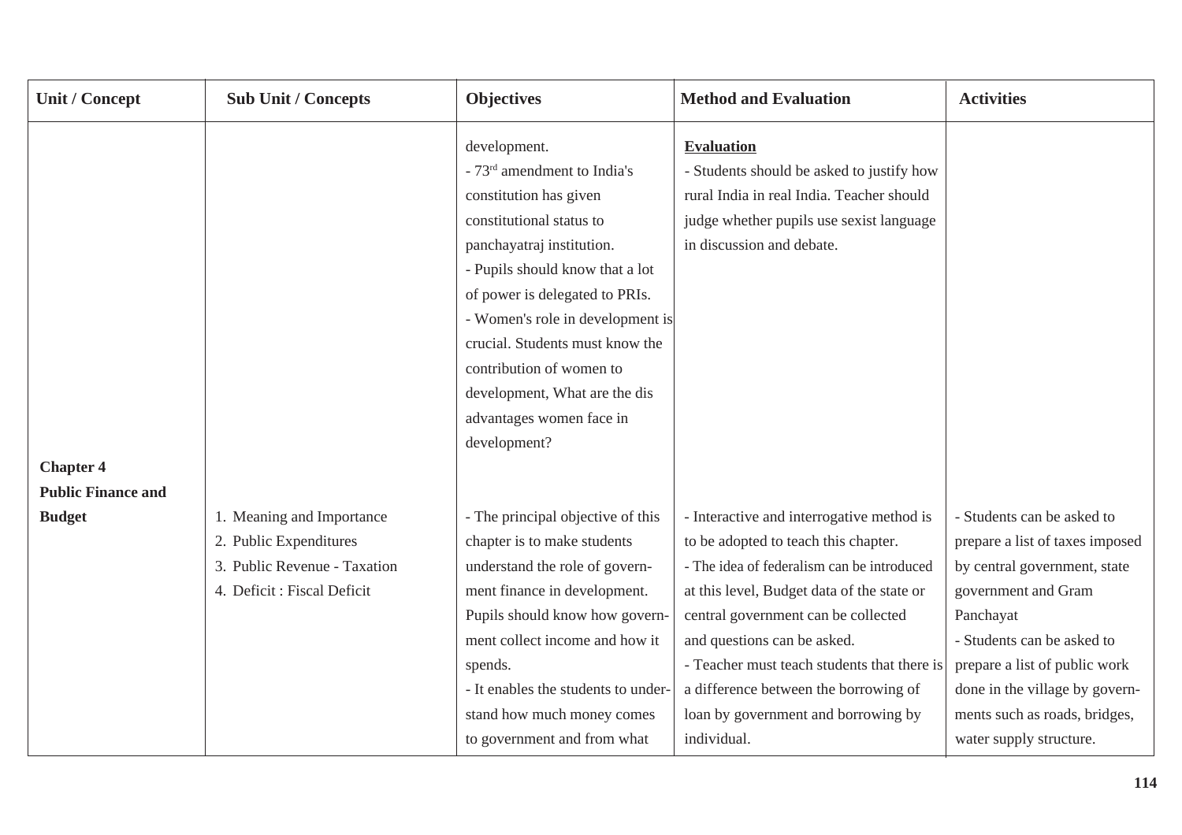| Unit / Concept | Sub Unit / Concepts | Objectives | Method and Evaluation | Activities |
|---|---|---|---|---|
| | | development.<br>- 73[rd] amendment to India's constitution has given constitutional status to panchayatraj institution.<br>- Pupils should know that a lot of power is delegated to PRIs.<br>- Women's role in development is crucial. Students must know the contribution of women to development, What are the dis advantages women face in development? | **Evaluation**<br>- Students should be asked to justify how rural India in real India. Teacher should judge whether pupils use sexist language in discussion and debate. | |
| **Chapter 4**<br>**Public Finance and Budget** | 1. Meaning and Importance<br>2. Public Expenditures<br>3. Public Revenue - Taxation<br>4. Deficit : Fiscal Deficit | - The principal objective of this chapter is to make students understand the role of government finance in development. Pupils should know how government collect income and how it spends.<br>- It enables the students to understand how much money comes to government and from what | - Interactive and interrogative method is to be adopted to teach this chapter.<br>- The idea of federalism can be introduced at this level, Budget data of the state or central government can be collected and questions can be asked.<br>- Teacher must teach students that there is a difference between the borrowing of loan by government and borrowing by individual. | - Students can be asked to prepare a list of taxes imposed by central government, state government and Gram Panchayat<br>- Students can be asked to prepare a list of public work done in the village by governments such as roads, bridges, water supply structure. |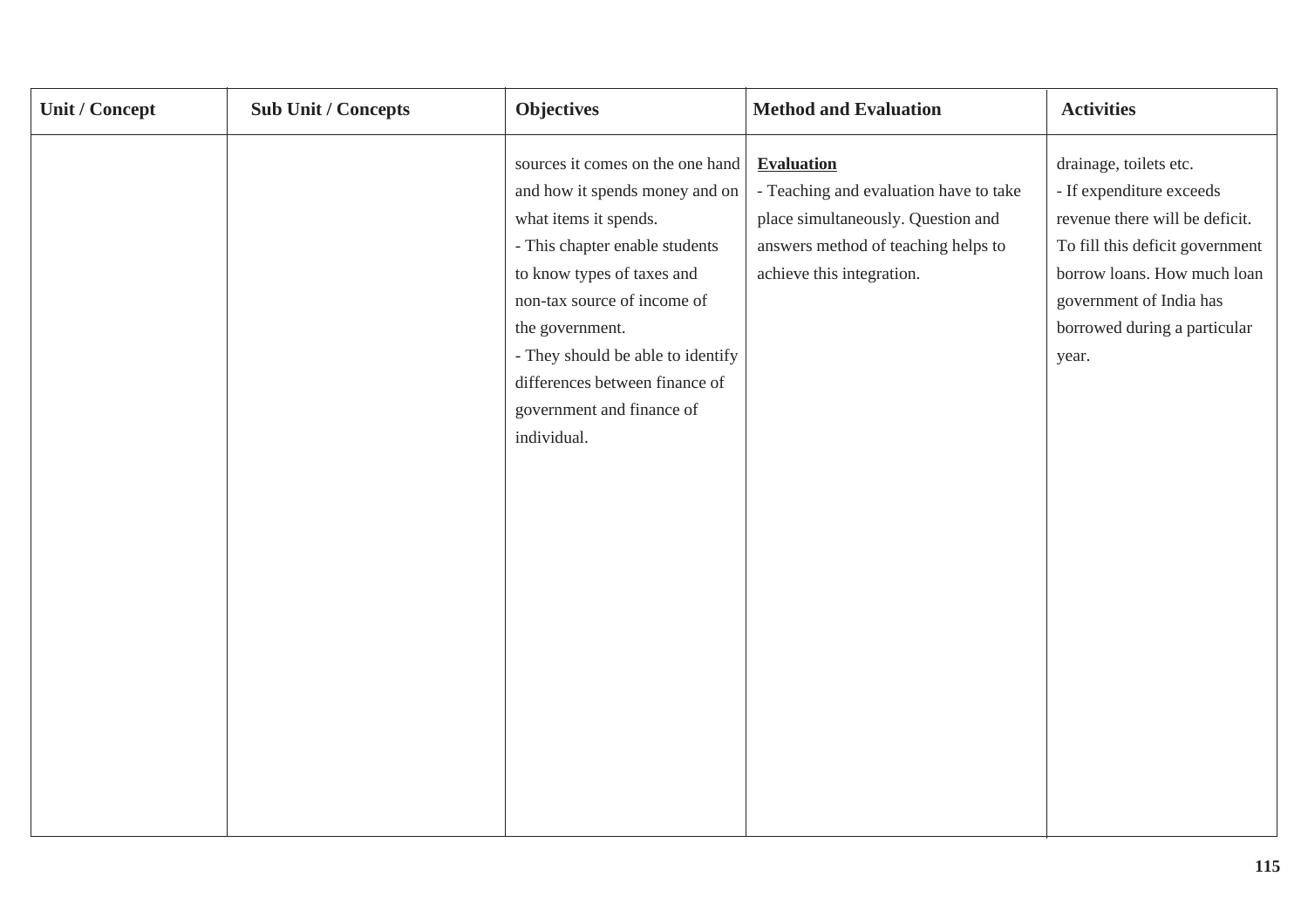| Unit / Concept | Sub Unit / Concepts | Objectives | Method and Evaluation | Activities |
|---|---|---|---|---|
| | | sources it comes on the one hand and how it spends money and on what items it spends.<br>- This chapter enable students to know types of taxes and non-tax source of income of the government.<br>- They should be able to identify differences between finance of government and finance of individual. | **Evaluation**<br>- Teaching and evaluation have to take place simultaneously. Question and answers method of teaching helps to achieve this integration. | drainage, toilets etc.<br>- If expenditure exceeds revenue there will be deficit. To fill this deficit government borrow loans. How much loan government of India has borrowed during a particular year. |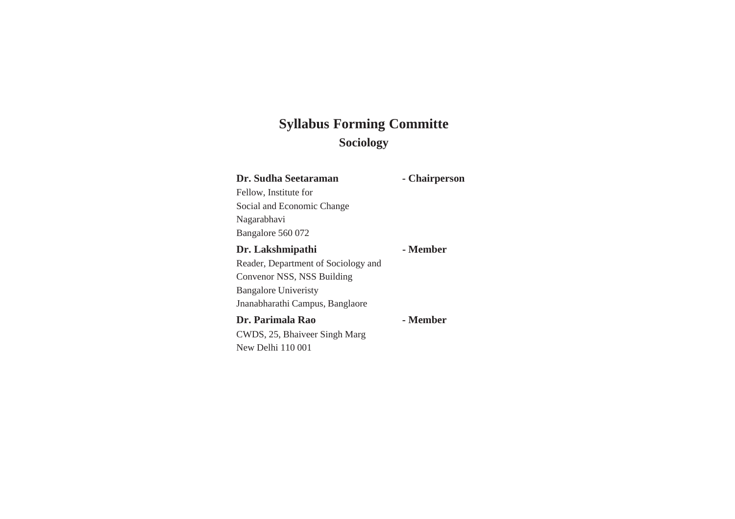# Syllabus Forming Committe

## Sociology

**Dr. Sudha Seetaraman** **- Chairperson**
Fellow, Institute for
Social and Economic Change
Nagarabhavi
Bangalore 560 072

**Dr. Lakshmipathi** **- Member**
Reader, Department of Sociology and
Convenor NSS, NSS Building
Bangalore Univeristy
Jnanabharathi Campus, Banglaore

**Dr. Parimala Rao** **- Member**
CWDS, 25, Bhaiveer Singh Marg
New Delhi 110 001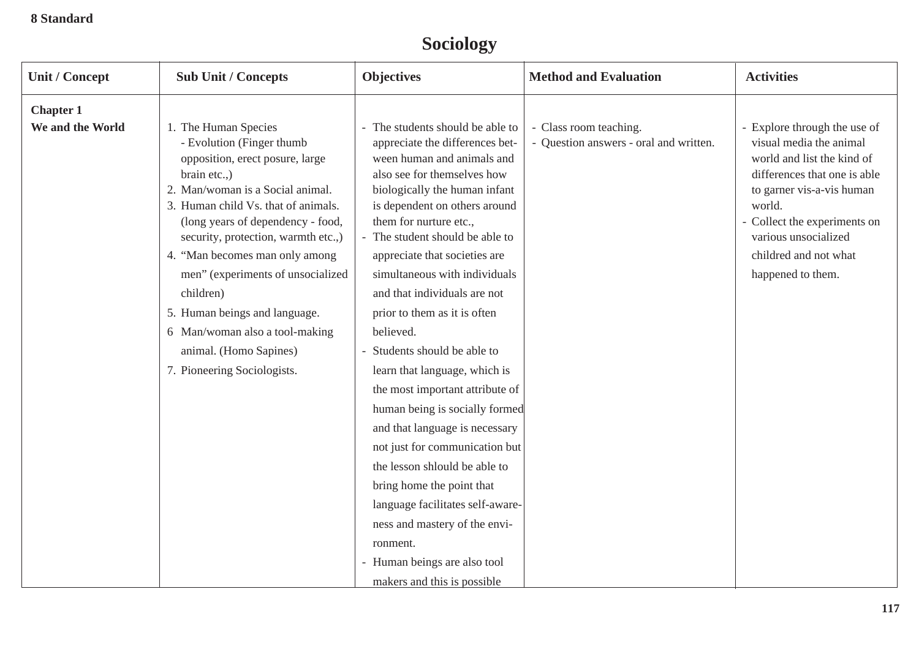8 Standard

# Sociology

| Unit / Concept | Sub Unit / Concepts | Objectives | Method and Evaluation | Activities |
|---|---|---|---|---|
| **Chapter 1**<br>**We and the World** | 1. The Human Species<br>- Evolution (Finger thumb opposition, erect posure, large brain etc.,)<br>2. Man/woman is a Social animal.<br>3. Human child Vs. that of animals. (long years of dependency - food, security, protection, warmth etc.,)<br>4. "Man becomes man only among men" (experiments of unsocialized children)<br>5. Human beings and language.<br>6 Man/woman also a tool-making animal. (Homo Sapines)<br>7. Pioneering Sociologists. | - The students should be able to appreciate the differences between human and animals and also see for themselves how biologically the human infant is dependent on others around them for nurture etc.,<br>- The student should be able to appreciate that societies are simultaneous with individuals and that individuals are not prior to them as it is often believed.<br>- Students should be able to learn that language, which is the most important attribute of human being is socially formed and that language is necessary not just for communication but the lesson shlould be able to bring home the point that language facilitates self-awareness and mastery of the environment.<br>- Human beings are also tool makers and this is possible | - Class room teaching.<br>- Question answers - oral and written. | - Explore through the use of visual media the animal world and list the kind of differences that one is able to garner vis-a-vis human world.<br>- Collect the experiments on various unsocialized childred and not what happened to them. |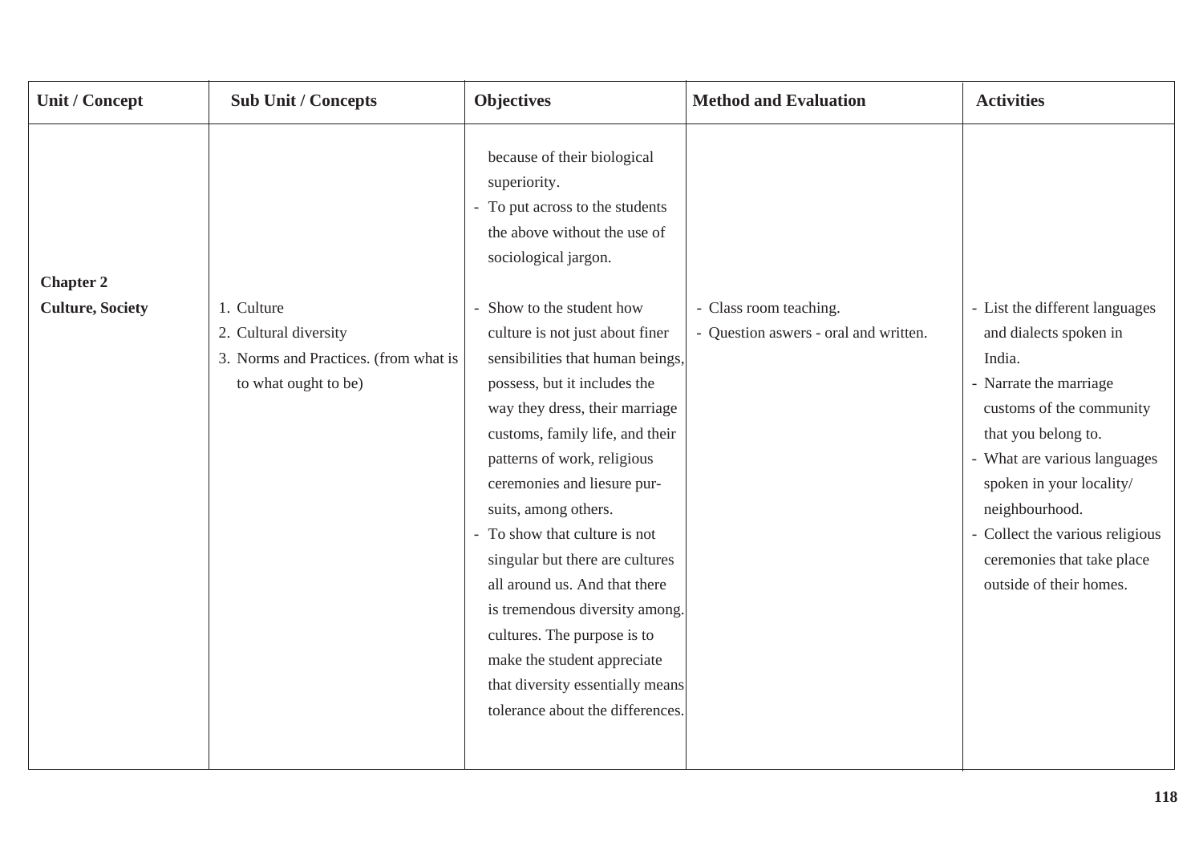| Unit / Concept | Sub Unit / Concepts | Objectives | Method and Evaluation | Activities |
|---|---|---|---|---|
| | | because of their biological superiority.<br>- To put across to the students the above without the use of sociological jargon. | | |
| **Chapter 2**<br>**Culture, Society** | 1. Culture<br>2. Cultural diversity<br>3. Norms and Practices. (from what is to what ought to be) | - Show to the student how culture is not just about finer sensibilities that human beings, possess, but it includes the way they dress, their marriage customs, family life, and their patterns of work, religious ceremonies and liesure pursuits, among others.<br>- To show that culture is not singular but there are cultures all around us. And that there is tremendous diversity among. cultures. The purpose is to make the student appreciate that diversity essentially means tolerance about the differences. | - Class room teaching.<br>- Question aswers - oral and written. | - List the different languages and dialects spoken in India.<br>- Narrate the marriage customs of the community that you belong to.<br>- What are various languages spoken in your locality/ neighbourhood.<br>- Collect the various religious ceremonies that take place outside of their homes. |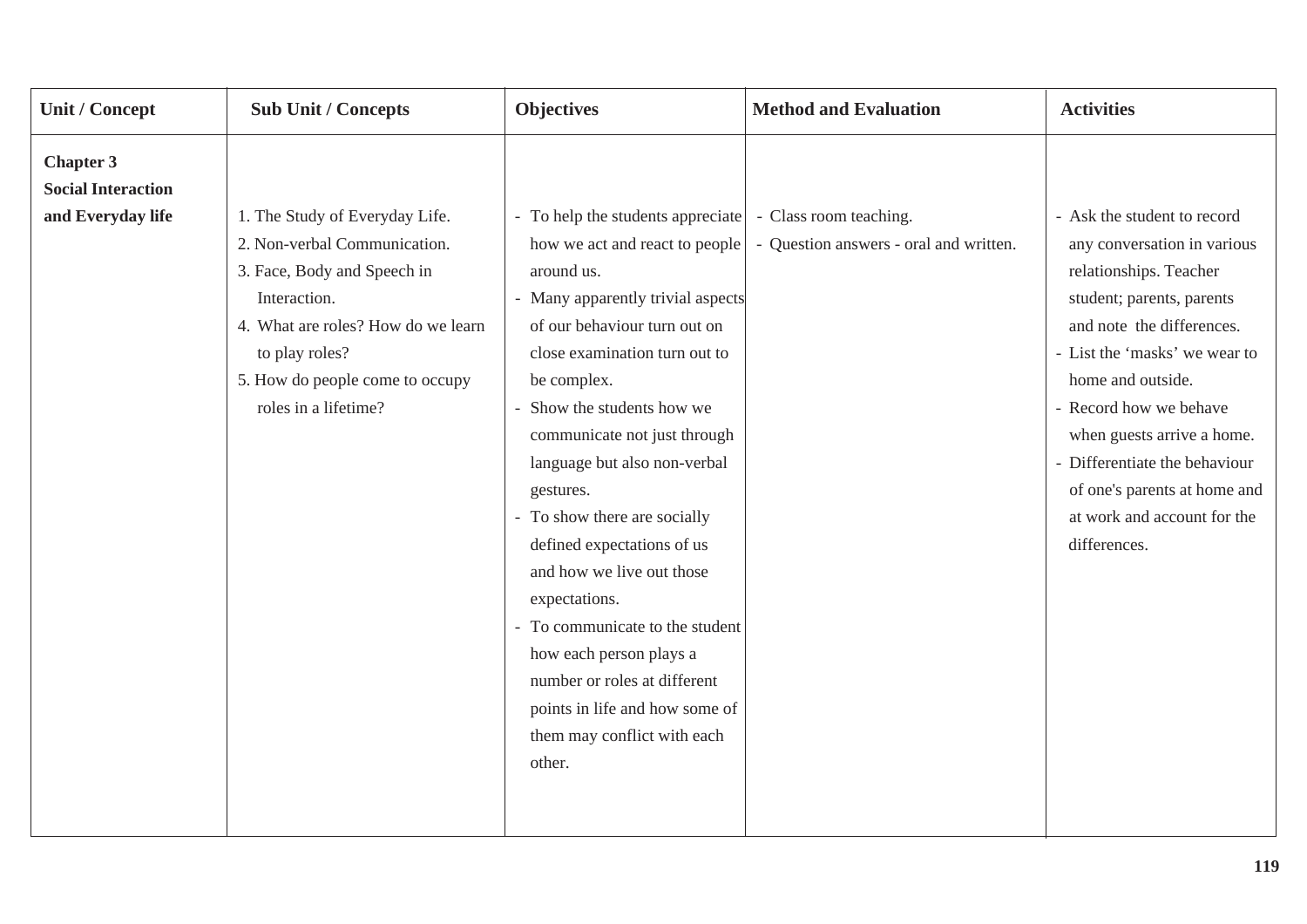| Unit / Concept | Sub Unit / Concepts | Objectives | Method and Evaluation | Activities |
|---|---|---|---|---|
| **Chapter 3 Social Interaction and Everyday life** | 1. The Study of Everyday Life.<br>2. Non-verbal Communication.<br>3. Face, Body and Speech in Interaction.<br>4. What are roles? How do we learn to play roles?<br>5. How do people come to occupy roles in a lifetime? | - To help the students appreciate how we act and react to people around us.<br>- Many apparently trivial aspects of our behaviour turn out on close examination turn out to be complex.<br>- Show the students how we communicate not just through language but also non-verbal gestures.<br>- To show there are socially defined expectations of us and how we live out those expectations.<br>- To communicate to the student how each person plays a number or roles at different points in life and how some of them may conflict with each other. | - Class room teaching.<br>- Question answers - oral and written. | - Ask the student to record any conversation in various relationships. Teacher student; parents, parents and note the differences.<br>- List the 'masks' we wear to home and outside.<br>- Record how we behave when guests arrive a home.<br>- Differentiate the behaviour of one's parents at home and at work and account for the differences. |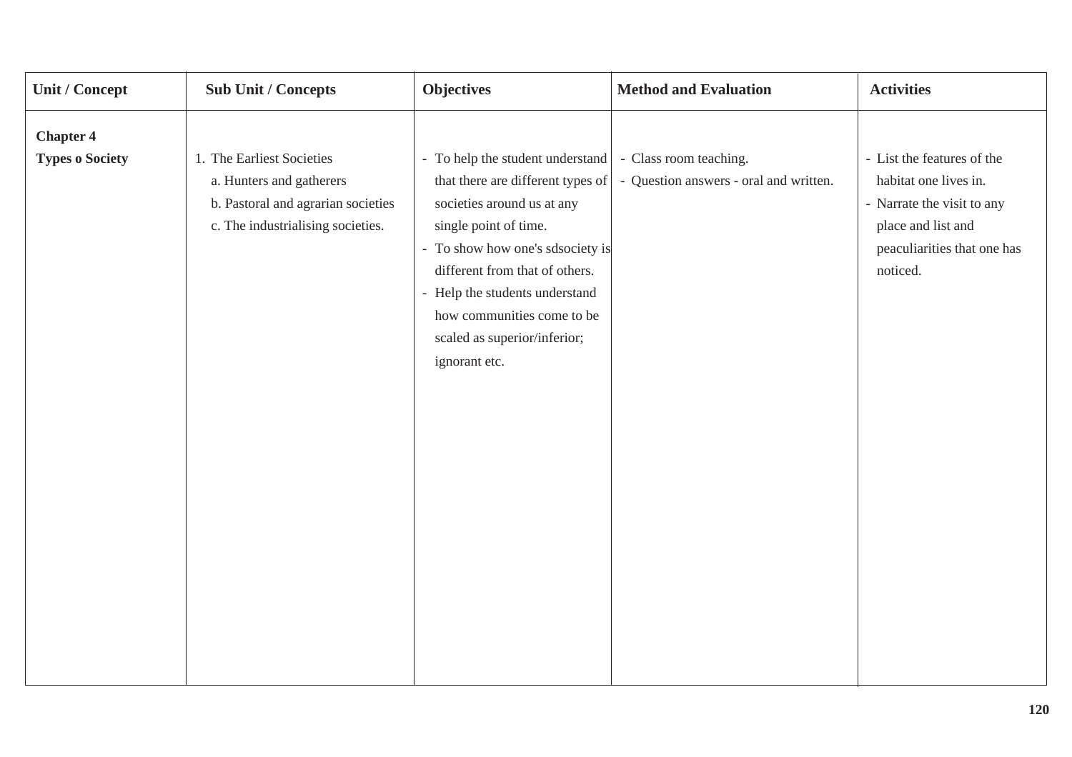| Unit / Concept | Sub Unit / Concepts | Objectives | Method and Evaluation | Activities |
|---|---|---|---|---|
| **Chapter 4**<br>**Types o Society** | 1. The Earliest Societies<br>a. Hunters and gatherers<br>b. Pastoral and agrarian societies<br>c. The industrialising societies. | - To help the student understand that there are different types of societies around us at any single point of time.<br>- To show how one's sdsociety is different from that of others.<br>- Help the students understand how communities come to be scaled as superior/inferior; ignorant etc. | - Class room teaching.<br>- Question answers - oral and written. | - List the features of the habitat one lives in.<br>- Narrate the visit to any place and list and peaculiarities that one has noticed. |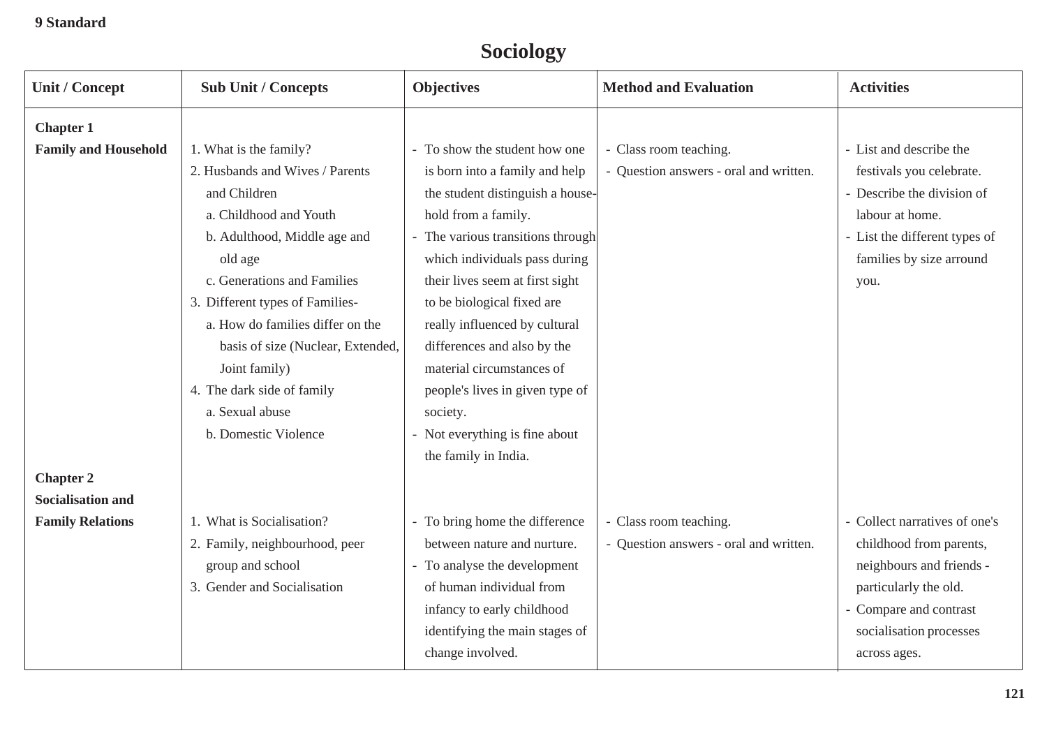**9 Standard**

# Sociology

| Unit / Concept | Sub Unit / Concepts | Objectives | Method and Evaluation | Activities |
|---|---|---|---|---|
| **Chapter 1**<br>**Family and Household** | 1. What is the family?<br>2. Husbands and Wives / Parents and Children<br>a. Childhood and Youth<br>b. Adulthood, Middle age and old age<br>c. Generations and Families<br>3. Different types of Families-<br>a. How do families differ on the basis of size (Nuclear, Extended, Joint family)<br>4. The dark side of family<br>a. Sexual abuse<br>b. Domestic Violence | - To show the student how one is born into a family and help the student distinguish a household from a family.<br>- The various transitions through which individuals pass during their lives seem at first sight to be biological fixed are really influenced by cultural differences and also by the material circumstances of people's lives in given type of society.<br>- Not everything is fine about the family in India. | - Class room teaching.<br>- Question answers - oral and written. | - List and describe the festivals you celebrate.<br>- Describe the division of labour at home.<br>- List the different types of families by size arround you. |
| **Chapter 2**<br>**Socialisation and Family Relations** | 1. What is Socialisation?<br>2. Family, neighbourhood, peer group and school<br>3. Gender and Socialisation | - To bring home the difference between nature and nurture.<br>- To analyse the development of human individual from infancy to early childhood identifying the main stages of change involved. | - Class room teaching.<br>- Question answers - oral and written. | - Collect narratives of one's childhood from parents, neighbours and friends - particularly the old.<br>- Compare and contrast socialisation processes across ages. |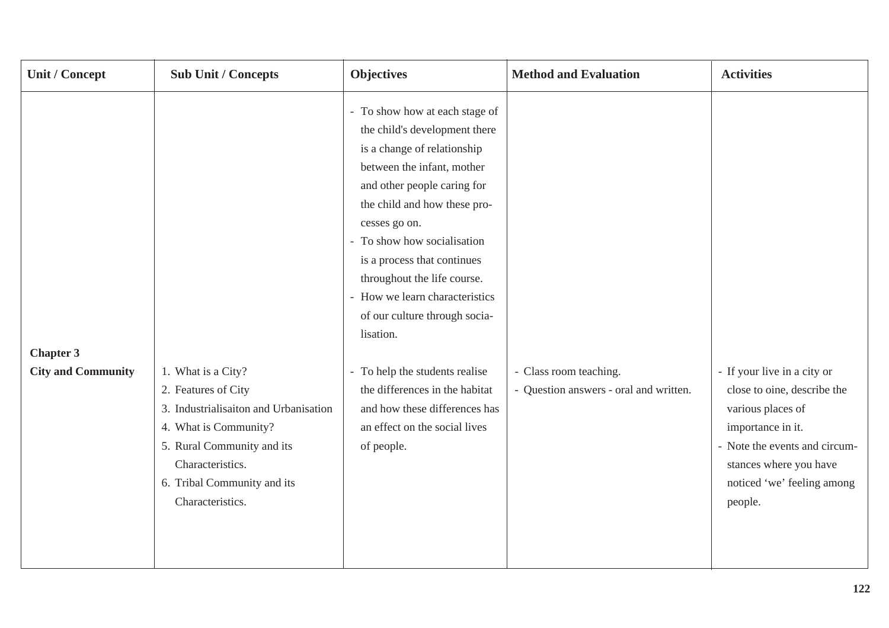| Unit / Concept | Sub Unit / Concepts | Objectives | Method and Evaluation | Activities |
|---|---|---|---|---|
| | | - To show how at each stage of the child's development there is a change of relationship between the infant, mother and other people caring for the child and how these processes go on.<br>- To show how socialisation is a process that continues throughout the life course.<br>- How we learn characteristics of our culture through socialisation. | | |
| **Chapter 3**<br>**City and Community** | 1. What is a City?<br>2. Features of City<br>3. Industrialisaiton and Urbanisation<br>4. What is Community?<br>5. Rural Community and its Characteristics.<br>6. Tribal Community and its Characteristics. | - To help the students realise the differences in the habitat and how these differences has an effect on the social lives of people. | - Class room teaching.<br>- Question answers - oral and written. | - If your live in a city or close to oine, describe the various places of importance in it.<br>- Note the events and circumstances where you have noticed 'we' feeling among people. |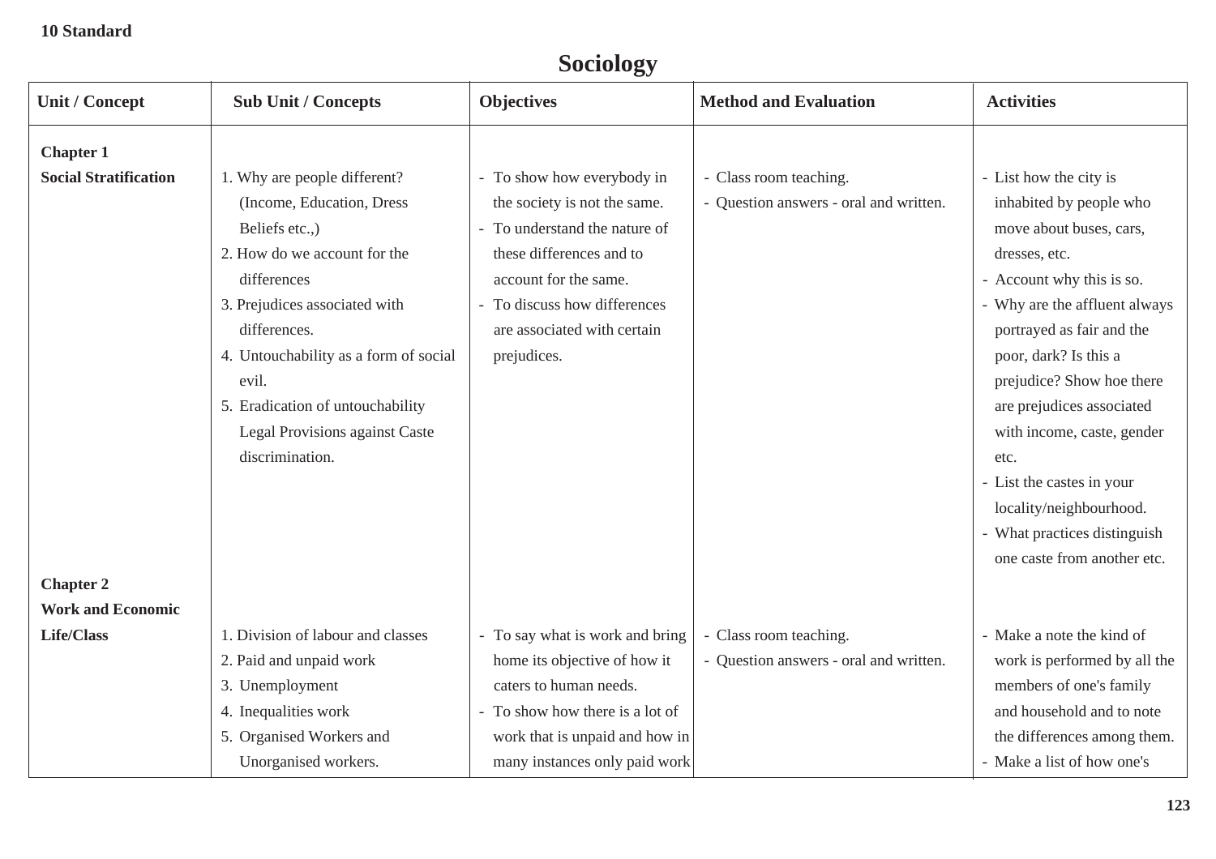**10 Standard**

# Sociology

| Unit / Concept | Sub Unit / Concepts | Objectives | Method and Evaluation | Activities |
|---|---|---|---|---|
| **Chapter 1** **Social Stratification** | 1. Why are people different? (Income, Education, Dress Beliefs etc.,) 2. How do we account for the differences 3. Prejudices associated with differences. 4. Untouchability as a form of social evil. 5. Eradication of untouchability Legal Provisions against Caste discrimination. | - To show how everybody in the society is not the same. - To understand the nature of these differences and to account for the same. - To discuss how differences are associated with certain prejudices. | - Class room teaching. - Question answers - oral and written. | - List how the city is inhabited by people who move about buses, cars, dresses, etc. - Account why this is so. - Why are the affluent always portrayed as fair and the poor, dark? Is this a prejudice? Show hoe there are prejudices associated with income, caste, gender etc. - List the castes in your locality/neighbourhood. - What practices distinguish one caste from another etc. |
| **Chapter 2** **Work and Economic Life/Class** | 1. Division of labour and classes 2. Paid and unpaid work 3. Unemployment 4. Inequalities work 5. Organised Workers and Unorganised workers. | - To say what is work and bring home its objective of how it caters to human needs. - To show how there is a lot of work that is unpaid and how in many instances only paid work | - Class room teaching. - Question answers - oral and written. | - Make a note the kind of work is performed by all the members of one's family and household and to note the differences among them. - Make a list of how one's |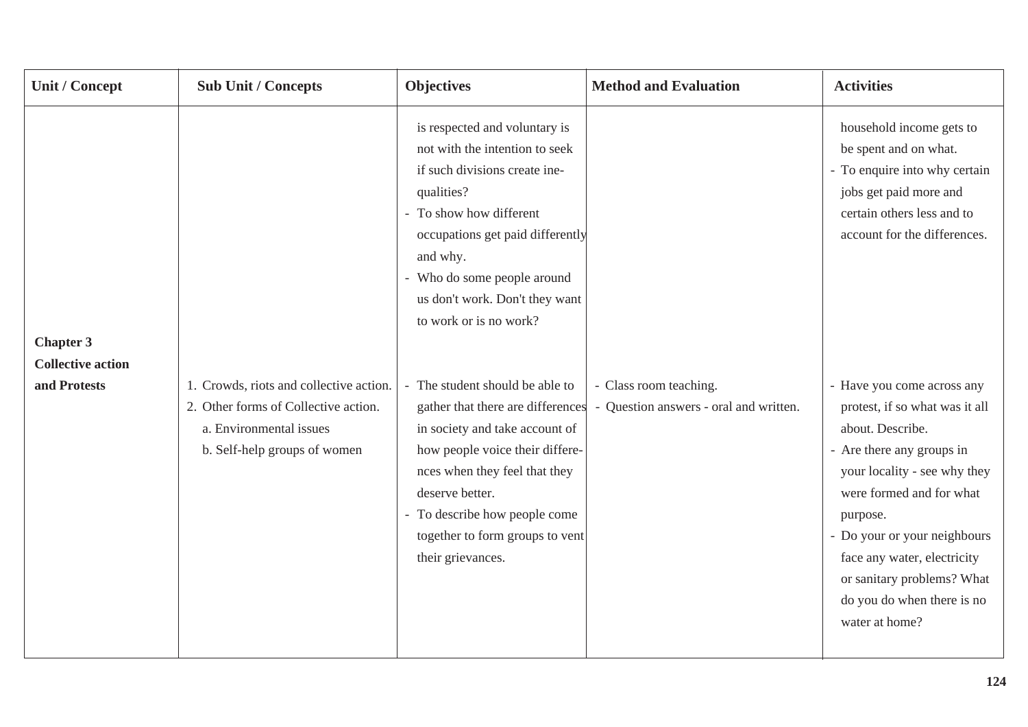| Unit / Concept | Sub Unit / Concepts | Objectives | Method and Evaluation | Activities |
|---|---|---|---|---|
| | | is respected and voluntary is not with the intention to seek if such divisions create inequalities?<br>- To show how different occupations get paid differently and why.<br>- Who do some people around us don't work. Don't they want to work or is no work? | | household income gets to be spent and on what.<br>- To enquire into why certain jobs get paid more and certain others less and to account for the differences. |
| **Chapter 3 Collective action and Protests** | 1. Crowds, riots and collective action.<br>2. Other forms of Collective action.<br>a. Environmental issues<br>b. Self-help groups of women | - The student should be able to gather that there are differences in society and take account of how people voice their differences when they feel that they deserve better.<br>- To describe how people come together to form groups to vent their grievances. | - Class room teaching.<br>- Question answers - oral and written. | - Have you come across any protest, if so what was it all about. Describe.<br>- Are there any groups in your locality - see why they were formed and for what purpose.<br>- Do your or your neighbours face any water, electricity or sanitary problems? What do you do when there is no water at home? |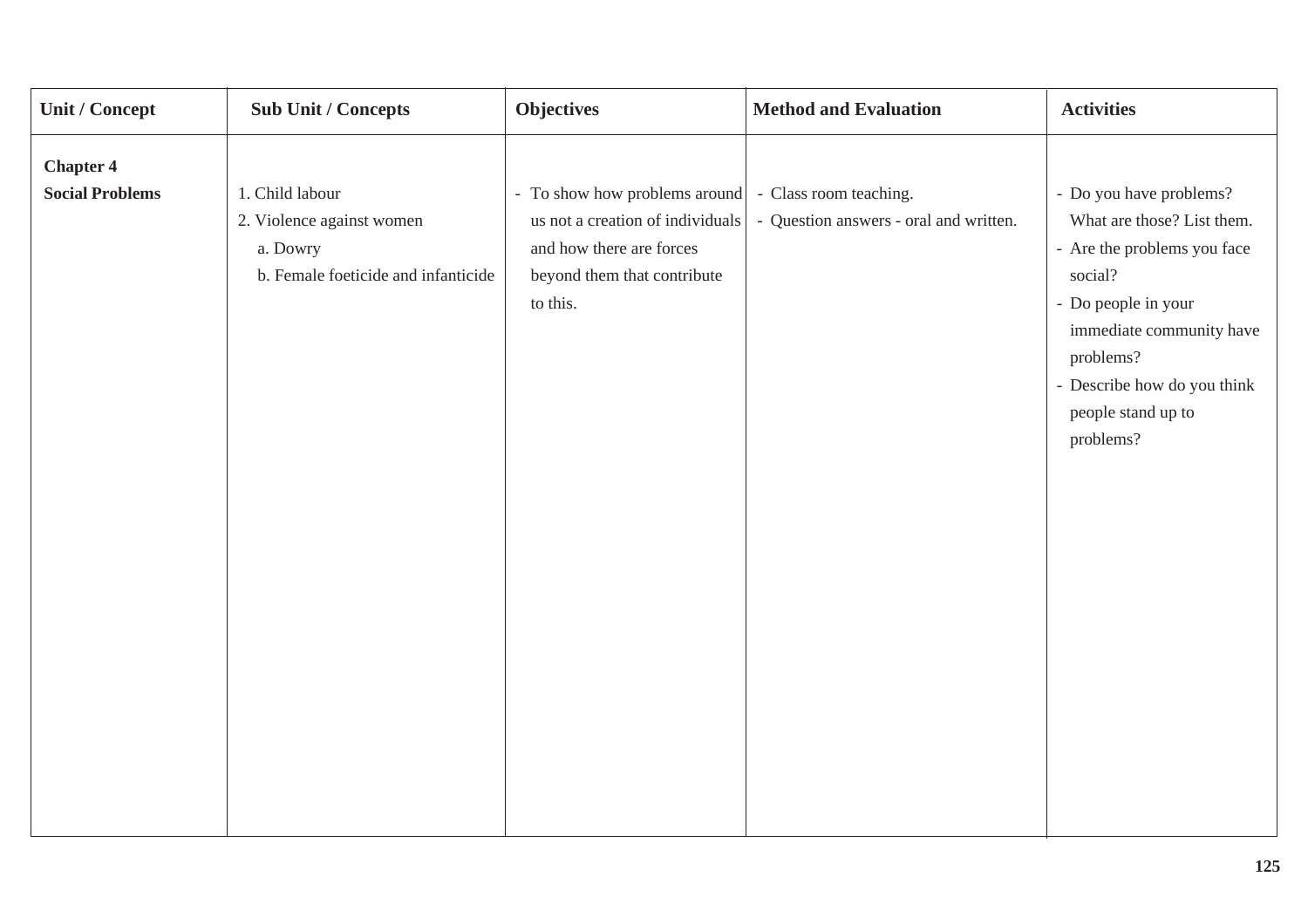| Unit / Concept | Sub Unit / Concepts | Objectives | Method and Evaluation | Activities |
|---|---|---|---|---|
| **Chapter 4**<br>**Social Problems** | 1. Child labour<br>2. Violence against women<br>a. Dowry<br>b. Female foeticide and infanticide | - To show how problems around us not a creation of individuals and how there are forces beyond them that contribute to this. | - Class room teaching.<br>- Question answers - oral and written. | - Do you have problems? What are those? List them.<br>- Are the problems you face social?<br>- Do people in your immediate community have problems?<br>- Describe how do you think people stand up to problems? |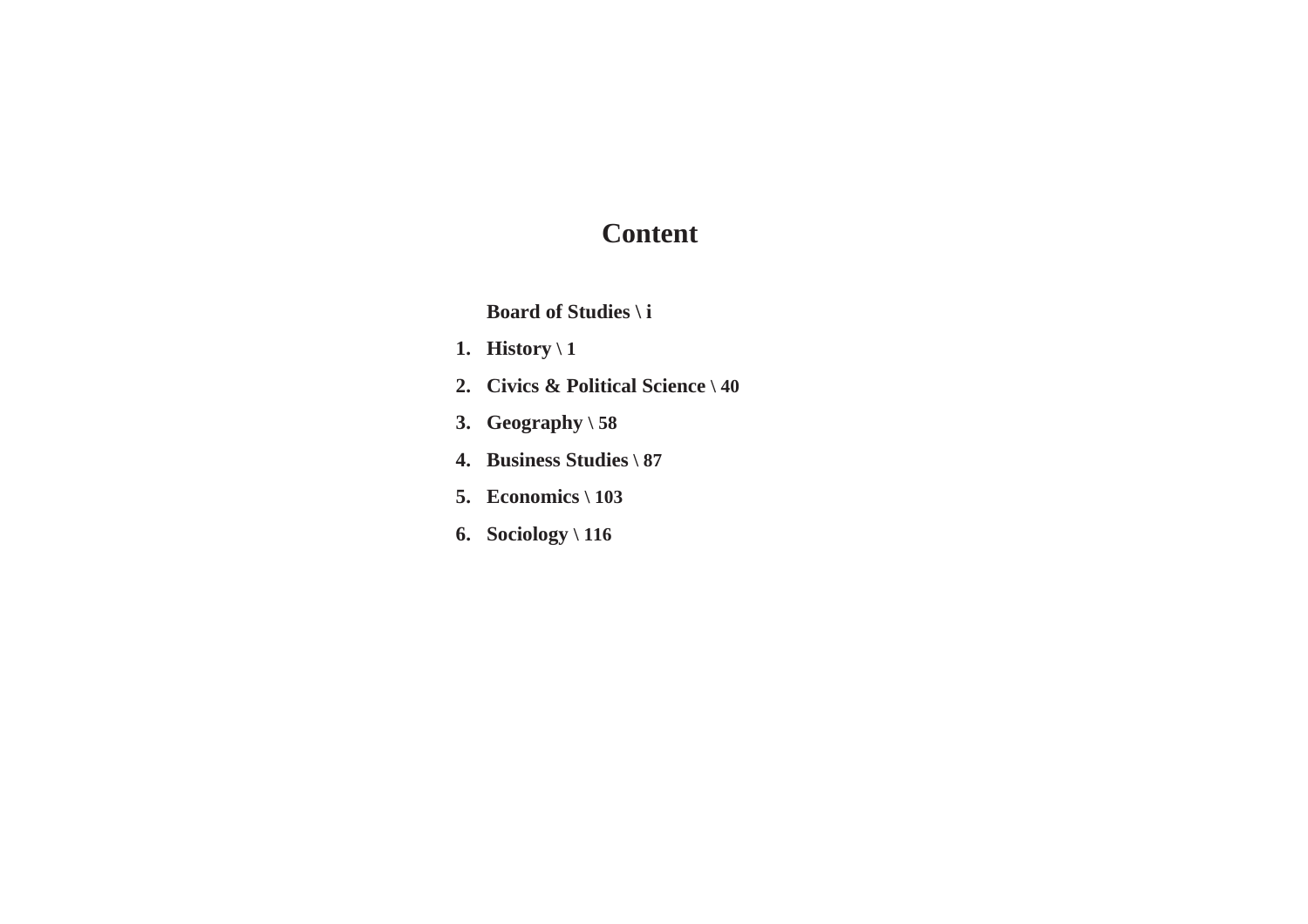# Content

**Board of Studies \ i**

1. **History \ 1**
2. **Civics & Political Science \ 40**
3. **Geography \ 58**
4. **Business Studies \ 87**
5. **Economics \ 103**
6. **Sociology \ 116**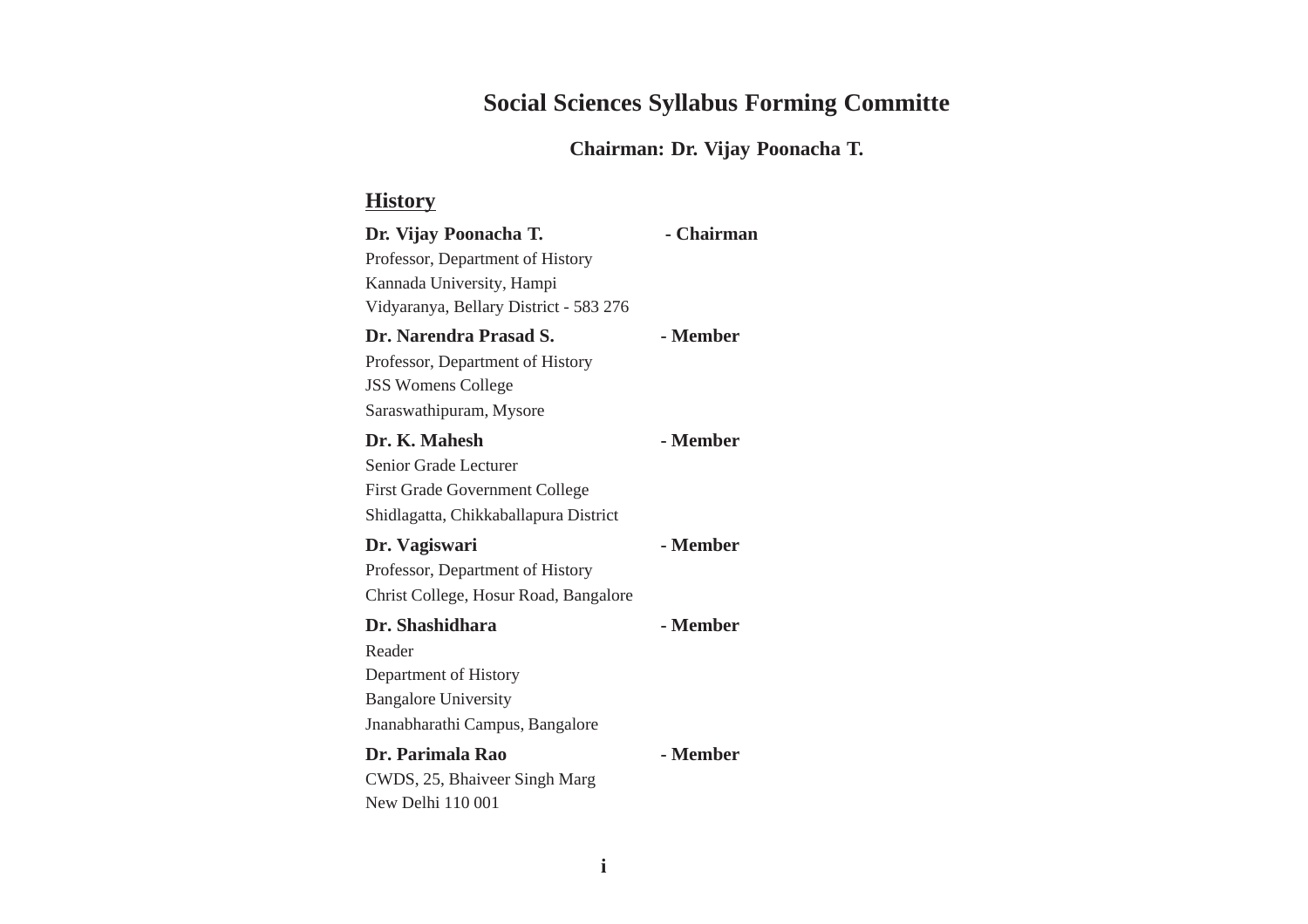# Social Sciences Syllabus Forming Committe

## Chairman: Dr. Vijay Poonacha T.

### History

**Dr. Vijay Poonacha T.** **- Chairman**
Professor, Department of History
Kannada University, Hampi
Vidyaranya, Bellary District - 583 276

**Dr. Narendra Prasad S.** **- Member**
Professor, Department of History
JSS Womens College
Saraswathipuram, Mysore

**Dr. K. Mahesh** **- Member**
Senior Grade Lecturer
First Grade Government College
Shidlagatta, Chikkaballapura District

**Dr. Vagiswari** **- Member**
Professor, Department of History
Christ College, Hosur Road, Bangalore

**Dr. Shashidhara** **- Member**
Reader
Department of History
Bangalore University
Jnanabharathi Campus, Bangalore

**Dr. Parimala Rao** **- Member**
CWDS, 25, Bhaiveer Singh Marg
New Delhi 110 001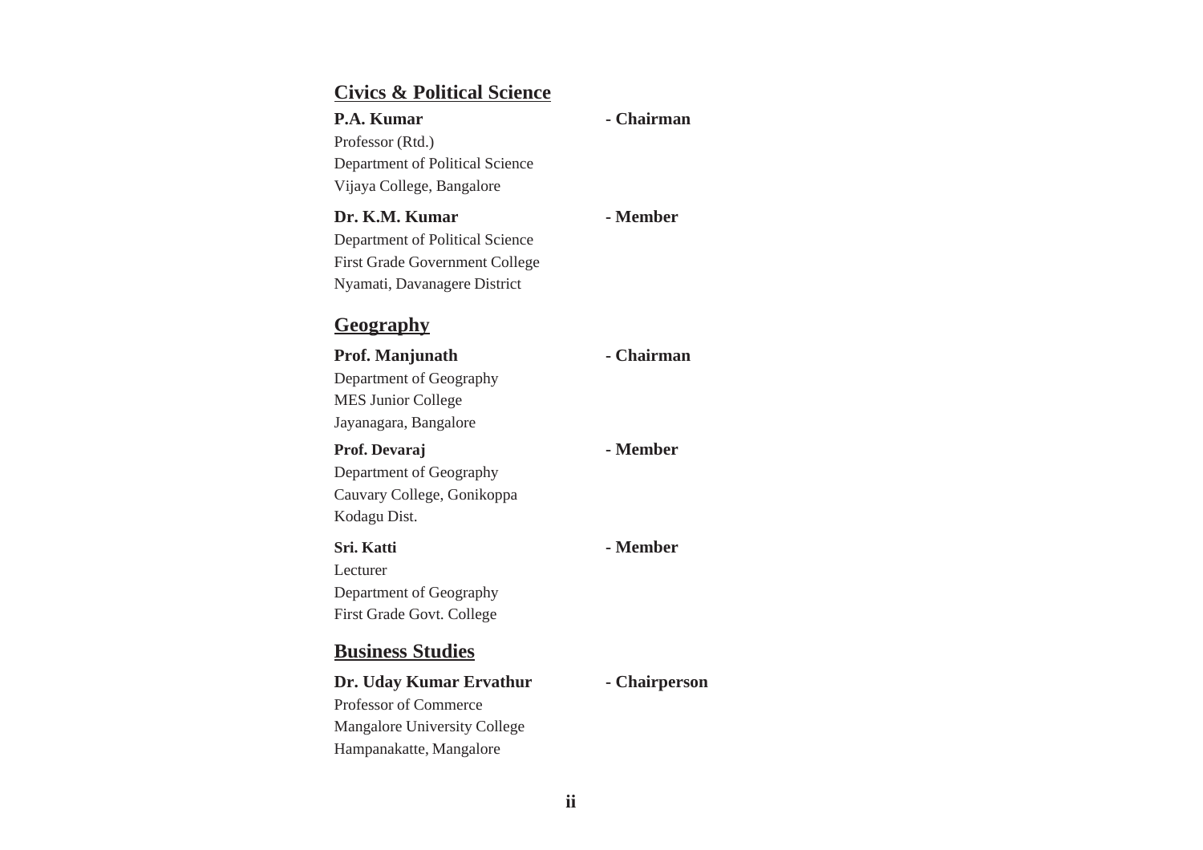## Civics & Political Science

**P.A. Kumar** **- Chairman**
Professor (Rtd.)
Department of Political Science
Vijaya College, Bangalore

**Dr. K.M. Kumar** **- Member**
Department of Political Science
First Grade Government College
Nyamati, Davanagere District

## Geography

**Prof. Manjunath** **- Chairman**
Department of Geography
MES Junior College
Jayanagara, Bangalore

**Prof. Devaraj** **- Member**
Department of Geography
Cauvary College, Gonikoppa
Kodagu Dist.

**Sri. Katti** **- Member**
Lecturer
Department of Geography
First Grade Govt. College

## Business Studies

**Dr. Uday Kumar Ervathur** **- Chairperson**
Professor of Commerce
Mangalore University College
Hampanakatte, Mangalore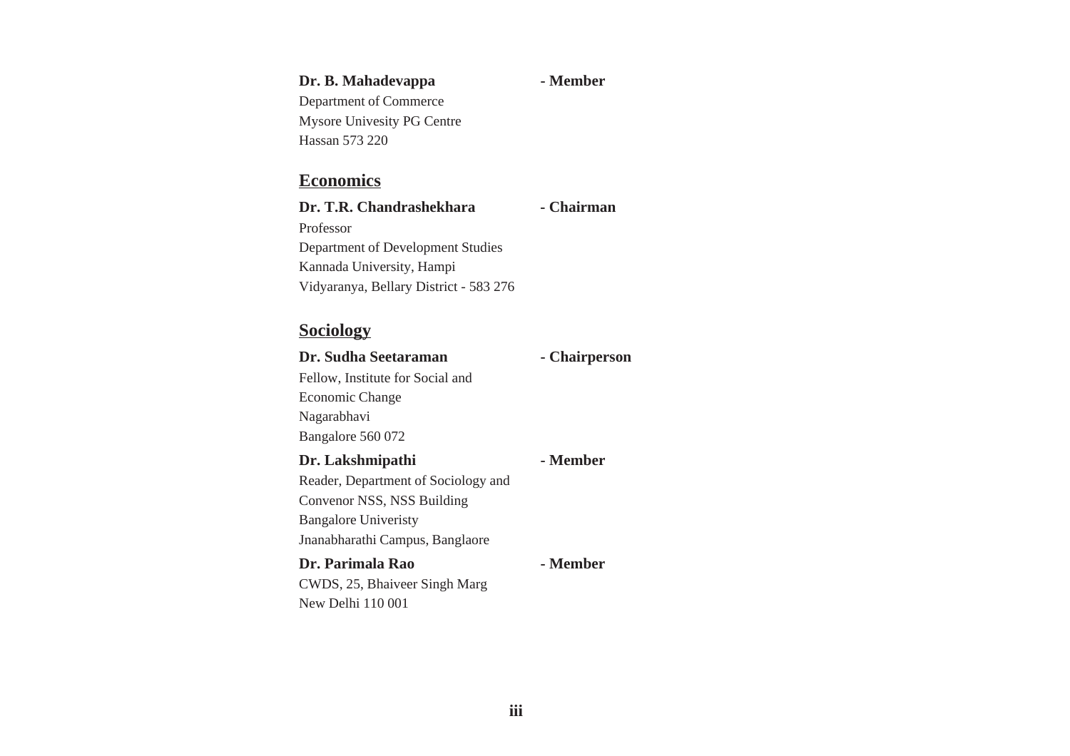**Dr. B. Mahadevappa** **- Member**
Department of Commerce
Mysore Univesity PG Centre
Hassan 573 220

## Economics

**Dr. T.R. Chandrashekhara** **- Chairman**
Professor
Department of Development Studies
Kannada University, Hampi
Vidyaranya, Bellary District - 583 276

## Sociology

**Dr. Sudha Seetaraman** **- Chairperson**
Fellow, Institute for Social and
Economic Change
Nagarabhavi
Bangalore 560 072

**Dr. Lakshmipathi** **- Member**
Reader, Department of Sociology and
Convenor NSS, NSS Building
Bangalore Univeristy
Jnanabharathi Campus, Banglaore

**Dr. Parimala Rao** **- Member**
CWDS, 25, Bhaiveer Singh Marg
New Delhi 110 001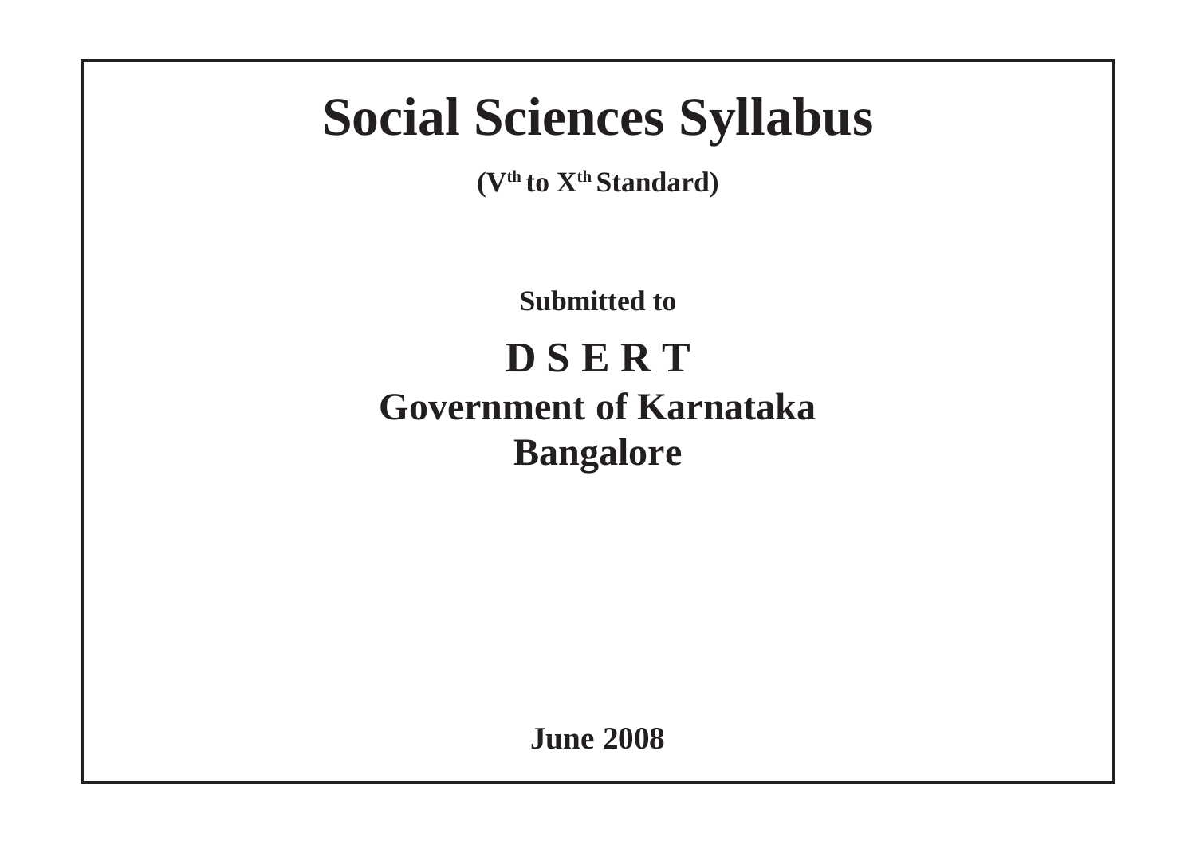# Social Sciences Syllabus

**($V^{th}$ to $X^{th}$ Standard)**

**Submitted to**

## D S E R T

## Government of Karnataka

## Bangalore

**June 2008**